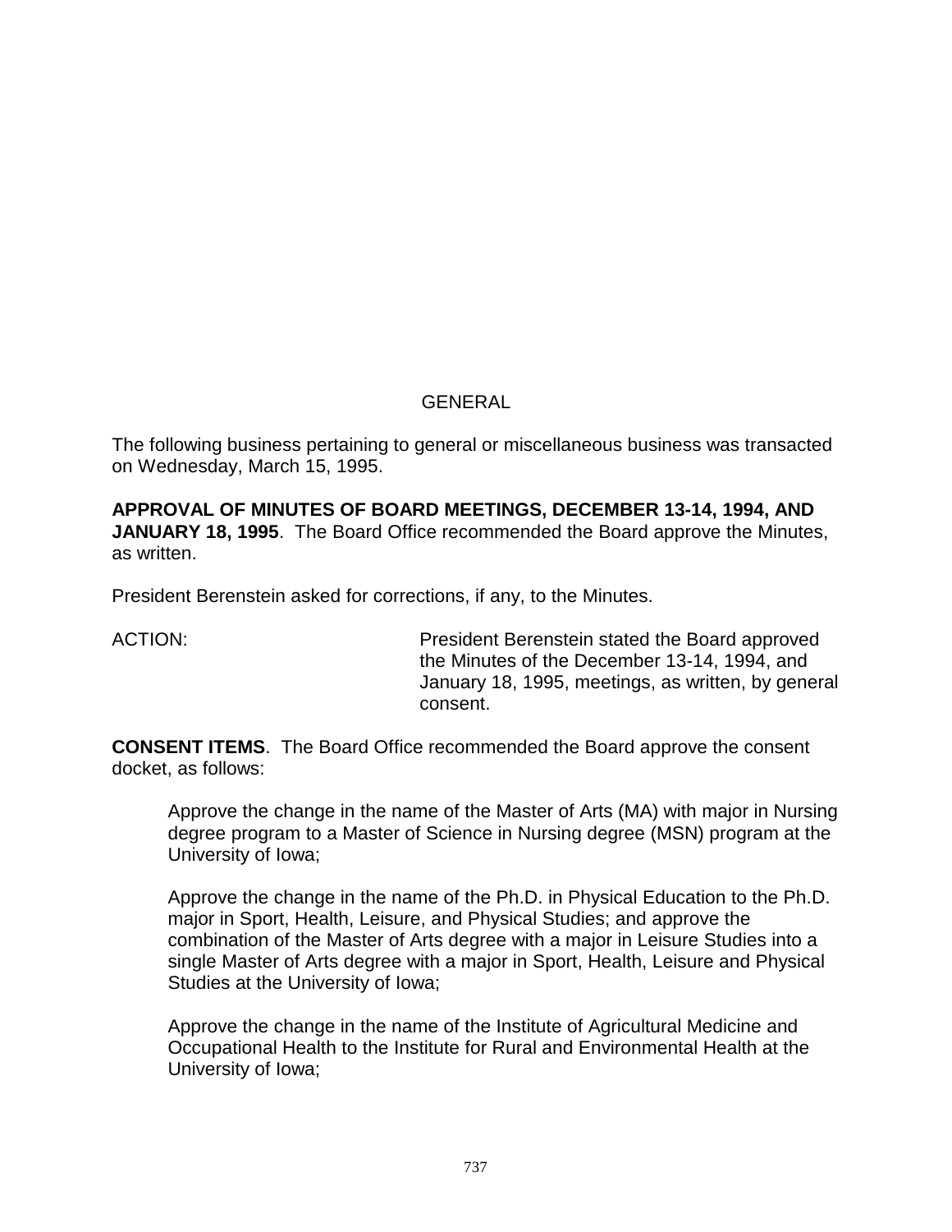## GENERAL

The following business pertaining to general or miscellaneous business was transacted on Wednesday, March 15, 1995.

**APPROVAL OF MINUTES OF BOARD MEETINGS, DECEMBER 13-14, 1994, AND JANUARY 18, 1995**. The Board Office recommended the Board approve the Minutes, as written.

President Berenstein asked for corrections, if any, to the Minutes.

ACTION: President Berenstein stated the Board approved the Minutes of the December 13-14, 1994, and January 18, 1995, meetings, as written, by general consent.

**CONSENT ITEMS**. The Board Office recommended the Board approve the consent docket, as follows:

> Approve the change in the name of the Master of Arts (MA) with major in Nursing degree program to a Master of Science in Nursing degree (MSN) program at the University of Iowa;
>
> Approve the change in the name of the Ph.D. in Physical Education to the Ph.D. major in Sport, Health, Leisure, and Physical Studies; and approve the combination of the Master of Arts degree with a major in Leisure Studies into a single Master of Arts degree with a major in Sport, Health, Leisure and Physical Studies at the University of Iowa;
>
> Approve the change in the name of the Institute of Agricultural Medicine and Occupational Health to the Institute for Rural and Environmental Health at the University of Iowa;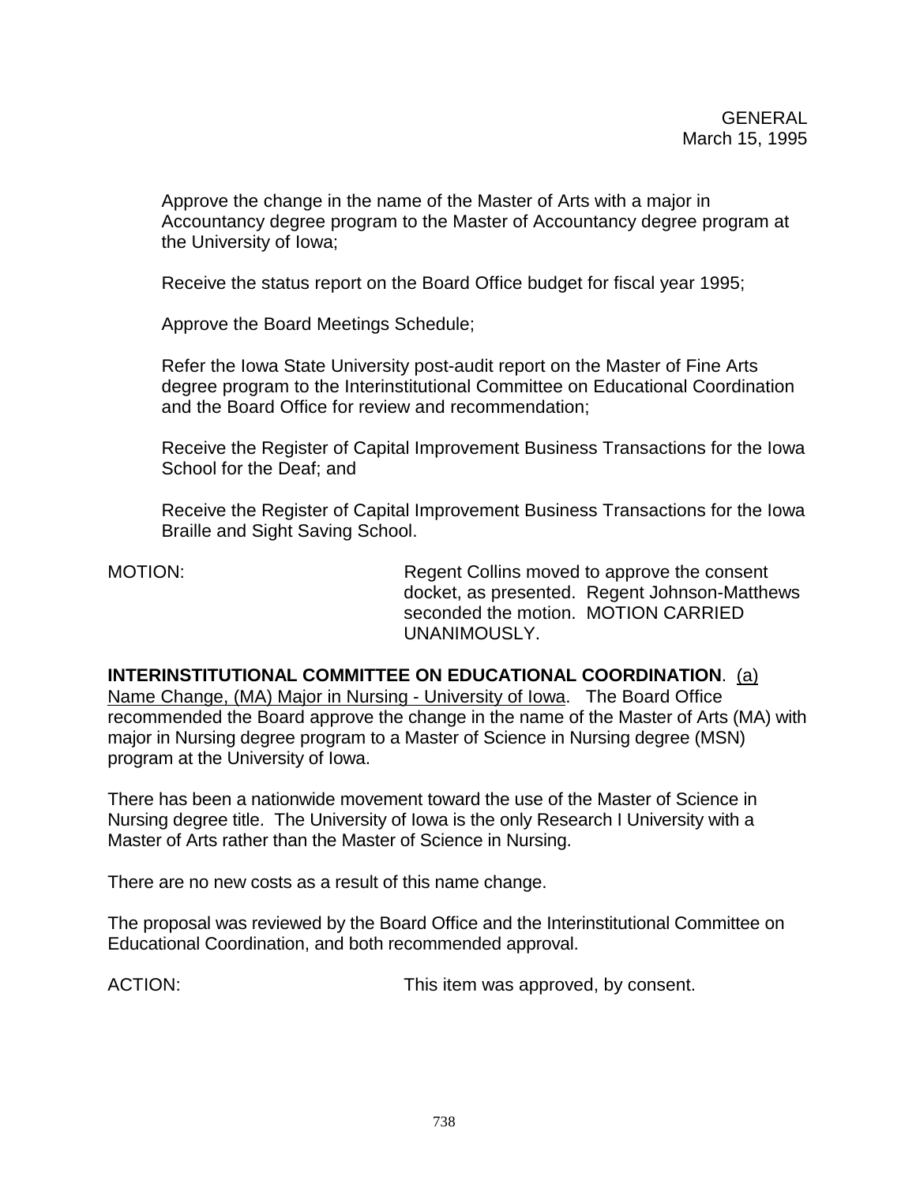Approve the change in the name of the Master of Arts with a major in Accountancy degree program to the Master of Accountancy degree program at the University of Iowa;

Receive the status report on the Board Office budget for fiscal year 1995;

Approve the Board Meetings Schedule;

Refer the Iowa State University post-audit report on the Master of Fine Arts degree program to the Interinstitutional Committee on Educational Coordination and the Board Office for review and recommendation;

Receive the Register of Capital Improvement Business Transactions for the Iowa School for the Deaf; and

Receive the Register of Capital Improvement Business Transactions for the Iowa Braille and Sight Saving School.

MOTION: Regent Collins moved to approve the consent docket, as presented. Regent Johnson-Matthews seconded the motion. MOTION CARRIED UNANIMOUSLY.

**INTERINSTITUTIONAL COMMITTEE ON EDUCATIONAL COORDINATION**. (a) Name Change, (MA) Major in Nursing - University of Iowa. The Board Office recommended the Board approve the change in the name of the Master of Arts (MA) with major in Nursing degree program to a Master of Science in Nursing degree (MSN) program at the University of Iowa.

There has been a nationwide movement toward the use of the Master of Science in Nursing degree title. The University of Iowa is the only Research I University with a Master of Arts rather than the Master of Science in Nursing.

There are no new costs as a result of this name change.

The proposal was reviewed by the Board Office and the Interinstitutional Committee on Educational Coordination, and both recommended approval.

ACTION: This item was approved, by consent.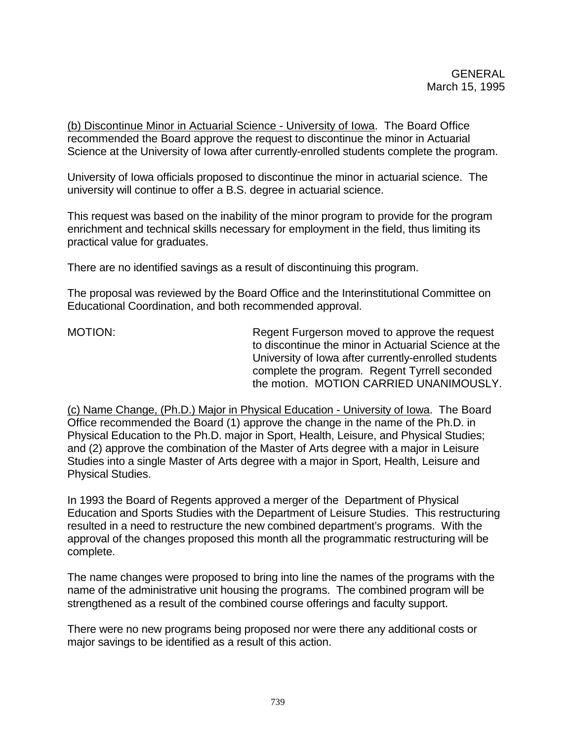(b) Discontinue Minor in Actuarial Science - University of Iowa. The Board Office recommended the Board approve the request to discontinue the minor in Actuarial Science at the University of Iowa after currently-enrolled students complete the program.

University of Iowa officials proposed to discontinue the minor in actuarial science. The university will continue to offer a B.S. degree in actuarial science.

This request was based on the inability of the minor program to provide for the program enrichment and technical skills necessary for employment in the field, thus limiting its practical value for graduates.

There are no identified savings as a result of discontinuing this program.

The proposal was reviewed by the Board Office and the Interinstitutional Committee on Educational Coordination, and both recommended approval.

MOTION: Regent Furgerson moved to approve the request to discontinue the minor in Actuarial Science at the University of Iowa after currently-enrolled students complete the program. Regent Tyrrell seconded the motion. MOTION CARRIED UNANIMOUSLY.

(c) Name Change, (Ph.D.) Major in Physical Education - University of Iowa. The Board Office recommended the Board (1) approve the change in the name of the Ph.D. in Physical Education to the Ph.D. major in Sport, Health, Leisure, and Physical Studies; and (2) approve the combination of the Master of Arts degree with a major in Leisure Studies into a single Master of Arts degree with a major in Sport, Health, Leisure and Physical Studies.

In 1993 the Board of Regents approved a merger of the Department of Physical Education and Sports Studies with the Department of Leisure Studies. This restructuring resulted in a need to restructure the new combined department's programs. With the approval of the changes proposed this month all the programmatic restructuring will be complete.

The name changes were proposed to bring into line the names of the programs with the name of the administrative unit housing the programs. The combined program will be strengthened as a result of the combined course offerings and faculty support.

There were no new programs being proposed nor were there any additional costs or major savings to be identified as a result of this action.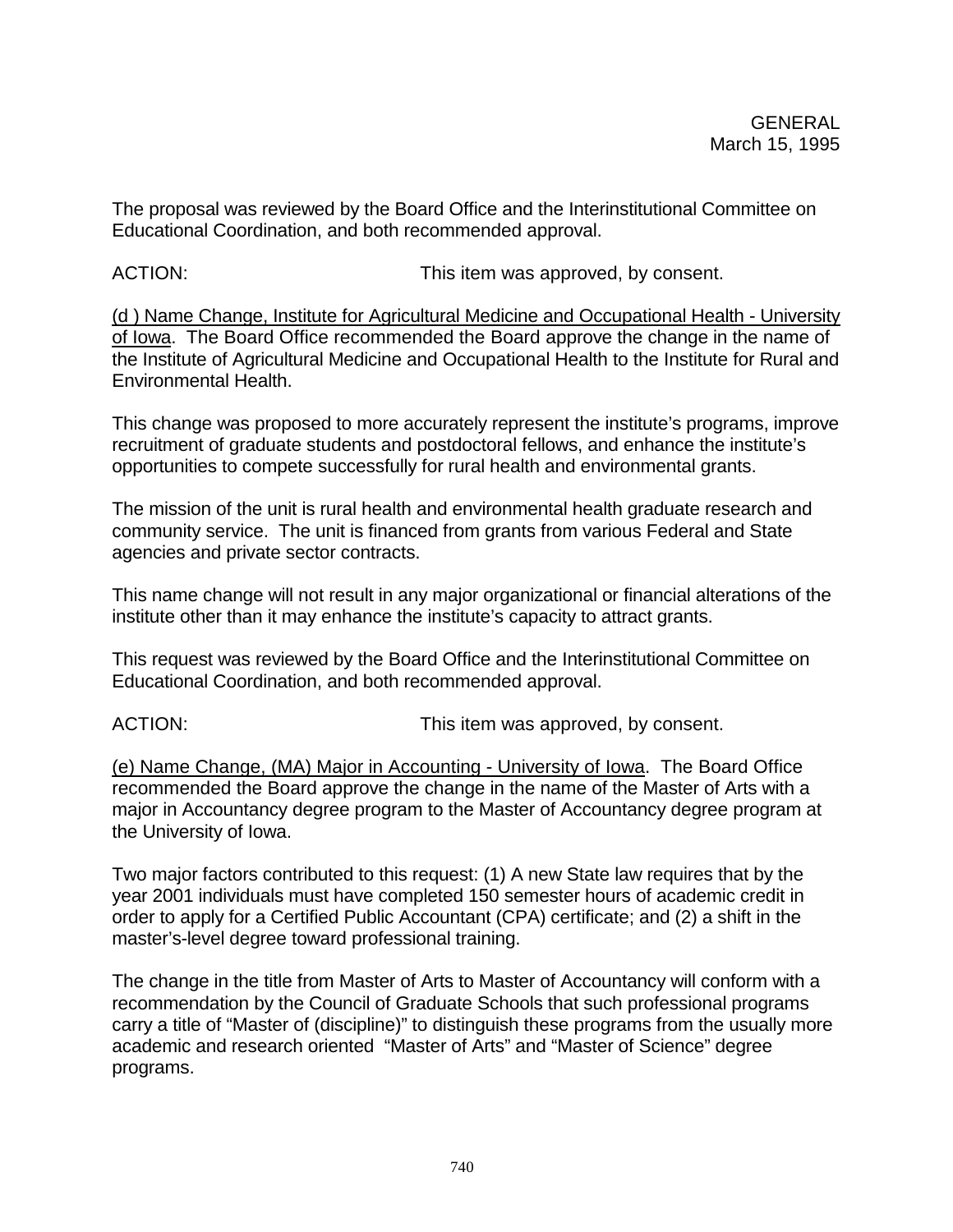The proposal was reviewed by the Board Office and the Interinstitutional Committee on Educational Coordination, and both recommended approval.

ACTION: This item was approved, by consent.

(d ) Name Change, Institute for Agricultural Medicine and Occupational Health - University of Iowa. The Board Office recommended the Board approve the change in the name of the Institute of Agricultural Medicine and Occupational Health to the Institute for Rural and Environmental Health.

This change was proposed to more accurately represent the institute's programs, improve recruitment of graduate students and postdoctoral fellows, and enhance the institute's opportunities to compete successfully for rural health and environmental grants.

The mission of the unit is rural health and environmental health graduate research and community service. The unit is financed from grants from various Federal and State agencies and private sector contracts.

This name change will not result in any major organizational or financial alterations of the institute other than it may enhance the institute's capacity to attract grants.

This request was reviewed by the Board Office and the Interinstitutional Committee on Educational Coordination, and both recommended approval.

ACTION: This item was approved, by consent.

(e) Name Change, (MA) Major in Accounting - University of Iowa. The Board Office recommended the Board approve the change in the name of the Master of Arts with a major in Accountancy degree program to the Master of Accountancy degree program at the University of Iowa.

Two major factors contributed to this request: (1) A new State law requires that by the year 2001 individuals must have completed 150 semester hours of academic credit in order to apply for a Certified Public Accountant (CPA) certificate; and (2) a shift in the master's-level degree toward professional training.

The change in the title from Master of Arts to Master of Accountancy will conform with a recommendation by the Council of Graduate Schools that such professional programs carry a title of "Master of (discipline)" to distinguish these programs from the usually more academic and research oriented "Master of Arts" and "Master of Science" degree programs.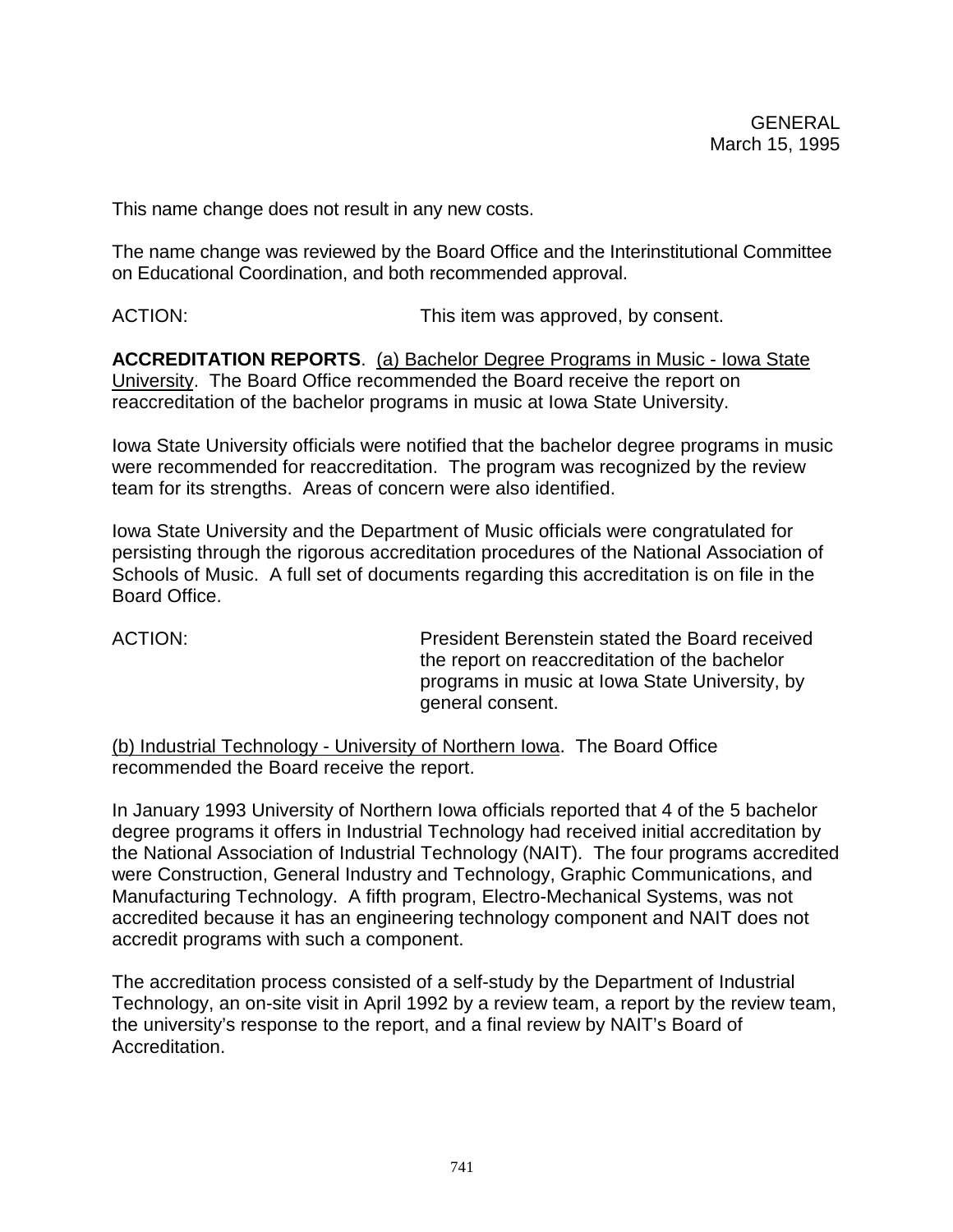This name change does not result in any new costs.

The name change was reviewed by the Board Office and the Interinstitutional Committee on Educational Coordination, and both recommended approval.

ACTION: This item was approved, by consent.

**ACCREDITATION REPORTS**. (a) Bachelor Degree Programs in Music - Iowa State University. The Board Office recommended the Board receive the report on reaccreditation of the bachelor programs in music at Iowa State University.

Iowa State University officials were notified that the bachelor degree programs in music were recommended for reaccreditation. The program was recognized by the review team for its strengths. Areas of concern were also identified.

Iowa State University and the Department of Music officials were congratulated for persisting through the rigorous accreditation procedures of the National Association of Schools of Music. A full set of documents regarding this accreditation is on file in the Board Office.

ACTION: President Berenstein stated the Board received the report on reaccreditation of the bachelor programs in music at Iowa State University, by general consent.

(b) Industrial Technology - University of Northern Iowa. The Board Office recommended the Board receive the report.

In January 1993 University of Northern Iowa officials reported that 4 of the 5 bachelor degree programs it offers in Industrial Technology had received initial accreditation by the National Association of Industrial Technology (NAIT). The four programs accredited were Construction, General Industry and Technology, Graphic Communications, and Manufacturing Technology. A fifth program, Electro-Mechanical Systems, was not accredited because it has an engineering technology component and NAIT does not accredit programs with such a component.

The accreditation process consisted of a self-study by the Department of Industrial Technology, an on-site visit in April 1992 by a review team, a report by the review team, the university's response to the report, and a final review by NAIT's Board of Accreditation.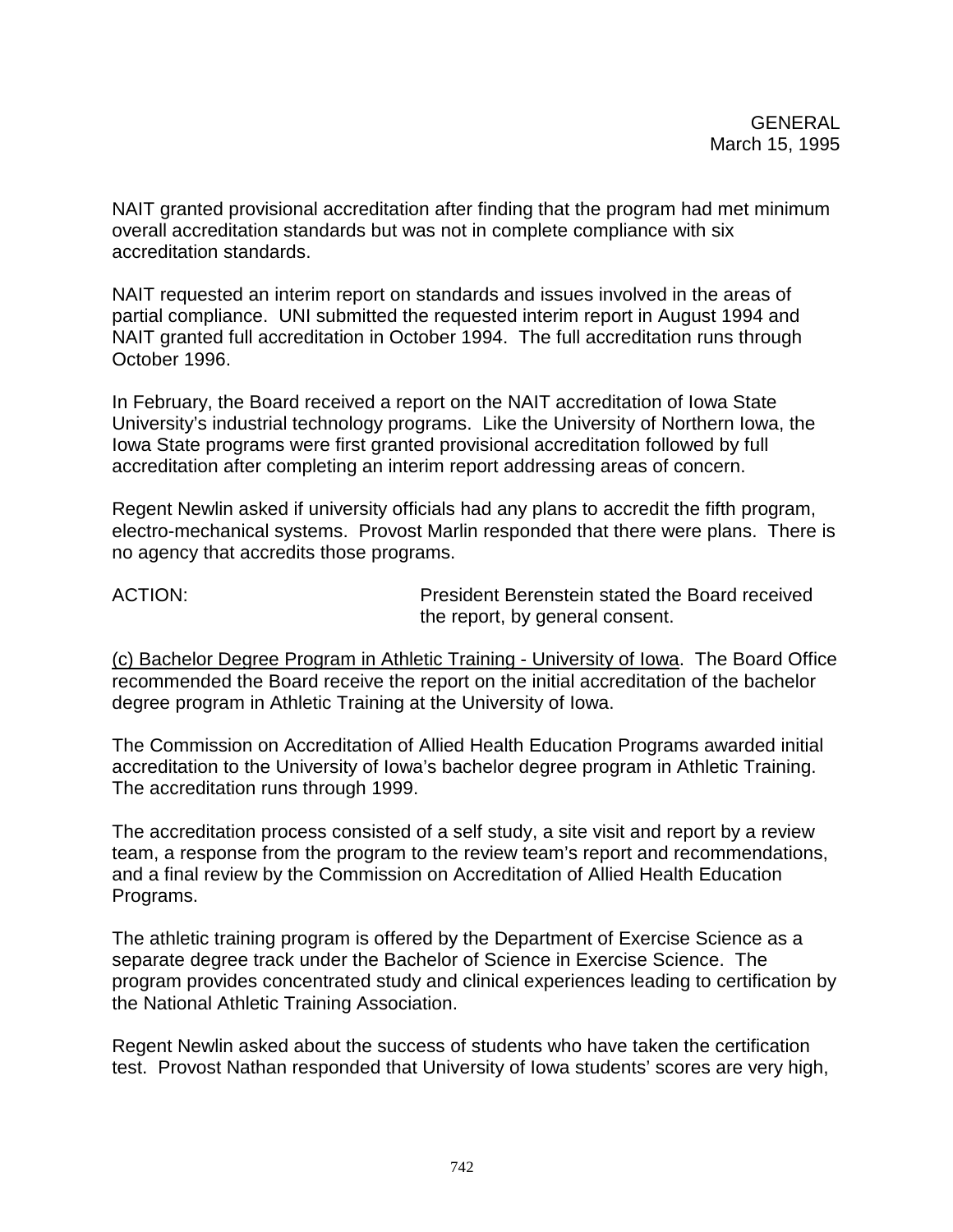NAIT granted provisional accreditation after finding that the program had met minimum overall accreditation standards but was not in complete compliance with six accreditation standards.

NAIT requested an interim report on standards and issues involved in the areas of partial compliance. UNI submitted the requested interim report in August 1994 and NAIT granted full accreditation in October 1994. The full accreditation runs through October 1996.

In February, the Board received a report on the NAIT accreditation of Iowa State University's industrial technology programs. Like the University of Northern Iowa, the Iowa State programs were first granted provisional accreditation followed by full accreditation after completing an interim report addressing areas of concern.

Regent Newlin asked if university officials had any plans to accredit the fifth program, electro-mechanical systems. Provost Marlin responded that there were plans. There is no agency that accredits those programs.

ACTION: President Berenstein stated the Board received the report, by general consent.

(c) Bachelor Degree Program in Athletic Training - University of Iowa. The Board Office recommended the Board receive the report on the initial accreditation of the bachelor degree program in Athletic Training at the University of Iowa.

The Commission on Accreditation of Allied Health Education Programs awarded initial accreditation to the University of Iowa's bachelor degree program in Athletic Training. The accreditation runs through 1999.

The accreditation process consisted of a self study, a site visit and report by a review team, a response from the program to the review team's report and recommendations, and a final review by the Commission on Accreditation of Allied Health Education Programs.

The athletic training program is offered by the Department of Exercise Science as a separate degree track under the Bachelor of Science in Exercise Science. The program provides concentrated study and clinical experiences leading to certification by the National Athletic Training Association.

Regent Newlin asked about the success of students who have taken the certification test. Provost Nathan responded that University of Iowa students' scores are very high,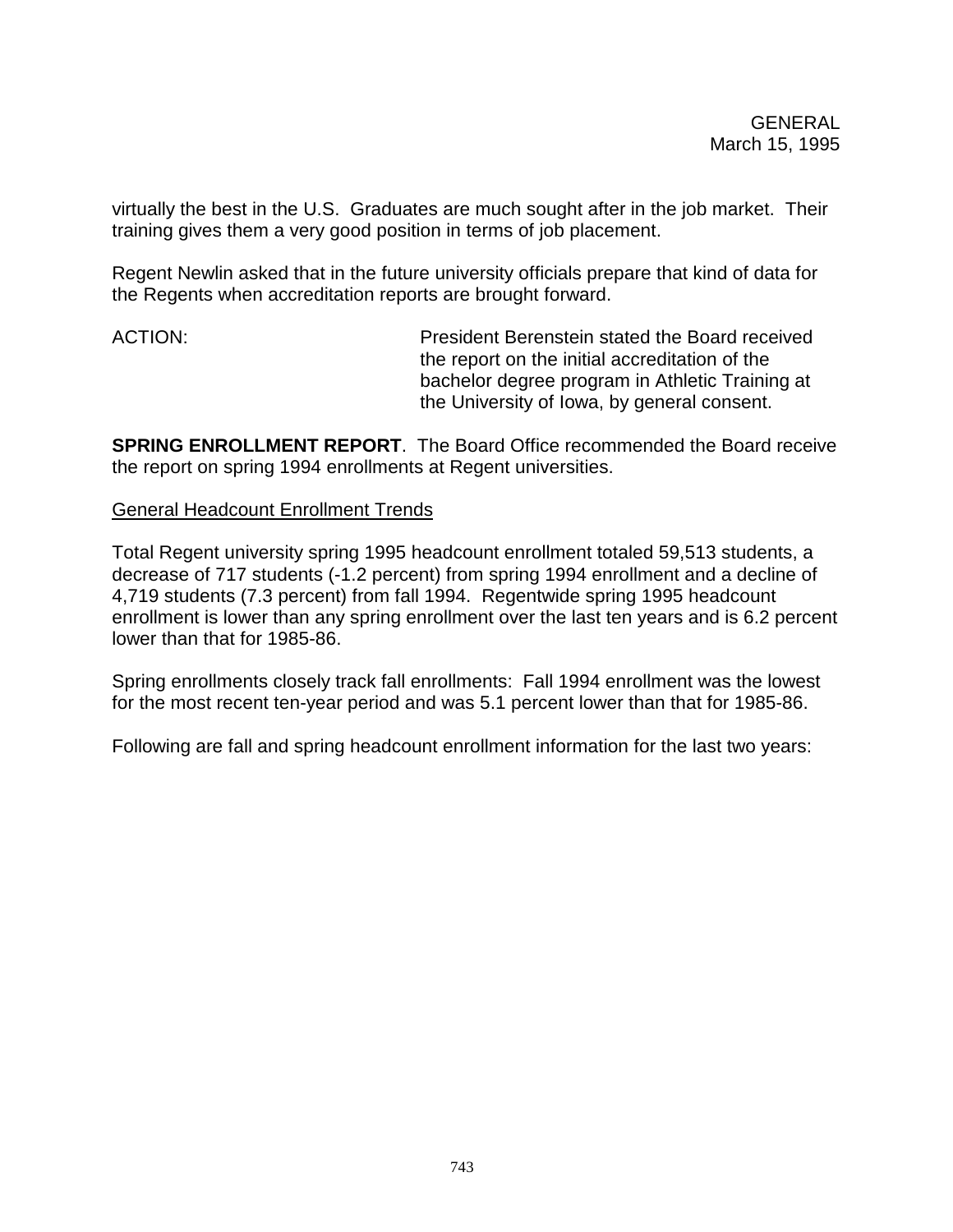virtually the best in the U.S. Graduates are much sought after in the job market. Their training gives them a very good position in terms of job placement.

Regent Newlin asked that in the future university officials prepare that kind of data for the Regents when accreditation reports are brought forward.

| | |
|---|---|
| ACTION: | President Berenstein stated the Board received the report on the initial accreditation of the bachelor degree program in Athletic Training at the University of Iowa, by general consent. |

**SPRING ENROLLMENT REPORT**. The Board Office recommended the Board receive the report on spring 1994 enrollments at Regent universities.

General Headcount Enrollment Trends

Total Regent university spring 1995 headcount enrollment totaled 59,513 students, a decrease of 717 students (-1.2 percent) from spring 1994 enrollment and a decline of 4,719 students (7.3 percent) from fall 1994. Regentwide spring 1995 headcount enrollment is lower than any spring enrollment over the last ten years and is 6.2 percent lower than that for 1985-86.

Spring enrollments closely track fall enrollments: Fall 1994 enrollment was the lowest for the most recent ten-year period and was 5.1 percent lower than that for 1985-86.

Following are fall and spring headcount enrollment information for the last two years: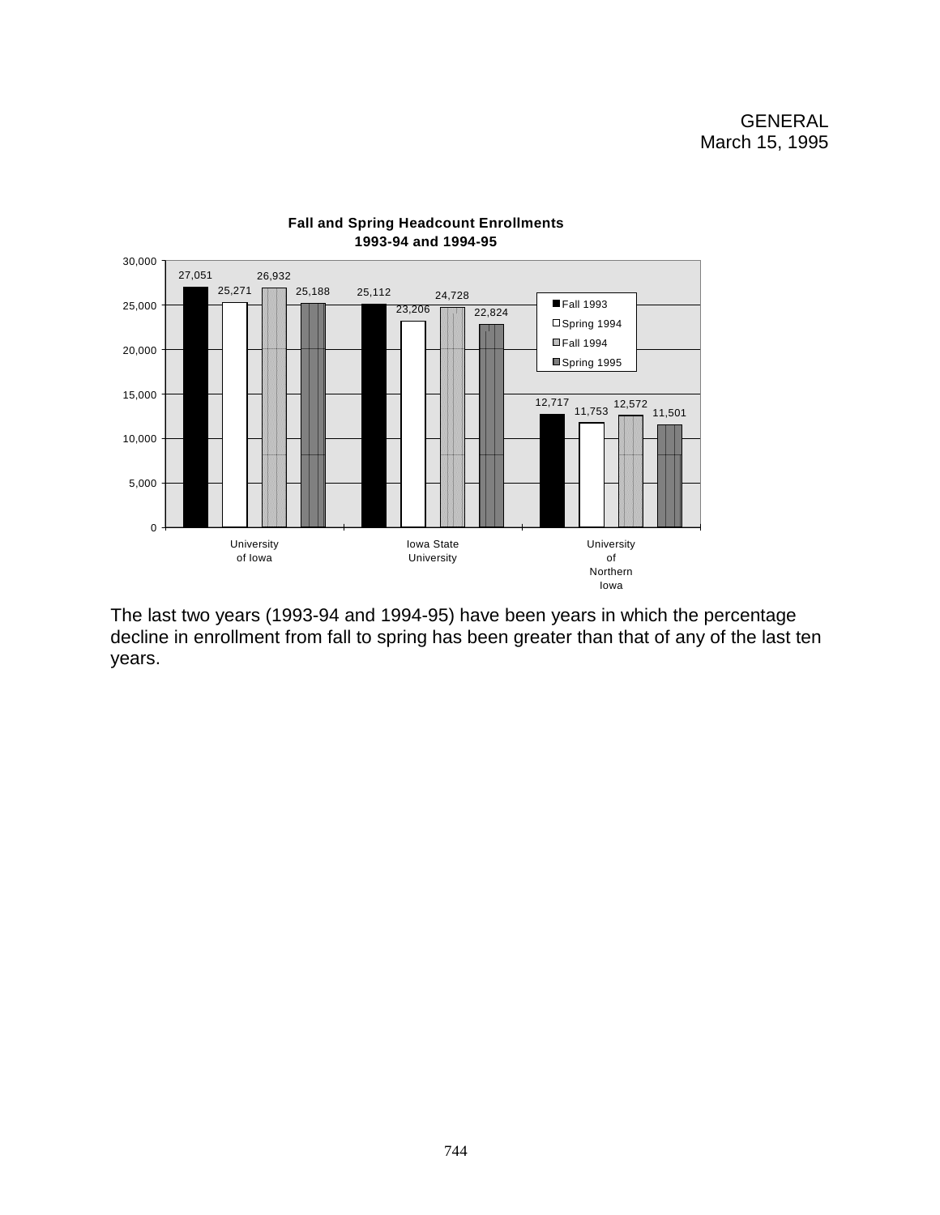GENERAL
March 15, 1995

**Fall and Spring Headcount Enrollments**
**1993-94 and 1994-95**

30,000
25,000
20,000
15,000
10,000
5,000
0

27,051
25,271
26,932
25,188
25,112
23,206
24,728
22,824
12,717
11,753
12,572
11,501

Fall 1993
Spring 1994
Fall 1994
Spring 1995

University of Iowa
Iowa State University
University of Northern Iowa

The last two years (1993-94 and 1994-95) have been years in which the percentage decline in enrollment from fall to spring has been greater than that of any of the last ten years.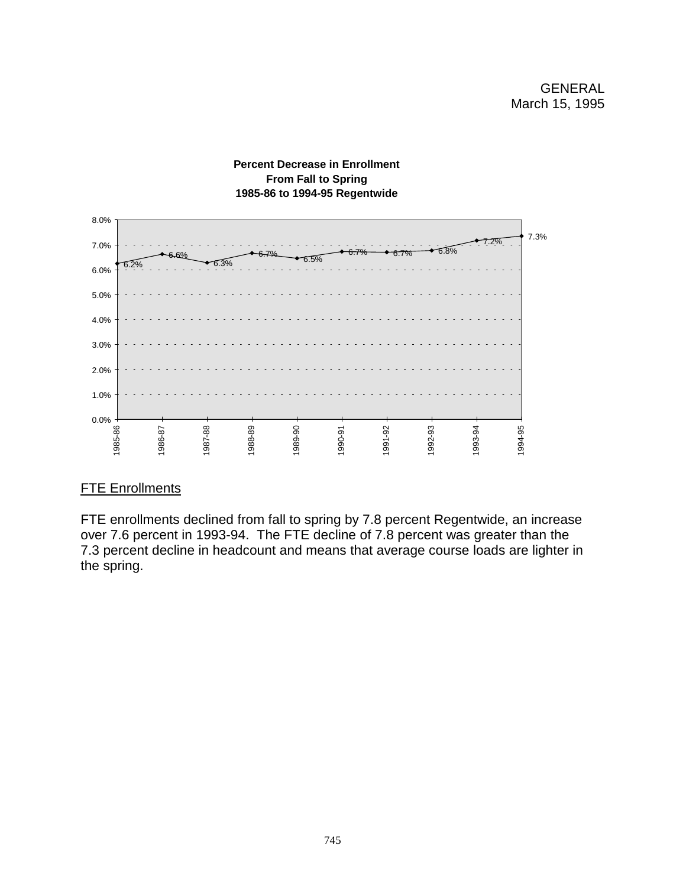GENERAL
March 15, 1995

**Percent Decrease in Enrollment**
**From Fall to Spring**
**1985-86 to 1994-95 Regentwide**

8.0%
7.0%
6.0%
5.0%
4.0%
3.0%
2.0%
1.0%
0.0%

6.2%
6.6%
6.3%
6.7%
6.5%
6.7%
6.7%
6.8%
7.2%
7.3%

1985-86
1986-87
1987-88
1988-89
1989-90
1990-91
1991-92
1992-93
1993-94
1994-95

<u>FTE Enrollments</u>

FTE enrollments declined from fall to spring by 7.8 percent Regentwide, an increase over 7.6 percent in 1993-94. The FTE decline of 7.8 percent was greater than the 7.3 percent decline in headcount and means that average course loads are lighter in the spring.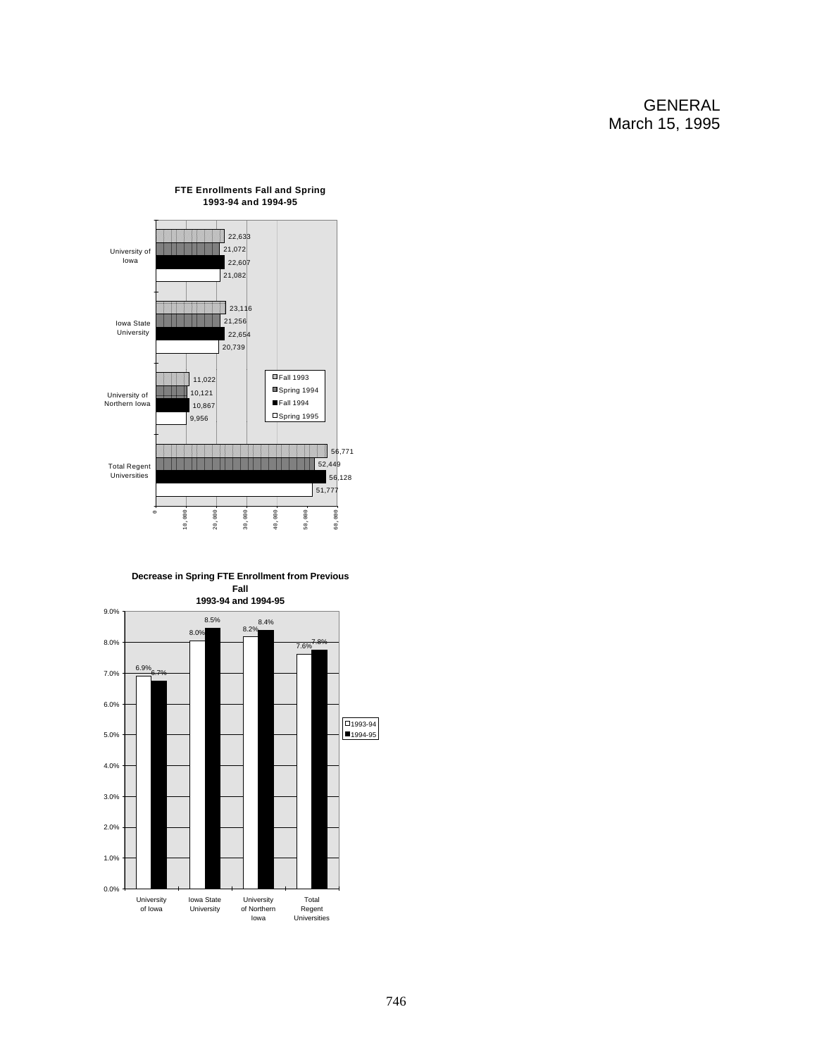GENERAL
March 15, 1995

**FTE Enrollments Fall and Spring**
**1993-94 and 1994-95**

University of Iowa
22,633
21,072
22,607
21,082

Iowa State University
23,116
21,256
22,654
20,739

University of Northern Iowa
11,022
10,121
10,867
9,956

Total Regent Universities
56,771
52,449
56,128
51,777

Fall 1993
Spring 1994
Fall 1994
Spring 1995

0
10,000
20,000
30,000
40,000
50,000
60,000

**Decrease in Spring FTE Enrollment from Previous Fall**
**1993-94 and 1994-95**

9.0%
8.0%
7.0%
6.0%
5.0%
4.0%
3.0%
2.0%
1.0%
0.0%

University of Iowa
6.9%
6.7%

Iowa State University
8.0%
8.5%

University of Northern Iowa
8.2%
8.4%

Total Regent Universities
7.6%
7.8%

1993-94
1994-95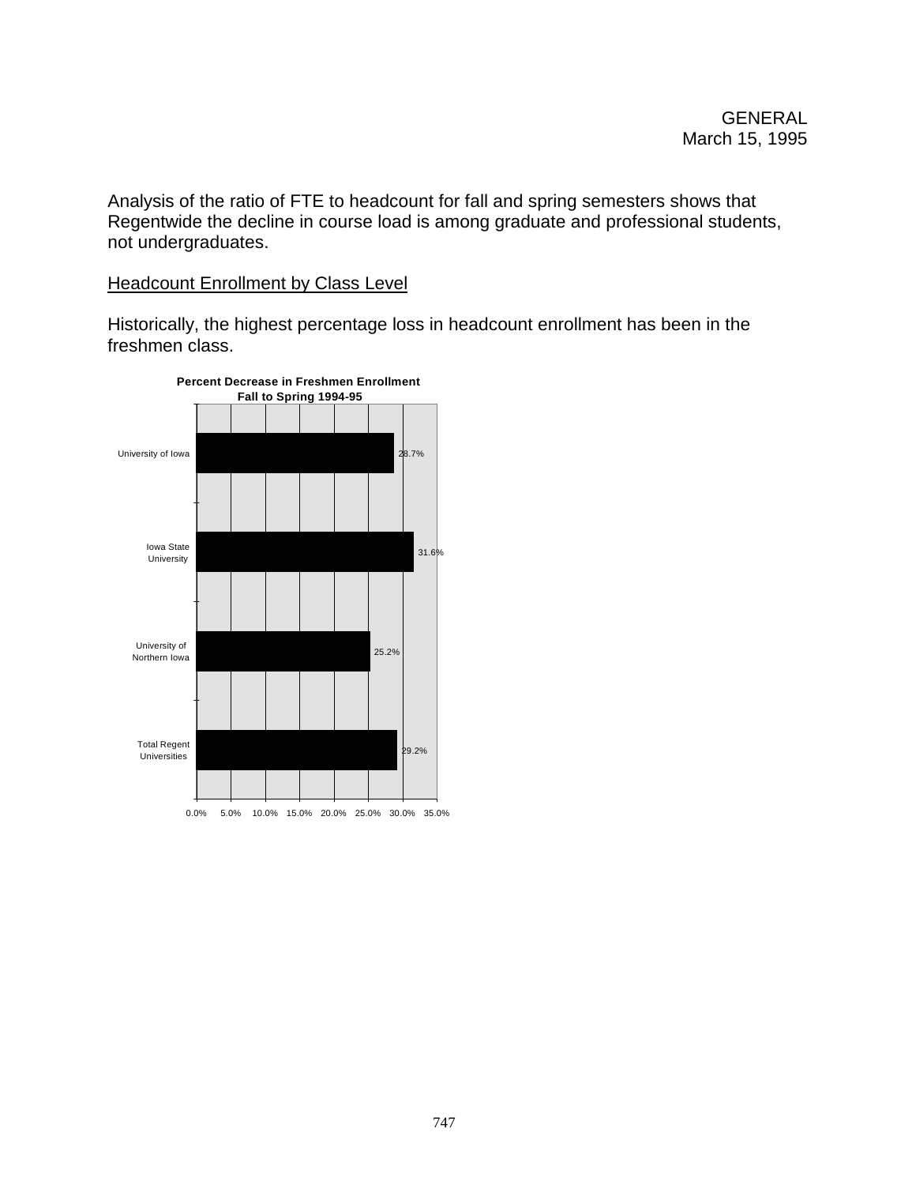GENERAL
March 15, 1995

Analysis of the ratio of FTE to headcount for fall and spring semesters shows that Regentwide the decline in course load is among graduate and professional students, not undergraduates.

Headcount Enrollment by Class Level

Historically, the highest percentage loss in headcount enrollment has been in the freshmen class.

**Percent Decrease in Freshmen Enrollment**
**Fall to Spring 1994-95**

University of Iowa 28.7%

Iowa State University 31.6%

University of Northern Iowa 25.2%

Total Regent Universities 29.2%

0.0% 5.0% 10.0% 15.0% 20.0% 25.0% 30.0% 35.0%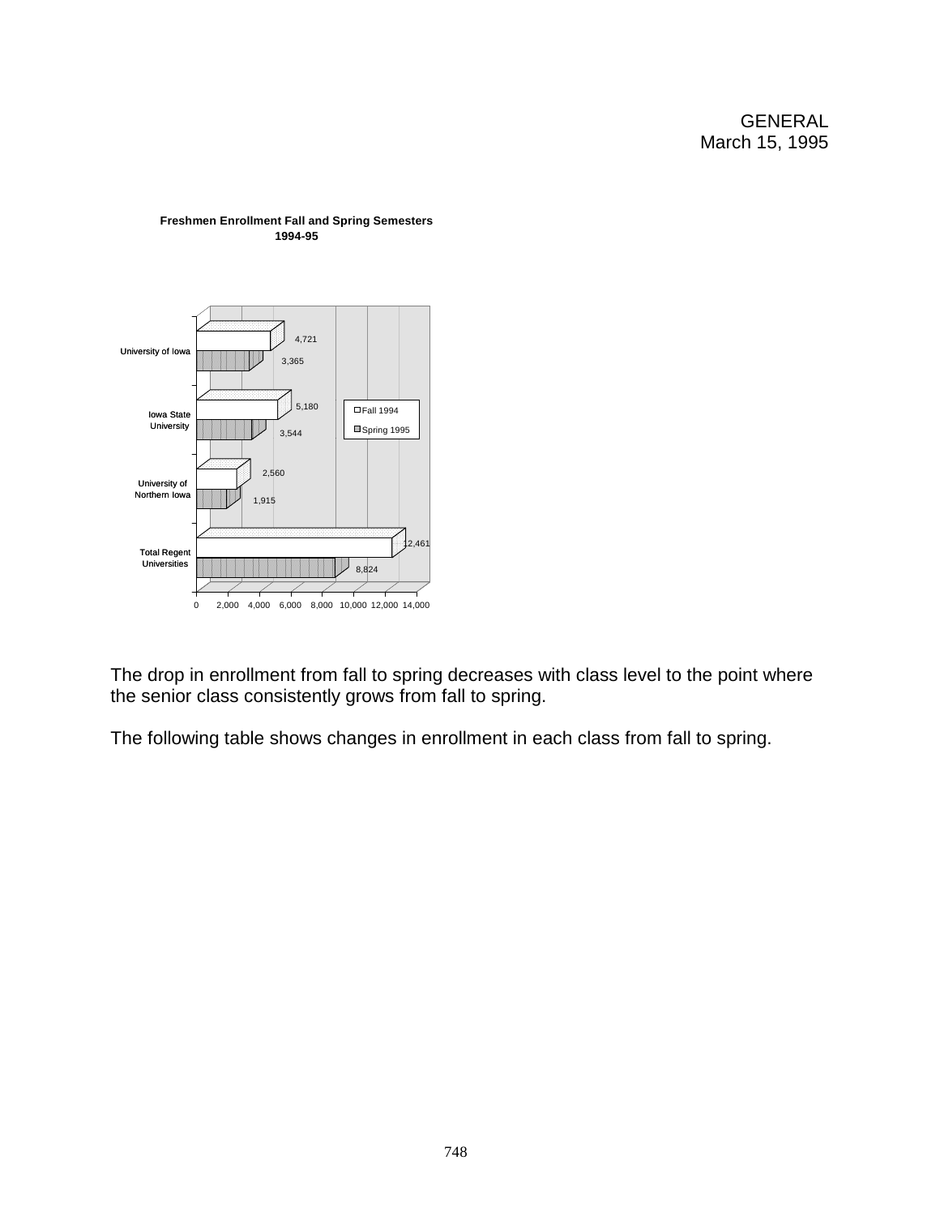GENERAL
March 15, 1995

**Freshmen Enrollment Fall and Spring Semesters 1994-95**

University of Iowa
4,721
3,365

Iowa State University
5,180
3,544

University of Northern Iowa
2,560
1,915

Total Regent Universities
12,461
8,824

Fall 1994
Spring 1995

0 2,000 4,000 6,000 8,000 10,000 12,000 14,000

The drop in enrollment from fall to spring decreases with class level to the point where the senior class consistently grows from fall to spring.

The following table shows changes in enrollment in each class from fall to spring.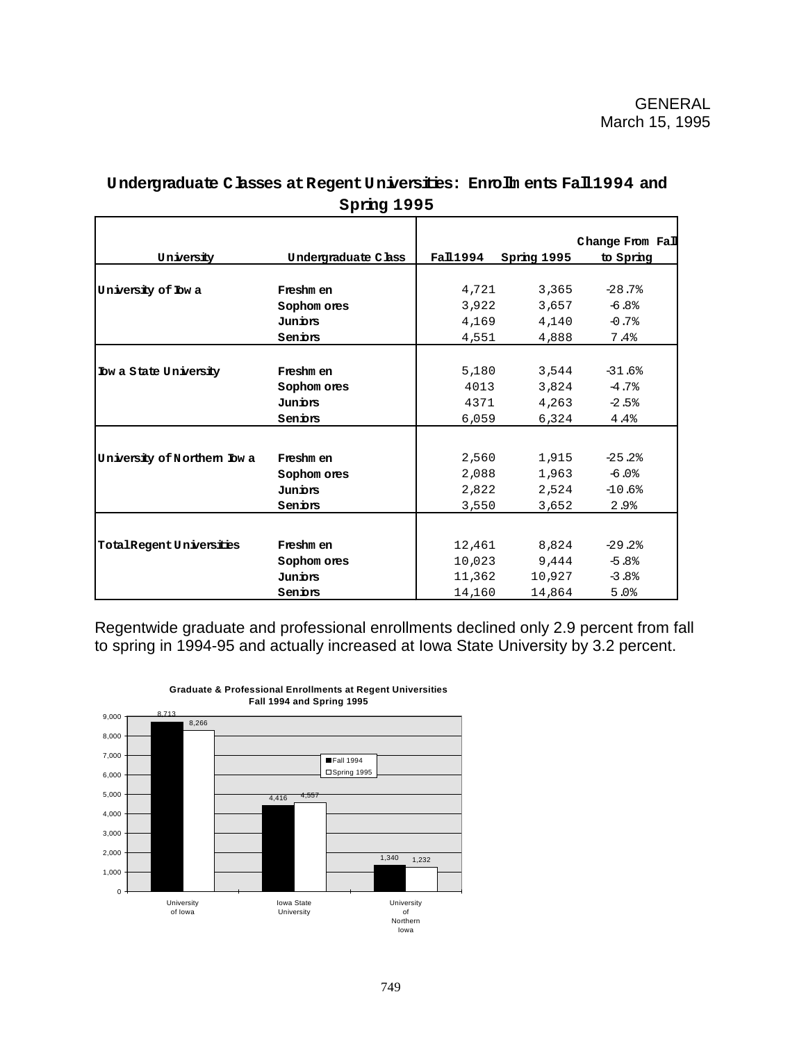GENERAL
March 15, 1995

**Undergraduate Classes at Regent Universities: Enrollments Fall 1994 and Spring 1995**

| University | Undergraduate Class | Fall 1994 | Spring 1995 | Change From Fall to Spring |
|---|---|---|---|---|
| University of Iowa | Freshmen | 4,721 | 3,365 | -28.7% |
| | Sophomores | 3,922 | 3,657 | -6.8% |
| | Juniors | 4,169 | 4,140 | -0.7% |
| | Seniors | 4,551 | 4,888 | 7.4% |
| Iowa State University | Freshmen | 5,180 | 3,544 | -31.6% |
| | Sophomores | 4013 | 3,824 | -4.7% |
| | Juniors | 4371 | 4,263 | -2.5% |
| | Seniors | 6,059 | 6,324 | 4.4% |
| University of Northern Iowa | Freshmen | 2,560 | 1,915 | -25.2% |
| | Sophomores | 2,088 | 1,963 | -6.0% |
| | Juniors | 2,822 | 2,524 | -10.6% |
| | Seniors | 3,550 | 3,652 | 2.9% |
| Total Regent Universities | Freshmen | 12,461 | 8,824 | -29.2% |
| | Sophomores | 10,023 | 9,444 | -5.8% |
| | Juniors | 11,362 | 10,927 | -3.8% |
| | Seniors | 14,160 | 14,864 | 5.0% |

Regentwide graduate and professional enrollments declined only 2.9 percent from fall to spring in 1994-95 and actually increased at Iowa State University by 3.2 percent.

**Graduate & Professional Enrollments at Regent Universities Fall 1994 and Spring 1995**

| University | Fall 1994 | Spring 1995 |
|---|---|---|
| University of Iowa | 8,713 | 8,266 |
| Iowa State University | 4,416 | 4,557 |
| University of Northern Iowa | 1,340 | 1,232 |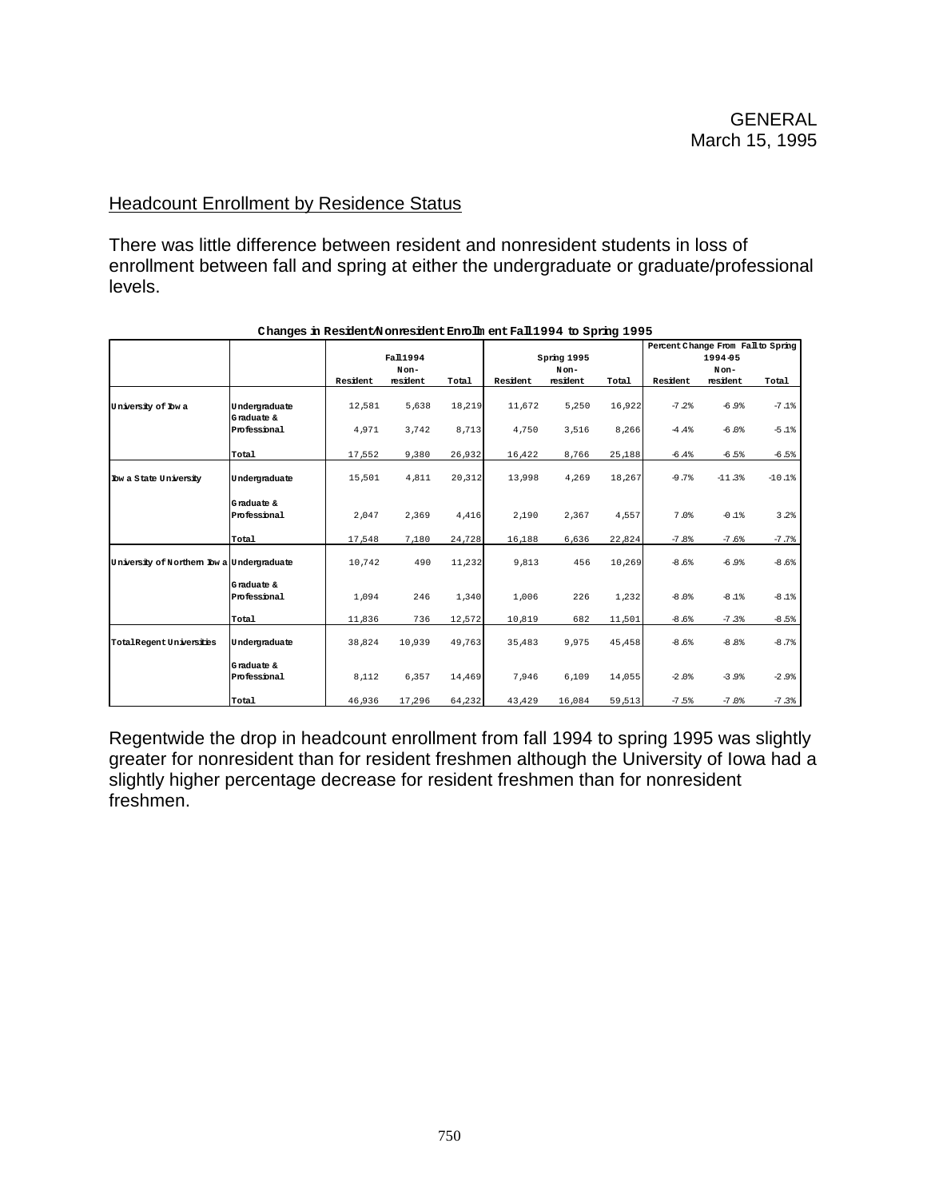GENERAL
March 15, 1995

Headcount Enrollment by Residence Status

There was little difference between resident and nonresident students in loss of enrollment between fall and spring at either the undergraduate or graduate/professional levels.

**Changes in Resident/Nonresident Enrollment Fall 1994 to Spring 1995**

| | | Fall 1994 | | | Spring 1995 | | | Percent Change From Fall to Spring 1994-95 | | |
|---|---|---|---|---|---|---|---|---|---|---|
| | | Resident | Non-resident | Total | Resident | Non-resident | Total | Resident | Non-resident | Total |
| University of Iowa | Undergraduate | 12,581 | 5,638 | 18,219 | 11,672 | 5,250 | 16,922 | -7.2% | -6.9% | -7.1% |
| | Graduate & Professional | 4,971 | 3,742 | 8,713 | 4,750 | 3,516 | 8,266 | -4.4% | -6.0% | -5.1% |
| | Total | 17,552 | 9,380 | 26,932 | 16,422 | 8,766 | 25,188 | -6.4% | -6.5% | -6.5% |
| Iowa State University | Undergraduate | 15,501 | 4,811 | 20,312 | 13,998 | 4,269 | 18,267 | -9.7% | -11.3% | -10.1% |
| | Graduate & Professional | 2,047 | 2,369 | 4,416 | 2,190 | 2,367 | 4,557 | 7.0% | -0.1% | 3.2% |
| | Total | 17,548 | 7,180 | 24,728 | 16,188 | 6,636 | 22,824 | -7.8% | -7.6% | -7.7% |
| University of Northern Iowa | Undergraduate | 10,742 | 490 | 11,232 | 9,813 | 456 | 10,269 | -8.6% | -6.9% | -8.6% |
| | Graduate & Professional | 1,094 | 246 | 1,340 | 1,006 | 226 | 1,232 | -8.0% | -8.1% | -8.1% |
| | Total | 11,836 | 736 | 12,572 | 10,819 | 682 | 11,501 | -8.6% | -7.3% | -8.5% |
| Total Regent Universities | Undergraduate | 38,824 | 10,939 | 49,763 | 35,483 | 9,975 | 45,458 | -8.6% | -8.8% | -8.7% |
| | Graduate & Professional | 8,112 | 6,357 | 14,469 | 7,946 | 6,109 | 14,055 | -2.0% | -3.9% | -2.9% |
| | Total | 46,936 | 17,296 | 64,232 | 43,429 | 16,084 | 59,513 | -7.5% | -7.0% | -7.3% |

Regentwide the drop in headcount enrollment from fall 1994 to spring 1995 was slightly greater for nonresident than for resident freshmen although the University of Iowa had a slightly higher percentage decrease for resident freshmen than for nonresident freshmen.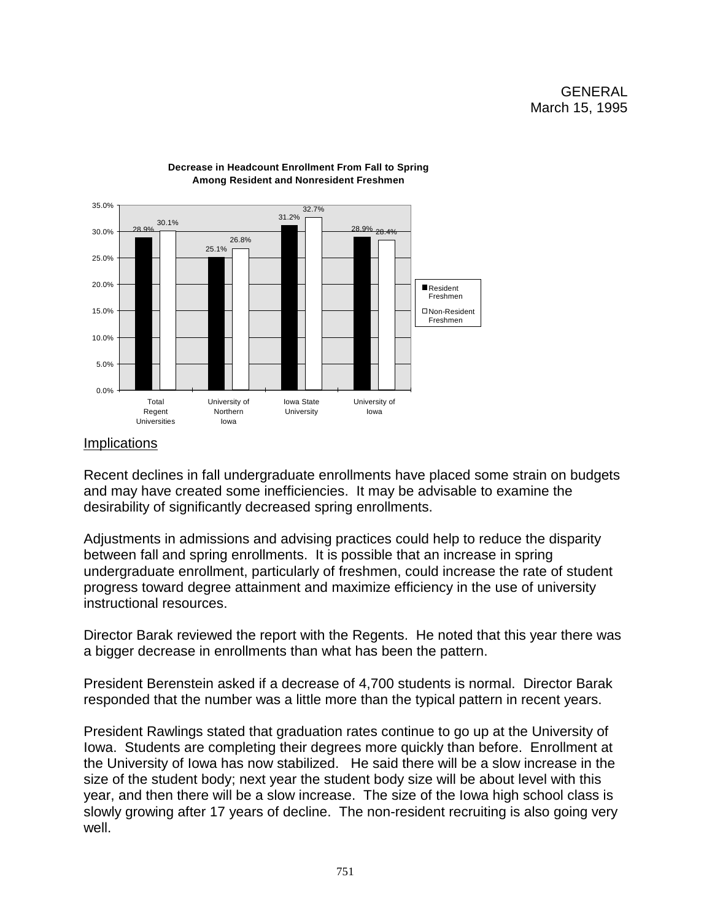GENERAL
March 15, 1995

**Decrease in Headcount Enrollment From Fall to Spring Among Resident and Nonresident Freshmen**

35.0%
30.0%
25.0%
20.0%
15.0%
10.0%
5.0%
0.0%

28.9% 30.1%
25.1% 26.8%
31.2% 32.7%
28.9% 28.4%

Total Regent Universities
University of Northern Iowa
Iowa State University
University of Iowa

Resident Freshmen
Non-Resident Freshmen

Implications

Recent declines in fall undergraduate enrollments have placed some strain on budgets and may have created some inefficiencies. It may be advisable to examine the desirability of significantly decreased spring enrollments.

Adjustments in admissions and advising practices could help to reduce the disparity between fall and spring enrollments. It is possible that an increase in spring undergraduate enrollment, particularly of freshmen, could increase the rate of student progress toward degree attainment and maximize efficiency in the use of university instructional resources.

Director Barak reviewed the report with the Regents. He noted that this year there was a bigger decrease in enrollments than what has been the pattern.

President Berenstein asked if a decrease of 4,700 students is normal. Director Barak responded that the number was a little more than the typical pattern in recent years.

President Rawlings stated that graduation rates continue to go up at the University of Iowa. Students are completing their degrees more quickly than before. Enrollment at the University of Iowa has now stabilized. He said there will be a slow increase in the size of the student body; next year the student body size will be about level with this year, and then there will be a slow increase. The size of the Iowa high school class is slowly growing after 17 years of decline. The non-resident recruiting is also going very well.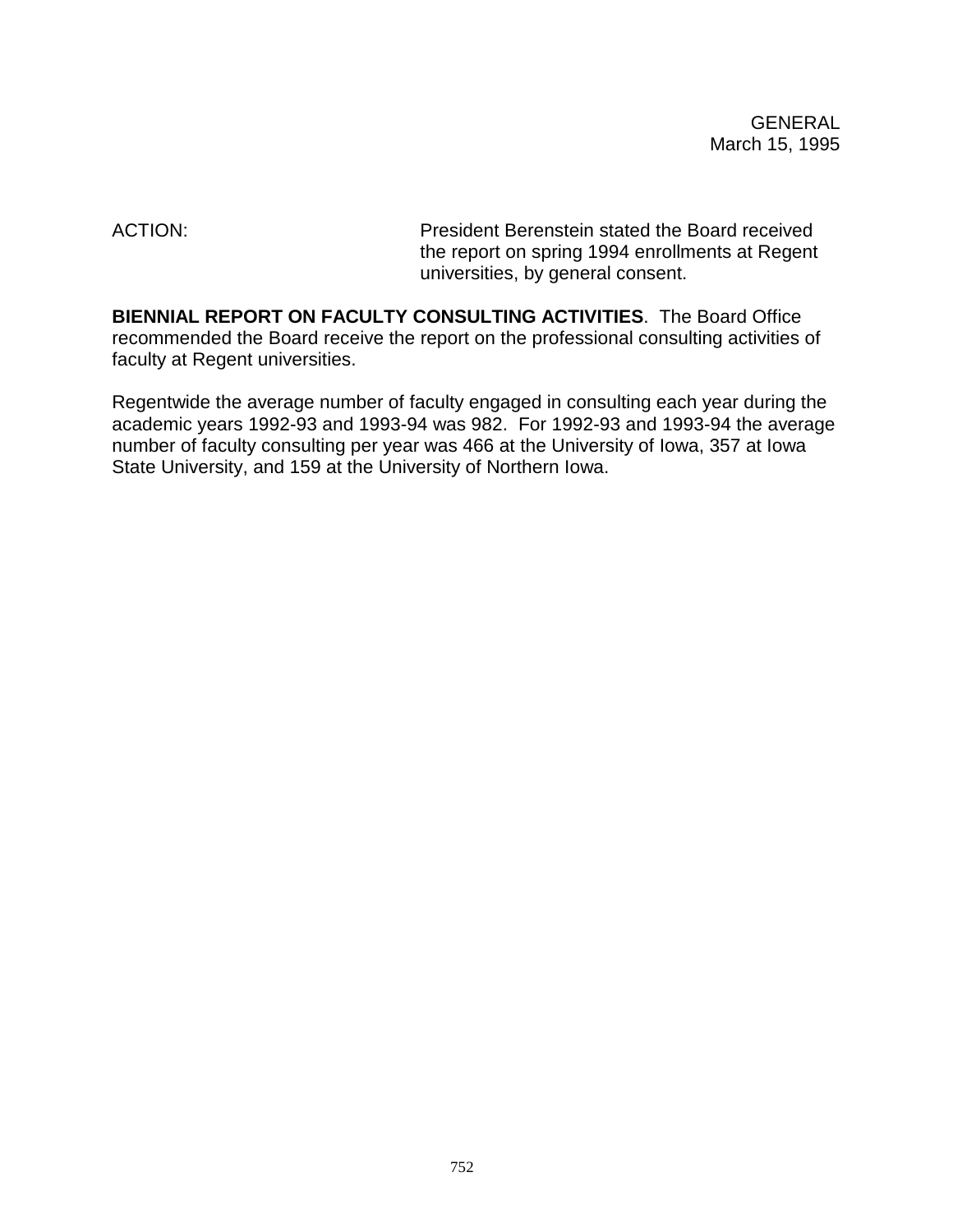ACTION: President Berenstein stated the Board received the report on spring 1994 enrollments at Regent universities, by general consent.

**BIENNIAL REPORT ON FACULTY CONSULTING ACTIVITIES**. The Board Office recommended the Board receive the report on the professional consulting activities of faculty at Regent universities.

Regentwide the average number of faculty engaged in consulting each year during the academic years 1992-93 and 1993-94 was 982. For 1992-93 and 1993-94 the average number of faculty consulting per year was 466 at the University of Iowa, 357 at Iowa State University, and 159 at the University of Northern Iowa.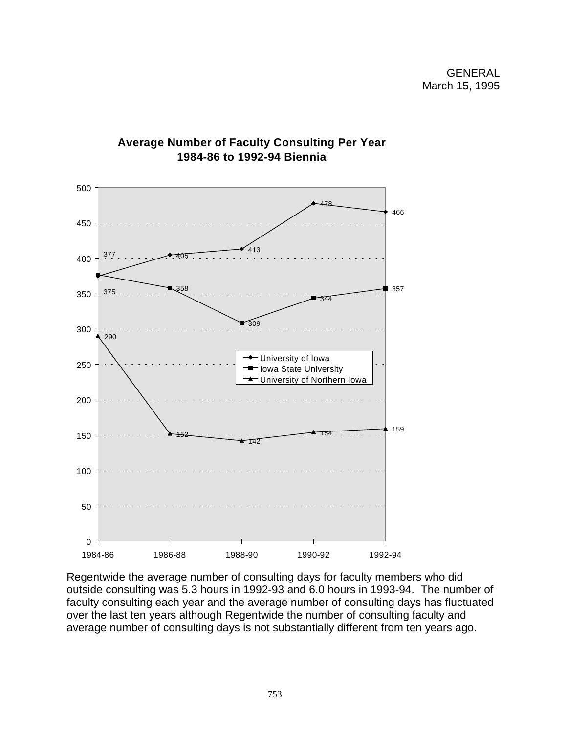GENERAL
March 15, 1995

**Average Number of Faculty Consulting Per Year**
**1984-86 to 1992-94 Biennia**

500
450
400
350
300
250
200
150
100
50
0

1984-86
1986-88
1988-90
1990-92
1992-94

University of Iowa: 375, 405, 413, 478, 466
Iowa State University: 377, 358, 309, 344, 357
University of Northern Iowa: 290, 152, 142, 154, 159

Regentwide the average number of consulting days for faculty members who did outside consulting was 5.3 hours in 1992-93 and 6.0 hours in 1993-94. The number of faculty consulting each year and the average number of consulting days has fluctuated over the last ten years although Regentwide the number of consulting faculty and average number of consulting days is not substantially different from ten years ago.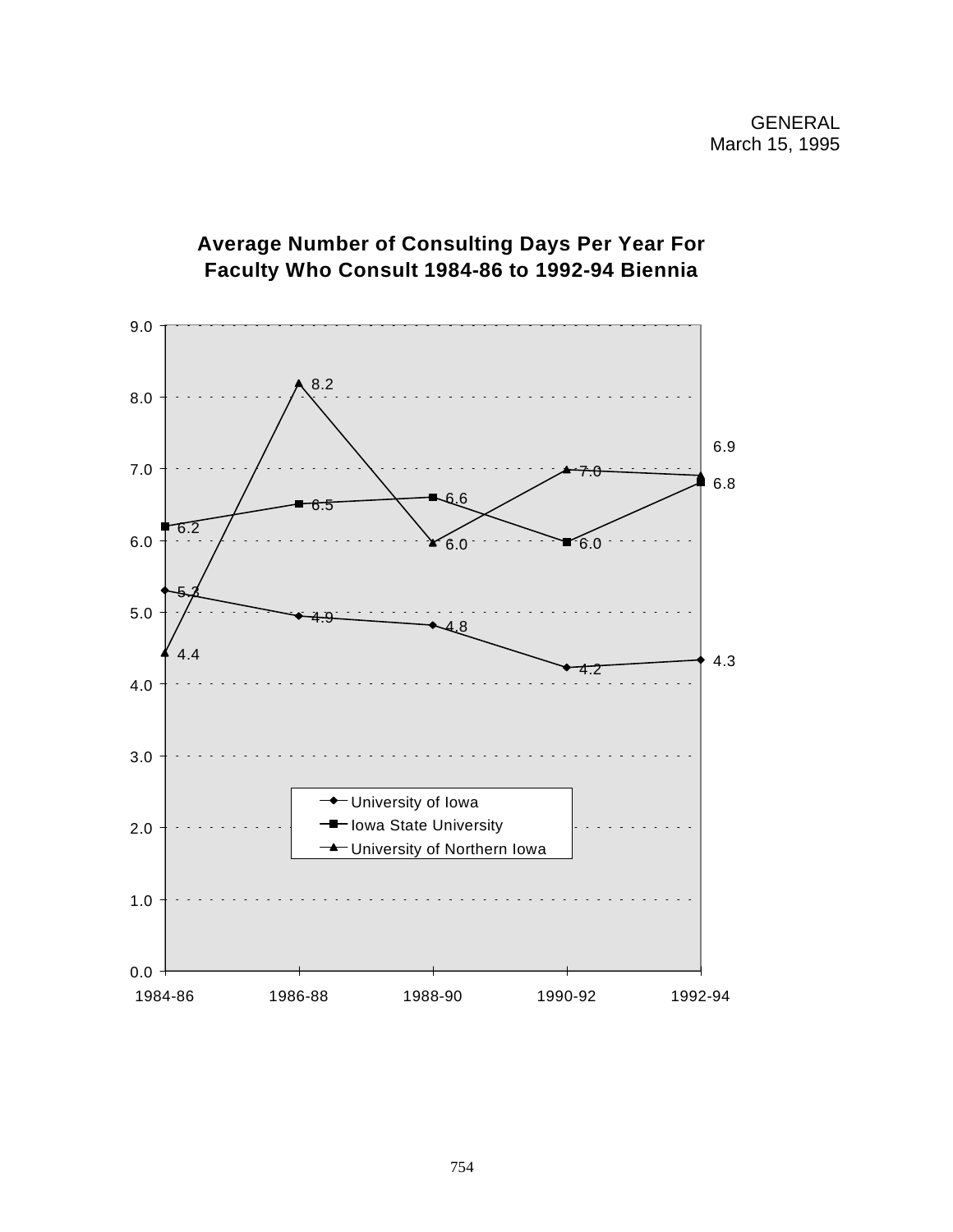GENERAL
March 15, 1995

**Average Number of Consulting Days Per Year For Faculty Who Consult 1984-86 to 1992-94 Biennia**

9.0
8.0
7.0
6.0
5.0
4.0
3.0
2.0
1.0
0.0

1984-86
1986-88
1988-90
1990-92
1992-94

University of Iowa
Iowa State University
University of Northern Iowa

8.2
6.9
7.0
6.8
6.6
6.5
6.2
6.0
6.0
5.3
4.9
4.8
4.4
4.2
4.3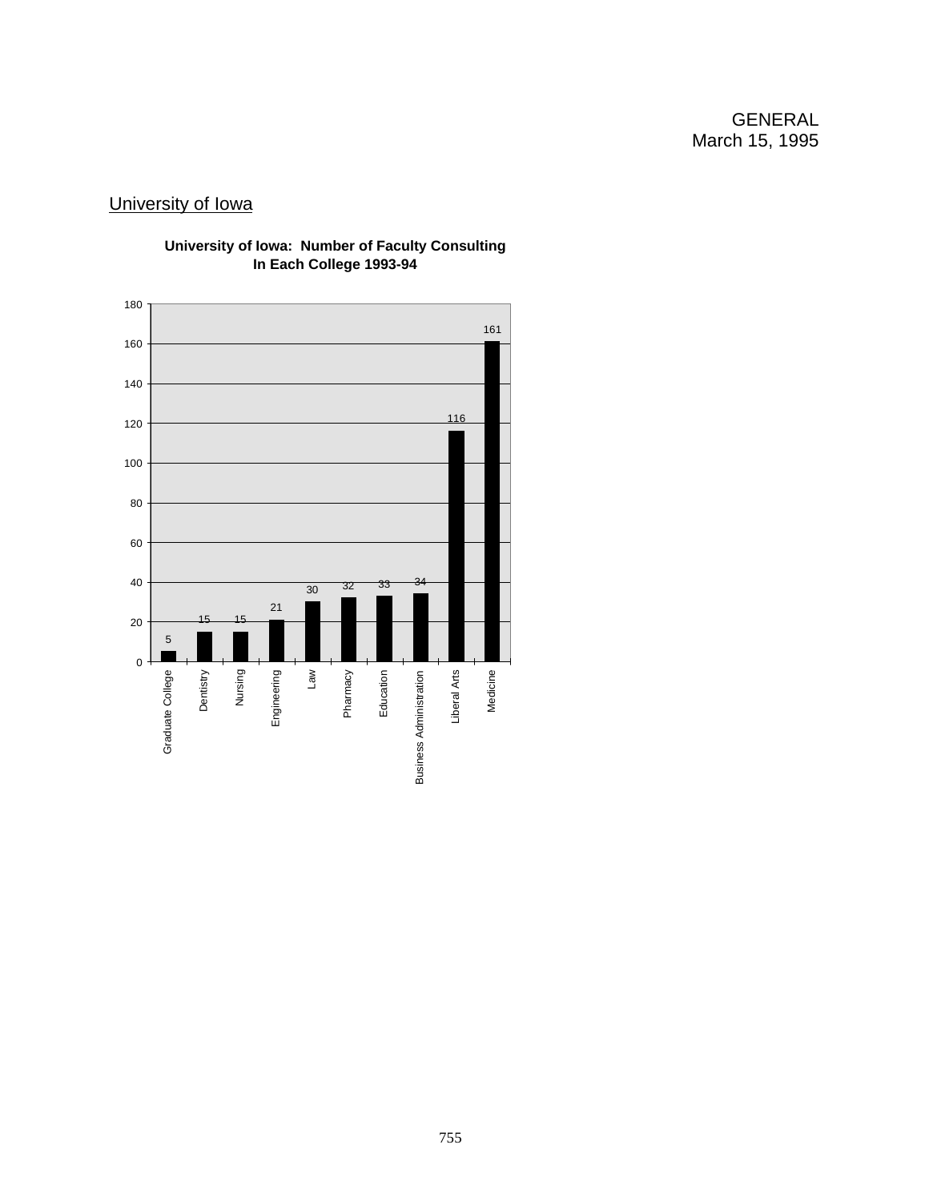GENERAL
March 15, 1995

University of Iowa

**University of Iowa: Number of Faculty Consulting In Each College 1993-94**

180
160
140
120
100
80
60
40
20
0

5
15
15
21
30
32
33
34
116
161

Graduate College
Dentistry
Nursing
Engineering
Law
Pharmacy
Education
Business Administration
Liberal Arts
Medicine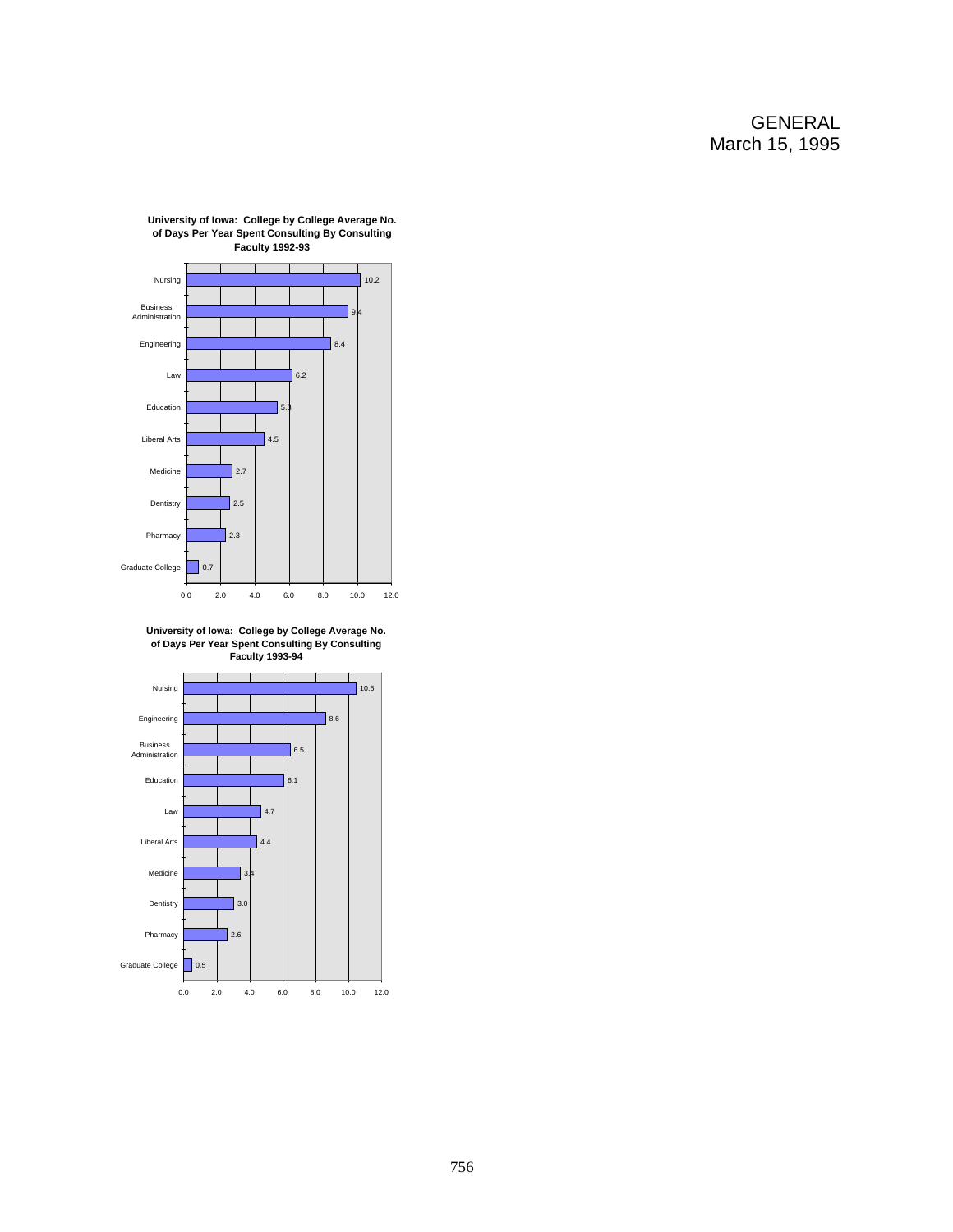GENERAL
March 15, 1995

**University of Iowa: College by College Average No. of Days Per Year Spent Consulting By Consulting Faculty 1992-93**

Nursing 10.2
Business Administration 9.4
Engineering 8.4
Law 6.2
Education 5.3
Liberal Arts 4.5
Medicine 2.7
Dentistry 2.5
Pharmacy 2.3
Graduate College 0.7

0.0 2.0 4.0 6.0 8.0 10.0 12.0

**University of Iowa: College by College Average No. of Days Per Year Spent Consulting By Consulting Faculty 1993-94**

Nursing 10.5
Engineering 8.6
Business Administration 6.5
Education 6.1
Law 4.7
Liberal Arts 4.4
Medicine 3.4
Dentistry 3.0
Pharmacy 2.6
Graduate College 0.5

0.0 2.0 4.0 6.0 8.0 10.0 12.0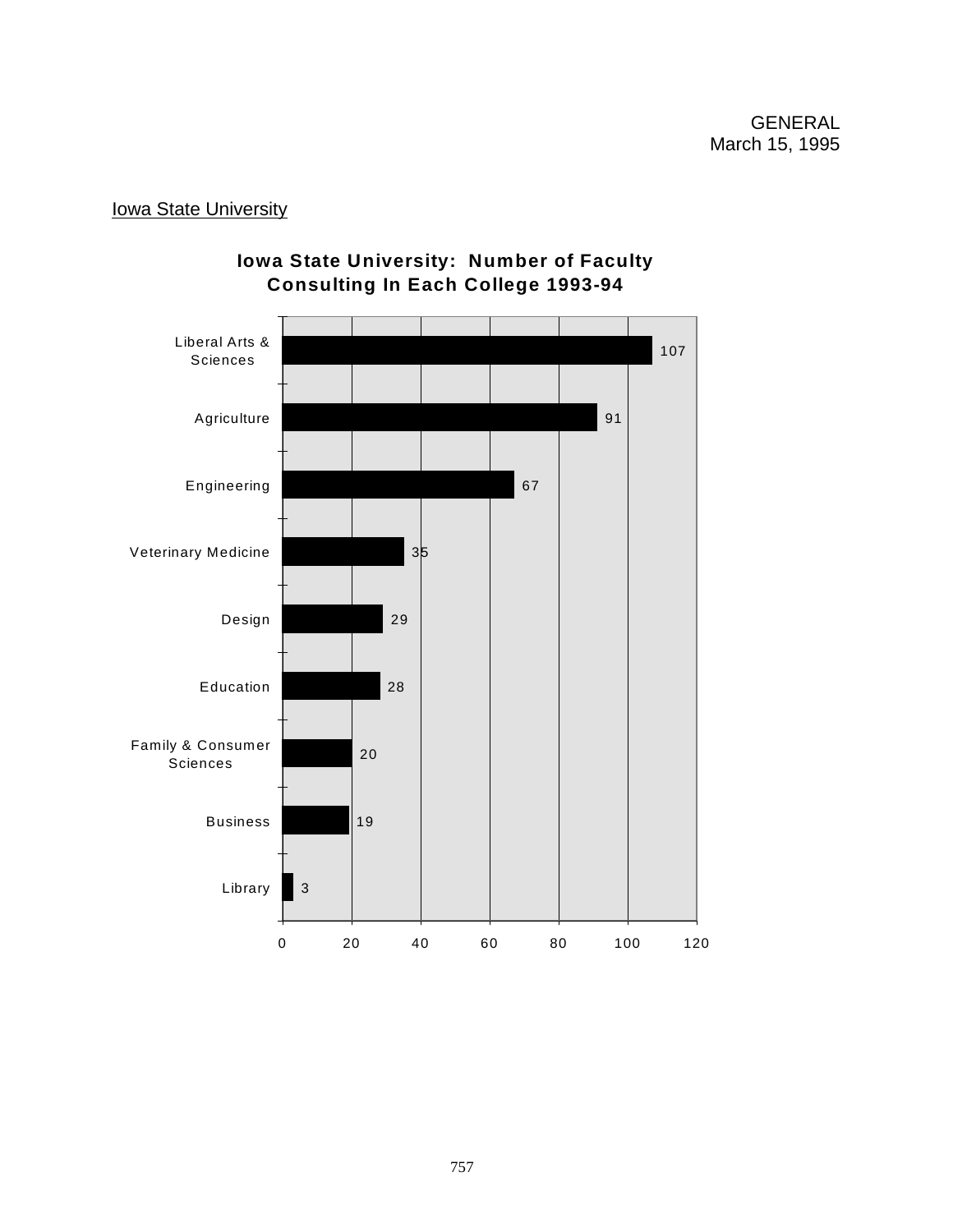GENERAL
March 15, 1995

Iowa State University

**Iowa State University: Number of Faculty Consulting In Each College 1993-94**

| College | Number of Faculty |
|---|---|
| Liberal Arts & Sciences | 107 |
| Agriculture | 91 |
| Engineering | 67 |
| Veterinary Medicine | 35 |
| Design | 29 |
| Education | 28 |
| Family & Consumer Sciences | 20 |
| Business | 19 |
| Library | 3 |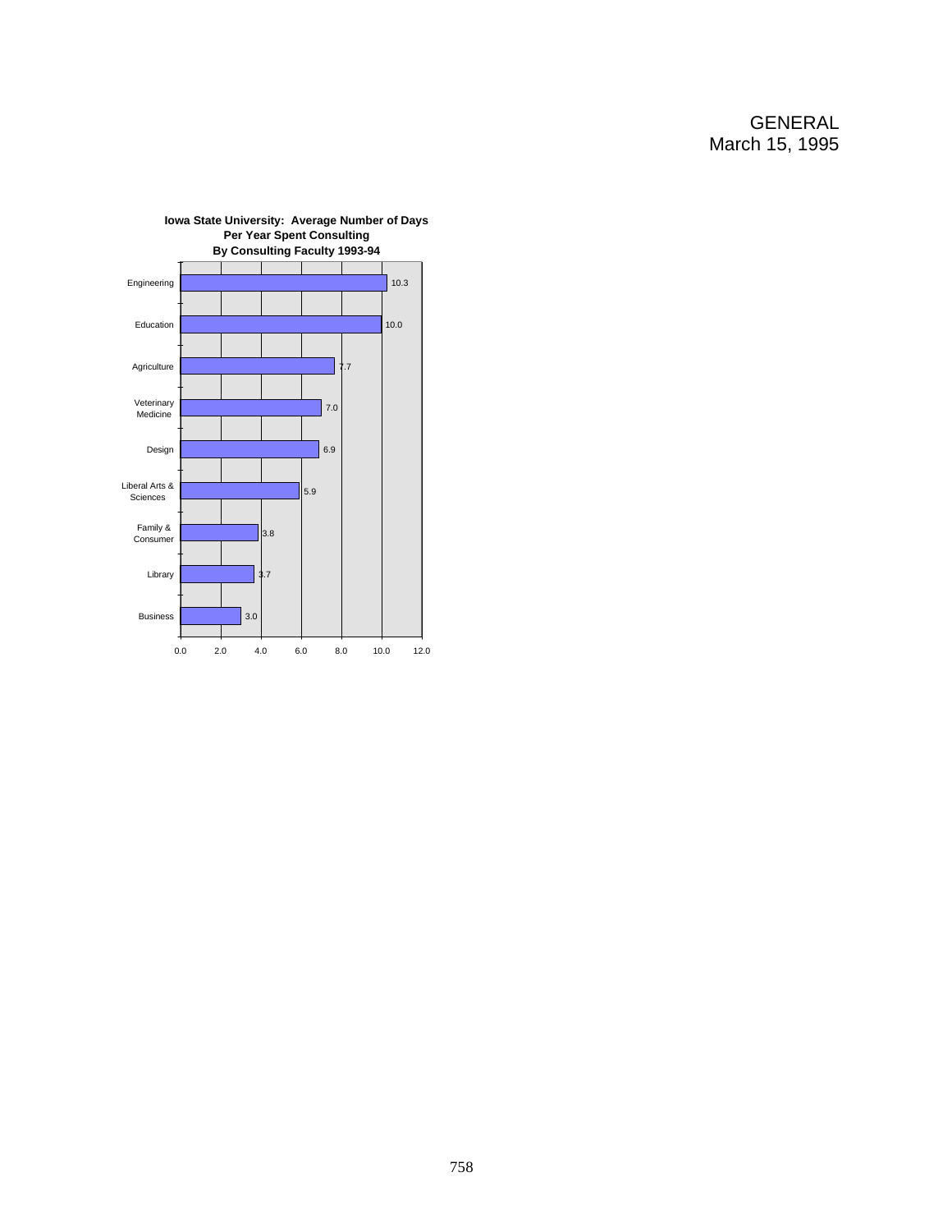GENERAL
March 15, 1995

**Iowa State University: Average Number of Days Per Year Spent Consulting By Consulting Faculty 1993-94**

Engineering 10.3

Education 10.0

Agriculture 7.7

Veterinary Medicine 7.0

Design 6.9

Liberal Arts & Sciences 5.9

Family & Consumer 3.8

Library 3.7

Business 3.0

0.0 2.0 4.0 6.0 8.0 10.0 12.0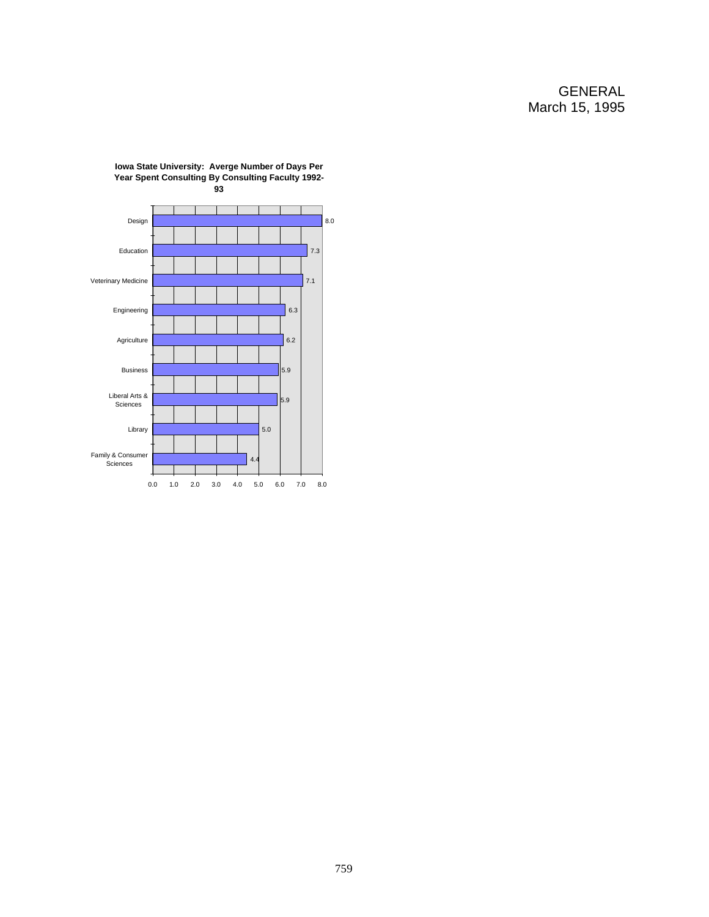GENERAL
March 15, 1995

**Iowa State University: Averge Number of Days Per Year Spent Consulting By Consulting Faculty 1992-93**

Design 8.0

Education 7.3

Veterinary Medicine 7.1

Engineering 6.3

Agriculture 6.2

Business 5.9

Liberal Arts & Sciences 5.9

Library 5.0

Family & Consumer Sciences 4.4

0.0 1.0 2.0 3.0 4.0 5.0 6.0 7.0 8.0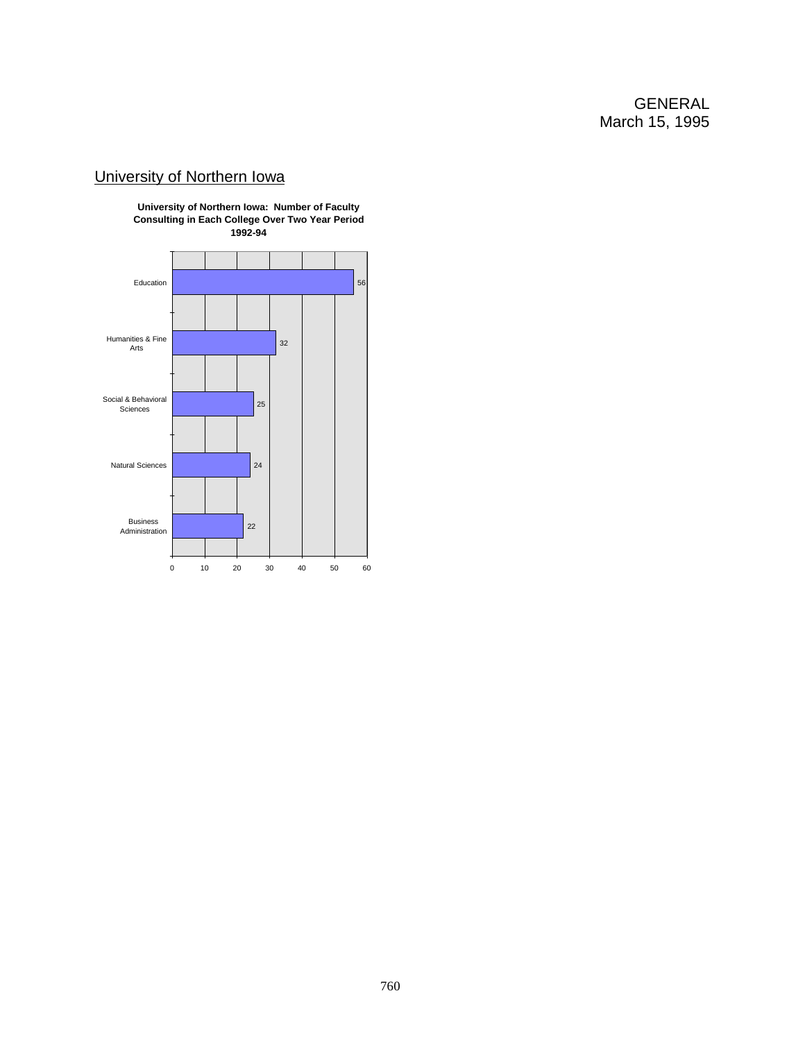GENERAL
March 15, 1995

## University of Northern Iowa

**University of Northern Iowa: Number of Faculty Consulting in Each College Over Two Year Period 1992-94**

Education
56

Humanities & Fine Arts
32

Social & Behavioral Sciences
25

Natural Sciences
24

Business Administration
22

0 10 20 30 40 50 60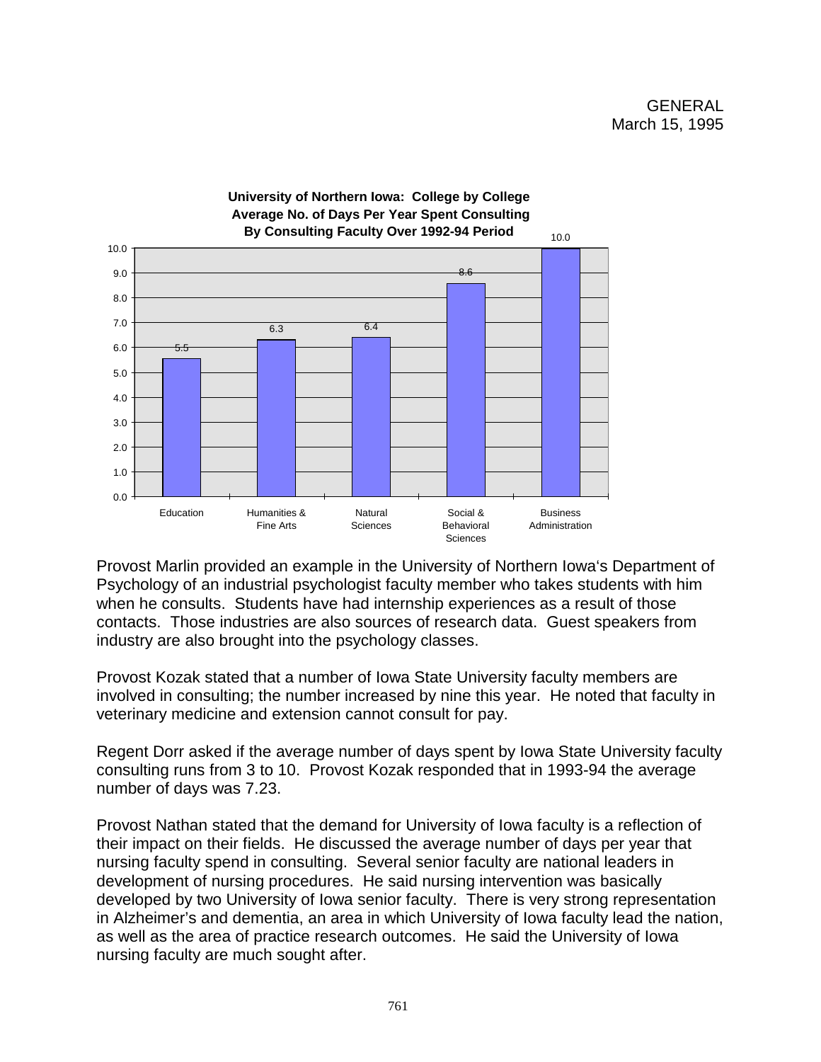University of Northern Iowa: College by College
Average No. of Days Per Year Spent Consulting
By Consulting Faculty Over 1992-94 Period

10.0
9.0
8.0
7.0
6.0
5.0
4.0
3.0
2.0
1.0
0.0

5.5
6.3
6.4
8.6
10.0

Education
Humanities & Fine Arts
Natural Sciences
Social & Behavioral Sciences
Business Administration

Provost Marlin provided an example in the University of Northern Iowa's Department of Psychology of an industrial psychologist faculty member who takes students with him when he consults. Students have had internship experiences as a result of those contacts. Those industries are also sources of research data. Guest speakers from industry are also brought into the psychology classes.

Provost Kozak stated that a number of Iowa State University faculty members are involved in consulting; the number increased by nine this year. He noted that faculty in veterinary medicine and extension cannot consult for pay.

Regent Dorr asked if the average number of days spent by Iowa State University faculty consulting runs from 3 to 10. Provost Kozak responded that in 1993-94 the average number of days was 7.23.

Provost Nathan stated that the demand for University of Iowa faculty is a reflection of their impact on their fields. He discussed the average number of days per year that nursing faculty spend in consulting. Several senior faculty are national leaders in development of nursing procedures. He said nursing intervention was basically developed by two University of Iowa senior faculty. There is very strong representation in Alzheimer's and dementia, an area in which University of Iowa faculty lead the nation, as well as the area of practice research outcomes. He said the University of Iowa nursing faculty are much sought after.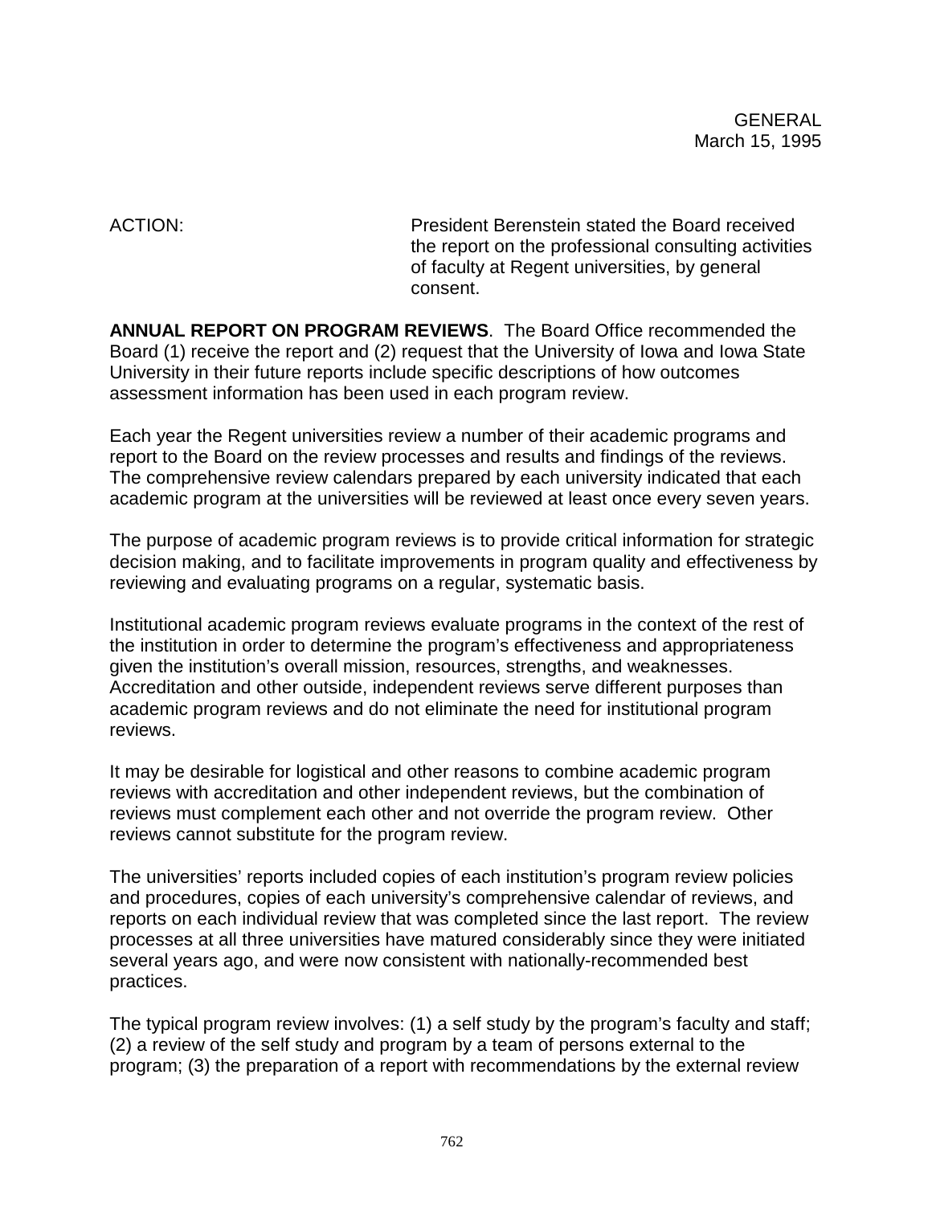GENERAL
March 15, 1995

ACTION: President Berenstein stated the Board received the report on the professional consulting activities of faculty at Regent universities, by general consent.

**ANNUAL REPORT ON PROGRAM REVIEWS**. The Board Office recommended the Board (1) receive the report and (2) request that the University of Iowa and Iowa State University in their future reports include specific descriptions of how outcomes assessment information has been used in each program review.

Each year the Regent universities review a number of their academic programs and report to the Board on the review processes and results and findings of the reviews. The comprehensive review calendars prepared by each university indicated that each academic program at the universities will be reviewed at least once every seven years.

The purpose of academic program reviews is to provide critical information for strategic decision making, and to facilitate improvements in program quality and effectiveness by reviewing and evaluating programs on a regular, systematic basis.

Institutional academic program reviews evaluate programs in the context of the rest of the institution in order to determine the program's effectiveness and appropriateness given the institution's overall mission, resources, strengths, and weaknesses. Accreditation and other outside, independent reviews serve different purposes than academic program reviews and do not eliminate the need for institutional program reviews.

It may be desirable for logistical and other reasons to combine academic program reviews with accreditation and other independent reviews, but the combination of reviews must complement each other and not override the program review. Other reviews cannot substitute for the program review.

The universities' reports included copies of each institution's program review policies and procedures, copies of each university's comprehensive calendar of reviews, and reports on each individual review that was completed since the last report. The review processes at all three universities have matured considerably since they were initiated several years ago, and were now consistent with nationally-recommended best practices.

The typical program review involves: (1) a self study by the program's faculty and staff; (2) a review of the self study and program by a team of persons external to the program; (3) the preparation of a report with recommendations by the external review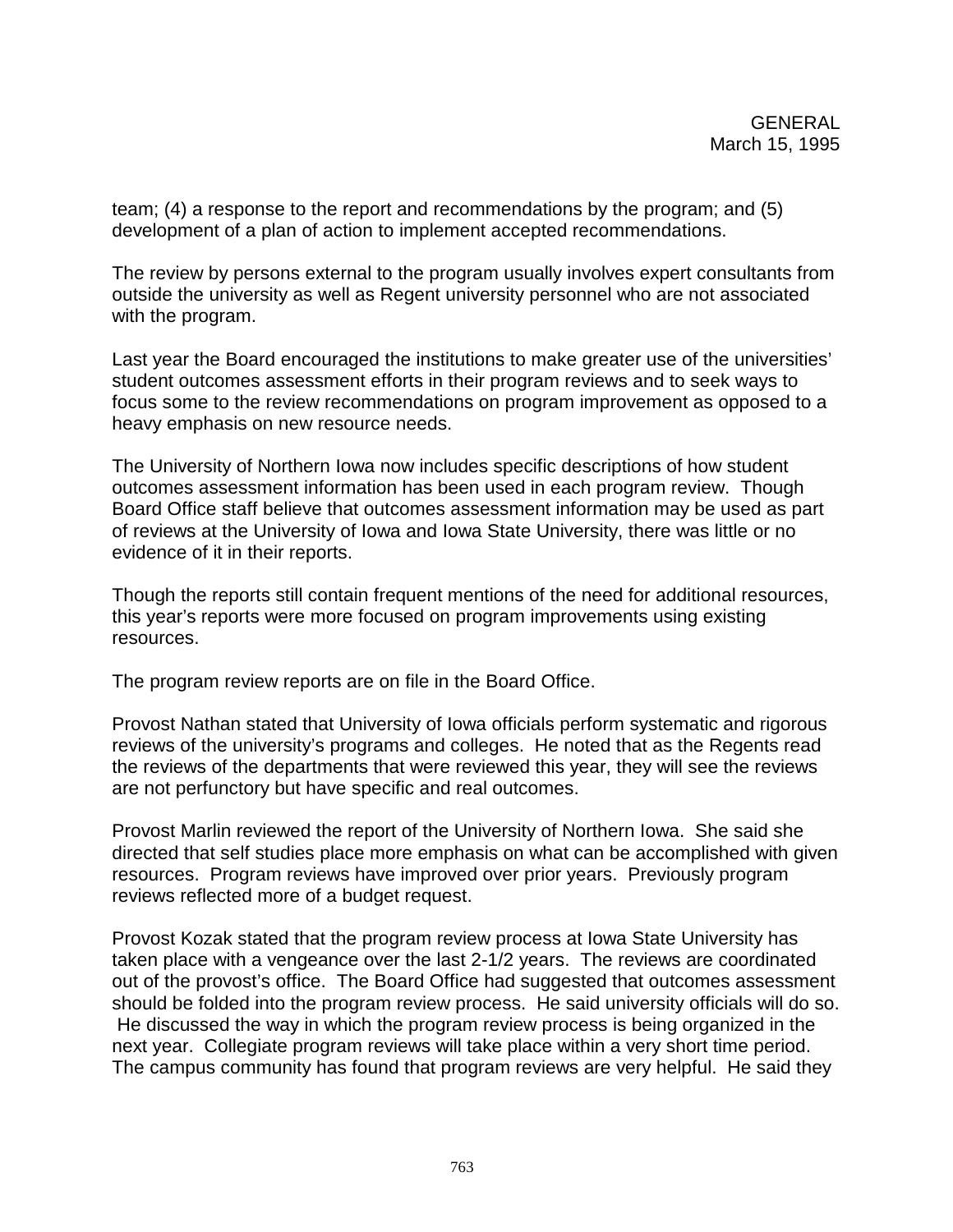team; (4) a response to the report and recommendations by the program; and (5) development of a plan of action to implement accepted recommendations.

The review by persons external to the program usually involves expert consultants from outside the university as well as Regent university personnel who are not associated with the program.

Last year the Board encouraged the institutions to make greater use of the universities' student outcomes assessment efforts in their program reviews and to seek ways to focus some to the review recommendations on program improvement as opposed to a heavy emphasis on new resource needs.

The University of Northern Iowa now includes specific descriptions of how student outcomes assessment information has been used in each program review. Though Board Office staff believe that outcomes assessment information may be used as part of reviews at the University of Iowa and Iowa State University, there was little or no evidence of it in their reports.

Though the reports still contain frequent mentions of the need for additional resources, this year's reports were more focused on program improvements using existing resources.

The program review reports are on file in the Board Office.

Provost Nathan stated that University of Iowa officials perform systematic and rigorous reviews of the university's programs and colleges. He noted that as the Regents read the reviews of the departments that were reviewed this year, they will see the reviews are not perfunctory but have specific and real outcomes.

Provost Marlin reviewed the report of the University of Northern Iowa. She said she directed that self studies place more emphasis on what can be accomplished with given resources. Program reviews have improved over prior years. Previously program reviews reflected more of a budget request.

Provost Kozak stated that the program review process at Iowa State University has taken place with a vengeance over the last 2-1/2 years. The reviews are coordinated out of the provost's office. The Board Office had suggested that outcomes assessment should be folded into the program review process. He said university officials will do so. He discussed the way in which the program review process is being organized in the next year. Collegiate program reviews will take place within a very short time period. The campus community has found that program reviews are very helpful. He said they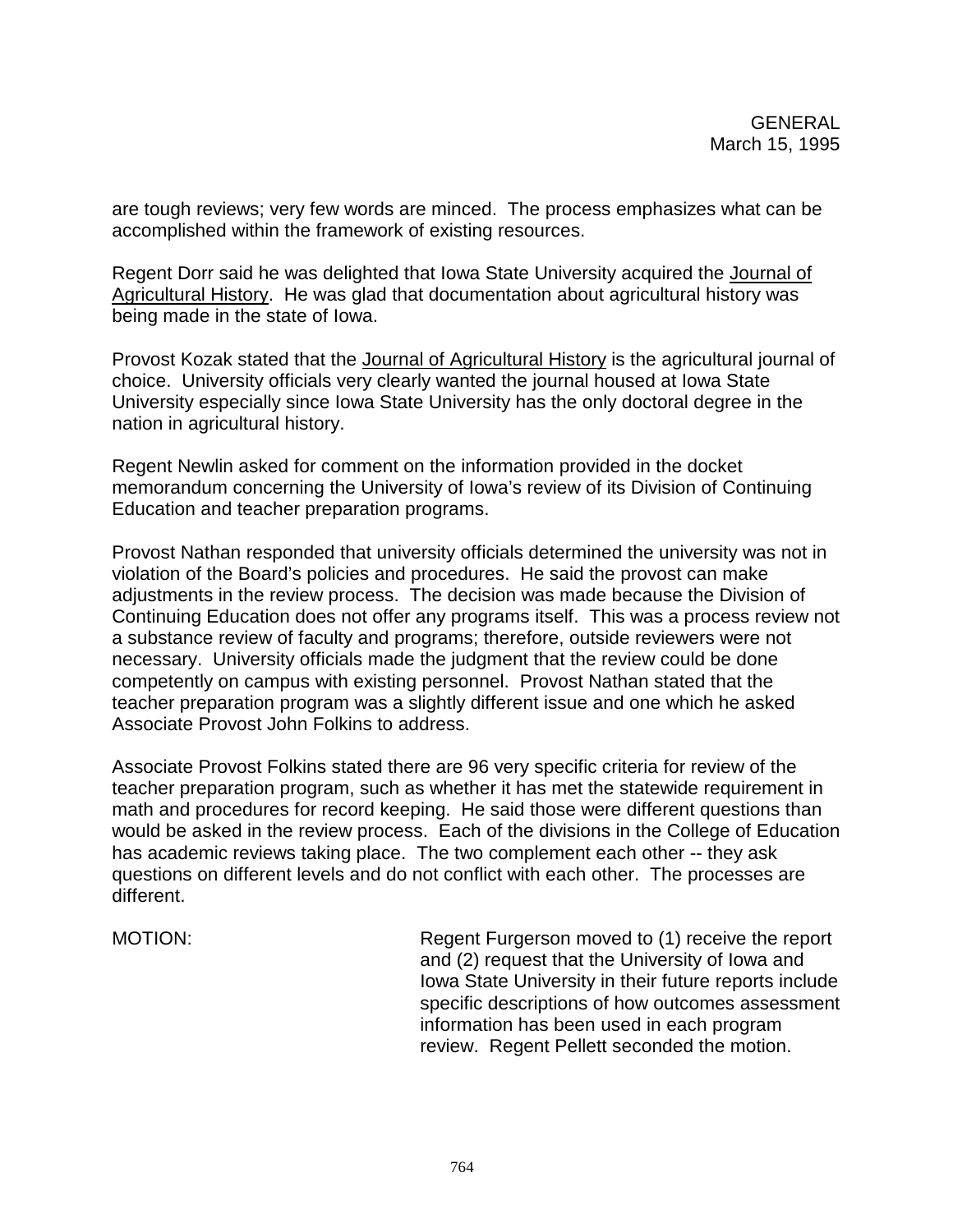are tough reviews; very few words are minced. The process emphasizes what can be accomplished within the framework of existing resources.

Regent Dorr said he was delighted that Iowa State University acquired the Journal of Agricultural History. He was glad that documentation about agricultural history was being made in the state of Iowa.

Provost Kozak stated that the Journal of Agricultural History is the agricultural journal of choice. University officials very clearly wanted the journal housed at Iowa State University especially since Iowa State University has the only doctoral degree in the nation in agricultural history.

Regent Newlin asked for comment on the information provided in the docket memorandum concerning the University of Iowa's review of its Division of Continuing Education and teacher preparation programs.

Provost Nathan responded that university officials determined the university was not in violation of the Board's policies and procedures. He said the provost can make adjustments in the review process. The decision was made because the Division of Continuing Education does not offer any programs itself. This was a process review not a substance review of faculty and programs; therefore, outside reviewers were not necessary. University officials made the judgment that the review could be done competently on campus with existing personnel. Provost Nathan stated that the teacher preparation program was a slightly different issue and one which he asked Associate Provost John Folkins to address.

Associate Provost Folkins stated there are 96 very specific criteria for review of the teacher preparation program, such as whether it has met the statewide requirement in math and procedures for record keeping. He said those were different questions than would be asked in the review process. Each of the divisions in the College of Education has academic reviews taking place. The two complement each other -- they ask questions on different levels and do not conflict with each other. The processes are different.

MOTION: Regent Furgerson moved to (1) receive the report and (2) request that the University of Iowa and Iowa State University in their future reports include specific descriptions of how outcomes assessment information has been used in each program review. Regent Pellett seconded the motion.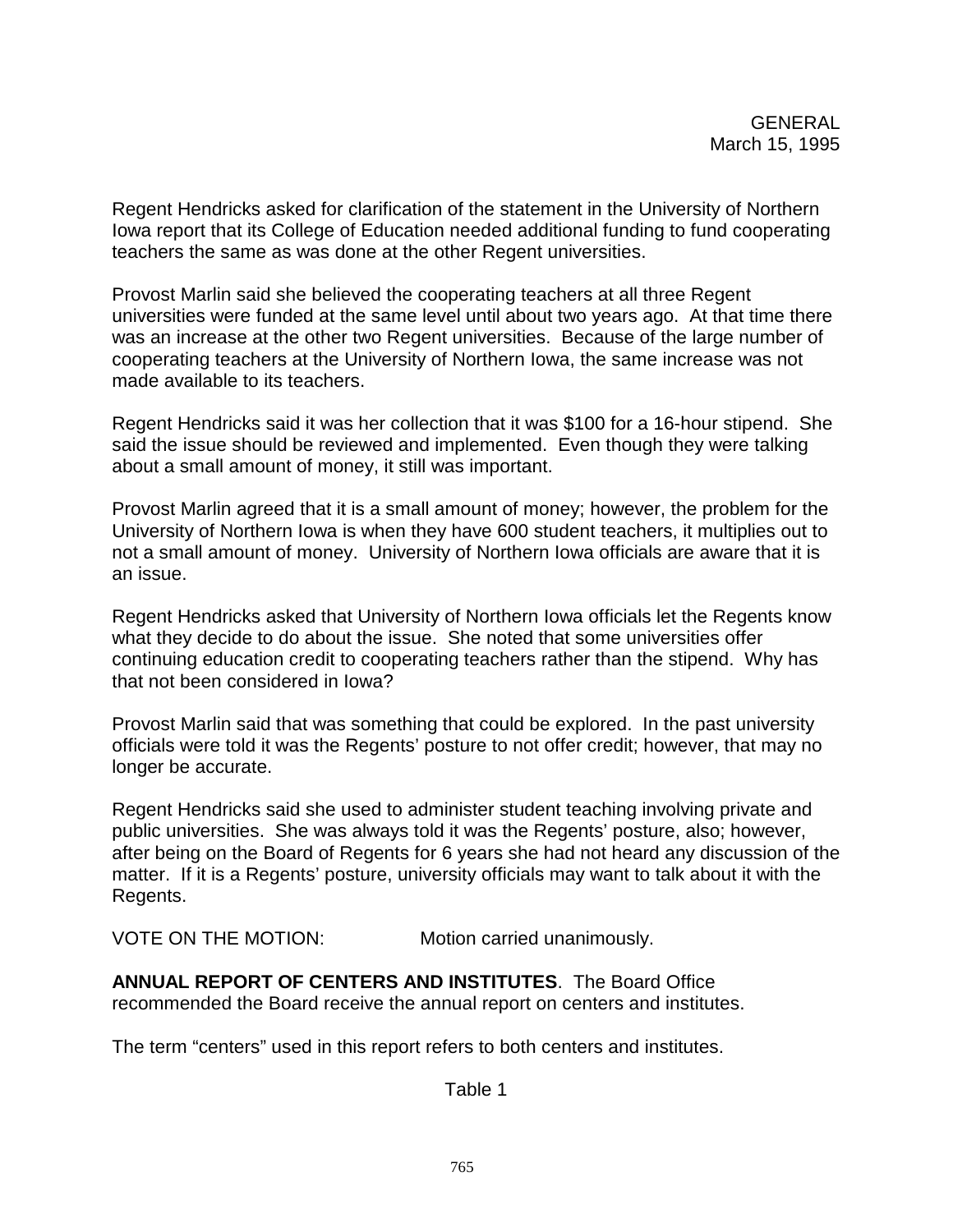Regent Hendricks asked for clarification of the statement in the University of Northern Iowa report that its College of Education needed additional funding to fund cooperating teachers the same as was done at the other Regent universities.

Provost Marlin said she believed the cooperating teachers at all three Regent universities were funded at the same level until about two years ago. At that time there was an increase at the other two Regent universities. Because of the large number of cooperating teachers at the University of Northern Iowa, the same increase was not made available to its teachers.

Regent Hendricks said it was her collection that it was $100 for a 16-hour stipend. She said the issue should be reviewed and implemented. Even though they were talking about a small amount of money, it still was important.

Provost Marlin agreed that it is a small amount of money; however, the problem for the University of Northern Iowa is when they have 600 student teachers, it multiplies out to not a small amount of money. University of Northern Iowa officials are aware that it is an issue.

Regent Hendricks asked that University of Northern Iowa officials let the Regents know what they decide to do about the issue. She noted that some universities offer continuing education credit to cooperating teachers rather than the stipend. Why has that not been considered in Iowa?

Provost Marlin said that was something that could be explored. In the past university officials were told it was the Regents' posture to not offer credit; however, that may no longer be accurate.

Regent Hendricks said she used to administer student teaching involving private and public universities. She was always told it was the Regents' posture, also; however, after being on the Board of Regents for 6 years she had not heard any discussion of the matter. If it is a Regents' posture, university officials may want to talk about it with the Regents.

VOTE ON THE MOTION: Motion carried unanimously.

**ANNUAL REPORT OF CENTERS AND INSTITUTES**. The Board Office recommended the Board receive the annual report on centers and institutes.

The term "centers" used in this report refers to both centers and institutes.

Table 1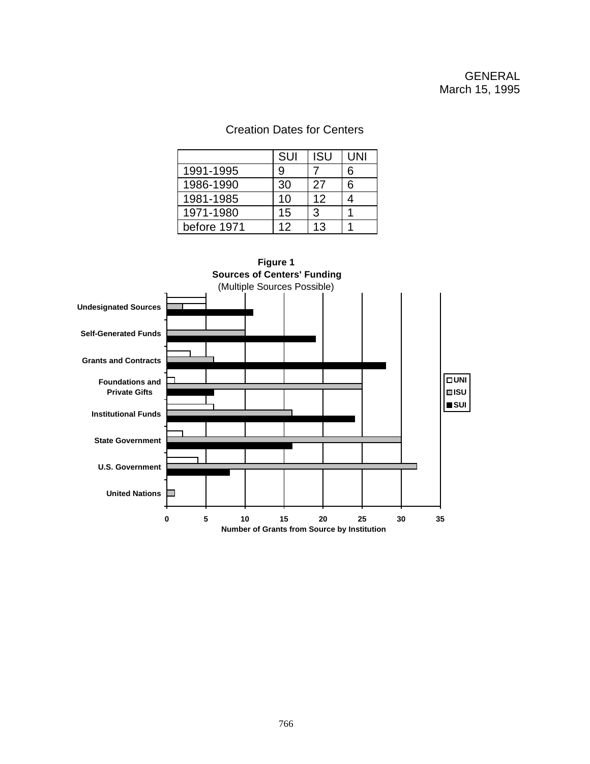GENERAL
March 15, 1995

Creation Dates for Centers

| | SUI | ISU | UNI |
|---|---|---|---|
| 1991-1995 | 9 | 7 | 6 |
| 1986-1990 | 30 | 27 | 6 |
| 1981-1985 | 10 | 12 | 4 |
| 1971-1980 | 15 | 3 | 1 |
| before 1971 | 12 | 13 | 1 |

**Figure 1**
**Sources of Centers' Funding**
(Multiple Sources Possible)

Undesignated Sources
Self-Generated Funds
Grants and Contracts
Foundations and Private Gifts
Institutional Funds
State Government
U.S. Government
United Nations

UNI
ISU
SUI

0 5 10 15 20 25 30 35

Number of Grants from Source by Institution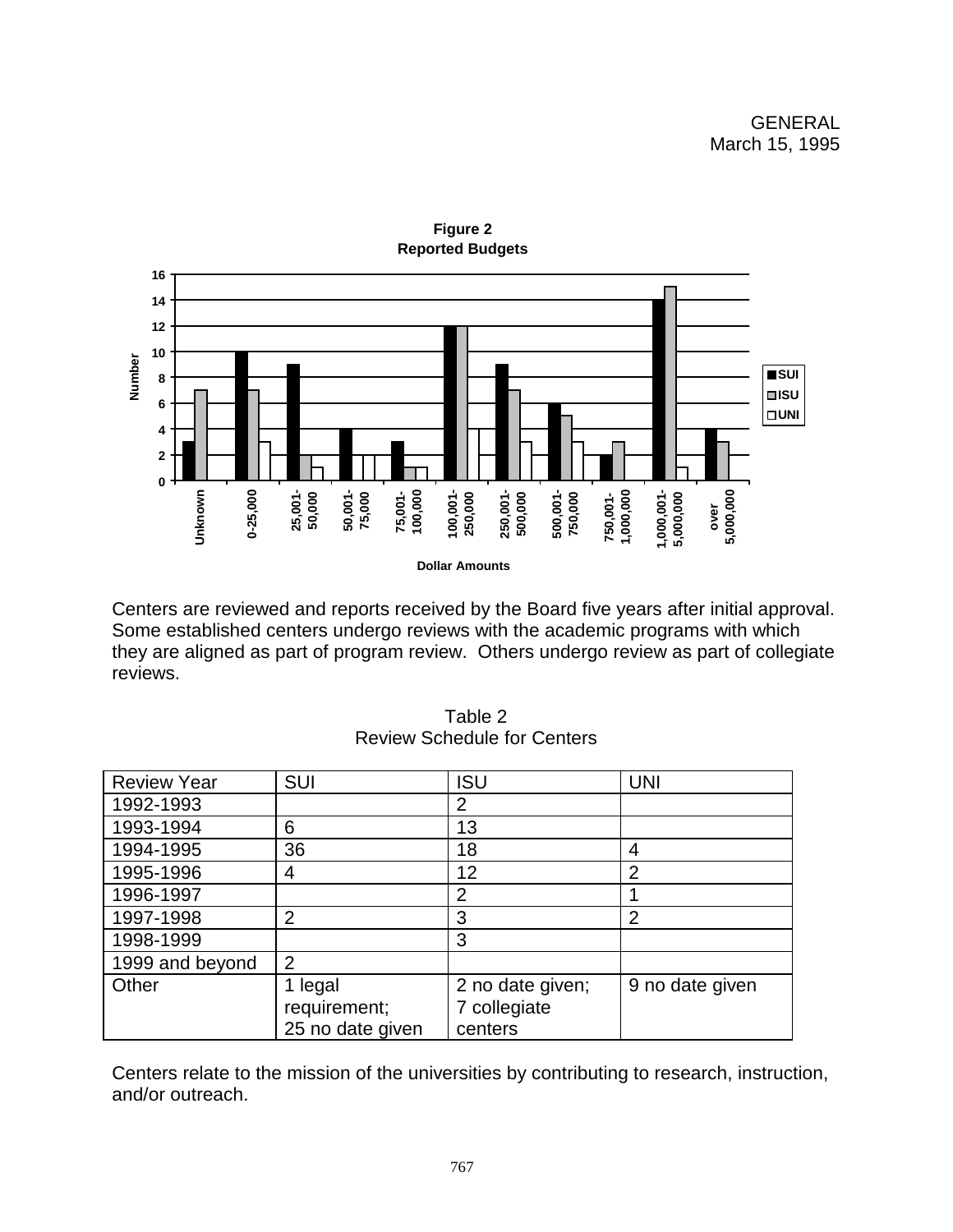GENERAL
March 15, 1995

**Figure 2**
**Reported Budgets**

16
14
12
10
8
6
4
2
0

Number

Unknown
0-25,000
25,001-50,000
50,001-75,000
75,001-100,000
100,001-250,000
250,001-500,000
500,001-750,000
750,001-1,000,000
1,000,001-5,000,000
over 5,000,000

Dollar Amounts

SUI
ISU
UNI

Centers are reviewed and reports received by the Board five years after initial approval. Some established centers undergo reviews with the academic programs with which they are aligned as part of program review. Others undergo review as part of collegiate reviews.

Table 2
Review Schedule for Centers

| Review Year | SUI | ISU | UNI |
|---|---|---|---|
| 1992-1993 | | 2 | |
| 1993-1994 | 6 | 13 | |
| 1994-1995 | 36 | 18 | 4 |
| 1995-1996 | 4 | 12 | 2 |
| 1996-1997 | | 2 | 1 |
| 1997-1998 | 2 | 3 | 2 |
| 1998-1999 | | 3 | |
| 1999 and beyond | 2 | | |
| Other | 1 legal requirement; 25 no date given | 2 no date given; 7 collegiate centers | 9 no date given |

Centers relate to the mission of the universities by contributing to research, instruction, and/or outreach.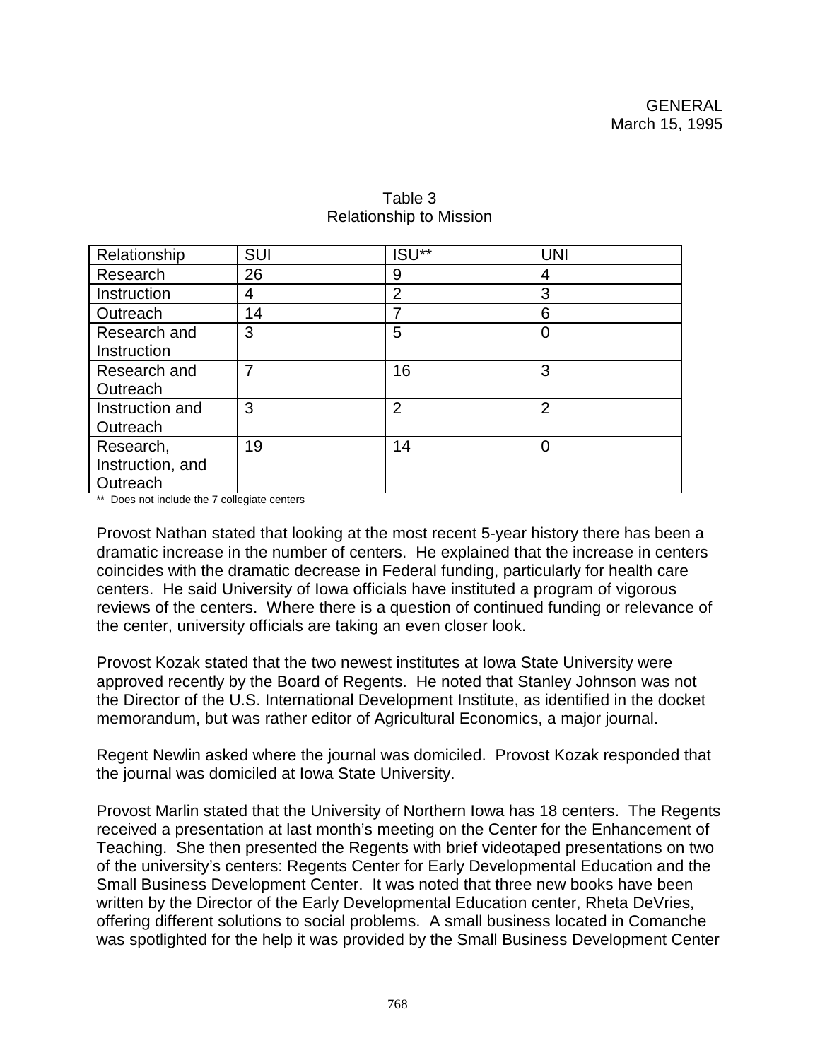Table 3
Relationship to Mission

| Relationship | SUI | ISU** | UNI |
|---|---|---|---|
| Research | 26 | 9 | 4 |
| Instruction | 4 | 2 | 3 |
| Outreach | 14 | 7 | 6 |
| Research and Instruction | 3 | 5 | 0 |
| Research and Outreach | 7 | 16 | 3 |
| Instruction and Outreach | 3 | 2 | 2 |
| Research, Instruction, and Outreach | 19 | 14 | 0 |

** Does not include the 7 collegiate centers

Provost Nathan stated that looking at the most recent 5-year history there has been a dramatic increase in the number of centers. He explained that the increase in centers coincides with the dramatic decrease in Federal funding, particularly for health care centers. He said University of Iowa officials have instituted a program of vigorous reviews of the centers. Where there is a question of continued funding or relevance of the center, university officials are taking an even closer look.

Provost Kozak stated that the two newest institutes at Iowa State University were approved recently by the Board of Regents. He noted that Stanley Johnson was not the Director of the U.S. International Development Institute, as identified in the docket memorandum, but was rather editor of Agricultural Economics, a major journal.

Regent Newlin asked where the journal was domiciled. Provost Kozak responded that the journal was domiciled at Iowa State University.

Provost Marlin stated that the University of Northern Iowa has 18 centers. The Regents received a presentation at last month's meeting on the Center for the Enhancement of Teaching. She then presented the Regents with brief videotaped presentations on two of the university's centers: Regents Center for Early Developmental Education and the Small Business Development Center. It was noted that three new books have been written by the Director of the Early Developmental Education center, Rheta DeVries, offering different solutions to social problems. A small business located in Comanche was spotlighted for the help it was provided by the Small Business Development Center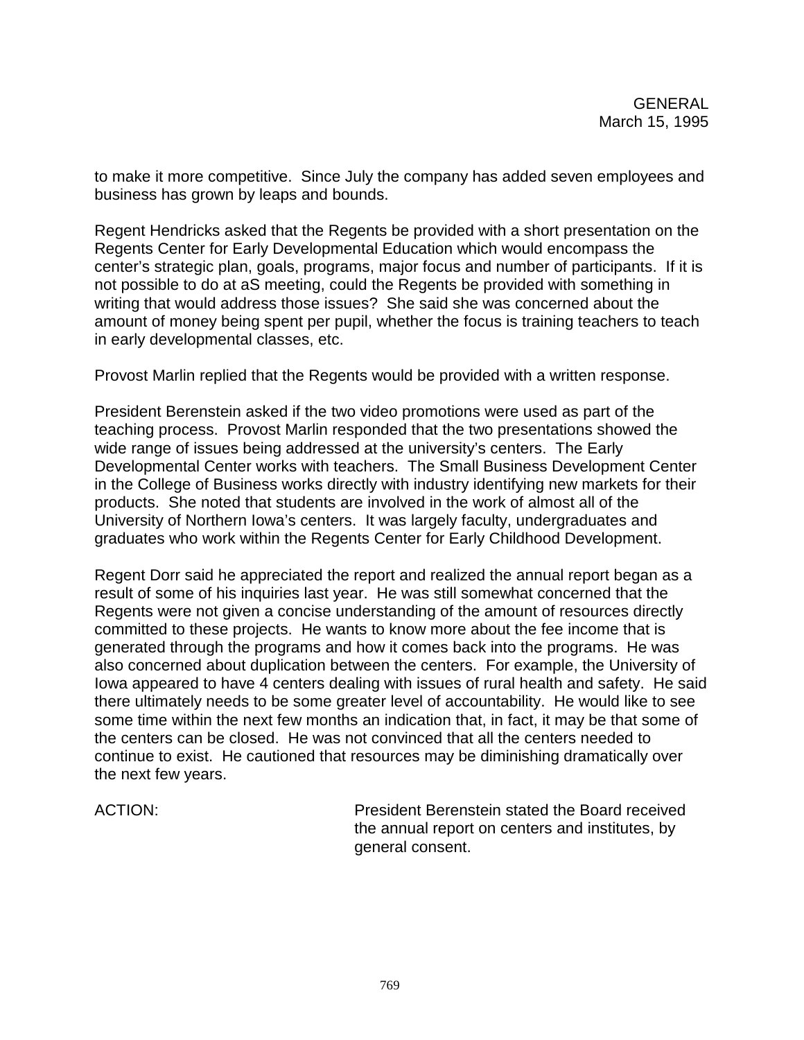to make it more competitive. Since July the company has added seven employees and business has grown by leaps and bounds.

Regent Hendricks asked that the Regents be provided with a short presentation on the Regents Center for Early Developmental Education which would encompass the center's strategic plan, goals, programs, major focus and number of participants. If it is not possible to do at aS meeting, could the Regents be provided with something in writing that would address those issues? She said she was concerned about the amount of money being spent per pupil, whether the focus is training teachers to teach in early developmental classes, etc.

Provost Marlin replied that the Regents would be provided with a written response.

President Berenstein asked if the two video promotions were used as part of the teaching process. Provost Marlin responded that the two presentations showed the wide range of issues being addressed at the university's centers. The Early Developmental Center works with teachers. The Small Business Development Center in the College of Business works directly with industry identifying new markets for their products. She noted that students are involved in the work of almost all of the University of Northern Iowa's centers. It was largely faculty, undergraduates and graduates who work within the Regents Center for Early Childhood Development.

Regent Dorr said he appreciated the report and realized the annual report began as a result of some of his inquiries last year. He was still somewhat concerned that the Regents were not given a concise understanding of the amount of resources directly committed to these projects. He wants to know more about the fee income that is generated through the programs and how it comes back into the programs. He was also concerned about duplication between the centers. For example, the University of Iowa appeared to have 4 centers dealing with issues of rural health and safety. He said there ultimately needs to be some greater level of accountability. He would like to see some time within the next few months an indication that, in fact, it may be that some of the centers can be closed. He was not convinced that all the centers needed to continue to exist. He cautioned that resources may be diminishing dramatically over the next few years.

ACTION: President Berenstein stated the Board received the annual report on centers and institutes, by general consent.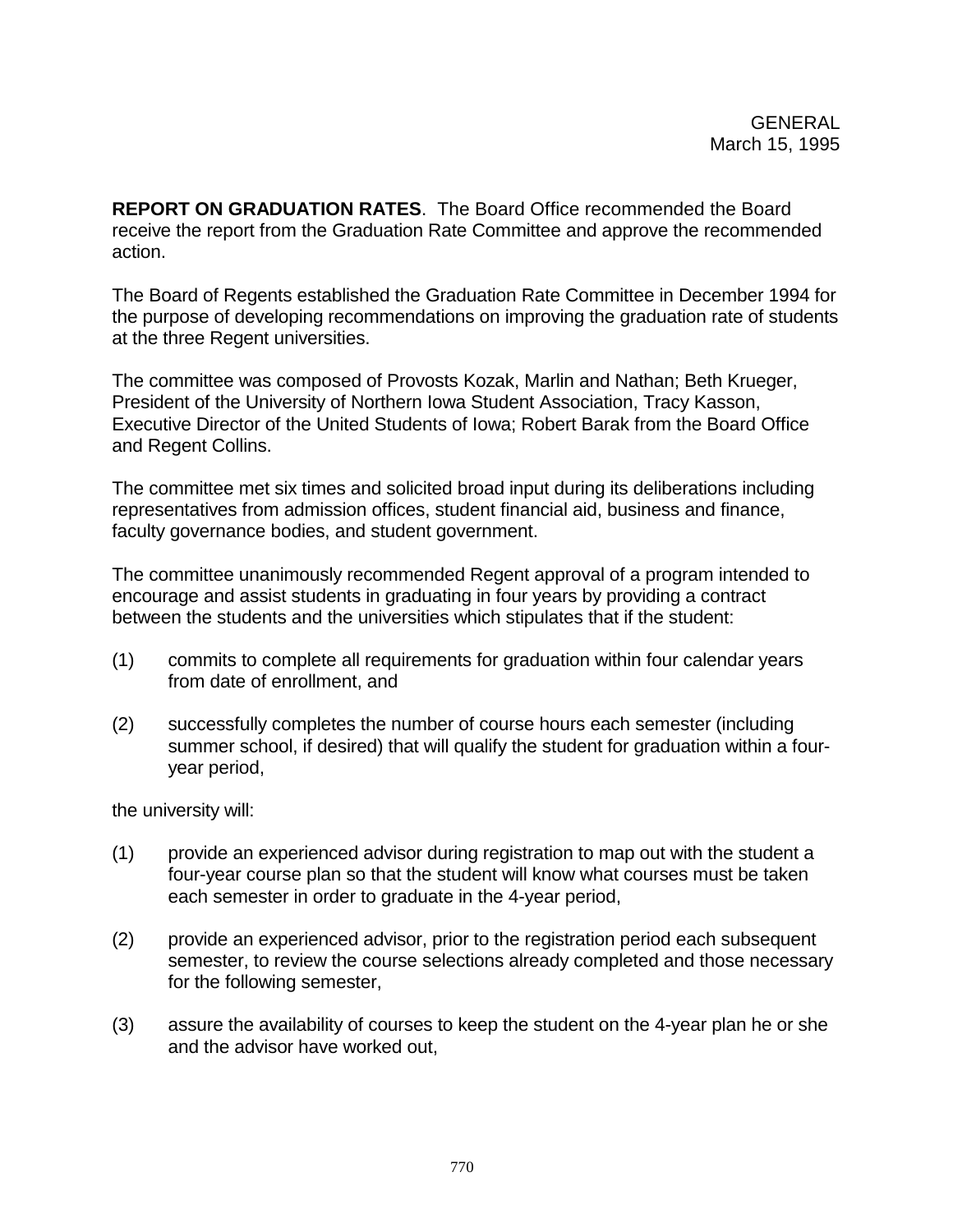GENERAL
March 15, 1995

**REPORT ON GRADUATION RATES**. The Board Office recommended the Board receive the report from the Graduation Rate Committee and approve the recommended action.

The Board of Regents established the Graduation Rate Committee in December 1994 for the purpose of developing recommendations on improving the graduation rate of students at the three Regent universities.

The committee was composed of Provosts Kozak, Marlin and Nathan; Beth Krueger, President of the University of Northern Iowa Student Association, Tracy Kasson, Executive Director of the United Students of Iowa; Robert Barak from the Board Office and Regent Collins.

The committee met six times and solicited broad input during its deliberations including representatives from admission offices, student financial aid, business and finance, faculty governance bodies, and student government.

The committee unanimously recommended Regent approval of a program intended to encourage and assist students in graduating in four years by providing a contract between the students and the universities which stipulates that if the student:

(1) commits to complete all requirements for graduation within four calendar years from date of enrollment, and

(2) successfully completes the number of course hours each semester (including summer school, if desired) that will qualify the student for graduation within a four-year period,

the university will:

(1) provide an experienced advisor during registration to map out with the student a four-year course plan so that the student will know what courses must be taken each semester in order to graduate in the 4-year period,

(2) provide an experienced advisor, prior to the registration period each subsequent semester, to review the course selections already completed and those necessary for the following semester,

(3) assure the availability of courses to keep the student on the 4-year plan he or she and the advisor have worked out,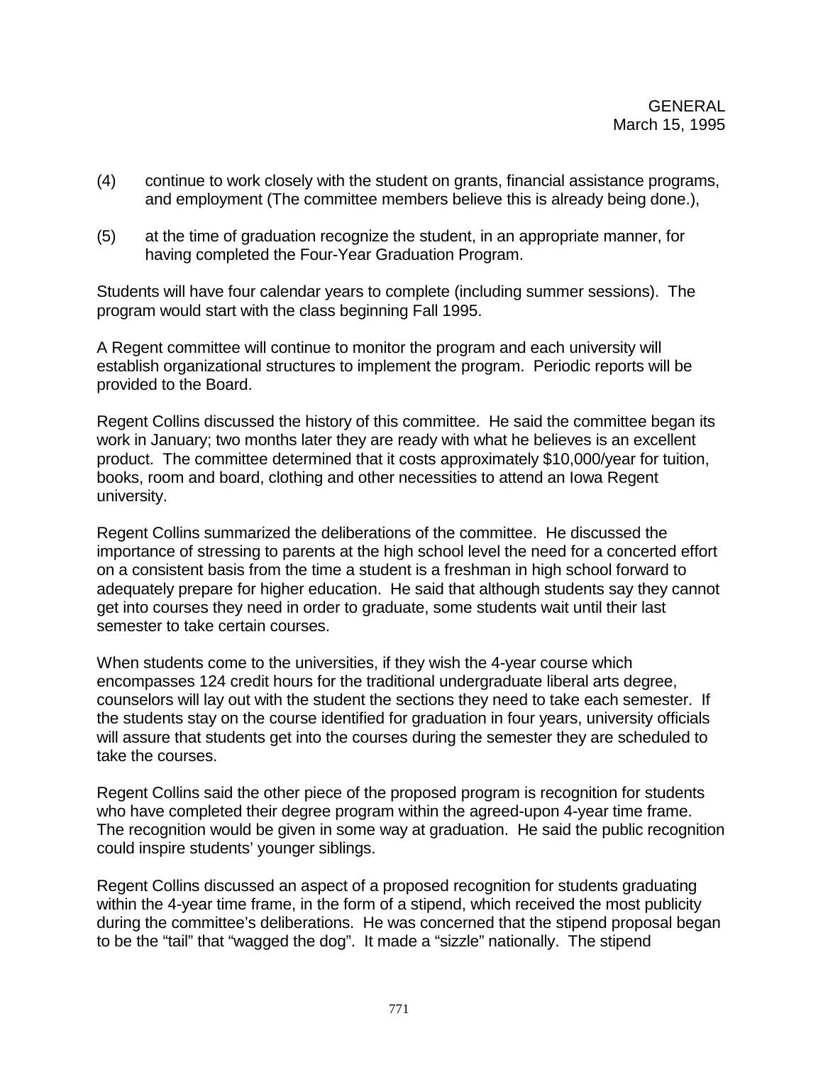(4) continue to work closely with the student on grants, financial assistance programs, and employment (The committee members believe this is already being done.),

(5) at the time of graduation recognize the student, in an appropriate manner, for having completed the Four-Year Graduation Program.

Students will have four calendar years to complete (including summer sessions). The program would start with the class beginning Fall 1995.

A Regent committee will continue to monitor the program and each university will establish organizational structures to implement the program. Periodic reports will be provided to the Board.

Regent Collins discussed the history of this committee. He said the committee began its work in January; two months later they are ready with what he believes is an excellent product. The committee determined that it costs approximately $10,000/year for tuition, books, room and board, clothing and other necessities to attend an Iowa Regent university.

Regent Collins summarized the deliberations of the committee. He discussed the importance of stressing to parents at the high school level the need for a concerted effort on a consistent basis from the time a student is a freshman in high school forward to adequately prepare for higher education. He said that although students say they cannot get into courses they need in order to graduate, some students wait until their last semester to take certain courses.

When students come to the universities, if they wish the 4-year course which encompasses 124 credit hours for the traditional undergraduate liberal arts degree, counselors will lay out with the student the sections they need to take each semester. If the students stay on the course identified for graduation in four years, university officials will assure that students get into the courses during the semester they are scheduled to take the courses.

Regent Collins said the other piece of the proposed program is recognition for students who have completed their degree program within the agreed-upon 4-year time frame. The recognition would be given in some way at graduation. He said the public recognition could inspire students' younger siblings.

Regent Collins discussed an aspect of a proposed recognition for students graduating within the 4-year time frame, in the form of a stipend, which received the most publicity during the committee's deliberations. He was concerned that the stipend proposal began to be the "tail" that "wagged the dog". It made a "sizzle" nationally. The stipend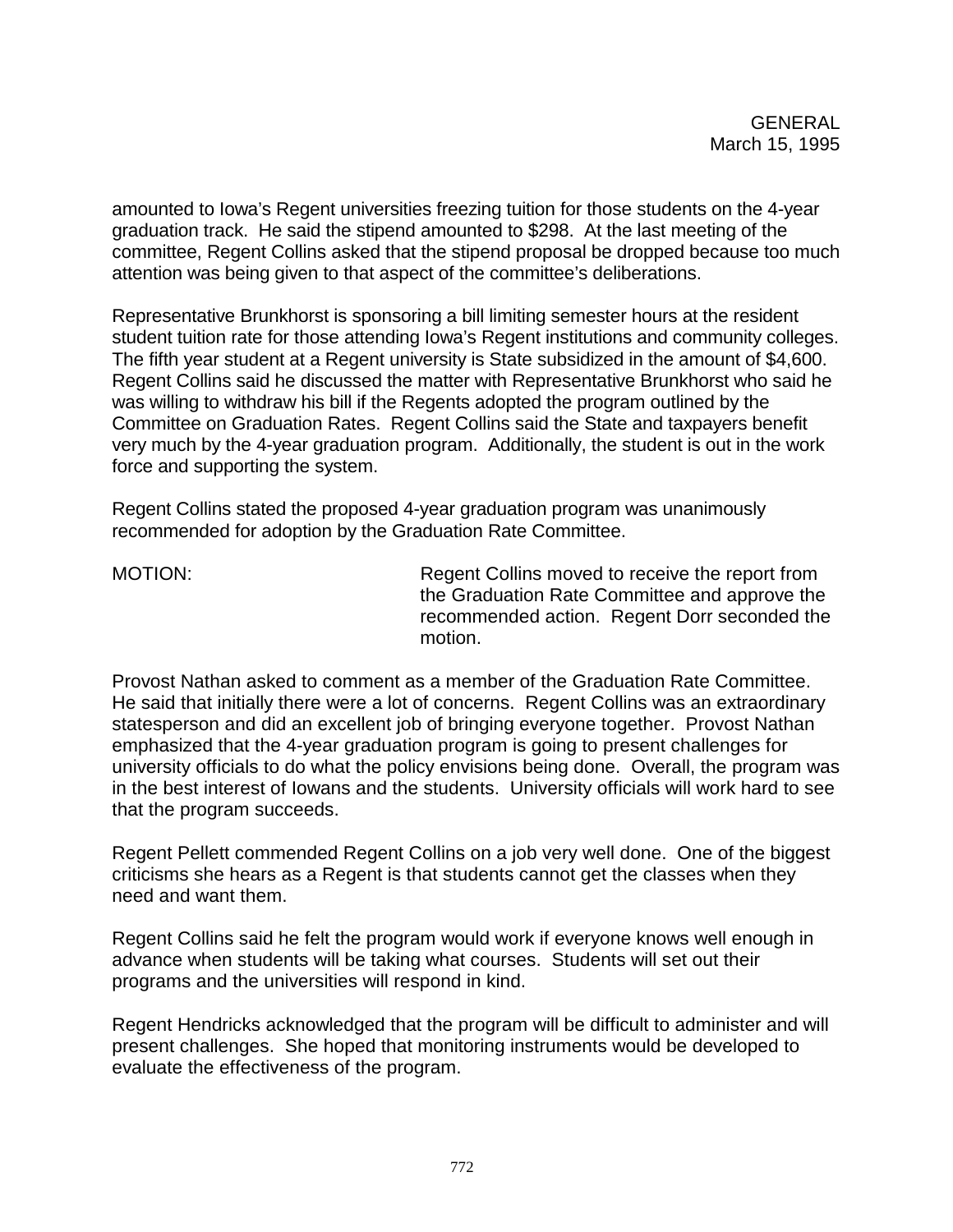amounted to Iowa's Regent universities freezing tuition for those students on the 4-year graduation track. He said the stipend amounted to $298. At the last meeting of the committee, Regent Collins asked that the stipend proposal be dropped because too much attention was being given to that aspect of the committee's deliberations.

Representative Brunkhorst is sponsoring a bill limiting semester hours at the resident student tuition rate for those attending Iowa's Regent institutions and community colleges. The fifth year student at a Regent university is State subsidized in the amount of $4,600. Regent Collins said he discussed the matter with Representative Brunkhorst who said he was willing to withdraw his bill if the Regents adopted the program outlined by the Committee on Graduation Rates. Regent Collins said the State and taxpayers benefit very much by the 4-year graduation program. Additionally, the student is out in the work force and supporting the system.

Regent Collins stated the proposed 4-year graduation program was unanimously recommended for adoption by the Graduation Rate Committee.

MOTION: Regent Collins moved to receive the report from the Graduation Rate Committee and approve the recommended action. Regent Dorr seconded the motion.

Provost Nathan asked to comment as a member of the Graduation Rate Committee. He said that initially there were a lot of concerns. Regent Collins was an extraordinary statesperson and did an excellent job of bringing everyone together. Provost Nathan emphasized that the 4-year graduation program is going to present challenges for university officials to do what the policy envisions being done. Overall, the program was in the best interest of Iowans and the students. University officials will work hard to see that the program succeeds.

Regent Pellett commended Regent Collins on a job very well done. One of the biggest criticisms she hears as a Regent is that students cannot get the classes when they need and want them.

Regent Collins said he felt the program would work if everyone knows well enough in advance when students will be taking what courses. Students will set out their programs and the universities will respond in kind.

Regent Hendricks acknowledged that the program will be difficult to administer and will present challenges. She hoped that monitoring instruments would be developed to evaluate the effectiveness of the program.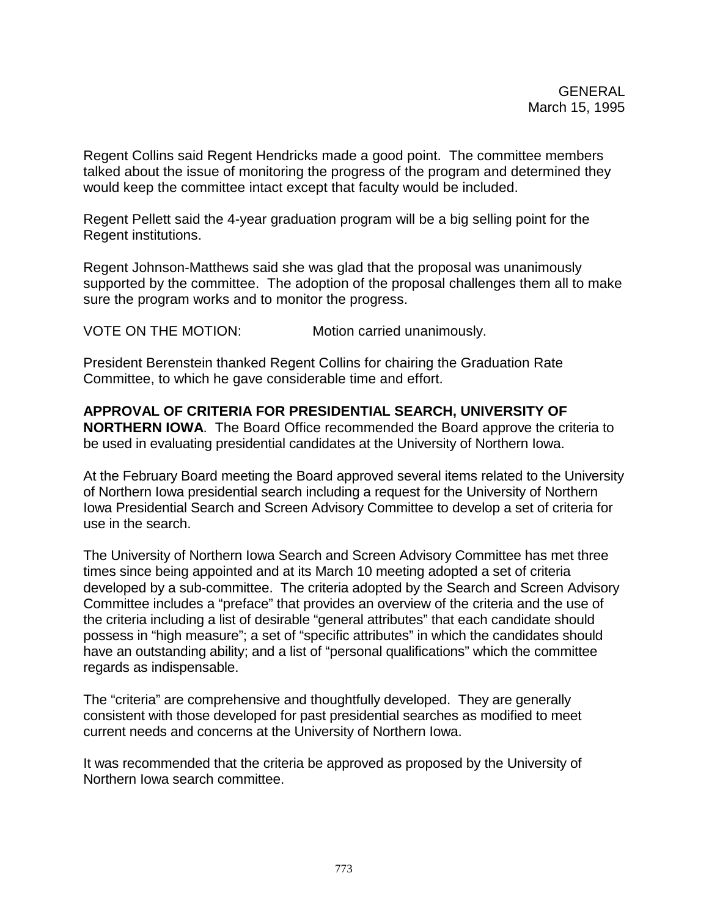Regent Collins said Regent Hendricks made a good point. The committee members talked about the issue of monitoring the progress of the program and determined they would keep the committee intact except that faculty would be included.

Regent Pellett said the 4-year graduation program will be a big selling point for the Regent institutions.

Regent Johnson-Matthews said she was glad that the proposal was unanimously supported by the committee. The adoption of the proposal challenges them all to make sure the program works and to monitor the progress.

VOTE ON THE MOTION: Motion carried unanimously.

President Berenstein thanked Regent Collins for chairing the Graduation Rate Committee, to which he gave considerable time and effort.

**APPROVAL OF CRITERIA FOR PRESIDENTIAL SEARCH, UNIVERSITY OF NORTHERN IOWA**. The Board Office recommended the Board approve the criteria to be used in evaluating presidential candidates at the University of Northern Iowa.

At the February Board meeting the Board approved several items related to the University of Northern Iowa presidential search including a request for the University of Northern Iowa Presidential Search and Screen Advisory Committee to develop a set of criteria for use in the search.

The University of Northern Iowa Search and Screen Advisory Committee has met three times since being appointed and at its March 10 meeting adopted a set of criteria developed by a sub-committee. The criteria adopted by the Search and Screen Advisory Committee includes a "preface" that provides an overview of the criteria and the use of the criteria including a list of desirable "general attributes" that each candidate should possess in "high measure"; a set of "specific attributes" in which the candidates should have an outstanding ability; and a list of "personal qualifications" which the committee regards as indispensable.

The "criteria" are comprehensive and thoughtfully developed. They are generally consistent with those developed for past presidential searches as modified to meet current needs and concerns at the University of Northern Iowa.

It was recommended that the criteria be approved as proposed by the University of Northern Iowa search committee.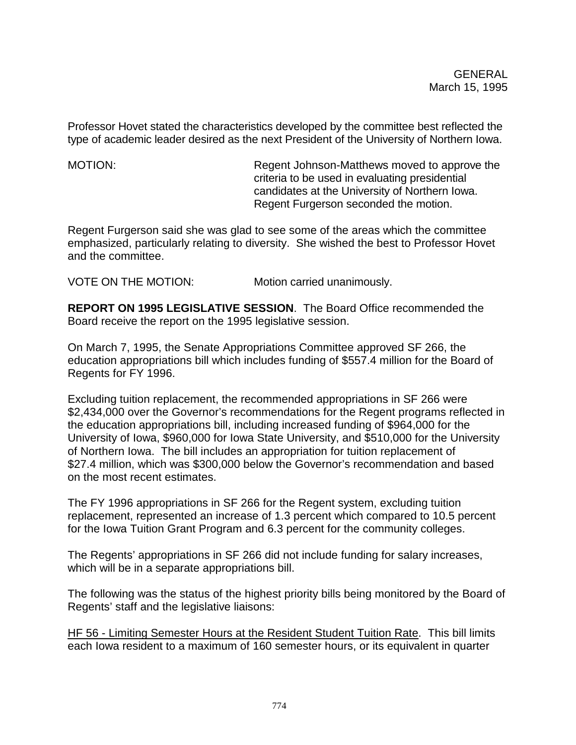Professor Hovet stated the characteristics developed by the committee best reflected the type of academic leader desired as the next President of the University of Northern Iowa.

MOTION: Regent Johnson-Matthews moved to approve the criteria to be used in evaluating presidential candidates at the University of Northern Iowa. Regent Furgerson seconded the motion.

Regent Furgerson said she was glad to see some of the areas which the committee emphasized, particularly relating to diversity. She wished the best to Professor Hovet and the committee.

VOTE ON THE MOTION: Motion carried unanimously.

**REPORT ON 1995 LEGISLATIVE SESSION**. The Board Office recommended the Board receive the report on the 1995 legislative session.

On March 7, 1995, the Senate Appropriations Committee approved SF 266, the education appropriations bill which includes funding of $557.4 million for the Board of Regents for FY 1996.

Excluding tuition replacement, the recommended appropriations in SF 266 were $2,434,000 over the Governor's recommendations for the Regent programs reflected in the education appropriations bill, including increased funding of $964,000 for the University of Iowa, $960,000 for Iowa State University, and $510,000 for the University of Northern Iowa. The bill includes an appropriation for tuition replacement of $27.4 million, which was $300,000 below the Governor's recommendation and based on the most recent estimates.

The FY 1996 appropriations in SF 266 for the Regent system, excluding tuition replacement, represented an increase of 1.3 percent which compared to 10.5 percent for the Iowa Tuition Grant Program and 6.3 percent for the community colleges.

The Regents' appropriations in SF 266 did not include funding for salary increases, which will be in a separate appropriations bill.

The following was the status of the highest priority bills being monitored by the Board of Regents' staff and the legislative liaisons:

<u>HF 56 - Limiting Semester Hours at the Resident Student Tuition Rate</u>. This bill limits each Iowa resident to a maximum of 160 semester hours, or its equivalent in quarter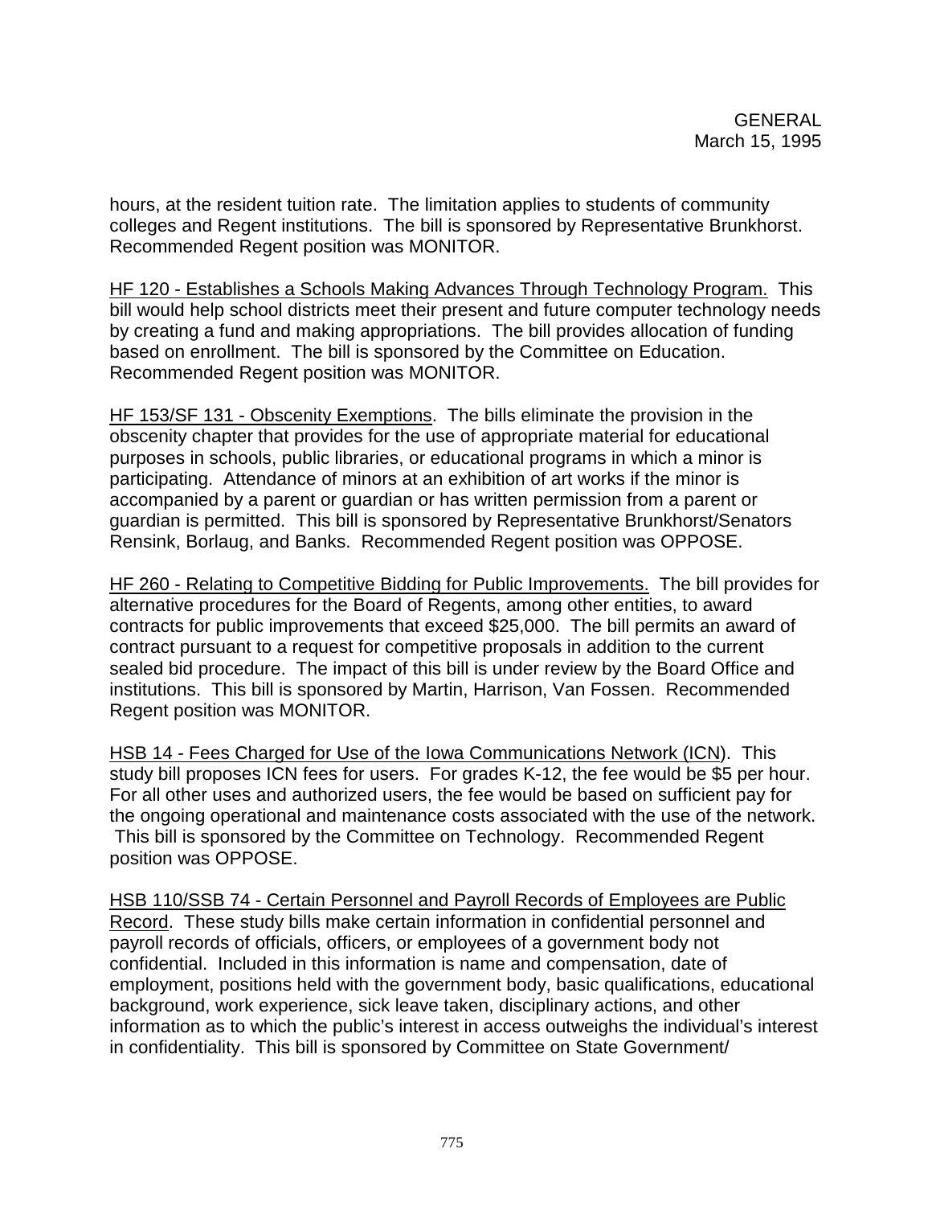hours, at the resident tuition rate. The limitation applies to students of community colleges and Regent institutions. The bill is sponsored by Representative Brunkhorst. Recommended Regent position was MONITOR.

HF 120 - Establishes a Schools Making Advances Through Technology Program. This bill would help school districts meet their present and future computer technology needs by creating a fund and making appropriations. The bill provides allocation of funding based on enrollment. The bill is sponsored by the Committee on Education. Recommended Regent position was MONITOR.

HF 153/SF 131 - Obscenity Exemptions. The bills eliminate the provision in the obscenity chapter that provides for the use of appropriate material for educational purposes in schools, public libraries, or educational programs in which a minor is participating. Attendance of minors at an exhibition of art works if the minor is accompanied by a parent or guardian or has written permission from a parent or guardian is permitted. This bill is sponsored by Representative Brunkhorst/Senators Rensink, Borlaug, and Banks. Recommended Regent position was OPPOSE.

HF 260 - Relating to Competitive Bidding for Public Improvements. The bill provides for alternative procedures for the Board of Regents, among other entities, to award contracts for public improvements that exceed $25,000. The bill permits an award of contract pursuant to a request for competitive proposals in addition to the current sealed bid procedure. The impact of this bill is under review by the Board Office and institutions. This bill is sponsored by Martin, Harrison, Van Fossen. Recommended Regent position was MONITOR.

HSB 14 - Fees Charged for Use of the Iowa Communications Network (ICN). This study bill proposes ICN fees for users. For grades K-12, the fee would be $5 per hour. For all other uses and authorized users, the fee would be based on sufficient pay for the ongoing operational and maintenance costs associated with the use of the network. This bill is sponsored by the Committee on Technology. Recommended Regent position was OPPOSE.

HSB 110/SSB 74 - Certain Personnel and Payroll Records of Employees are Public Record. These study bills make certain information in confidential personnel and payroll records of officials, officers, or employees of a government body not confidential. Included in this information is name and compensation, date of employment, positions held with the government body, basic qualifications, educational background, work experience, sick leave taken, disciplinary actions, and other information as to which the public's interest in access outweighs the individual's interest in confidentiality. This bill is sponsored by Committee on State Government/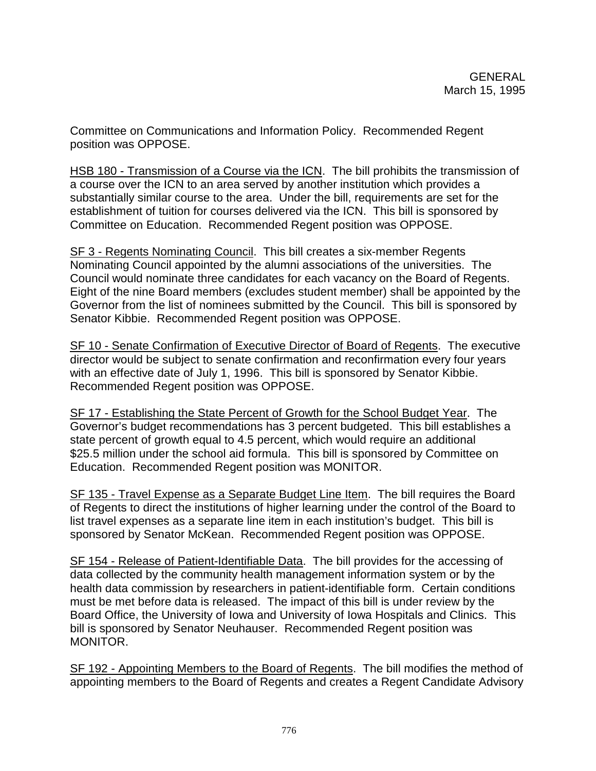Committee on Communications and Information Policy. Recommended Regent position was OPPOSE.

<u>HSB 180 - Transmission of a Course via the ICN</u>. The bill prohibits the transmission of a course over the ICN to an area served by another institution which provides a substantially similar course to the area. Under the bill, requirements are set for the establishment of tuition for courses delivered via the ICN. This bill is sponsored by Committee on Education. Recommended Regent position was OPPOSE.

<u>SF 3 - Regents Nominating Council</u>. This bill creates a six-member Regents Nominating Council appointed by the alumni associations of the universities. The Council would nominate three candidates for each vacancy on the Board of Regents. Eight of the nine Board members (excludes student member) shall be appointed by the Governor from the list of nominees submitted by the Council. This bill is sponsored by Senator Kibbie. Recommended Regent position was OPPOSE.

<u>SF 10 - Senate Confirmation of Executive Director of Board of Regents</u>. The executive director would be subject to senate confirmation and reconfirmation every four years with an effective date of July 1, 1996. This bill is sponsored by Senator Kibbie. Recommended Regent position was OPPOSE.

<u>SF 17 - Establishing the State Percent of Growth for the School Budget Year</u>. The Governor's budget recommendations has 3 percent budgeted. This bill establishes a state percent of growth equal to 4.5 percent, which would require an additional $25.5 million under the school aid formula. This bill is sponsored by Committee on Education. Recommended Regent position was MONITOR.

<u>SF 135 - Travel Expense as a Separate Budget Line Item</u>. The bill requires the Board of Regents to direct the institutions of higher learning under the control of the Board to list travel expenses as a separate line item in each institution's budget. This bill is sponsored by Senator McKean. Recommended Regent position was OPPOSE.

<u>SF 154 - Release of Patient-Identifiable Data</u>. The bill provides for the accessing of data collected by the community health management information system or by the health data commission by researchers in patient-identifiable form. Certain conditions must be met before data is released. The impact of this bill is under review by the Board Office, the University of Iowa and University of Iowa Hospitals and Clinics. This bill is sponsored by Senator Neuhauser. Recommended Regent position was MONITOR.

<u>SF 192 - Appointing Members to the Board of Regents</u>. The bill modifies the method of appointing members to the Board of Regents and creates a Regent Candidate Advisory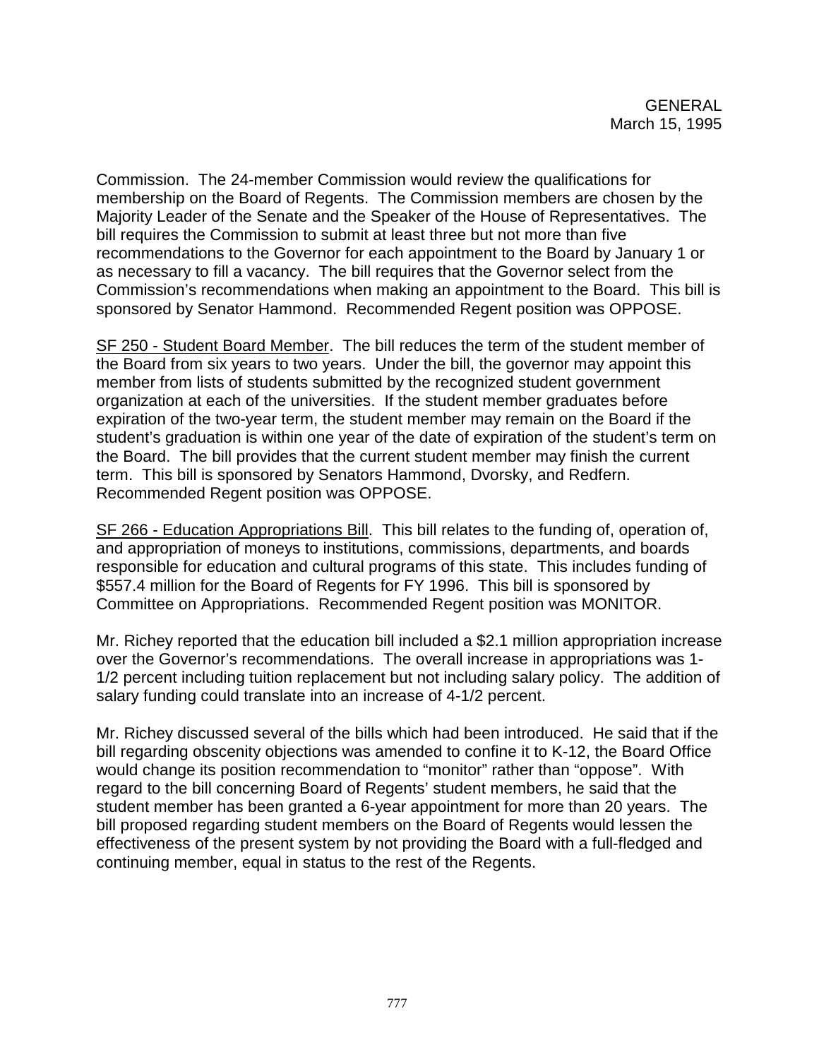Commission. The 24-member Commission would review the qualifications for membership on the Board of Regents. The Commission members are chosen by the Majority Leader of the Senate and the Speaker of the House of Representatives. The bill requires the Commission to submit at least three but not more than five recommendations to the Governor for each appointment to the Board by January 1 or as necessary to fill a vacancy. The bill requires that the Governor select from the Commission's recommendations when making an appointment to the Board. This bill is sponsored by Senator Hammond. Recommended Regent position was OPPOSE.

SF 250 - Student Board Member. The bill reduces the term of the student member of the Board from six years to two years. Under the bill, the governor may appoint this member from lists of students submitted by the recognized student government organization at each of the universities. If the student member graduates before expiration of the two-year term, the student member may remain on the Board if the student's graduation is within one year of the date of expiration of the student's term on the Board. The bill provides that the current student member may finish the current term. This bill is sponsored by Senators Hammond, Dvorsky, and Redfern. Recommended Regent position was OPPOSE.

SF 266 - Education Appropriations Bill. This bill relates to the funding of, operation of, and appropriation of moneys to institutions, commissions, departments, and boards responsible for education and cultural programs of this state. This includes funding of $557.4 million for the Board of Regents for FY 1996. This bill is sponsored by Committee on Appropriations. Recommended Regent position was MONITOR.

Mr. Richey reported that the education bill included a $2.1 million appropriation increase over the Governor's recommendations. The overall increase in appropriations was 1-1/2 percent including tuition replacement but not including salary policy. The addition of salary funding could translate into an increase of 4-1/2 percent.

Mr. Richey discussed several of the bills which had been introduced. He said that if the bill regarding obscenity objections was amended to confine it to K-12, the Board Office would change its position recommendation to "monitor" rather than "oppose". With regard to the bill concerning Board of Regents' student members, he said that the student member has been granted a 6-year appointment for more than 20 years. The bill proposed regarding student members on the Board of Regents would lessen the effectiveness of the present system by not providing the Board with a full-fledged and continuing member, equal in status to the rest of the Regents.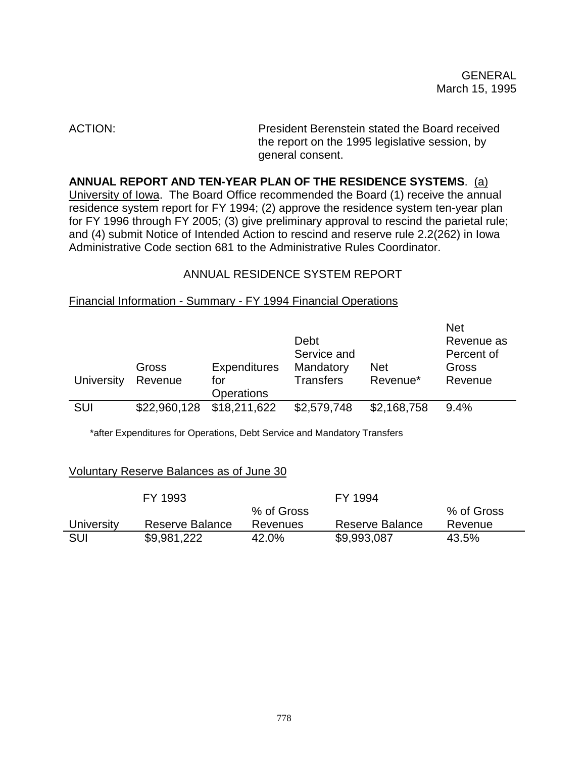GENERAL
March 15, 1995

ACTION: President Berenstein stated the Board received the report on the 1995 legislative session, by general consent.

**ANNUAL REPORT AND TEN-YEAR PLAN OF THE RESIDENCE SYSTEMS**. (a) University of Iowa. The Board Office recommended the Board (1) receive the annual residence system report for FY 1994; (2) approve the residence system ten-year plan for FY 1996 through FY 2005; (3) give preliminary approval to rescind the parietal rule; and (4) submit Notice of Intended Action to rescind and reserve rule 2.2(262) in Iowa Administrative Code section 681 to the Administrative Rules Coordinator.

ANNUAL RESIDENCE SYSTEM REPORT

Financial Information - Summary - FY 1994 Financial Operations

| University | Gross Revenue | Expenditures for Operations | Debt Service and Mandatory Transfers | Net Revenue* | Net Revenue as Percent of Gross Revenue |
|---|---|---|---|---|---|
| SUI | $22,960,128 | $18,211,622 | $2,579,748 | $2,168,758 | 9.4% |

*after Expenditures for Operations, Debt Service and Mandatory Transfers

Voluntary Reserve Balances as of June 30

| | FY 1993 | | FY 1994 | |
|---|---|---|---|---|
| University | Reserve Balance | % of Gross Revenues | Reserve Balance | % of Gross Revenue |
| SUI | $9,981,222 | 42.0% | $9,993,087 | 43.5% |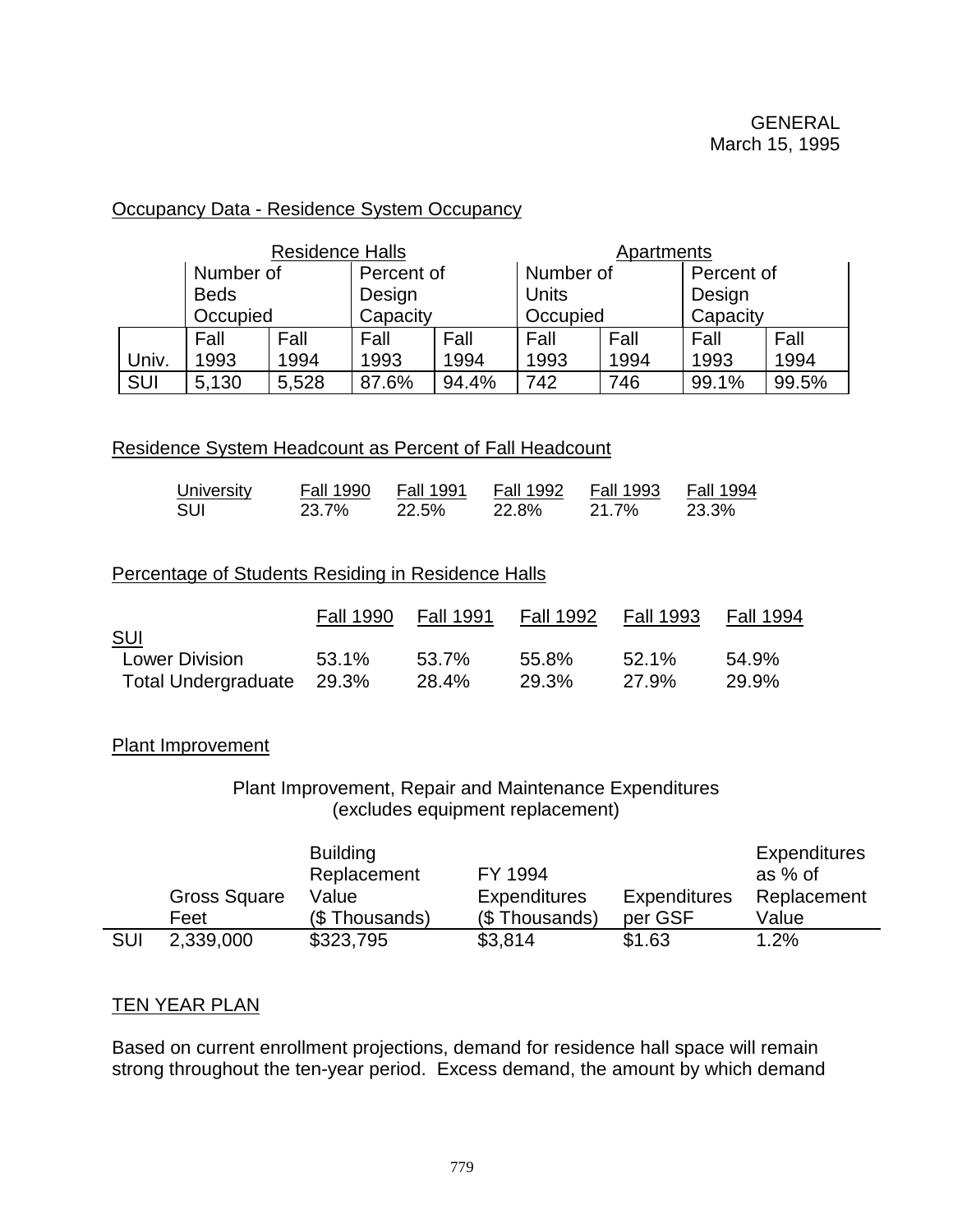GENERAL
March 15, 1995

## Occupancy Data - Residence System Occupancy

| | Residence Halls | | | | Apartments | | | |
|---|---|---|---|---|---|---|---|---|
| | Number of Beds Occupied | | Percent of Design Capacity | | Number of Units Occupied | | Percent of Design Capacity | |
| Univ. | Fall 1993 | Fall 1994 | Fall 1993 | Fall 1994 | Fall 1993 | Fall 1994 | Fall 1993 | Fall 1994 |
| SUI | 5,130 | 5,528 | 87.6% | 94.4% | 742 | 746 | 99.1% | 99.5% |

## Residence System Headcount as Percent of Fall Headcount

| University | Fall 1990 | Fall 1991 | Fall 1992 | Fall 1993 | Fall 1994 |
|---|---|---|---|---|---|
| SUI | 23.7% | 22.5% | 22.8% | 21.7% | 23.3% |

## Percentage of Students Residing in Residence Halls

| | Fall 1990 | Fall 1991 | Fall 1992 | Fall 1993 | Fall 1994 |
|---|---|---|---|---|---|
| SUI | | | | | |
| Lower Division | 53.1% | 53.7% | 55.8% | 52.1% | 54.9% |
| Total Undergraduate | 29.3% | 28.4% | 29.3% | 27.9% | 29.9% |

## Plant Improvement

Plant Improvement, Repair and Maintenance Expenditures
(excludes equipment replacement)

| | Gross Square Feet | Building Replacement Value ($ Thousands) | FY 1994 Expenditures ($ Thousands) | Expenditures per GSF | Expenditures as % of Replacement Value |
|---|---|---|---|---|---|
| SUI | 2,339,000 | $323,795 | $3,814 | $1.63 | 1.2% |

## TEN YEAR PLAN

Based on current enrollment projections, demand for residence hall space will remain strong throughout the ten-year period. Excess demand, the amount by which demand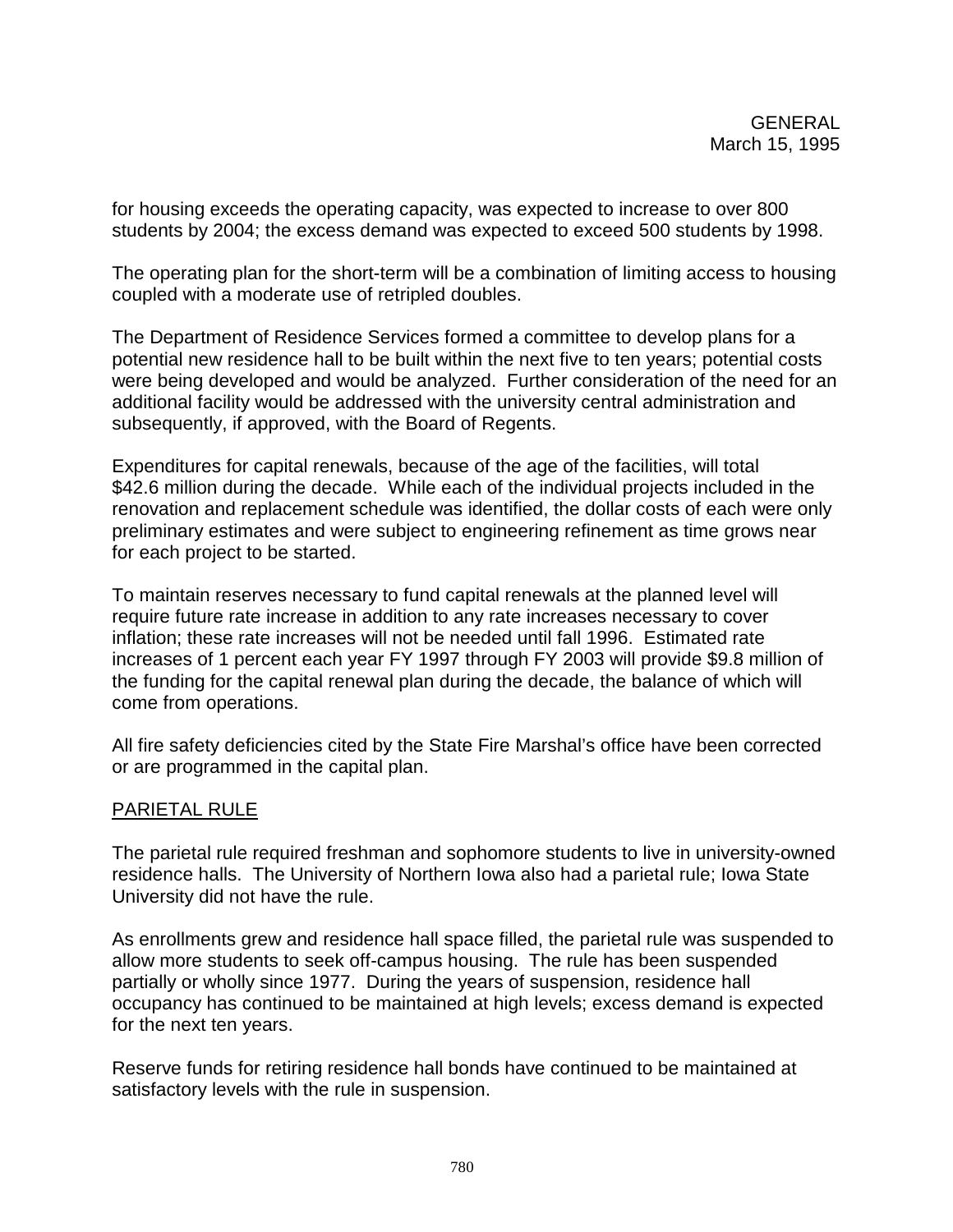for housing exceeds the operating capacity, was expected to increase to over 800 students by 2004; the excess demand was expected to exceed 500 students by 1998.

The operating plan for the short-term will be a combination of limiting access to housing coupled with a moderate use of retripled doubles.

The Department of Residence Services formed a committee to develop plans for a potential new residence hall to be built within the next five to ten years; potential costs were being developed and would be analyzed. Further consideration of the need for an additional facility would be addressed with the university central administration and subsequently, if approved, with the Board of Regents.

Expenditures for capital renewals, because of the age of the facilities, will total $42.6 million during the decade. While each of the individual projects included in the renovation and replacement schedule was identified, the dollar costs of each were only preliminary estimates and were subject to engineering refinement as time grows near for each project to be started.

To maintain reserves necessary to fund capital renewals at the planned level will require future rate increase in addition to any rate increases necessary to cover inflation; these rate increases will not be needed until fall 1996. Estimated rate increases of 1 percent each year FY 1997 through FY 2003 will provide $9.8 million of the funding for the capital renewal plan during the decade, the balance of which will come from operations.

All fire safety deficiencies cited by the State Fire Marshal's office have been corrected or are programmed in the capital plan.

## PARIETAL RULE

The parietal rule required freshman and sophomore students to live in university-owned residence halls. The University of Northern Iowa also had a parietal rule; Iowa State University did not have the rule.

As enrollments grew and residence hall space filled, the parietal rule was suspended to allow more students to seek off-campus housing. The rule has been suspended partially or wholly since 1977. During the years of suspension, residence hall occupancy has continued to be maintained at high levels; excess demand is expected for the next ten years.

Reserve funds for retiring residence hall bonds have continued to be maintained at satisfactory levels with the rule in suspension.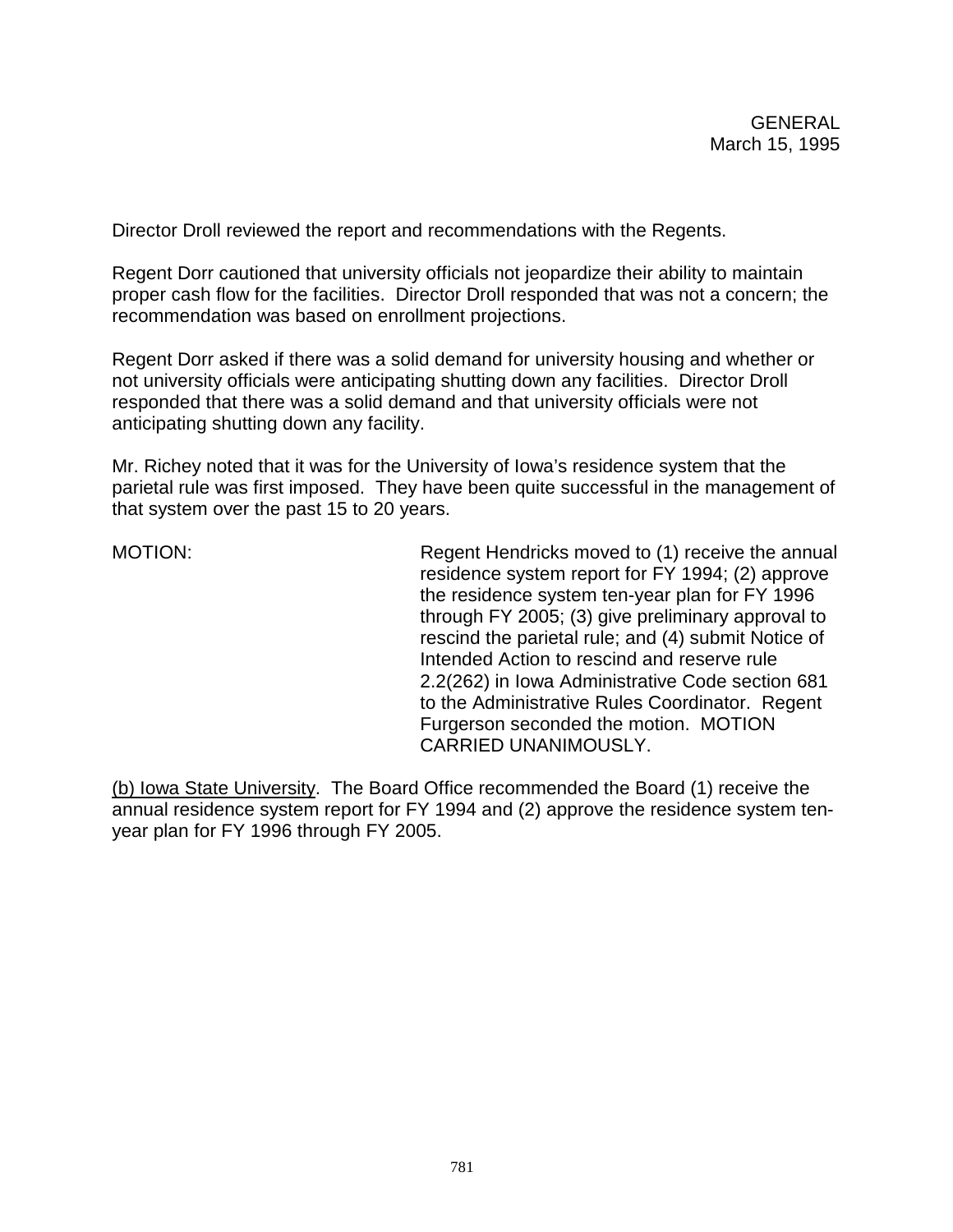Director Droll reviewed the report and recommendations with the Regents.

Regent Dorr cautioned that university officials not jeopardize their ability to maintain proper cash flow for the facilities. Director Droll responded that was not a concern; the recommendation was based on enrollment projections.

Regent Dorr asked if there was a solid demand for university housing and whether or not university officials were anticipating shutting down any facilities. Director Droll responded that there was a solid demand and that university officials were not anticipating shutting down any facility.

Mr. Richey noted that it was for the University of Iowa's residence system that the parietal rule was first imposed. They have been quite successful in the management of that system over the past 15 to 20 years.

MOTION: Regent Hendricks moved to (1) receive the annual residence system report for FY 1994; (2) approve the residence system ten-year plan for FY 1996 through FY 2005; (3) give preliminary approval to rescind the parietal rule; and (4) submit Notice of Intended Action to rescind and reserve rule 2.2(262) in Iowa Administrative Code section 681 to the Administrative Rules Coordinator. Regent Furgerson seconded the motion. MOTION CARRIED UNANIMOUSLY.

<u>(b) Iowa State University</u>. The Board Office recommended the Board (1) receive the annual residence system report for FY 1994 and (2) approve the residence system ten-year plan for FY 1996 through FY 2005.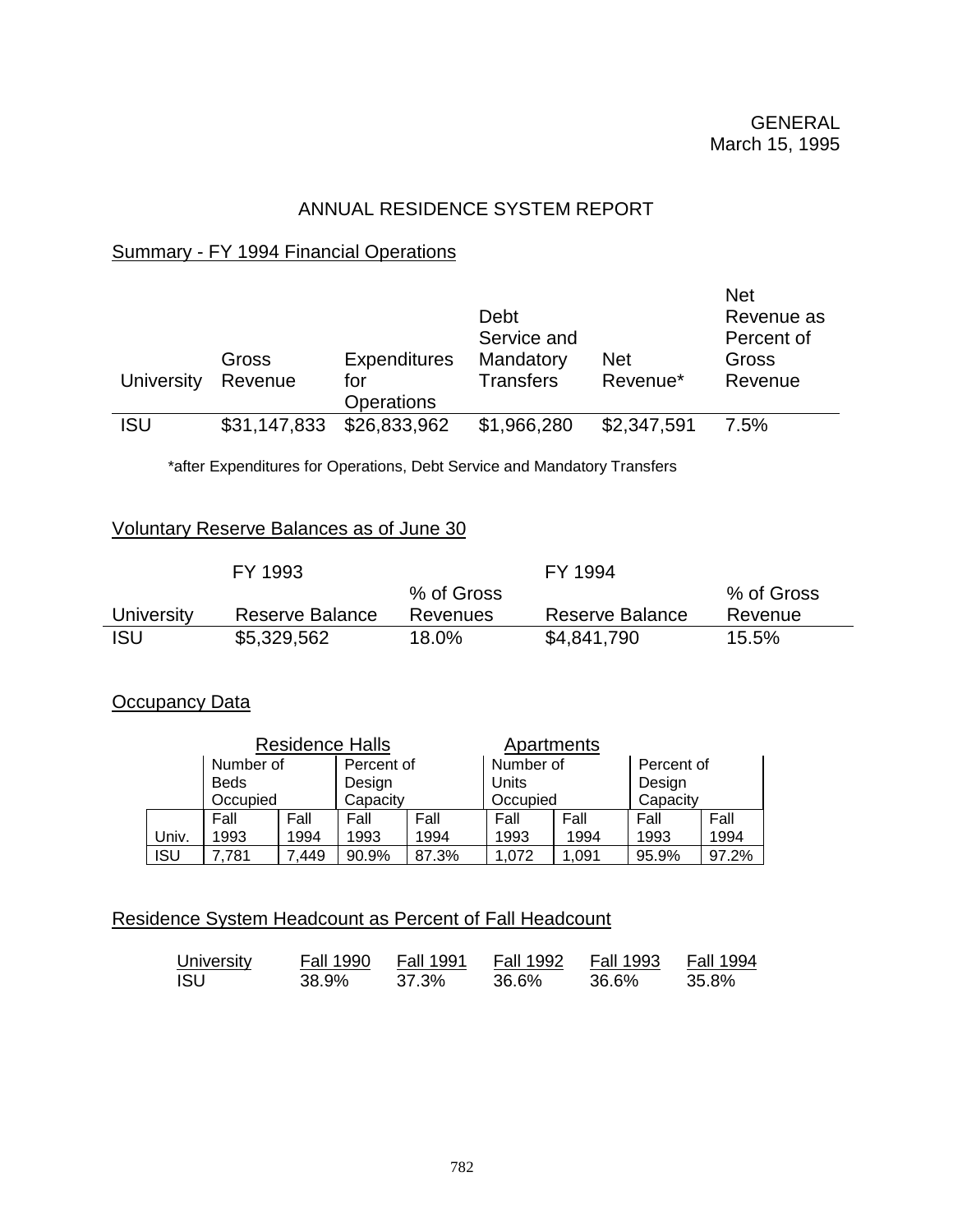GENERAL
March 15, 1995

## ANNUAL RESIDENCE SYSTEM REPORT

### Summary - FY 1994 Financial Operations

| University | Gross Revenue | Expenditures for Operations | Debt Service and Mandatory Transfers | Net Revenue* | Net Revenue as Percent of Gross Revenue |
|---|---|---|---|---|---|
| ISU | $31,147,833 | $26,833,962 | $1,966,280 | $2,347,591 | 7.5% |

*after Expenditures for Operations, Debt Service and Mandatory Transfers

### Voluntary Reserve Balances as of June 30

| | FY 1993 | | FY 1994 | |
|---|---|---|---|---|
| University | Reserve Balance | % of Gross Revenues | Reserve Balance | % of Gross Revenue |
| ISU | $5,329,562 | 18.0% | $4,841,790 | 15.5% |

### Occupancy Data

| | Residence Halls | | | | Apartments | | | |
|---|---|---|---|---|---|---|---|---|
| | Number of Beds Occupied | | Percent of Design Capacity | | Number of Units Occupied | | Percent of Design Capacity | |
| Univ. | Fall 1993 | Fall 1994 | Fall 1993 | Fall 1994 | Fall 1993 | Fall 1994 | Fall 1993 | Fall 1994 |
| ISU | 7,781 | 7,449 | 90.9% | 87.3% | 1,072 | 1,091 | 95.9% | 97.2% |

### Residence System Headcount as Percent of Fall Headcount

| University | Fall 1990 | Fall 1991 | Fall 1992 | Fall 1993 | Fall 1994 |
|---|---|---|---|---|---|
| ISU | 38.9% | 37.3% | 36.6% | 36.6% | 35.8% |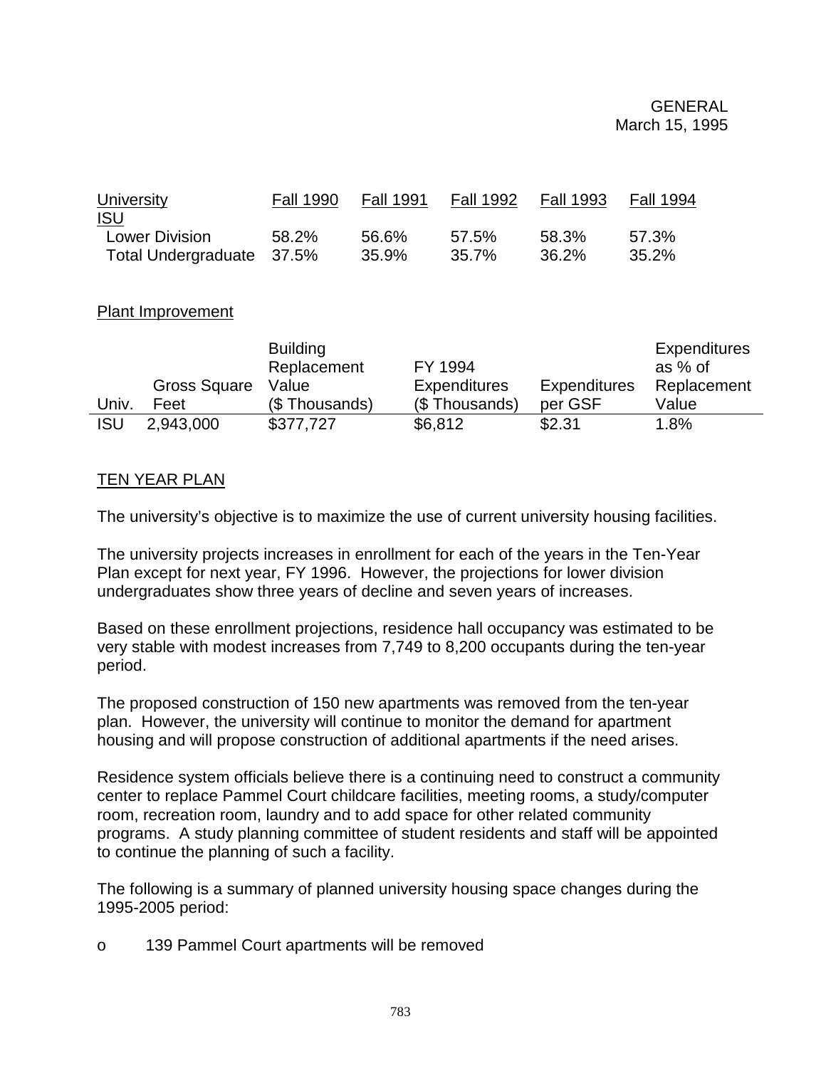| University | Fall 1990 | Fall 1991 | Fall 1992 | Fall 1993 | Fall 1994 |
|---|---|---|---|---|---|
| ISU | | | | | |
| Lower Division | 58.2% | 56.6% | 57.5% | 58.3% | 57.3% |
| Total Undergraduate | 37.5% | 35.9% | 35.7% | 36.2% | 35.2% |

Plant Improvement

| Univ. | Gross Square Feet | Building Replacement Value ($ Thousands) | FY 1994 Expenditures ($ Thousands) | Expenditures per GSF | Expenditures as % of Replacement Value |
|---|---|---|---|---|---|
| ISU | 2,943,000 | $377,727 | $6,812 | $2.31 | 1.8% |

## TEN YEAR PLAN

The university's objective is to maximize the use of current university housing facilities.

The university projects increases in enrollment for each of the years in the Ten-Year Plan except for next year, FY 1996. However, the projections for lower division undergraduates show three years of decline and seven years of increases.

Based on these enrollment projections, residence hall occupancy was estimated to be very stable with modest increases from 7,749 to 8,200 occupants during the ten-year period.

The proposed construction of 150 new apartments was removed from the ten-year plan. However, the university will continue to monitor the demand for apartment housing and will propose construction of additional apartments if the need arises.

Residence system officials believe there is a continuing need to construct a community center to replace Pammel Court childcare facilities, meeting rooms, a study/computer room, recreation room, laundry and to add space for other related community programs. A study planning committee of student residents and staff will be appointed to continue the planning of such a facility.

The following is a summary of planned university housing space changes during the 1995-2005 period:

- 139 Pammel Court apartments will be removed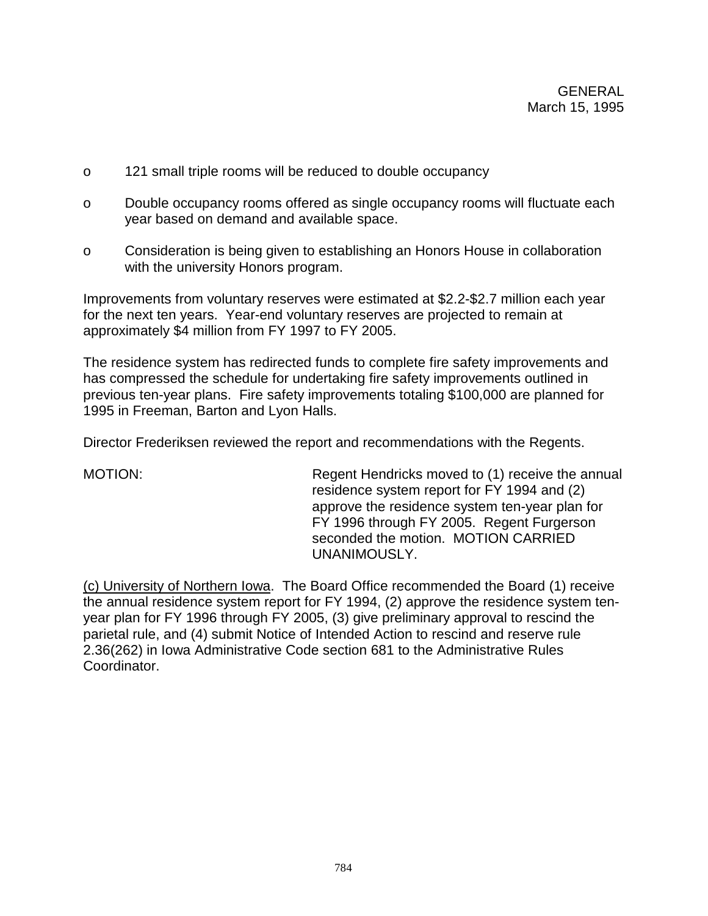- 121 small triple rooms will be reduced to double occupancy
- Double occupancy rooms offered as single occupancy rooms will fluctuate each year based on demand and available space.
- Consideration is being given to establishing an Honors House in collaboration with the university Honors program.

Improvements from voluntary reserves were estimated at $2.2-$2.7 million each year for the next ten years. Year-end voluntary reserves are projected to remain at approximately $4 million from FY 1997 to FY 2005.

The residence system has redirected funds to complete fire safety improvements and has compressed the schedule for undertaking fire safety improvements outlined in previous ten-year plans. Fire safety improvements totaling $100,000 are planned for 1995 in Freeman, Barton and Lyon Halls.

Director Frederiksen reviewed the report and recommendations with the Regents.

MOTION: Regent Hendricks moved to (1) receive the annual residence system report for FY 1994 and (2) approve the residence system ten-year plan for FY 1996 through FY 2005. Regent Furgerson seconded the motion. MOTION CARRIED UNANIMOUSLY.

(c) University of Northern Iowa. The Board Office recommended the Board (1) receive the annual residence system report for FY 1994, (2) approve the residence system ten-year plan for FY 1996 through FY 2005, (3) give preliminary approval to rescind the parietal rule, and (4) submit Notice of Intended Action to rescind and reserve rule 2.36(262) in Iowa Administrative Code section 681 to the Administrative Rules Coordinator.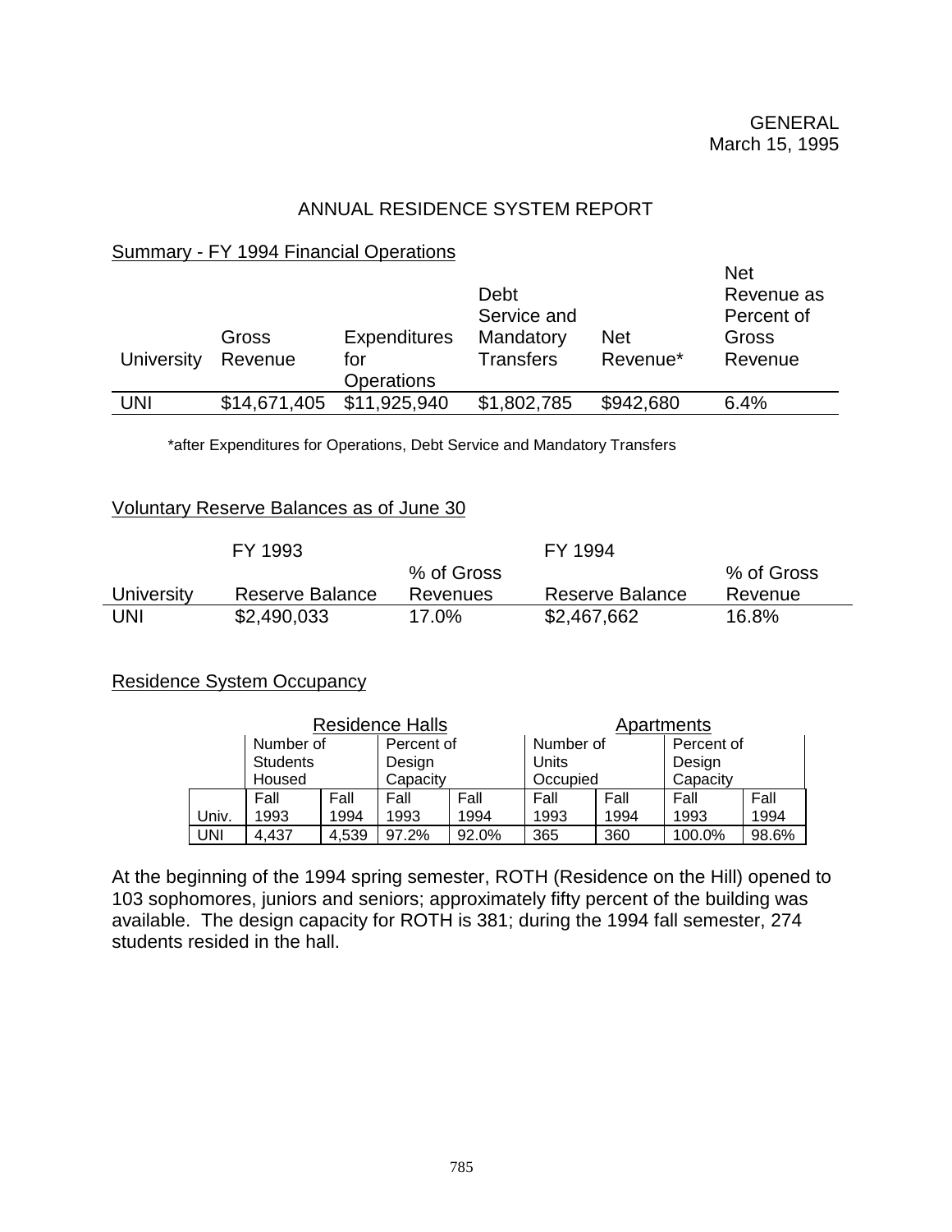GENERAL
March 15, 1995

# ANNUAL RESIDENCE SYSTEM REPORT

## Summary - FY 1994 Financial Operations

| University | Gross Revenue | Expenditures for Operations | Debt Service and Mandatory Transfers | Net Revenue* | Net Revenue as Percent of Gross Revenue |
|---|---|---|---|---|---|
| UNI | $14,671,405 | $11,925,940 | $1,802,785 | $942,680 | 6.4% |

*after Expenditures for Operations, Debt Service and Mandatory Transfers

## Voluntary Reserve Balances as of June 30

| | FY 1993 | | FY 1994 | |
|---|---|---|---|---|
| University | Reserve Balance | % of Gross Revenues | Reserve Balance | % of Gross Revenue |
| UNI | $2,490,033 | 17.0% | $2,467,662 | 16.8% |

## Residence System Occupancy

| | Residence Halls | | | | Apartments | | | |
|---|---|---|---|---|---|---|---|---|
| | Number of Students Housed | | Percent of Design Capacity | | Number of Units Occupied | | Percent of Design Capacity | |
| Univ. | Fall 1993 | Fall 1994 | Fall 1993 | Fall 1994 | Fall 1993 | Fall 1994 | Fall 1993 | Fall 1994 |
| UNI | 4,437 | 4,539 | 97.2% | 92.0% | 365 | 360 | 100.0% | 98.6% |

At the beginning of the 1994 spring semester, ROTH (Residence on the Hill) opened to 103 sophomores, juniors and seniors; approximately fifty percent of the building was available. The design capacity for ROTH is 381; during the 1994 fall semester, 274 students resided in the hall.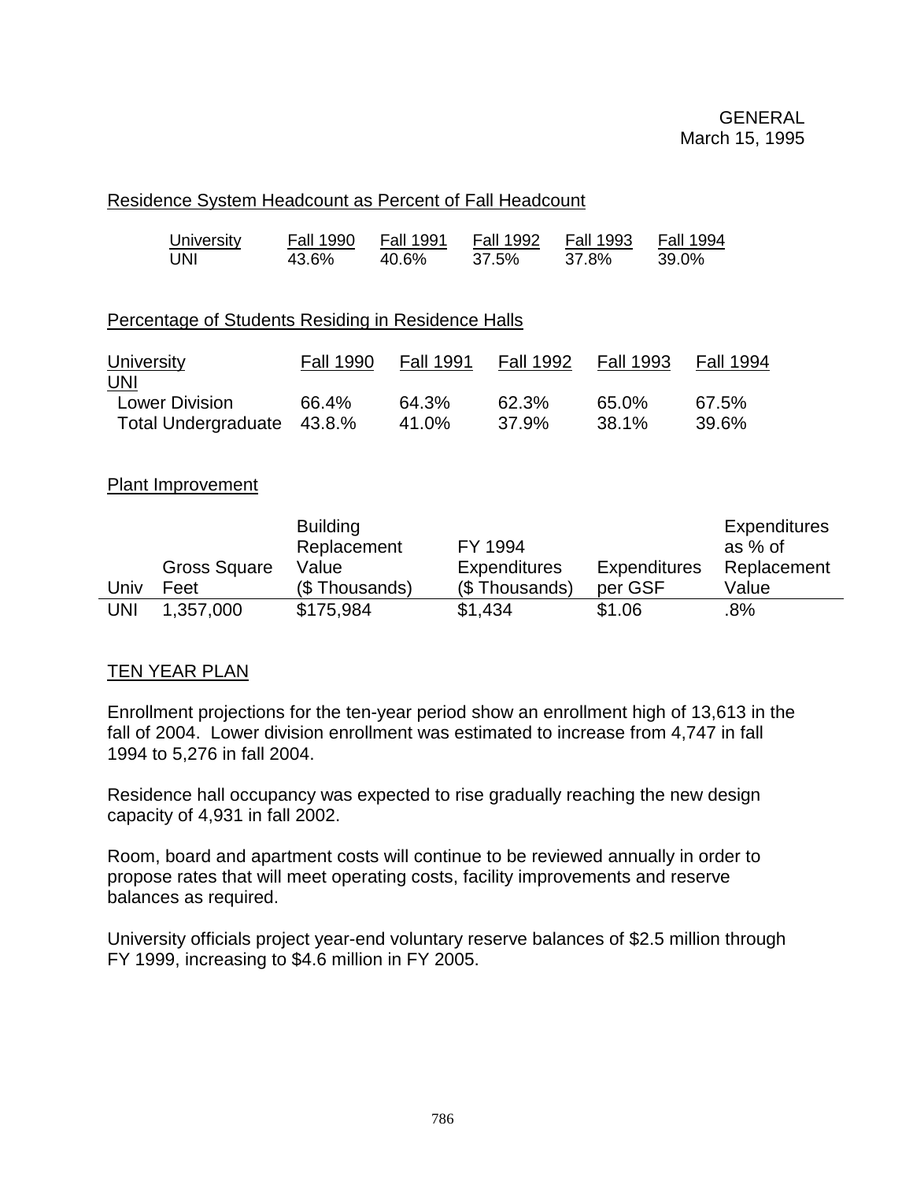GENERAL
March 15, 1995

Residence System Headcount as Percent of Fall Headcount

| University | Fall 1990 | Fall 1991 | Fall 1992 | Fall 1993 | Fall 1994 |
|---|---|---|---|---|---|
| UNI | 43.6% | 40.6% | 37.5% | 37.8% | 39.0% |

Percentage of Students Residing in Residence Halls

| University | Fall 1990 | Fall 1991 | Fall 1992 | Fall 1993 | Fall 1994 |
|---|---|---|---|---|---|
| UNI | | | | | |
| Lower Division | 66.4% | 64.3% | 62.3% | 65.0% | 67.5% |
| Total Undergraduate | 43.8.% | 41.0% | 37.9% | 38.1% | 39.6% |

Plant Improvement

| Univ | Gross Square Feet | Building Replacement Value ($ Thousands) | FY 1994 Expenditures ($ Thousands) | Expenditures per GSF | Expenditures as % of Replacement Value |
|---|---|---|---|---|---|
| UNI | 1,357,000 | $175,984 | $1,434 | $1.06 | .8% |

TEN YEAR PLAN

Enrollment projections for the ten-year period show an enrollment high of 13,613 in the fall of 2004. Lower division enrollment was estimated to increase from 4,747 in fall 1994 to 5,276 in fall 2004.

Residence hall occupancy was expected to rise gradually reaching the new design capacity of 4,931 in fall 2002.

Room, board and apartment costs will continue to be reviewed annually in order to propose rates that will meet operating costs, facility improvements and reserve balances as required.

University officials project year-end voluntary reserve balances of $2.5 million through FY 1999, increasing to $4.6 million in FY 2005.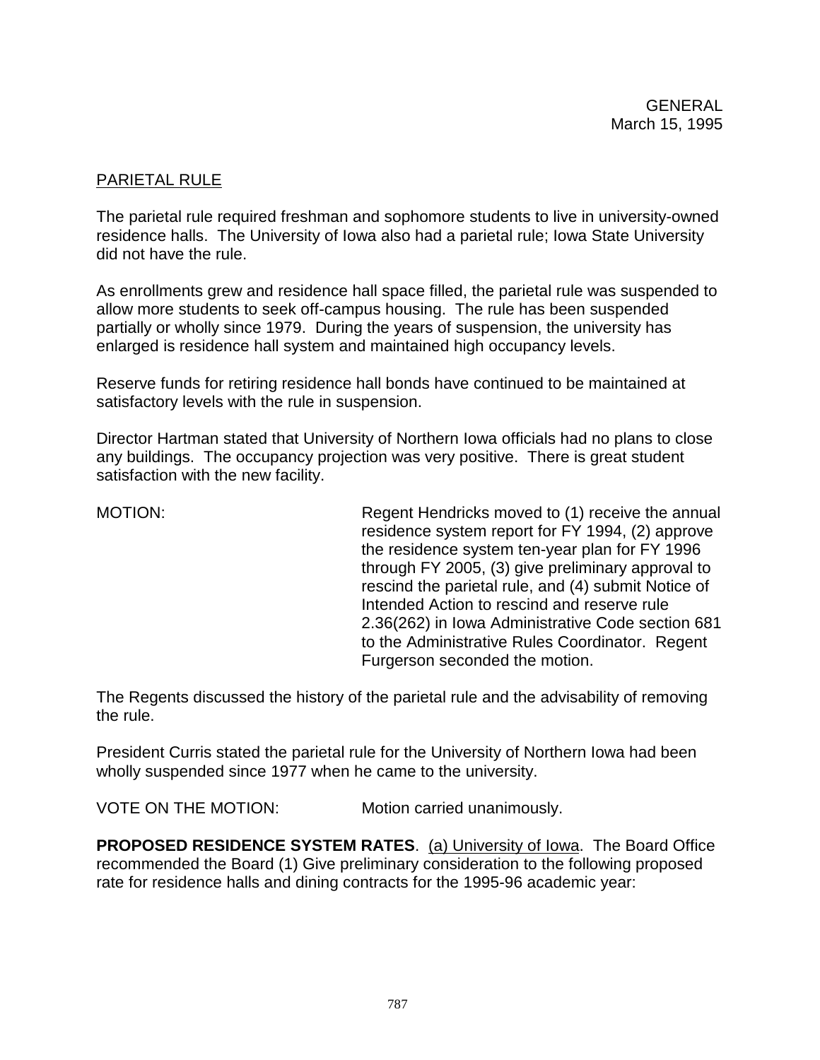GENERAL
March 15, 1995

PARIETAL RULE

The parietal rule required freshman and sophomore students to live in university-owned residence halls. The University of Iowa also had a parietal rule; Iowa State University did not have the rule.

As enrollments grew and residence hall space filled, the parietal rule was suspended to allow more students to seek off-campus housing. The rule has been suspended partially or wholly since 1979. During the years of suspension, the university has enlarged is residence hall system and maintained high occupancy levels.

Reserve funds for retiring residence hall bonds have continued to be maintained at satisfactory levels with the rule in suspension.

Director Hartman stated that University of Northern Iowa officials had no plans to close any buildings. The occupancy projection was very positive. There is great student satisfaction with the new facility.

MOTION: Regent Hendricks moved to (1) receive the annual residence system report for FY 1994, (2) approve the residence system ten-year plan for FY 1996 through FY 2005, (3) give preliminary approval to rescind the parietal rule, and (4) submit Notice of Intended Action to rescind and reserve rule 2.36(262) in Iowa Administrative Code section 681 to the Administrative Rules Coordinator. Regent Furgerson seconded the motion.

The Regents discussed the history of the parietal rule and the advisability of removing the rule.

President Curris stated the parietal rule for the University of Northern Iowa had been wholly suspended since 1977 when he came to the university.

VOTE ON THE MOTION: Motion carried unanimously.

**PROPOSED RESIDENCE SYSTEM RATES**. (a) University of Iowa. The Board Office recommended the Board (1) Give preliminary consideration to the following proposed rate for residence halls and dining contracts for the 1995-96 academic year: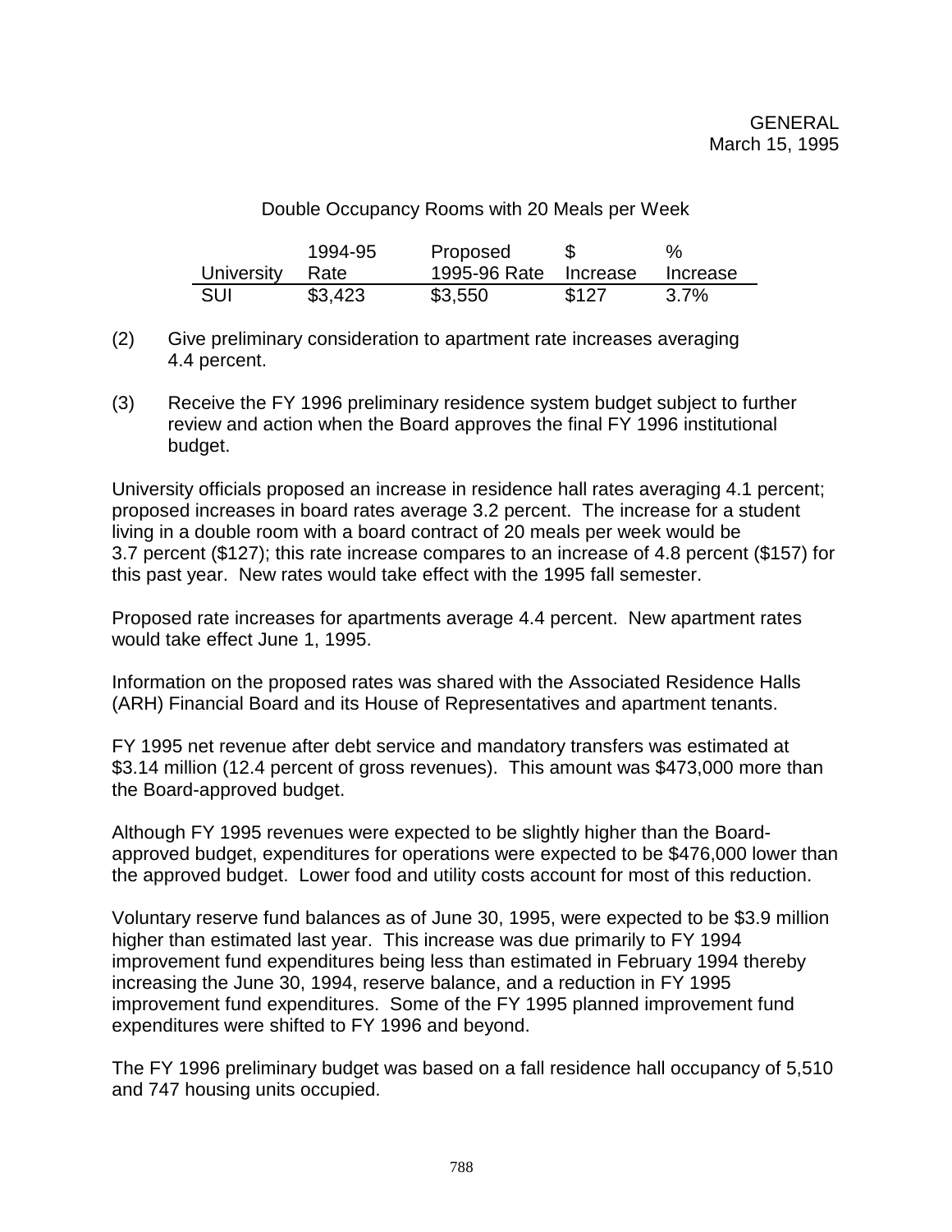Double Occupancy Rooms with 20 Meals per Week

| University | 1994-95 Rate | Proposed 1995-96 Rate | $ Increase | % Increase |
|---|---|---|---|---|
| SUI | $3,423 | $3,550 | $127 | 3.7% |

(2) Give preliminary consideration to apartment rate increases averaging 4.4 percent.

(3) Receive the FY 1996 preliminary residence system budget subject to further review and action when the Board approves the final FY 1996 institutional budget.

University officials proposed an increase in residence hall rates averaging 4.1 percent; proposed increases in board rates average 3.2 percent. The increase for a student living in a double room with a board contract of 20 meals per week would be 3.7 percent ($127); this rate increase compares to an increase of 4.8 percent ($157) for this past year. New rates would take effect with the 1995 fall semester.

Proposed rate increases for apartments average 4.4 percent. New apartment rates would take effect June 1, 1995.

Information on the proposed rates was shared with the Associated Residence Halls (ARH) Financial Board and its House of Representatives and apartment tenants.

FY 1995 net revenue after debt service and mandatory transfers was estimated at $3.14 million (12.4 percent of gross revenues). This amount was $473,000 more than the Board-approved budget.

Although FY 1995 revenues were expected to be slightly higher than the Board-approved budget, expenditures for operations were expected to be $476,000 lower than the approved budget. Lower food and utility costs account for most of this reduction.

Voluntary reserve fund balances as of June 30, 1995, were expected to be $3.9 million higher than estimated last year. This increase was due primarily to FY 1994 improvement fund expenditures being less than estimated in February 1994 thereby increasing the June 30, 1994, reserve balance, and a reduction in FY 1995 improvement fund expenditures. Some of the FY 1995 planned improvement fund expenditures were shifted to FY 1996 and beyond.

The FY 1996 preliminary budget was based on a fall residence hall occupancy of 5,510 and 747 housing units occupied.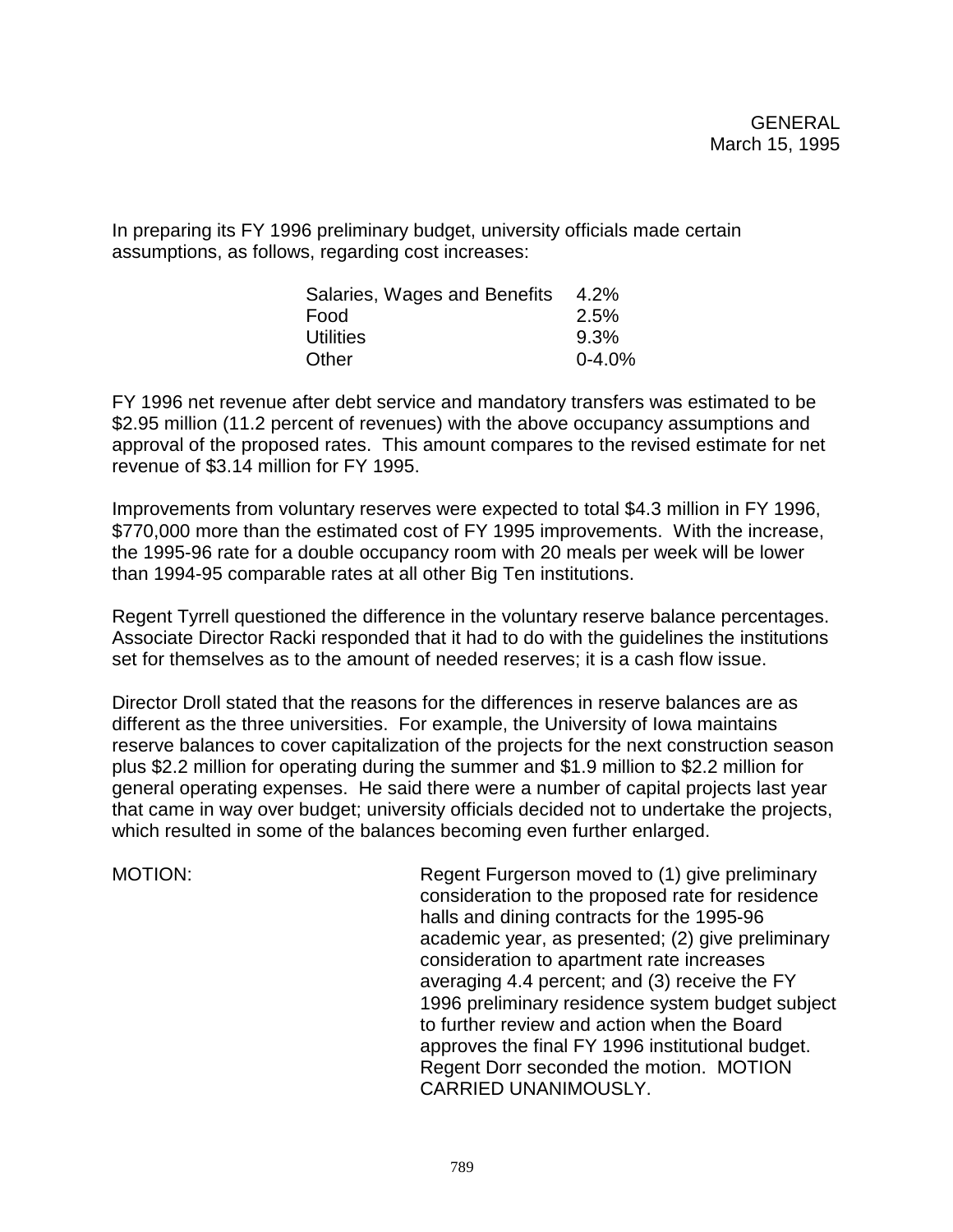In preparing its FY 1996 preliminary budget, university officials made certain assumptions, as follows, regarding cost increases:

| | |
|---|---|
| Salaries, Wages and Benefits | 4.2% |
| Food | 2.5% |
| Utilities | 9.3% |
| Other | 0-4.0% |

FY 1996 net revenue after debt service and mandatory transfers was estimated to be $2.95 million (11.2 percent of revenues) with the above occupancy assumptions and approval of the proposed rates. This amount compares to the revised estimate for net revenue of $3.14 million for FY 1995.

Improvements from voluntary reserves were expected to total $4.3 million in FY 1996, $770,000 more than the estimated cost of FY 1995 improvements. With the increase, the 1995-96 rate for a double occupancy room with 20 meals per week will be lower than 1994-95 comparable rates at all other Big Ten institutions.

Regent Tyrrell questioned the difference in the voluntary reserve balance percentages. Associate Director Racki responded that it had to do with the guidelines the institutions set for themselves as to the amount of needed reserves; it is a cash flow issue.

Director Droll stated that the reasons for the differences in reserve balances are as different as the three universities. For example, the University of Iowa maintains reserve balances to cover capitalization of the projects for the next construction season plus $2.2 million for operating during the summer and $1.9 million to $2.2 million for general operating expenses. He said there were a number of capital projects last year that came in way over budget; university officials decided not to undertake the projects, which resulted in some of the balances becoming even further enlarged.

MOTION: Regent Furgerson moved to (1) give preliminary consideration to the proposed rate for residence halls and dining contracts for the 1995-96 academic year, as presented; (2) give preliminary consideration to apartment rate increases averaging 4.4 percent; and (3) receive the FY 1996 preliminary residence system budget subject to further review and action when the Board approves the final FY 1996 institutional budget. Regent Dorr seconded the motion. MOTION CARRIED UNANIMOUSLY.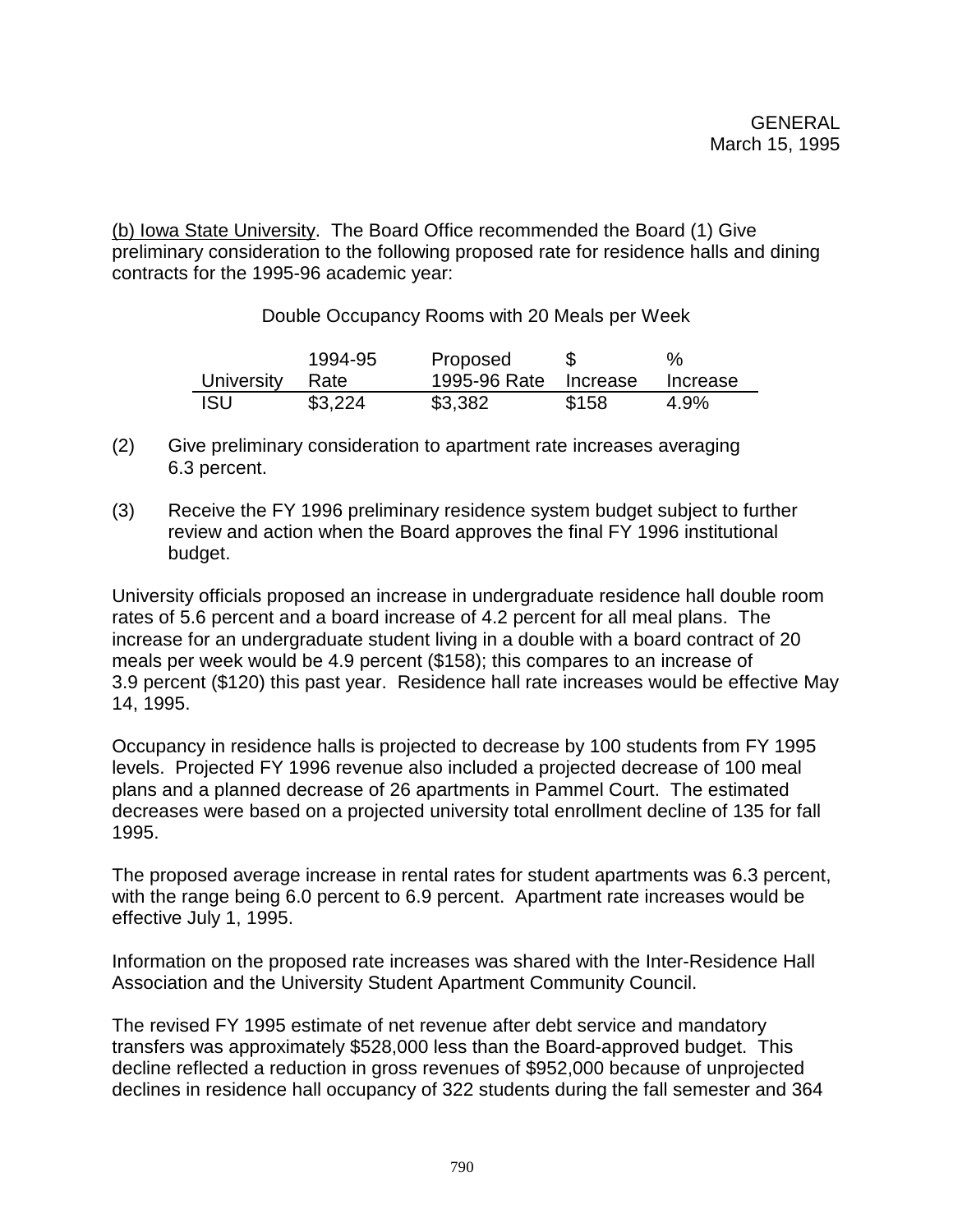GENERAL
March 15, 1995

(b) Iowa State University. The Board Office recommended the Board (1) Give preliminary consideration to the following proposed rate for residence halls and dining contracts for the 1995-96 academic year:

Double Occupancy Rooms with 20 Meals per Week

| University | 1994-95 Rate | Proposed 1995-96 Rate | $ Increase | % Increase |
|---|---|---|---|---|
| ISU | $3,224 | $3,382 | $158 | 4.9% |

(2) Give preliminary consideration to apartment rate increases averaging 6.3 percent.

(3) Receive the FY 1996 preliminary residence system budget subject to further review and action when the Board approves the final FY 1996 institutional budget.

University officials proposed an increase in undergraduate residence hall double room rates of 5.6 percent and a board increase of 4.2 percent for all meal plans. The increase for an undergraduate student living in a double with a board contract of 20 meals per week would be 4.9 percent ($158); this compares to an increase of 3.9 percent ($120) this past year. Residence hall rate increases would be effective May 14, 1995.

Occupancy in residence halls is projected to decrease by 100 students from FY 1995 levels. Projected FY 1996 revenue also included a projected decrease of 100 meal plans and a planned decrease of 26 apartments in Pammel Court. The estimated decreases were based on a projected university total enrollment decline of 135 for fall 1995.

The proposed average increase in rental rates for student apartments was 6.3 percent, with the range being 6.0 percent to 6.9 percent. Apartment rate increases would be effective July 1, 1995.

Information on the proposed rate increases was shared with the Inter-Residence Hall Association and the University Student Apartment Community Council.

The revised FY 1995 estimate of net revenue after debt service and mandatory transfers was approximately $528,000 less than the Board-approved budget. This decline reflected a reduction in gross revenues of $952,000 because of unprojected declines in residence hall occupancy of 322 students during the fall semester and 364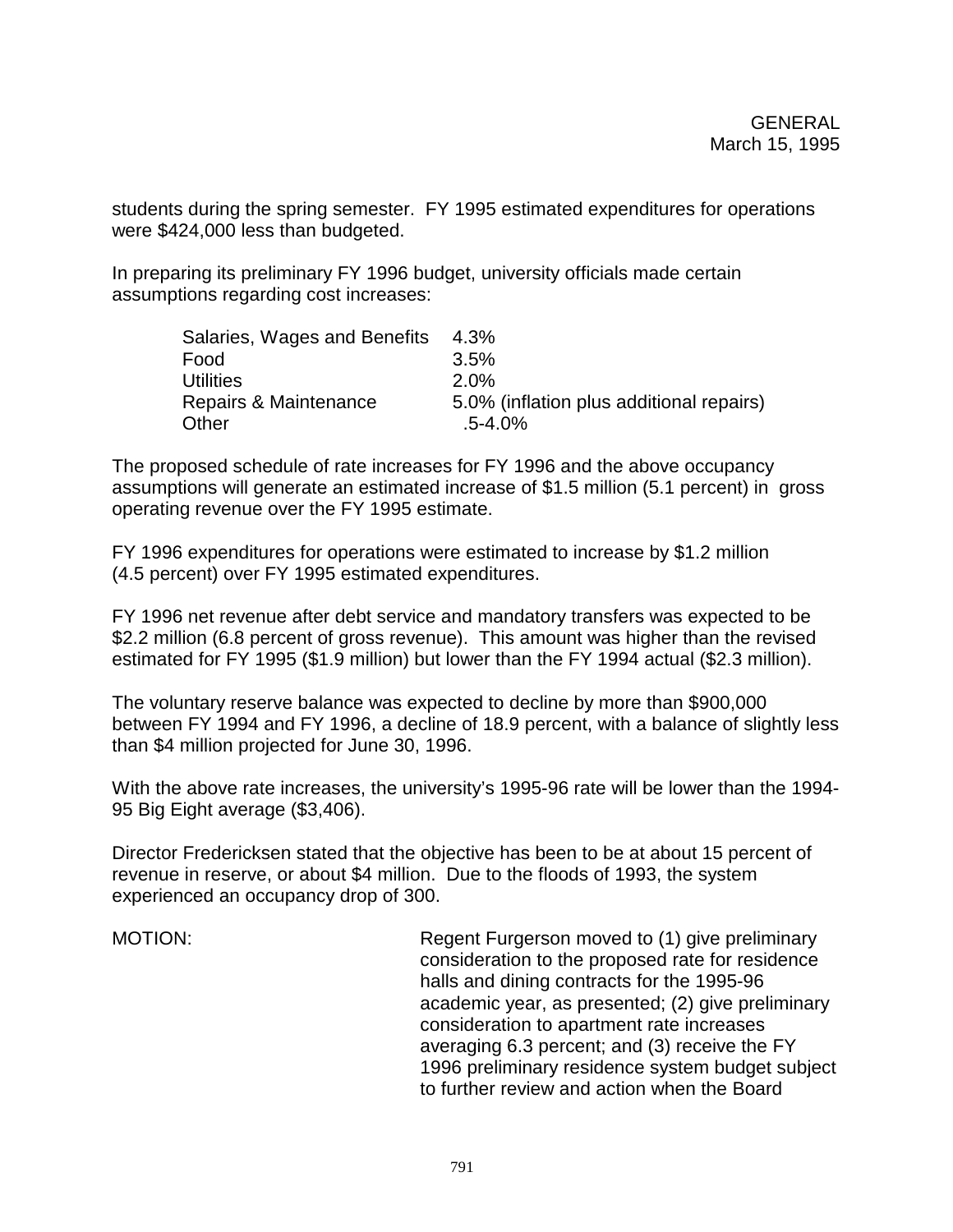students during the spring semester. FY 1995 estimated expenditures for operations were $424,000 less than budgeted.

In preparing its preliminary FY 1996 budget, university officials made certain assumptions regarding cost increases:

| | |
|---|---|
| Salaries, Wages and Benefits | 4.3% |
| Food | 3.5% |
| Utilities | 2.0% |
| Repairs & Maintenance | 5.0% (inflation plus additional repairs) |
| Other | .5-4.0% |

The proposed schedule of rate increases for FY 1996 and the above occupancy assumptions will generate an estimated increase of $1.5 million (5.1 percent) in gross operating revenue over the FY 1995 estimate.

FY 1996 expenditures for operations were estimated to increase by $1.2 million (4.5 percent) over FY 1995 estimated expenditures.

FY 1996 net revenue after debt service and mandatory transfers was expected to be $2.2 million (6.8 percent of gross revenue). This amount was higher than the revised estimated for FY 1995 ($1.9 million) but lower than the FY 1994 actual ($2.3 million).

The voluntary reserve balance was expected to decline by more than $900,000 between FY 1994 and FY 1996, a decline of 18.9 percent, with a balance of slightly less than $4 million projected for June 30, 1996.

With the above rate increases, the university's 1995-96 rate will be lower than the 1994-95 Big Eight average ($3,406).

Director Fredericksen stated that the objective has been to be at about 15 percent of revenue in reserve, or about $4 million. Due to the floods of 1993, the system experienced an occupancy drop of 300.

MOTION: Regent Furgerson moved to (1) give preliminary consideration to the proposed rate for residence halls and dining contracts for the 1995-96 academic year, as presented; (2) give preliminary consideration to apartment rate increases averaging 6.3 percent; and (3) receive the FY 1996 preliminary residence system budget subject to further review and action when the Board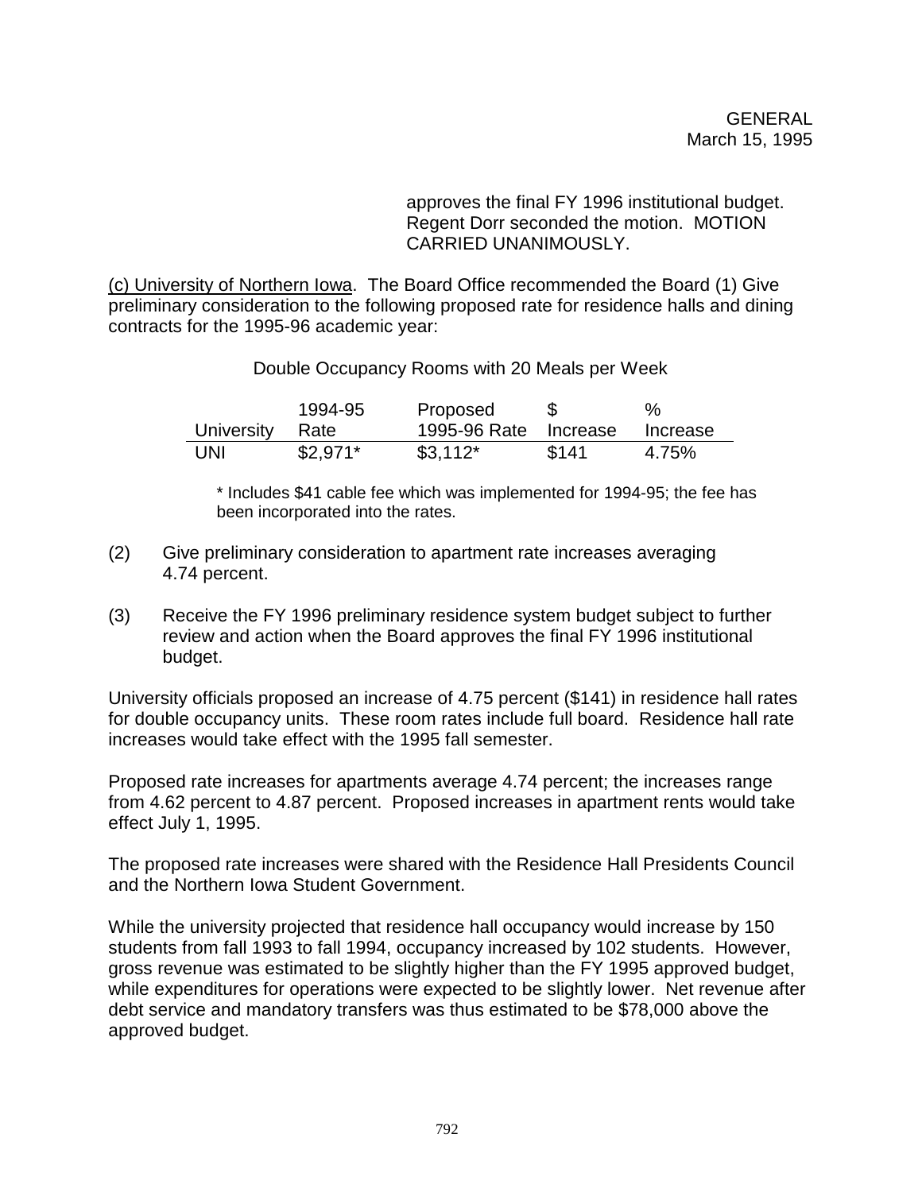approves the final FY 1996 institutional budget. Regent Dorr seconded the motion. MOTION CARRIED UNANIMOUSLY.

(c) University of Northern Iowa. The Board Office recommended the Board (1) Give preliminary consideration to the following proposed rate for residence halls and dining contracts for the 1995-96 academic year:

Double Occupancy Rooms with 20 Meals per Week

| University | 1994-95 Rate | Proposed 1995-96 Rate | $ Increase | % Increase |
|---|---|---|---|---|
| UNI | $2,971* | $3,112* | $141 | 4.75% |

\* Includes $41 cable fee which was implemented for 1994-95; the fee has been incorporated into the rates.

(2) Give preliminary consideration to apartment rate increases averaging 4.74 percent.

(3) Receive the FY 1996 preliminary residence system budget subject to further review and action when the Board approves the final FY 1996 institutional budget.

University officials proposed an increase of 4.75 percent ($141) in residence hall rates for double occupancy units. These room rates include full board. Residence hall rate increases would take effect with the 1995 fall semester.

Proposed rate increases for apartments average 4.74 percent; the increases range from 4.62 percent to 4.87 percent. Proposed increases in apartment rents would take effect July 1, 1995.

The proposed rate increases were shared with the Residence Hall Presidents Council and the Northern Iowa Student Government.

While the university projected that residence hall occupancy would increase by 150 students from fall 1993 to fall 1994, occupancy increased by 102 students. However, gross revenue was estimated to be slightly higher than the FY 1995 approved budget, while expenditures for operations were expected to be slightly lower. Net revenue after debt service and mandatory transfers was thus estimated to be $78,000 above the approved budget.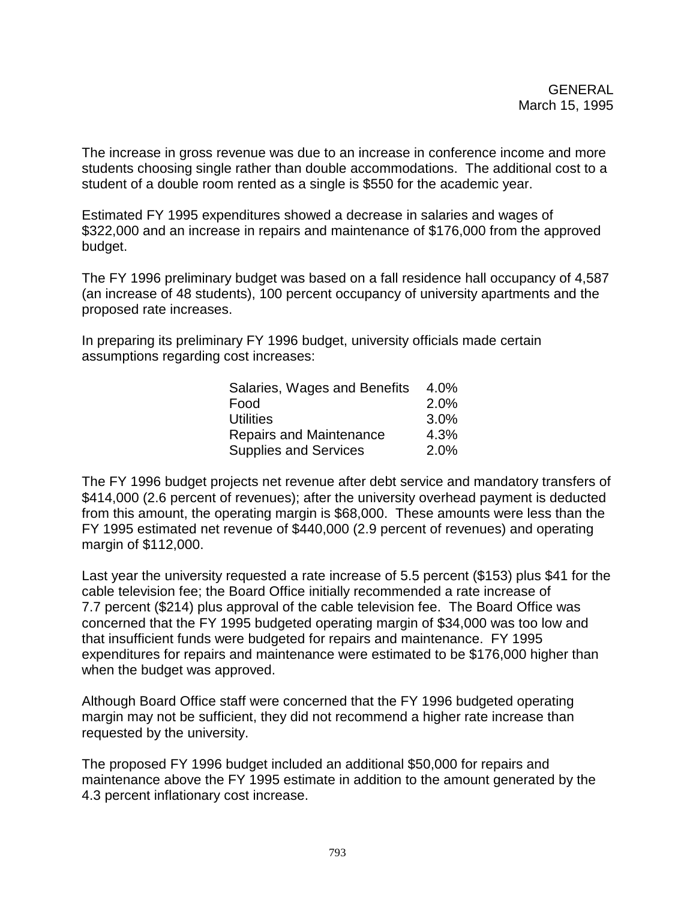The increase in gross revenue was due to an increase in conference income and more students choosing single rather than double accommodations. The additional cost to a student of a double room rented as a single is $550 for the academic year.

Estimated FY 1995 expenditures showed a decrease in salaries and wages of $322,000 and an increase in repairs and maintenance of $176,000 from the approved budget.

The FY 1996 preliminary budget was based on a fall residence hall occupancy of 4,587 (an increase of 48 students), 100 percent occupancy of university apartments and the proposed rate increases.

In preparing its preliminary FY 1996 budget, university officials made certain assumptions regarding cost increases:

| | |
|---|---|
| Salaries, Wages and Benefits | 4.0% |
| Food | 2.0% |
| Utilities | 3.0% |
| Repairs and Maintenance | 4.3% |
| Supplies and Services | 2.0% |

The FY 1996 budget projects net revenue after debt service and mandatory transfers of $414,000 (2.6 percent of revenues); after the university overhead payment is deducted from this amount, the operating margin is $68,000. These amounts were less than the FY 1995 estimated net revenue of $440,000 (2.9 percent of revenues) and operating margin of $112,000.

Last year the university requested a rate increase of 5.5 percent ($153) plus $41 for the cable television fee; the Board Office initially recommended a rate increase of 7.7 percent ($214) plus approval of the cable television fee. The Board Office was concerned that the FY 1995 budgeted operating margin of $34,000 was too low and that insufficient funds were budgeted for repairs and maintenance. FY 1995 expenditures for repairs and maintenance were estimated to be $176,000 higher than when the budget was approved.

Although Board Office staff were concerned that the FY 1996 budgeted operating margin may not be sufficient, they did not recommend a higher rate increase than requested by the university.

The proposed FY 1996 budget included an additional $50,000 for repairs and maintenance above the FY 1995 estimate in addition to the amount generated by the 4.3 percent inflationary cost increase.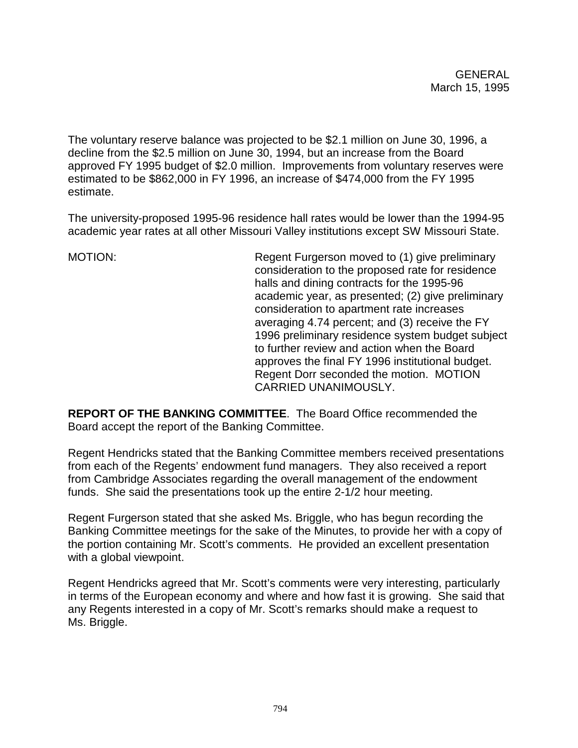The voluntary reserve balance was projected to be $2.1 million on June 30, 1996, a decline from the $2.5 million on June 30, 1994, but an increase from the Board approved FY 1995 budget of $2.0 million. Improvements from voluntary reserves were estimated to be $862,000 in FY 1996, an increase of $474,000 from the FY 1995 estimate.

The university-proposed 1995-96 residence hall rates would be lower than the 1994-95 academic year rates at all other Missouri Valley institutions except SW Missouri State.

MOTION: Regent Furgerson moved to (1) give preliminary consideration to the proposed rate for residence halls and dining contracts for the 1995-96 academic year, as presented; (2) give preliminary consideration to apartment rate increases averaging 4.74 percent; and (3) receive the FY 1996 preliminary residence system budget subject to further review and action when the Board approves the final FY 1996 institutional budget. Regent Dorr seconded the motion. MOTION CARRIED UNANIMOUSLY.

**REPORT OF THE BANKING COMMITTEE**. The Board Office recommended the Board accept the report of the Banking Committee.

Regent Hendricks stated that the Banking Committee members received presentations from each of the Regents' endowment fund managers. They also received a report from Cambridge Associates regarding the overall management of the endowment funds. She said the presentations took up the entire 2-1/2 hour meeting.

Regent Furgerson stated that she asked Ms. Briggle, who has begun recording the Banking Committee meetings for the sake of the Minutes, to provide her with a copy of the portion containing Mr. Scott's comments. He provided an excellent presentation with a global viewpoint.

Regent Hendricks agreed that Mr. Scott's comments were very interesting, particularly in terms of the European economy and where and how fast it is growing. She said that any Regents interested in a copy of Mr. Scott's remarks should make a request to Ms. Briggle.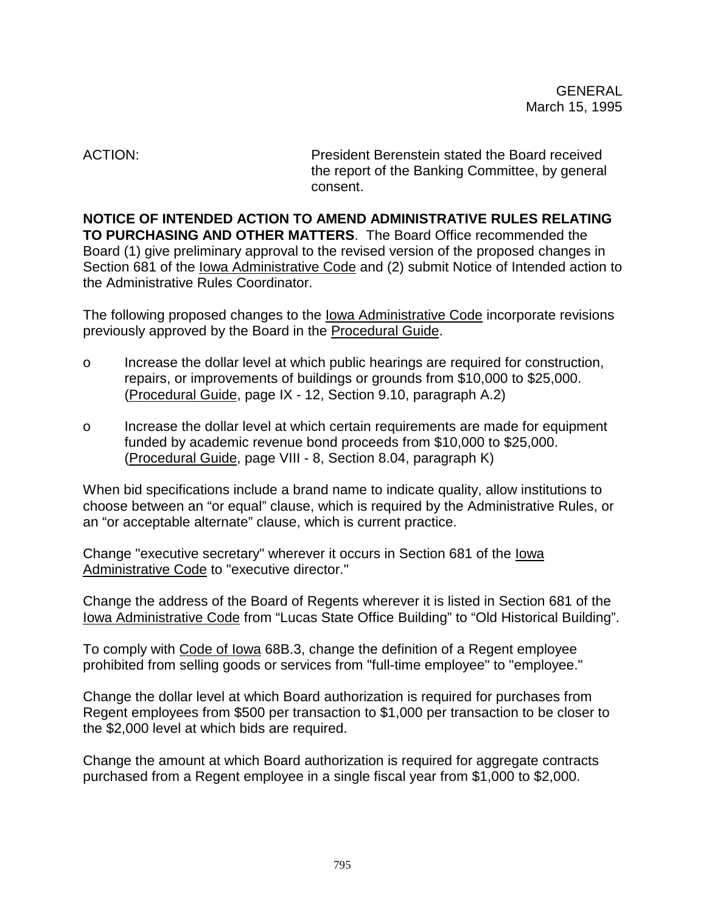ACTION: President Berenstein stated the Board received the report of the Banking Committee, by general consent.

**NOTICE OF INTENDED ACTION TO AMEND ADMINISTRATIVE RULES RELATING TO PURCHASING AND OTHER MATTERS**. The Board Office recommended the Board (1) give preliminary approval to the revised version of the proposed changes in Section 681 of the Iowa Administrative Code and (2) submit Notice of Intended action to the Administrative Rules Coordinator.

The following proposed changes to the Iowa Administrative Code incorporate revisions previously approved by the Board in the Procedural Guide.

- Increase the dollar level at which public hearings are required for construction, repairs, or improvements of buildings or grounds from $10,000 to $25,000. (Procedural Guide, page IX - 12, Section 9.10, paragraph A.2)

- Increase the dollar level at which certain requirements are made for equipment funded by academic revenue bond proceeds from $10,000 to $25,000. (Procedural Guide, page VIII - 8, Section 8.04, paragraph K)

When bid specifications include a brand name to indicate quality, allow institutions to choose between an “or equal” clause, which is required by the Administrative Rules, or an “or acceptable alternate” clause, which is current practice.

Change "executive secretary" wherever it occurs in Section 681 of the Iowa Administrative Code to "executive director."

Change the address of the Board of Regents wherever it is listed in Section 681 of the Iowa Administrative Code from “Lucas State Office Building” to “Old Historical Building”.

To comply with Code of Iowa 68B.3, change the definition of a Regent employee prohibited from selling goods or services from "full-time employee" to "employee."

Change the dollar level at which Board authorization is required for purchases from Regent employees from $500 per transaction to $1,000 per transaction to be closer to the $2,000 level at which bids are required.

Change the amount at which Board authorization is required for aggregate contracts purchased from a Regent employee in a single fiscal year from $1,000 to $2,000.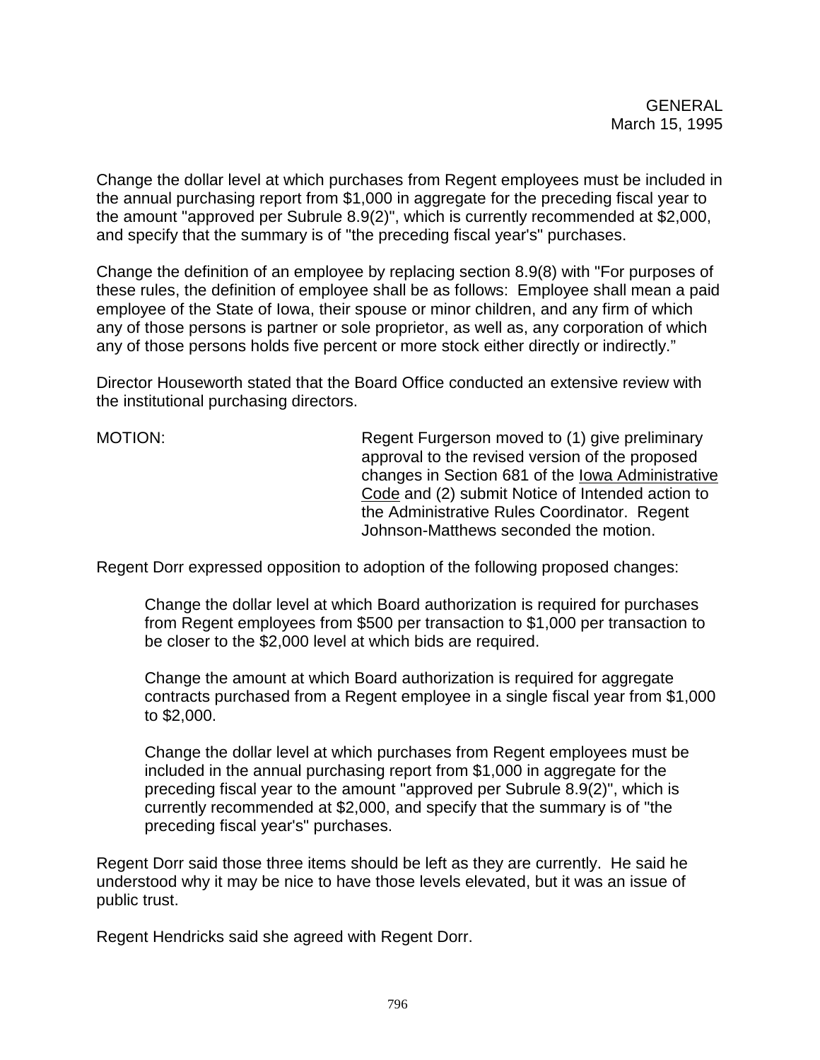Change the dollar level at which purchases from Regent employees must be included in the annual purchasing report from $1,000 in aggregate for the preceding fiscal year to the amount "approved per Subrule 8.9(2)", which is currently recommended at $2,000, and specify that the summary is of "the preceding fiscal year's" purchases.

Change the definition of an employee by replacing section 8.9(8) with "For purposes of these rules, the definition of employee shall be as follows: Employee shall mean a paid employee of the State of Iowa, their spouse or minor children, and any firm of which any of those persons is partner or sole proprietor, as well as, any corporation of which any of those persons holds five percent or more stock either directly or indirectly."

Director Houseworth stated that the Board Office conducted an extensive review with the institutional purchasing directors.

MOTION: Regent Furgerson moved to (1) give preliminary approval to the revised version of the proposed changes in Section 681 of the Iowa Administrative Code and (2) submit Notice of Intended action to the Administrative Rules Coordinator. Regent Johnson-Matthews seconded the motion.

Regent Dorr expressed opposition to adoption of the following proposed changes:

> Change the dollar level at which Board authorization is required for purchases from Regent employees from $500 per transaction to $1,000 per transaction to be closer to the $2,000 level at which bids are required.
>
> Change the amount at which Board authorization is required for aggregate contracts purchased from a Regent employee in a single fiscal year from $1,000 to $2,000.
>
> Change the dollar level at which purchases from Regent employees must be included in the annual purchasing report from $1,000 in aggregate for the preceding fiscal year to the amount "approved per Subrule 8.9(2)", which is currently recommended at $2,000, and specify that the summary is of "the preceding fiscal year's" purchases.

Regent Dorr said those three items should be left as they are currently. He said he understood why it may be nice to have those levels elevated, but it was an issue of public trust.

Regent Hendricks said she agreed with Regent Dorr.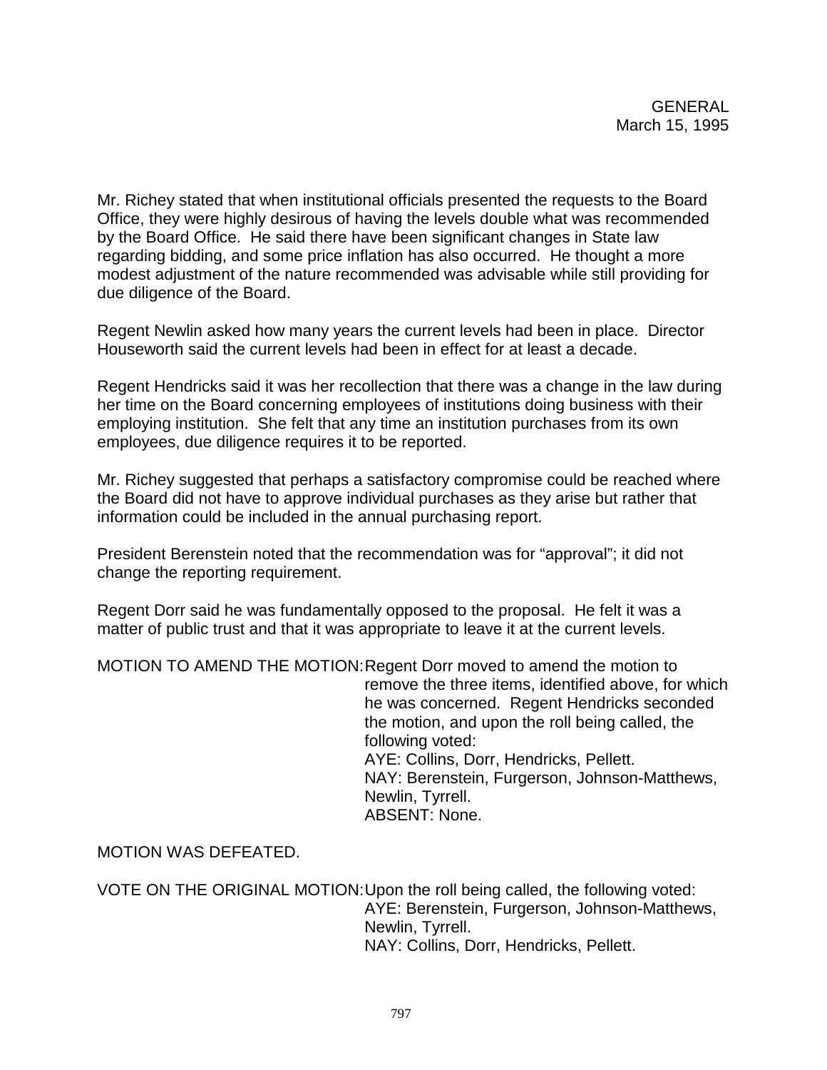Mr. Richey stated that when institutional officials presented the requests to the Board Office, they were highly desirous of having the levels double what was recommended by the Board Office. He said there have been significant changes in State law regarding bidding, and some price inflation has also occurred. He thought a more modest adjustment of the nature recommended was advisable while still providing for due diligence of the Board.

Regent Newlin asked how many years the current levels had been in place. Director Houseworth said the current levels had been in effect for at least a decade.

Regent Hendricks said it was her recollection that there was a change in the law during her time on the Board concerning employees of institutions doing business with their employing institution. She felt that any time an institution purchases from its own employees, due diligence requires it to be reported.

Mr. Richey suggested that perhaps a satisfactory compromise could be reached where the Board did not have to approve individual purchases as they arise but rather that information could be included in the annual purchasing report.

President Berenstein noted that the recommendation was for "approval"; it did not change the reporting requirement.

Regent Dorr said he was fundamentally opposed to the proposal. He felt it was a matter of public trust and that it was appropriate to leave it at the current levels.

MOTION TO AMEND THE MOTION: Regent Dorr moved to amend the motion to remove the three items, identified above, for which he was concerned. Regent Hendricks seconded the motion, and upon the roll being called, the following voted:
AYE: Collins, Dorr, Hendricks, Pellett.
NAY: Berenstein, Furgerson, Johnson-Matthews, Newlin, Tyrrell.
ABSENT: None.

MOTION WAS DEFEATED.

VOTE ON THE ORIGINAL MOTION: Upon the roll being called, the following voted:
AYE: Berenstein, Furgerson, Johnson-Matthews, Newlin, Tyrrell.
NAY: Collins, Dorr, Hendricks, Pellett.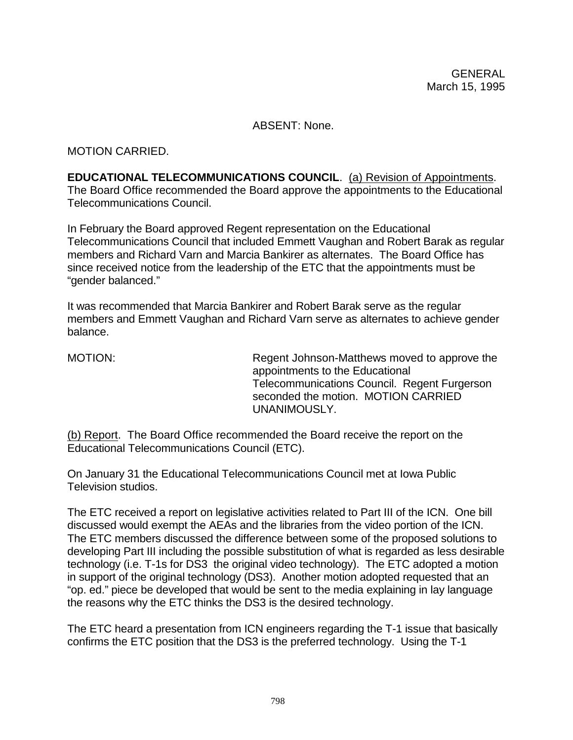ABSENT: None.

MOTION CARRIED.

**EDUCATIONAL TELECOMMUNICATIONS COUNCIL**. (a) Revision of Appointments. The Board Office recommended the Board approve the appointments to the Educational Telecommunications Council.

In February the Board approved Regent representation on the Educational Telecommunications Council that included Emmett Vaughan and Robert Barak as regular members and Richard Varn and Marcia Bankirer as alternates. The Board Office has since received notice from the leadership of the ETC that the appointments must be "gender balanced."

It was recommended that Marcia Bankirer and Robert Barak serve as the regular members and Emmett Vaughan and Richard Varn serve as alternates to achieve gender balance.

MOTION: Regent Johnson-Matthews moved to approve the appointments to the Educational Telecommunications Council. Regent Furgerson seconded the motion. MOTION CARRIED UNANIMOUSLY.

(b) Report. The Board Office recommended the Board receive the report on the Educational Telecommunications Council (ETC).

On January 31 the Educational Telecommunications Council met at Iowa Public Television studios.

The ETC received a report on legislative activities related to Part III of the ICN. One bill discussed would exempt the AEAs and the libraries from the video portion of the ICN. The ETC members discussed the difference between some of the proposed solutions to developing Part III including the possible substitution of what is regarded as less desirable technology (i.e. T-1s for DS3 the original video technology). The ETC adopted a motion in support of the original technology (DS3). Another motion adopted requested that an "op. ed." piece be developed that would be sent to the media explaining in lay language the reasons why the ETC thinks the DS3 is the desired technology.

The ETC heard a presentation from ICN engineers regarding the T-1 issue that basically confirms the ETC position that the DS3 is the preferred technology. Using the T-1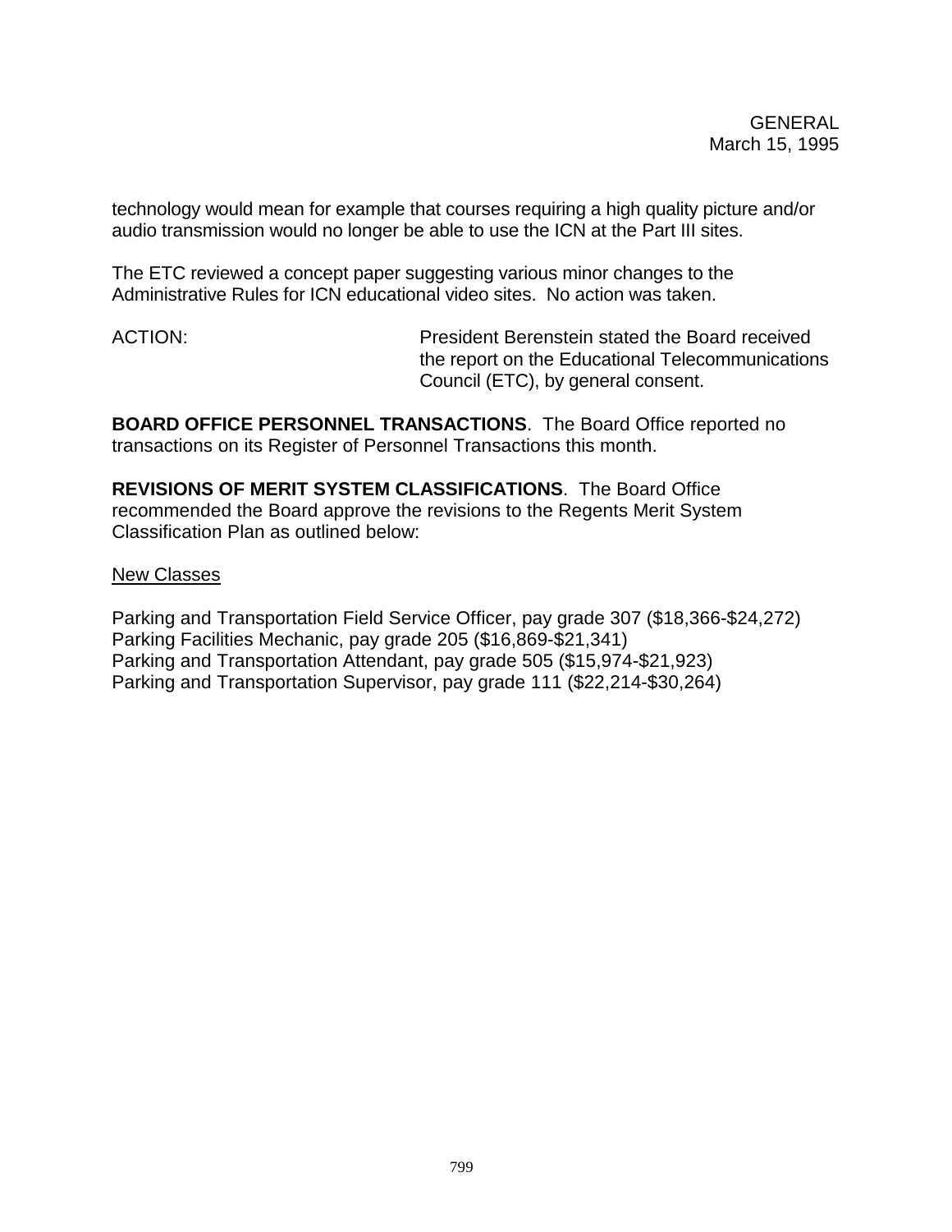technology would mean for example that courses requiring a high quality picture and/or audio transmission would no longer be able to use the ICN at the Part III sites.

The ETC reviewed a concept paper suggesting various minor changes to the Administrative Rules for ICN educational video sites. No action was taken.

ACTION: President Berenstein stated the Board received the report on the Educational Telecommunications Council (ETC), by general consent.

**BOARD OFFICE PERSONNEL TRANSACTIONS**. The Board Office reported no transactions on its Register of Personnel Transactions this month.

**REVISIONS OF MERIT SYSTEM CLASSIFICATIONS**. The Board Office recommended the Board approve the revisions to the Regents Merit System Classification Plan as outlined below:

<u>New Classes</u>

Parking and Transportation Field Service Officer, pay grade 307 ($18,366-$24,272)
Parking Facilities Mechanic, pay grade 205 ($16,869-$21,341)
Parking and Transportation Attendant, pay grade 505 ($15,974-$21,923)
Parking and Transportation Supervisor, pay grade 111 ($22,214-$30,264)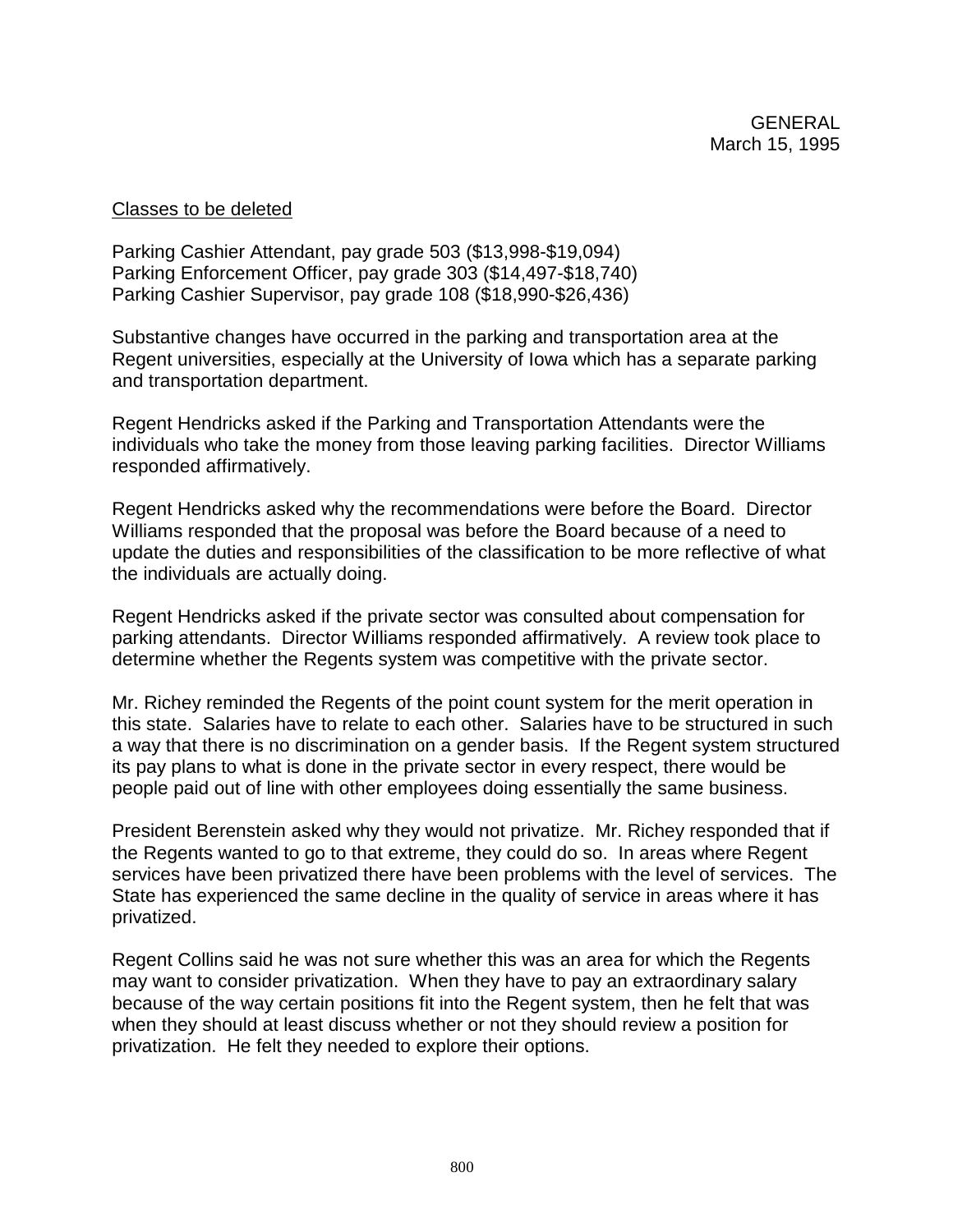Classes to be deleted

Parking Cashier Attendant, pay grade 503 ($13,998-$19,094)
Parking Enforcement Officer, pay grade 303 ($14,497-$18,740)
Parking Cashier Supervisor, pay grade 108 ($18,990-$26,436)

Substantive changes have occurred in the parking and transportation area at the Regent universities, especially at the University of Iowa which has a separate parking and transportation department.

Regent Hendricks asked if the Parking and Transportation Attendants were the individuals who take the money from those leaving parking facilities. Director Williams responded affirmatively.

Regent Hendricks asked why the recommendations were before the Board. Director Williams responded that the proposal was before the Board because of a need to update the duties and responsibilities of the classification to be more reflective of what the individuals are actually doing.

Regent Hendricks asked if the private sector was consulted about compensation for parking attendants. Director Williams responded affirmatively. A review took place to determine whether the Regents system was competitive with the private sector.

Mr. Richey reminded the Regents of the point count system for the merit operation in this state. Salaries have to relate to each other. Salaries have to be structured in such a way that there is no discrimination on a gender basis. If the Regent system structured its pay plans to what is done in the private sector in every respect, there would be people paid out of line with other employees doing essentially the same business.

President Berenstein asked why they would not privatize. Mr. Richey responded that if the Regents wanted to go to that extreme, they could do so. In areas where Regent services have been privatized there have been problems with the level of services. The State has experienced the same decline in the quality of service in areas where it has privatized.

Regent Collins said he was not sure whether this was an area for which the Regents may want to consider privatization. When they have to pay an extraordinary salary because of the way certain positions fit into the Regent system, then he felt that was when they should at least discuss whether or not they should review a position for privatization. He felt they needed to explore their options.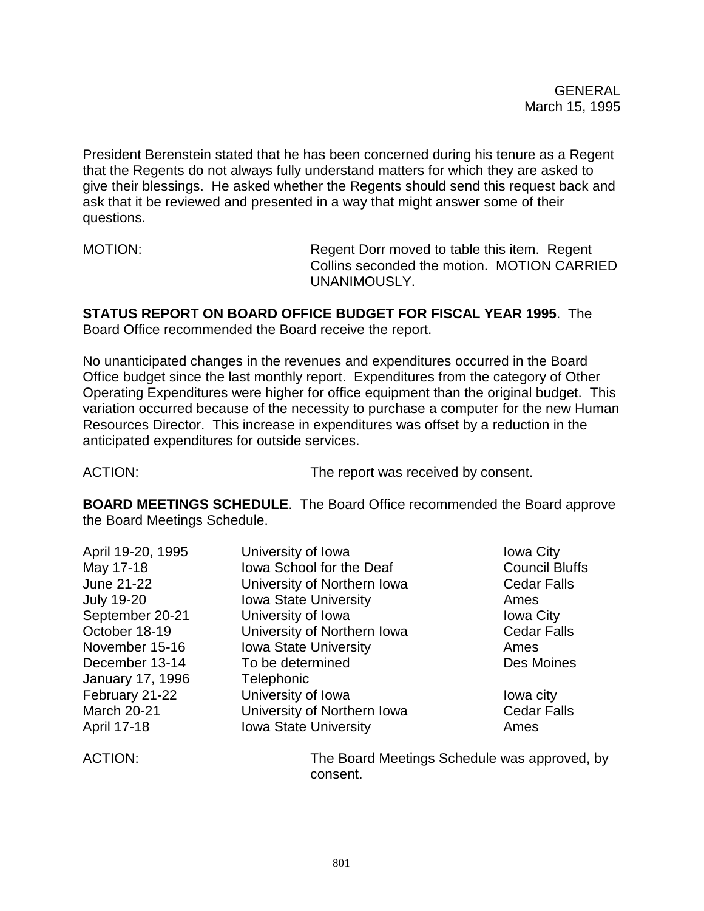President Berenstein stated that he has been concerned during his tenure as a Regent that the Regents do not always fully understand matters for which they are asked to give their blessings. He asked whether the Regents should send this request back and ask that it be reviewed and presented in a way that might answer some of their questions.

MOTION: Regent Dorr moved to table this item. Regent Collins seconded the motion. MOTION CARRIED UNANIMOUSLY.

**STATUS REPORT ON BOARD OFFICE BUDGET FOR FISCAL YEAR 1995**. The Board Office recommended the Board receive the report.

No unanticipated changes in the revenues and expenditures occurred in the Board Office budget since the last monthly report. Expenditures from the category of Other Operating Expenditures were higher for office equipment than the original budget. This variation occurred because of the necessity to purchase a computer for the new Human Resources Director. This increase in expenditures was offset by a reduction in the anticipated expenditures for outside services.

ACTION: The report was received by consent.

**BOARD MEETINGS SCHEDULE**. The Board Office recommended the Board approve the Board Meetings Schedule.

| | | |
|---|---|---|
| April 19-20, 1995 | University of Iowa | Iowa City |
| May 17-18 | Iowa School for the Deaf | Council Bluffs |
| June 21-22 | University of Northern Iowa | Cedar Falls |
| July 19-20 | Iowa State University | Ames |
| September 20-21 | University of Iowa | Iowa City |
| October 18-19 | University of Northern Iowa | Cedar Falls |
| November 15-16 | Iowa State University | Ames |
| December 13-14 | To be determined | Des Moines |
| January 17, 1996 | Telephonic | |
| February 21-22 | University of Iowa | Iowa city |
| March 20-21 | University of Northern Iowa | Cedar Falls |
| April 17-18 | Iowa State University | Ames |

ACTION: The Board Meetings Schedule was approved, by consent.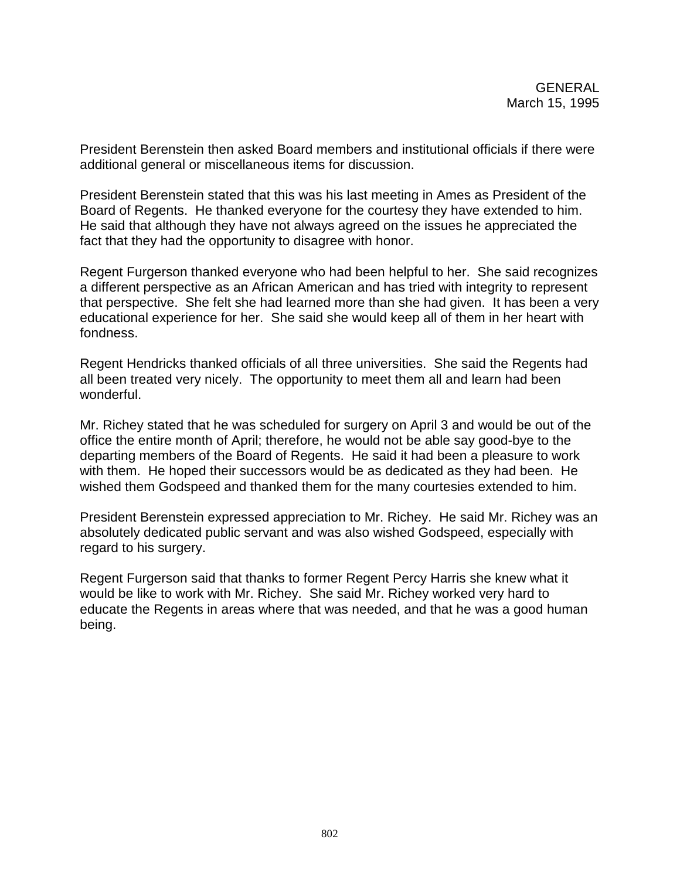GENERAL
March 15, 1995

President Berenstein then asked Board members and institutional officials if there were additional general or miscellaneous items for discussion.

President Berenstein stated that this was his last meeting in Ames as President of the Board of Regents. He thanked everyone for the courtesy they have extended to him. He said that although they have not always agreed on the issues he appreciated the fact that they had the opportunity to disagree with honor.

Regent Furgerson thanked everyone who had been helpful to her. She said recognizes a different perspective as an African American and has tried with integrity to represent that perspective. She felt she had learned more than she had given. It has been a very educational experience for her. She said she would keep all of them in her heart with fondness.

Regent Hendricks thanked officials of all three universities. She said the Regents had all been treated very nicely. The opportunity to meet them all and learn had been wonderful.

Mr. Richey stated that he was scheduled for surgery on April 3 and would be out of the office the entire month of April; therefore, he would not be able say good-bye to the departing members of the Board of Regents. He said it had been a pleasure to work with them. He hoped their successors would be as dedicated as they had been. He wished them Godspeed and thanked them for the many courtesies extended to him.

President Berenstein expressed appreciation to Mr. Richey. He said Mr. Richey was an absolutely dedicated public servant and was also wished Godspeed, especially with regard to his surgery.

Regent Furgerson said that thanks to former Regent Percy Harris she knew what it would be like to work with Mr. Richey. She said Mr. Richey worked very hard to educate the Regents in areas where that was needed, and that he was a good human being.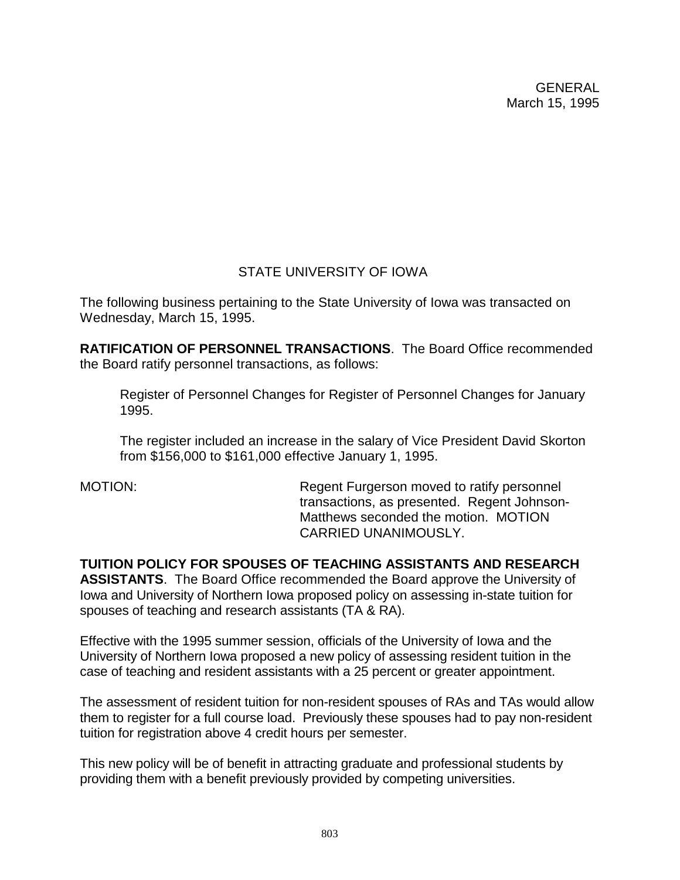GENERAL
March 15, 1995

## STATE UNIVERSITY OF IOWA

The following business pertaining to the State University of Iowa was transacted on Wednesday, March 15, 1995.

**RATIFICATION OF PERSONNEL TRANSACTIONS**. The Board Office recommended the Board ratify personnel transactions, as follows:

> Register of Personnel Changes for Register of Personnel Changes for January 1995.
>
> The register included an increase in the salary of Vice President David Skorton from $156,000 to $161,000 effective January 1, 1995.

MOTION: Regent Furgerson moved to ratify personnel transactions, as presented. Regent Johnson-Matthews seconded the motion. MOTION CARRIED UNANIMOUSLY.

**TUITION POLICY FOR SPOUSES OF TEACHING ASSISTANTS AND RESEARCH ASSISTANTS**. The Board Office recommended the Board approve the University of Iowa and University of Northern Iowa proposed policy on assessing in-state tuition for spouses of teaching and research assistants (TA & RA).

Effective with the 1995 summer session, officials of the University of Iowa and the University of Northern Iowa proposed a new policy of assessing resident tuition in the case of teaching and resident assistants with a 25 percent or greater appointment.

The assessment of resident tuition for non-resident spouses of RAs and TAs would allow them to register for a full course load. Previously these spouses had to pay non-resident tuition for registration above 4 credit hours per semester.

This new policy will be of benefit in attracting graduate and professional students by providing them with a benefit previously provided by competing universities.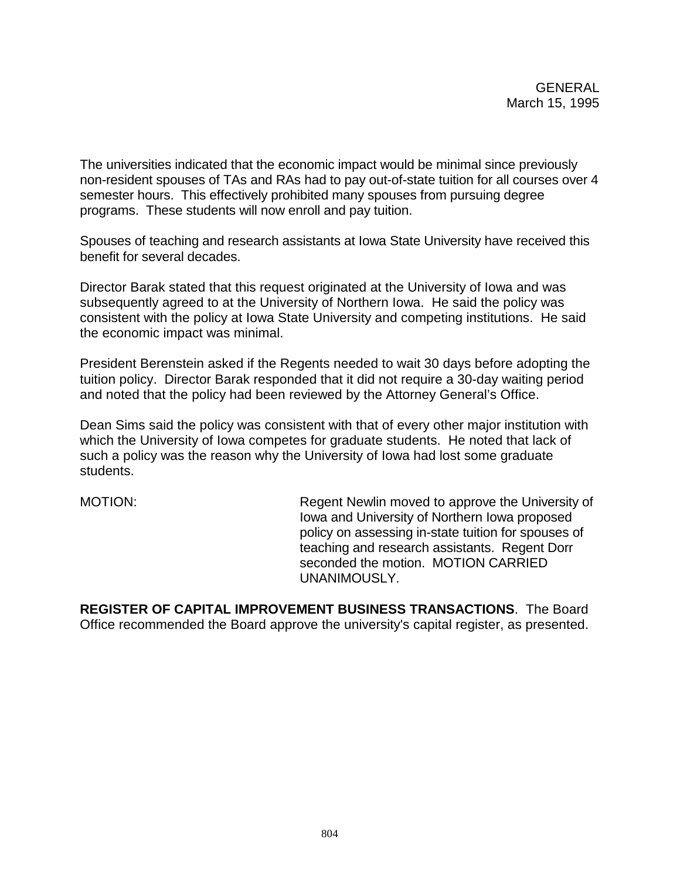The universities indicated that the economic impact would be minimal since previously non-resident spouses of TAs and RAs had to pay out-of-state tuition for all courses over 4 semester hours. This effectively prohibited many spouses from pursuing degree programs. These students will now enroll and pay tuition.

Spouses of teaching and research assistants at Iowa State University have received this benefit for several decades.

Director Barak stated that this request originated at the University of Iowa and was subsequently agreed to at the University of Northern Iowa. He said the policy was consistent with the policy at Iowa State University and competing institutions. He said the economic impact was minimal.

President Berenstein asked if the Regents needed to wait 30 days before adopting the tuition policy. Director Barak responded that it did not require a 30-day waiting period and noted that the policy had been reviewed by the Attorney General's Office.

Dean Sims said the policy was consistent with that of every other major institution with which the University of Iowa competes for graduate students. He noted that lack of such a policy was the reason why the University of Iowa had lost some graduate students.

MOTION: Regent Newlin moved to approve the University of Iowa and University of Northern Iowa proposed policy on assessing in-state tuition for spouses of teaching and research assistants. Regent Dorr seconded the motion. MOTION CARRIED UNANIMOUSLY.

**REGISTER OF CAPITAL IMPROVEMENT BUSINESS TRANSACTIONS**. The Board Office recommended the Board approve the university's capital register, as presented.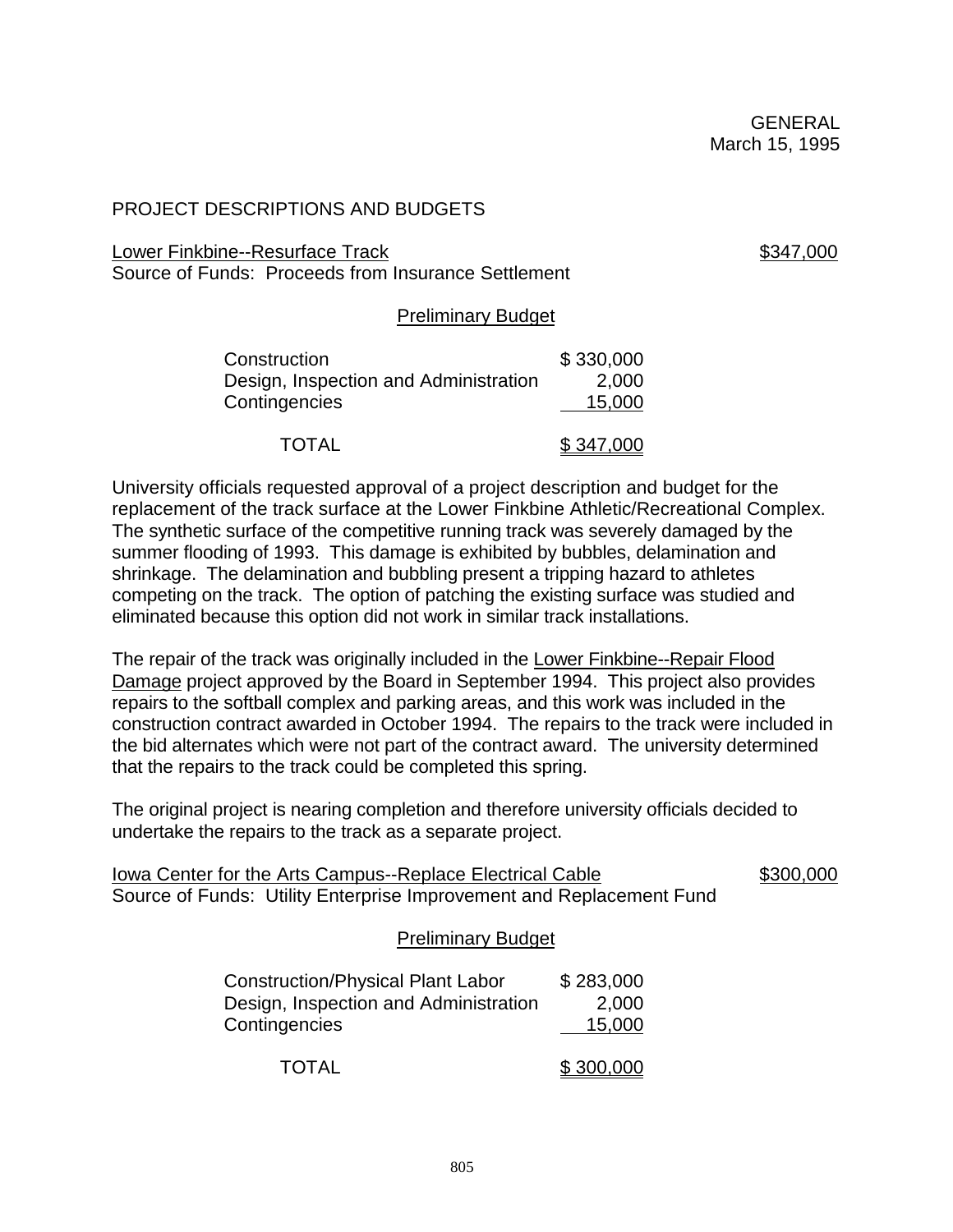GENERAL
March 15, 1995

## PROJECT DESCRIPTIONS AND BUDGETS

Lower Finkbine--Resurface Track $347,000
Source of Funds: Proceeds from Insurance Settlement

Preliminary Budget

| | |
|---|---|
| Construction | $ 330,000 |
| Design, Inspection and Administration | 2,000 |
| Contingencies | 15,000 |
| TOTAL | $ 347,000 |

University officials requested approval of a project description and budget for the replacement of the track surface at the Lower Finkbine Athletic/Recreational Complex. The synthetic surface of the competitive running track was severely damaged by the summer flooding of 1993. This damage is exhibited by bubbles, delamination and shrinkage. The delamination and bubbling present a tripping hazard to athletes competing on the track. The option of patching the existing surface was studied and eliminated because this option did not work in similar track installations.

The repair of the track was originally included in the Lower Finkbine--Repair Flood Damage project approved by the Board in September 1994. This project also provides repairs to the softball complex and parking areas, and this work was included in the construction contract awarded in October 1994. The repairs to the track were included in the bid alternates which were not part of the contract award. The university determined that the repairs to the track could be completed this spring.

The original project is nearing completion and therefore university officials decided to undertake the repairs to the track as a separate project.

Iowa Center for the Arts Campus--Replace Electrical Cable $300,000
Source of Funds: Utility Enterprise Improvement and Replacement Fund

Preliminary Budget

| | |
|---|---|
| Construction/Physical Plant Labor | $ 283,000 |
| Design, Inspection and Administration | 2,000 |
| Contingencies | 15,000 |
| TOTAL | $ 300,000 |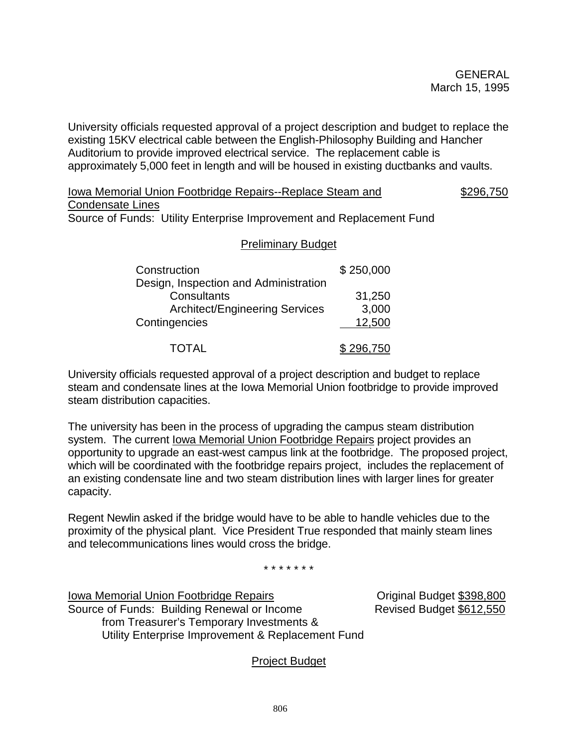GENERAL
March 15, 1995

University officials requested approval of a project description and budget to replace the existing 15KV electrical cable between the English-Philosophy Building and Hancher Auditorium to provide improved electrical service. The replacement cable is approximately 5,000 feet in length and will be housed in existing ductbanks and vaults.

Iowa Memorial Union Footbridge Repairs--Replace Steam and Condensate Lines — $296,750

Source of Funds: Utility Enterprise Improvement and Replacement Fund

Preliminary Budget

| | |
|---|---|
| Construction | $ 250,000 |
| Design, Inspection and Administration | |
| Consultants | 31,250 |
| Architect/Engineering Services | 3,000 |
| Contingencies | 12,500 |
| TOTAL | $ 296,750 |

University officials requested approval of a project description and budget to replace steam and condensate lines at the Iowa Memorial Union footbridge to provide improved steam distribution capacities.

The university has been in the process of upgrading the campus steam distribution system. The current Iowa Memorial Union Footbridge Repairs project provides an opportunity to upgrade an east-west campus link at the footbridge. The proposed project, which will be coordinated with the footbridge repairs project, includes the replacement of an existing condensate line and two steam distribution lines with larger lines for greater capacity.

Regent Newlin asked if the bridge would have to be able to handle vehicles due to the proximity of the physical plant. Vice President True responded that mainly steam lines and telecommunications lines would cross the bridge.

* * * * * * *

Iowa Memorial Union Footbridge Repairs — Original Budget $398,800

Source of Funds: Building Renewal or Income from Treasurer's Temporary Investments & Utility Enterprise Improvement & Replacement Fund — Revised Budget $612,550

Project Budget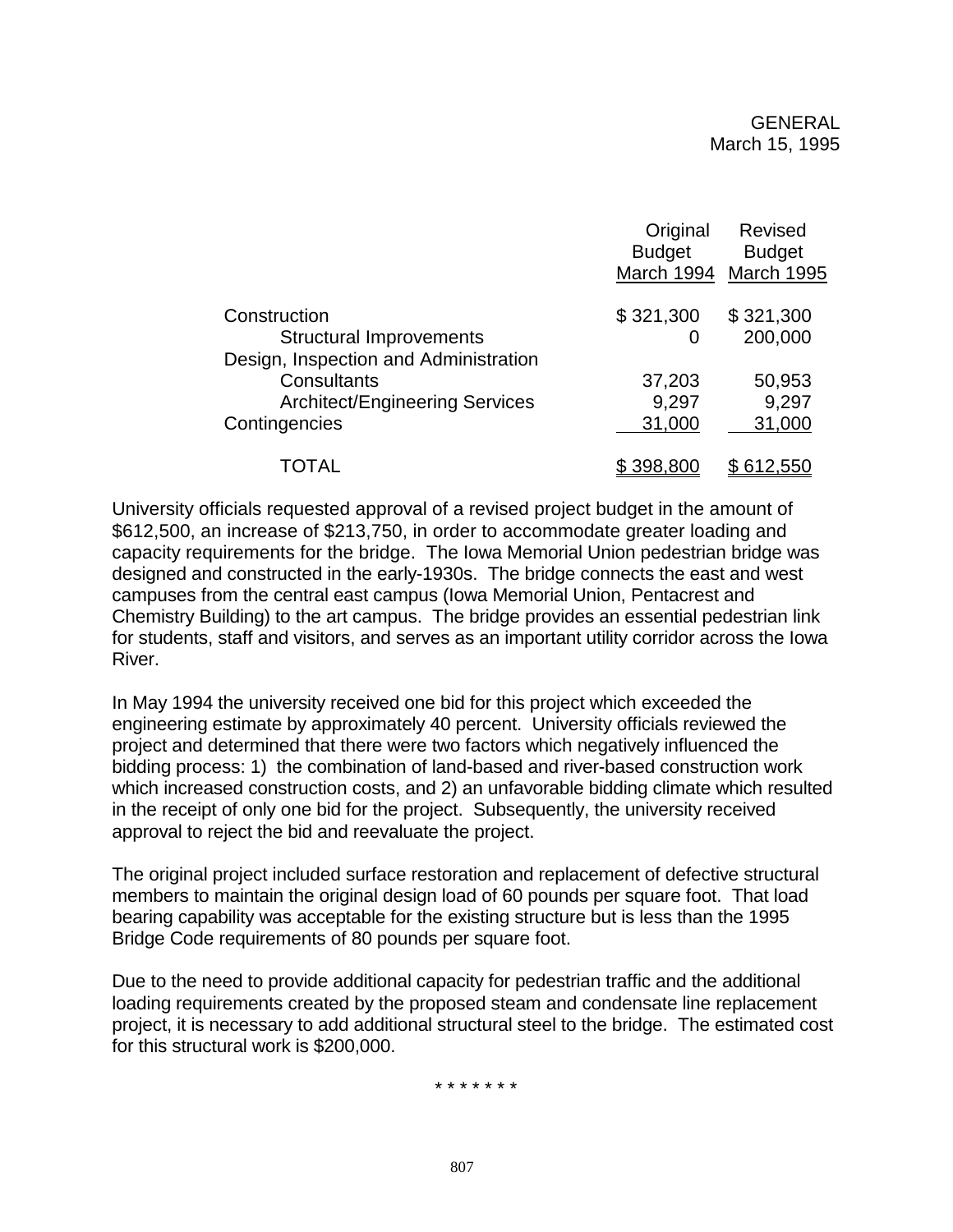GENERAL
March 15, 1995

| | Original Budget March 1994 | Revised Budget March 1995 |
|---|---|---|
| Construction | $ 321,300 | $ 321,300 |
| Structural Improvements | 0 | 200,000 |
| Design, Inspection and Administration | | |
| Consultants | 37,203 | 50,953 |
| Architect/Engineering Services | 9,297 | 9,297 |
| Contingencies | 31,000 | 31,000 |
| TOTAL | $ 398,800 | $ 612,550 |

University officials requested approval of a revised project budget in the amount of $612,500, an increase of $213,750, in order to accommodate greater loading and capacity requirements for the bridge. The Iowa Memorial Union pedestrian bridge was designed and constructed in the early-1930s. The bridge connects the east and west campuses from the central east campus (Iowa Memorial Union, Pentacrest and Chemistry Building) to the art campus. The bridge provides an essential pedestrian link for students, staff and visitors, and serves as an important utility corridor across the Iowa River.

In May 1994 the university received one bid for this project which exceeded the engineering estimate by approximately 40 percent. University officials reviewed the project and determined that there were two factors which negatively influenced the bidding process: 1) the combination of land-based and river-based construction work which increased construction costs, and 2) an unfavorable bidding climate which resulted in the receipt of only one bid for the project. Subsequently, the university received approval to reject the bid and reevaluate the project.

The original project included surface restoration and replacement of defective structural members to maintain the original design load of 60 pounds per square foot. That load bearing capability was acceptable for the existing structure but is less than the 1995 Bridge Code requirements of 80 pounds per square foot.

Due to the need to provide additional capacity for pedestrian traffic and the additional loading requirements created by the proposed steam and condensate line replacement project, it is necessary to add additional structural steel to the bridge. The estimated cost for this structural work is $200,000.

\* \* \* \* \* \* \*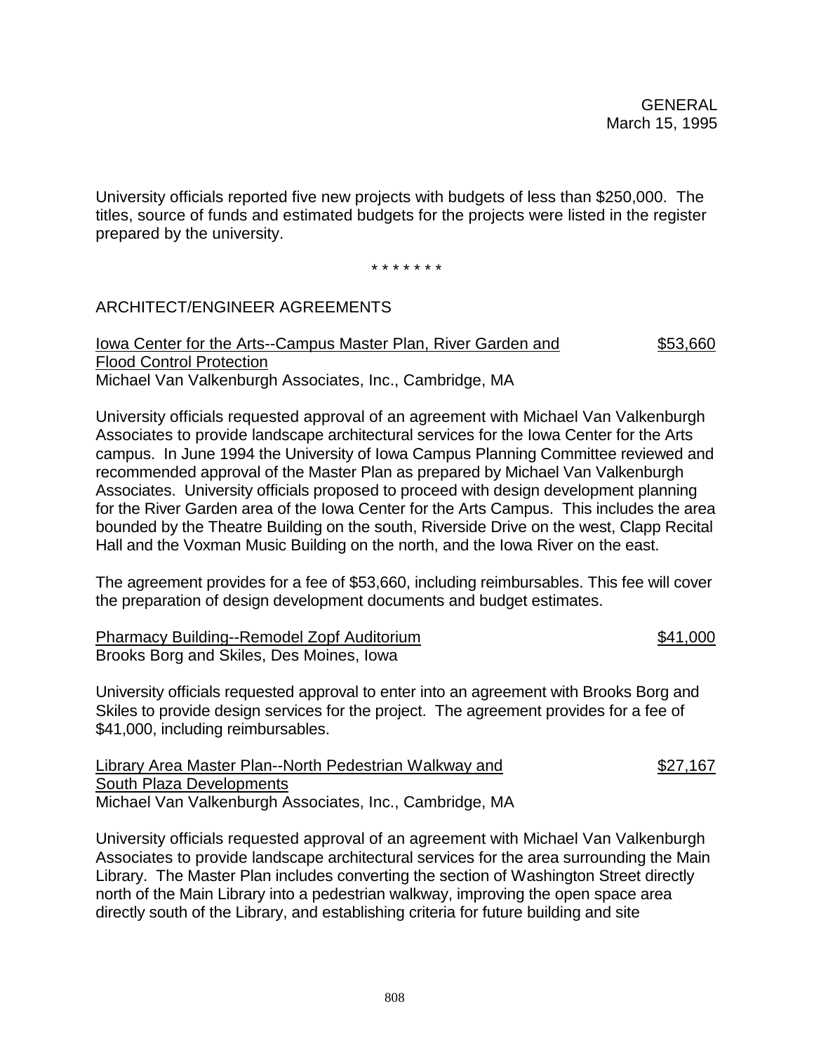GENERAL
March 15, 1995

University officials reported five new projects with budgets of less than $250,000. The titles, source of funds and estimated budgets for the projects were listed in the register prepared by the university.

\* \* \* \* \* \* \*

ARCHITECT/ENGINEER AGREEMENTS

Iowa Center for the Arts--Campus Master Plan, River Garden and Flood Control Protection — $53,660
Michael Van Valkenburgh Associates, Inc., Cambridge, MA

University officials requested approval of an agreement with Michael Van Valkenburgh Associates to provide landscape architectural services for the Iowa Center for the Arts campus. In June 1994 the University of Iowa Campus Planning Committee reviewed and recommended approval of the Master Plan as prepared by Michael Van Valkenburgh Associates. University officials proposed to proceed with design development planning for the River Garden area of the Iowa Center for the Arts Campus. This includes the area bounded by the Theatre Building on the south, Riverside Drive on the west, Clapp Recital Hall and the Voxman Music Building on the north, and the Iowa River on the east.

The agreement provides for a fee of $53,660, including reimbursables. This fee will cover the preparation of design development documents and budget estimates.

Pharmacy Building--Remodel Zopf Auditorium — $41,000
Brooks Borg and Skiles, Des Moines, Iowa

University officials requested approval to enter into an agreement with Brooks Borg and Skiles to provide design services for the project. The agreement provides for a fee of $41,000, including reimbursables.

Library Area Master Plan--North Pedestrian Walkway and South Plaza Developments — $27,167
Michael Van Valkenburgh Associates, Inc., Cambridge, MA

University officials requested approval of an agreement with Michael Van Valkenburgh Associates to provide landscape architectural services for the area surrounding the Main Library. The Master Plan includes converting the section of Washington Street directly north of the Main Library into a pedestrian walkway, improving the open space area directly south of the Library, and establishing criteria for future building and site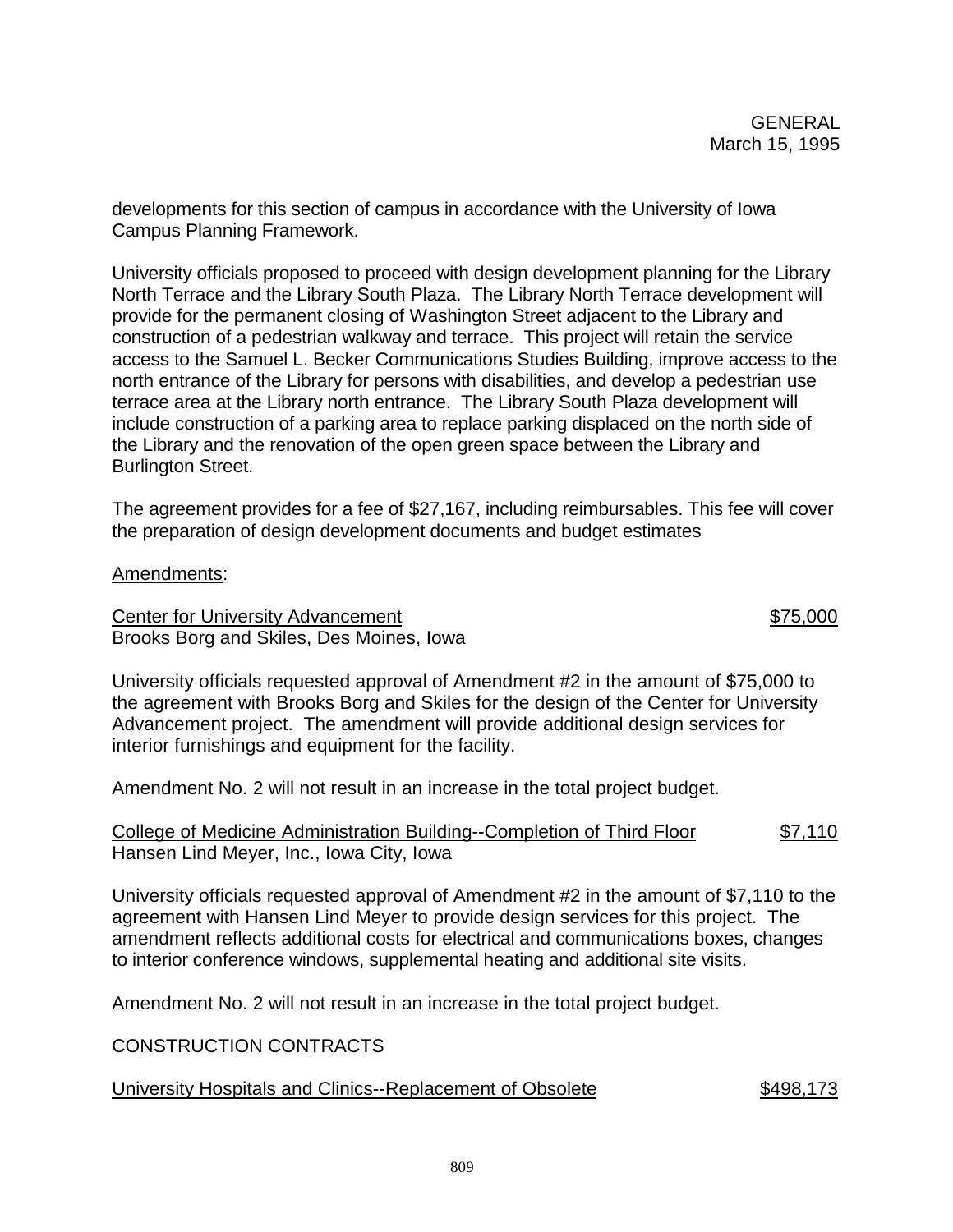developments for this section of campus in accordance with the University of Iowa Campus Planning Framework.

University officials proposed to proceed with design development planning for the Library North Terrace and the Library South Plaza. The Library North Terrace development will provide for the permanent closing of Washington Street adjacent to the Library and construction of a pedestrian walkway and terrace. This project will retain the service access to the Samuel L. Becker Communications Studies Building, improve access to the north entrance of the Library for persons with disabilities, and develop a pedestrian use terrace area at the Library north entrance. The Library South Plaza development will include construction of a parking area to replace parking displaced on the north side of the Library and the renovation of the open green space between the Library and Burlington Street.

The agreement provides for a fee of $27,167, including reimbursables. This fee will cover the preparation of design development documents and budget estimates

Amendments:

Center for University Advancement — $75,000
Brooks Borg and Skiles, Des Moines, Iowa

University officials requested approval of Amendment #2 in the amount of $75,000 to the agreement with Brooks Borg and Skiles for the design of the Center for University Advancement project. The amendment will provide additional design services for interior furnishings and equipment for the facility.

Amendment No. 2 will not result in an increase in the total project budget.

College of Medicine Administration Building--Completion of Third Floor — $7,110
Hansen Lind Meyer, Inc., Iowa City, Iowa

University officials requested approval of Amendment #2 in the amount of $7,110 to the agreement with Hansen Lind Meyer to provide design services for this project. The amendment reflects additional costs for electrical and communications boxes, changes to interior conference windows, supplemental heating and additional site visits.

Amendment No. 2 will not result in an increase in the total project budget.

CONSTRUCTION CONTRACTS

University Hospitals and Clinics--Replacement of Obsolete — $498,173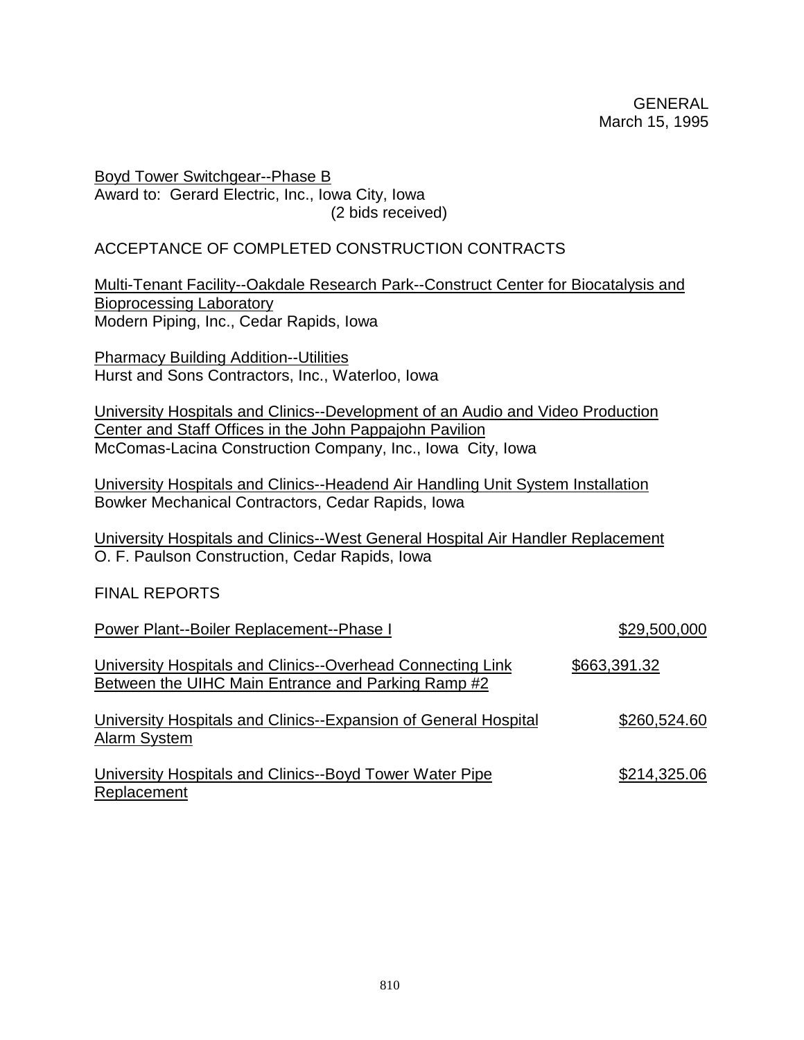GENERAL
March 15, 1995

Boyd Tower Switchgear--Phase B
Award to: Gerard Electric, Inc., Iowa City, Iowa
(2 bids received)

ACCEPTANCE OF COMPLETED CONSTRUCTION CONTRACTS

Multi-Tenant Facility--Oakdale Research Park--Construct Center for Biocatalysis and Bioprocessing Laboratory
Modern Piping, Inc., Cedar Rapids, Iowa

Pharmacy Building Addition--Utilities
Hurst and Sons Contractors, Inc., Waterloo, Iowa

University Hospitals and Clinics--Development of an Audio and Video Production Center and Staff Offices in the John Pappajohn Pavilion
McComas-Lacina Construction Company, Inc., Iowa City, Iowa

University Hospitals and Clinics--Headend Air Handling Unit System Installation
Bowker Mechanical Contractors, Cedar Rapids, Iowa

University Hospitals and Clinics--West General Hospital Air Handler Replacement
O. F. Paulson Construction, Cedar Rapids, Iowa

FINAL REPORTS

| | |
|---|---|
| Power Plant--Boiler Replacement--Phase I | $29,500,000 |
| University Hospitals and Clinics--Overhead Connecting Link Between the UIHC Main Entrance and Parking Ramp #2 | $663,391.32 |
| University Hospitals and Clinics--Expansion of General Hospital Alarm System | $260,524.60 |
| University Hospitals and Clinics--Boyd Tower Water Pipe Replacement | $214,325.06 |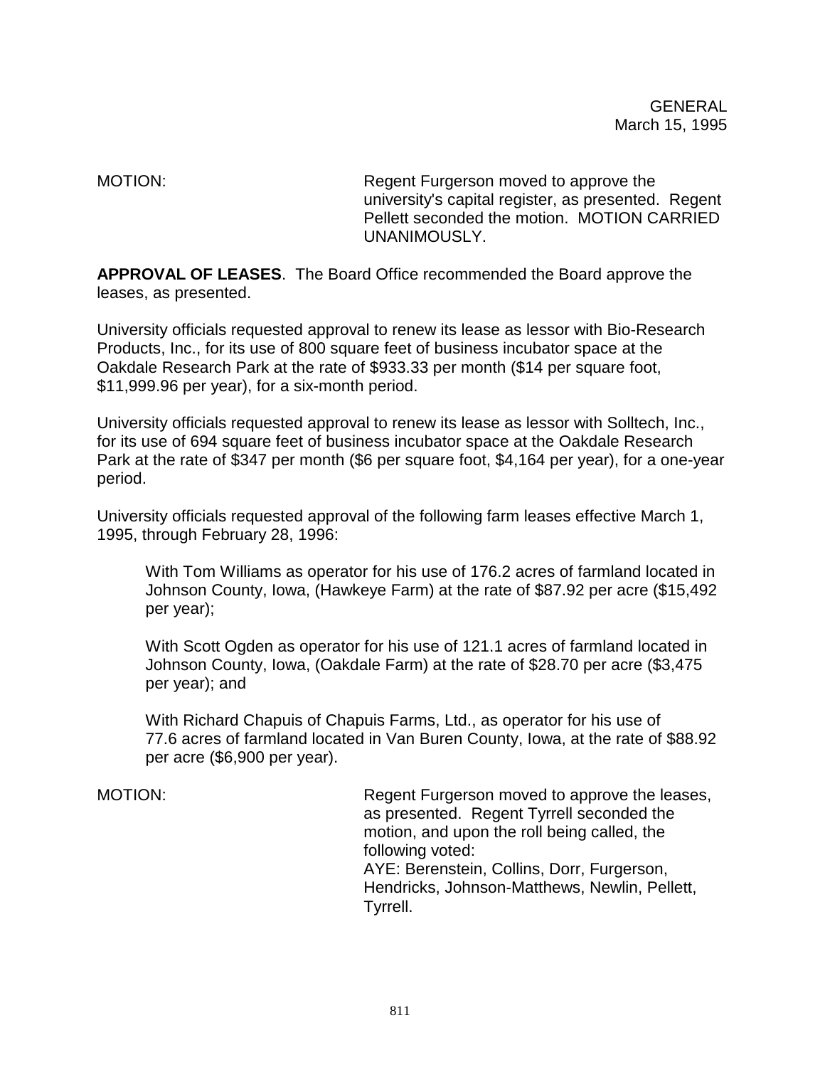MOTION: Regent Furgerson moved to approve the university's capital register, as presented. Regent Pellett seconded the motion. MOTION CARRIED UNANIMOUSLY.

**APPROVAL OF LEASES**. The Board Office recommended the Board approve the leases, as presented.

University officials requested approval to renew its lease as lessor with Bio-Research Products, Inc., for its use of 800 square feet of business incubator space at the Oakdale Research Park at the rate of $933.33 per month ($14 per square foot, $11,999.96 per year), for a six-month period.

University officials requested approval to renew its lease as lessor with Solltech, Inc., for its use of 694 square feet of business incubator space at the Oakdale Research Park at the rate of $347 per month ($6 per square foot, $4,164 per year), for a one-year period.

University officials requested approval of the following farm leases effective March 1, 1995, through February 28, 1996:

> With Tom Williams as operator for his use of 176.2 acres of farmland located in Johnson County, Iowa, (Hawkeye Farm) at the rate of $87.92 per acre ($15,492 per year);
>
> With Scott Ogden as operator for his use of 121.1 acres of farmland located in Johnson County, Iowa, (Oakdale Farm) at the rate of $28.70 per acre ($3,475 per year); and
>
> With Richard Chapuis of Chapuis Farms, Ltd., as operator for his use of 77.6 acres of farmland located in Van Buren County, Iowa, at the rate of $88.92 per acre ($6,900 per year).

MOTION: Regent Furgerson moved to approve the leases, as presented. Regent Tyrrell seconded the motion, and upon the roll being called, the following voted:
AYE: Berenstein, Collins, Dorr, Furgerson, Hendricks, Johnson-Matthews, Newlin, Pellett, Tyrrell.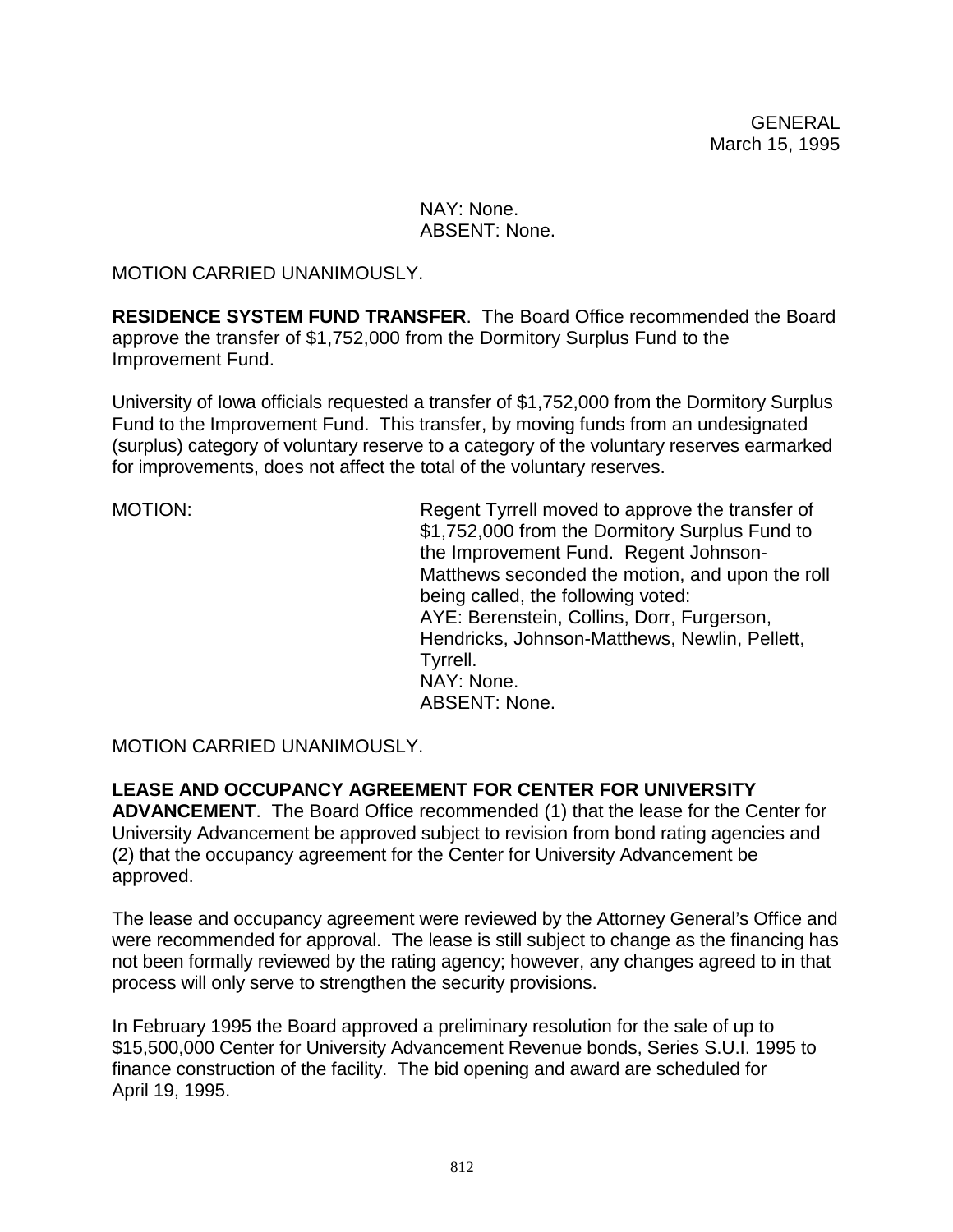NAY: None.
ABSENT: None.

MOTION CARRIED UNANIMOUSLY.

**RESIDENCE SYSTEM FUND TRANSFER**. The Board Office recommended the Board approve the transfer of $1,752,000 from the Dormitory Surplus Fund to the Improvement Fund.

University of Iowa officials requested a transfer of $1,752,000 from the Dormitory Surplus Fund to the Improvement Fund. This transfer, by moving funds from an undesignated (surplus) category of voluntary reserve to a category of the voluntary reserves earmarked for improvements, does not affect the total of the voluntary reserves.

MOTION: Regent Tyrrell moved to approve the transfer of $1,752,000 from the Dormitory Surplus Fund to the Improvement Fund. Regent Johnson-Matthews seconded the motion, and upon the roll being called, the following voted:
AYE: Berenstein, Collins, Dorr, Furgerson, Hendricks, Johnson-Matthews, Newlin, Pellett, Tyrrell.
NAY: None.
ABSENT: None.

MOTION CARRIED UNANIMOUSLY.

**LEASE AND OCCUPANCY AGREEMENT FOR CENTER FOR UNIVERSITY ADVANCEMENT**. The Board Office recommended (1) that the lease for the Center for University Advancement be approved subject to revision from bond rating agencies and (2) that the occupancy agreement for the Center for University Advancement be approved.

The lease and occupancy agreement were reviewed by the Attorney General's Office and were recommended for approval. The lease is still subject to change as the financing has not been formally reviewed by the rating agency; however, any changes agreed to in that process will only serve to strengthen the security provisions.

In February 1995 the Board approved a preliminary resolution for the sale of up to $15,500,000 Center for University Advancement Revenue bonds, Series S.U.I. 1995 to finance construction of the facility. The bid opening and award are scheduled for April 19, 1995.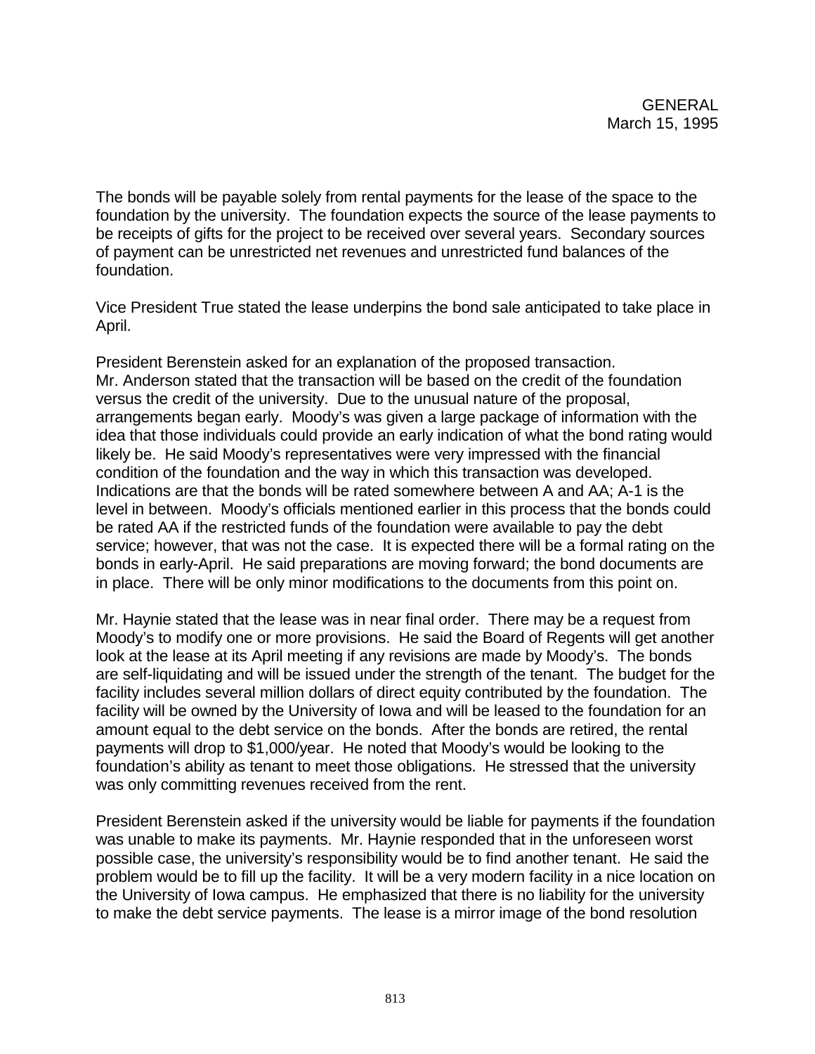The bonds will be payable solely from rental payments for the lease of the space to the foundation by the university. The foundation expects the source of the lease payments to be receipts of gifts for the project to be received over several years. Secondary sources of payment can be unrestricted net revenues and unrestricted fund balances of the foundation.

Vice President True stated the lease underpins the bond sale anticipated to take place in April.

President Berenstein asked for an explanation of the proposed transaction. Mr. Anderson stated that the transaction will be based on the credit of the foundation versus the credit of the university. Due to the unusual nature of the proposal, arrangements began early. Moody's was given a large package of information with the idea that those individuals could provide an early indication of what the bond rating would likely be. He said Moody's representatives were very impressed with the financial condition of the foundation and the way in which this transaction was developed. Indications are that the bonds will be rated somewhere between A and AA; A-1 is the level in between. Moody's officials mentioned earlier in this process that the bonds could be rated AA if the restricted funds of the foundation were available to pay the debt service; however, that was not the case. It is expected there will be a formal rating on the bonds in early-April. He said preparations are moving forward; the bond documents are in place. There will be only minor modifications to the documents from this point on.

Mr. Haynie stated that the lease was in near final order. There may be a request from Moody's to modify one or more provisions. He said the Board of Regents will get another look at the lease at its April meeting if any revisions are made by Moody's. The bonds are self-liquidating and will be issued under the strength of the tenant. The budget for the facility includes several million dollars of direct equity contributed by the foundation. The facility will be owned by the University of Iowa and will be leased to the foundation for an amount equal to the debt service on the bonds. After the bonds are retired, the rental payments will drop to $1,000/year. He noted that Moody's would be looking to the foundation's ability as tenant to meet those obligations. He stressed that the university was only committing revenues received from the rent.

President Berenstein asked if the university would be liable for payments if the foundation was unable to make its payments. Mr. Haynie responded that in the unforeseen worst possible case, the university's responsibility would be to find another tenant. He said the problem would be to fill up the facility. It will be a very modern facility in a nice location on the University of Iowa campus. He emphasized that there is no liability for the university to make the debt service payments. The lease is a mirror image of the bond resolution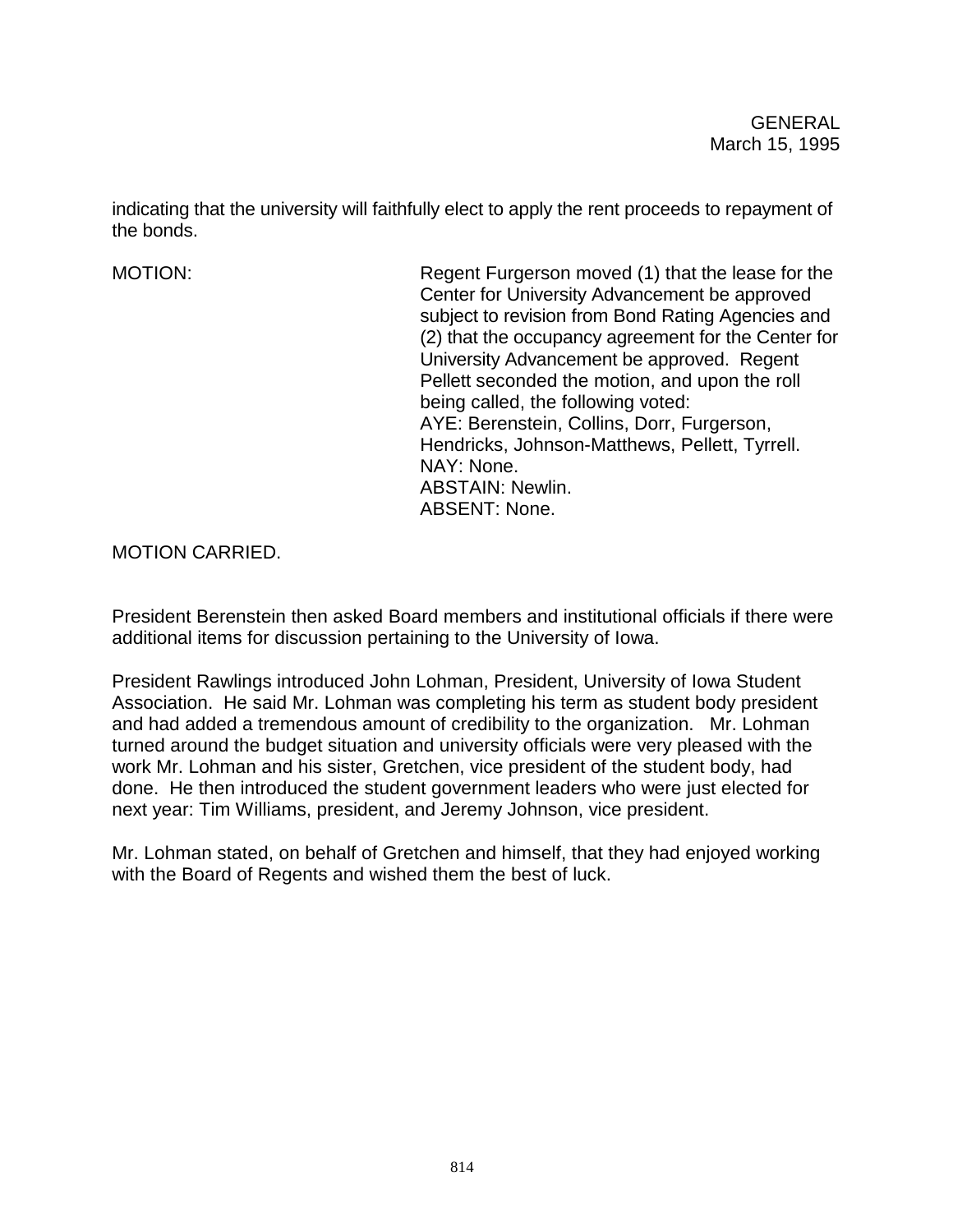indicating that the university will faithfully elect to apply the rent proceeds to repayment of the bonds.

MOTION: Regent Furgerson moved (1) that the lease for the Center for University Advancement be approved subject to revision from Bond Rating Agencies and (2) that the occupancy agreement for the Center for University Advancement be approved. Regent Pellett seconded the motion, and upon the roll being called, the following voted:
AYE: Berenstein, Collins, Dorr, Furgerson, Hendricks, Johnson-Matthews, Pellett, Tyrrell.
NAY: None.
ABSTAIN: Newlin.
ABSENT: None.

MOTION CARRIED.

President Berenstein then asked Board members and institutional officials if there were additional items for discussion pertaining to the University of Iowa.

President Rawlings introduced John Lohman, President, University of Iowa Student Association. He said Mr. Lohman was completing his term as student body president and had added a tremendous amount of credibility to the organization. Mr. Lohman turned around the budget situation and university officials were very pleased with the work Mr. Lohman and his sister, Gretchen, vice president of the student body, had done. He then introduced the student government leaders who were just elected for next year: Tim Williams, president, and Jeremy Johnson, vice president.

Mr. Lohman stated, on behalf of Gretchen and himself, that they had enjoyed working with the Board of Regents and wished them the best of luck.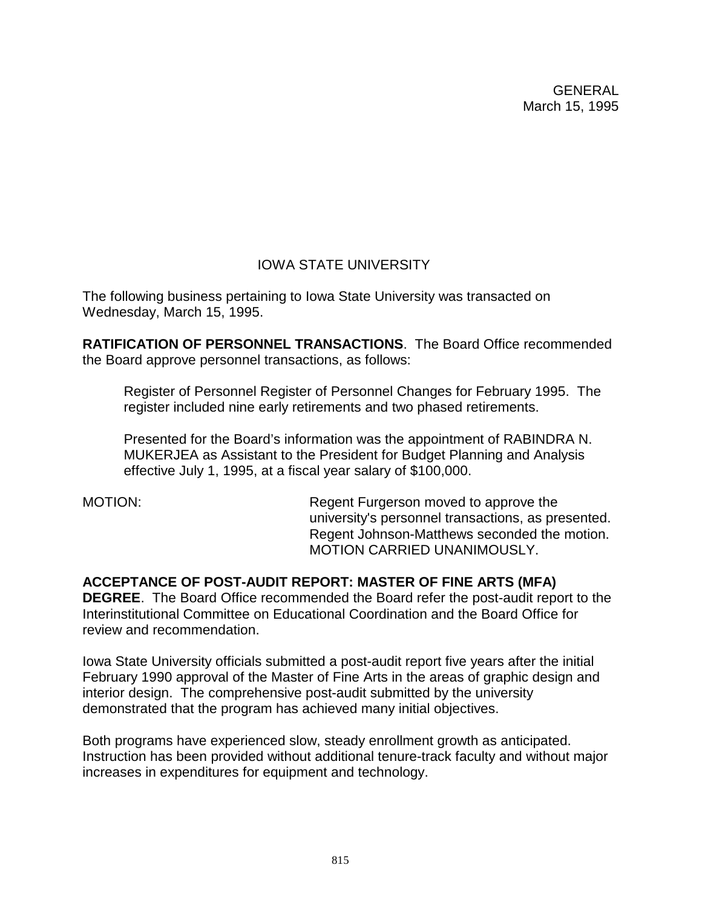GENERAL
March 15, 1995

## IOWA STATE UNIVERSITY

The following business pertaining to Iowa State University was transacted on Wednesday, March 15, 1995.

**RATIFICATION OF PERSONNEL TRANSACTIONS**. The Board Office recommended the Board approve personnel transactions, as follows:

> Register of Personnel Register of Personnel Changes for February 1995. The register included nine early retirements and two phased retirements.
>
> Presented for the Board's information was the appointment of RABINDRA N. MUKERJEA as Assistant to the President for Budget Planning and Analysis effective July 1, 1995, at a fiscal year salary of $100,000.

MOTION: Regent Furgerson moved to approve the university's personnel transactions, as presented. Regent Johnson-Matthews seconded the motion. MOTION CARRIED UNANIMOUSLY.

**ACCEPTANCE OF POST-AUDIT REPORT: MASTER OF FINE ARTS (MFA) DEGREE**. The Board Office recommended the Board refer the post-audit report to the Interinstitutional Committee on Educational Coordination and the Board Office for review and recommendation.

Iowa State University officials submitted a post-audit report five years after the initial February 1990 approval of the Master of Fine Arts in the areas of graphic design and interior design. The comprehensive post-audit submitted by the university demonstrated that the program has achieved many initial objectives.

Both programs have experienced slow, steady enrollment growth as anticipated. Instruction has been provided without additional tenure-track faculty and without major increases in expenditures for equipment and technology.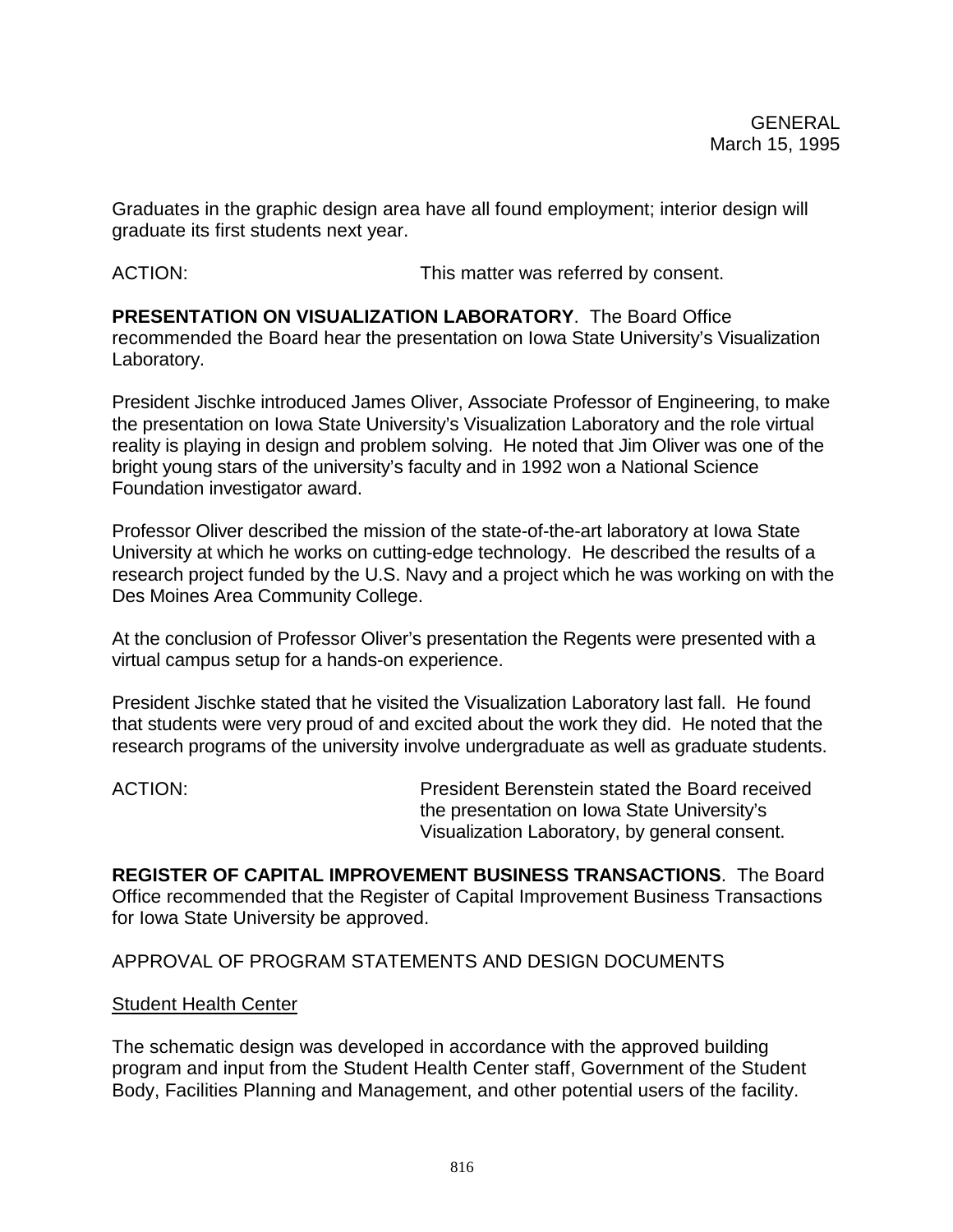Graduates in the graphic design area have all found employment; interior design will graduate its first students next year.

ACTION: This matter was referred by consent.

**PRESENTATION ON VISUALIZATION LABORATORY**. The Board Office recommended the Board hear the presentation on Iowa State University's Visualization Laboratory.

President Jischke introduced James Oliver, Associate Professor of Engineering, to make the presentation on Iowa State University's Visualization Laboratory and the role virtual reality is playing in design and problem solving. He noted that Jim Oliver was one of the bright young stars of the university's faculty and in 1992 won a National Science Foundation investigator award.

Professor Oliver described the mission of the state-of-the-art laboratory at Iowa State University at which he works on cutting-edge technology. He described the results of a research project funded by the U.S. Navy and a project which he was working on with the Des Moines Area Community College.

At the conclusion of Professor Oliver's presentation the Regents were presented with a virtual campus setup for a hands-on experience.

President Jischke stated that he visited the Visualization Laboratory last fall. He found that students were very proud of and excited about the work they did. He noted that the research programs of the university involve undergraduate as well as graduate students.

ACTION: President Berenstein stated the Board received the presentation on Iowa State University's Visualization Laboratory, by general consent.

**REGISTER OF CAPITAL IMPROVEMENT BUSINESS TRANSACTIONS**. The Board Office recommended that the Register of Capital Improvement Business Transactions for Iowa State University be approved.

APPROVAL OF PROGRAM STATEMENTS AND DESIGN DOCUMENTS

Student Health Center

The schematic design was developed in accordance with the approved building program and input from the Student Health Center staff, Government of the Student Body, Facilities Planning and Management, and other potential users of the facility.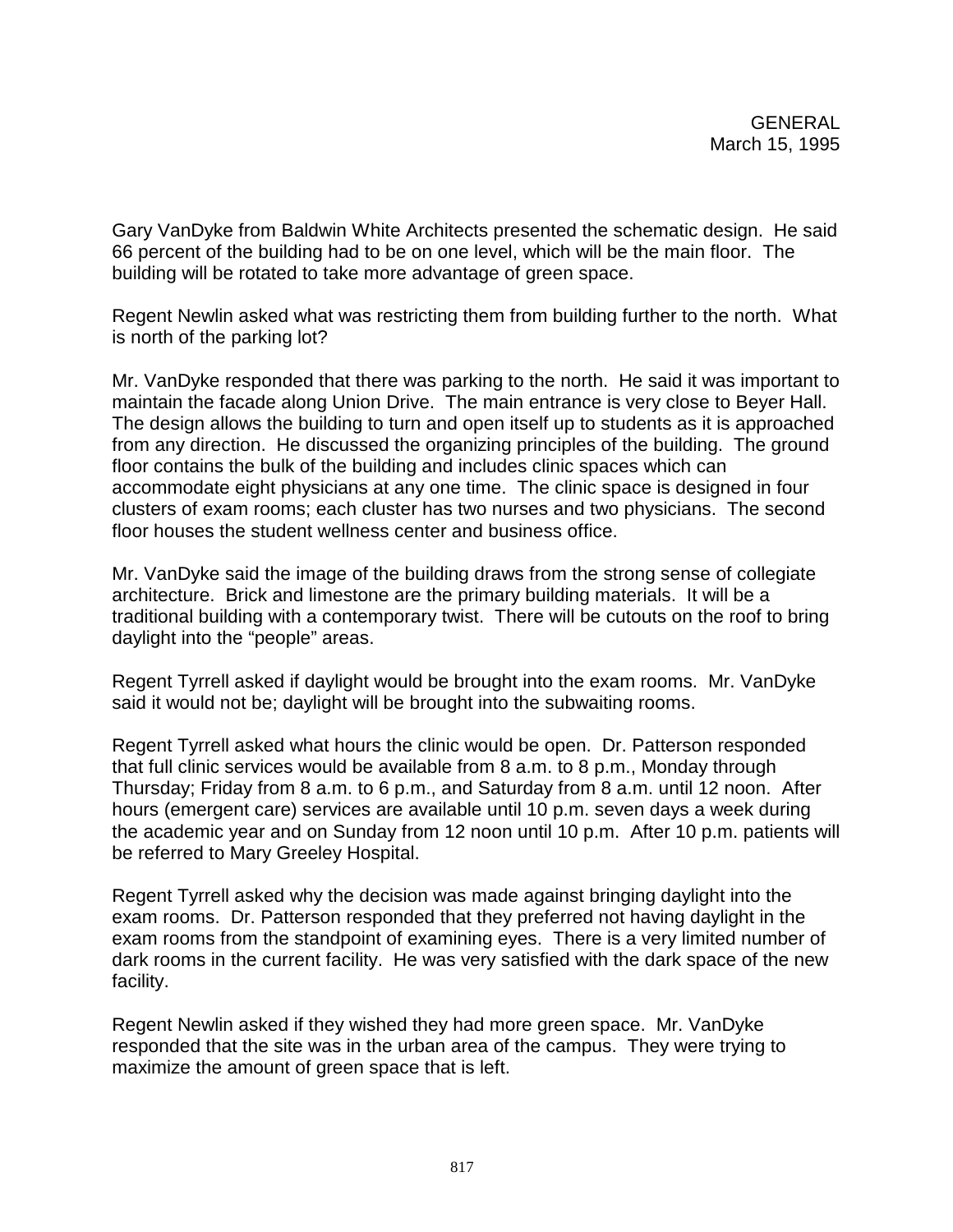Gary VanDyke from Baldwin White Architects presented the schematic design. He said 66 percent of the building had to be on one level, which will be the main floor. The building will be rotated to take more advantage of green space.

Regent Newlin asked what was restricting them from building further to the north. What is north of the parking lot?

Mr. VanDyke responded that there was parking to the north. He said it was important to maintain the facade along Union Drive. The main entrance is very close to Beyer Hall. The design allows the building to turn and open itself up to students as it is approached from any direction. He discussed the organizing principles of the building. The ground floor contains the bulk of the building and includes clinic spaces which can accommodate eight physicians at any one time. The clinic space is designed in four clusters of exam rooms; each cluster has two nurses and two physicians. The second floor houses the student wellness center and business office.

Mr. VanDyke said the image of the building draws from the strong sense of collegiate architecture. Brick and limestone are the primary building materials. It will be a traditional building with a contemporary twist. There will be cutouts on the roof to bring daylight into the "people" areas.

Regent Tyrrell asked if daylight would be brought into the exam rooms. Mr. VanDyke said it would not be; daylight will be brought into the subwaiting rooms.

Regent Tyrrell asked what hours the clinic would be open. Dr. Patterson responded that full clinic services would be available from 8 a.m. to 8 p.m., Monday through Thursday; Friday from 8 a.m. to 6 p.m., and Saturday from 8 a.m. until 12 noon. After hours (emergent care) services are available until 10 p.m. seven days a week during the academic year and on Sunday from 12 noon until 10 p.m. After 10 p.m. patients will be referred to Mary Greeley Hospital.

Regent Tyrrell asked why the decision was made against bringing daylight into the exam rooms. Dr. Patterson responded that they preferred not having daylight in the exam rooms from the standpoint of examining eyes. There is a very limited number of dark rooms in the current facility. He was very satisfied with the dark space of the new facility.

Regent Newlin asked if they wished they had more green space. Mr. VanDyke responded that the site was in the urban area of the campus. They were trying to maximize the amount of green space that is left.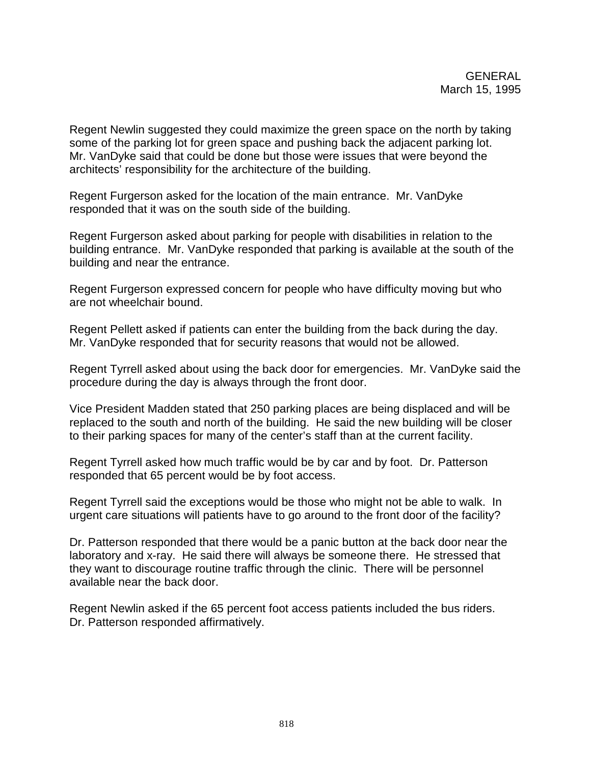Regent Newlin suggested they could maximize the green space on the north by taking some of the parking lot for green space and pushing back the adjacent parking lot. Mr. VanDyke said that could be done but those were issues that were beyond the architects' responsibility for the architecture of the building.

Regent Furgerson asked for the location of the main entrance. Mr. VanDyke responded that it was on the south side of the building.

Regent Furgerson asked about parking for people with disabilities in relation to the building entrance. Mr. VanDyke responded that parking is available at the south of the building and near the entrance.

Regent Furgerson expressed concern for people who have difficulty moving but who are not wheelchair bound.

Regent Pellett asked if patients can enter the building from the back during the day. Mr. VanDyke responded that for security reasons that would not be allowed.

Regent Tyrrell asked about using the back door for emergencies. Mr. VanDyke said the procedure during the day is always through the front door.

Vice President Madden stated that 250 parking places are being displaced and will be replaced to the south and north of the building. He said the new building will be closer to their parking spaces for many of the center's staff than at the current facility.

Regent Tyrrell asked how much traffic would be by car and by foot. Dr. Patterson responded that 65 percent would be by foot access.

Regent Tyrrell said the exceptions would be those who might not be able to walk. In urgent care situations will patients have to go around to the front door of the facility?

Dr. Patterson responded that there would be a panic button at the back door near the laboratory and x-ray. He said there will always be someone there. He stressed that they want to discourage routine traffic through the clinic. There will be personnel available near the back door.

Regent Newlin asked if the 65 percent foot access patients included the bus riders. Dr. Patterson responded affirmatively.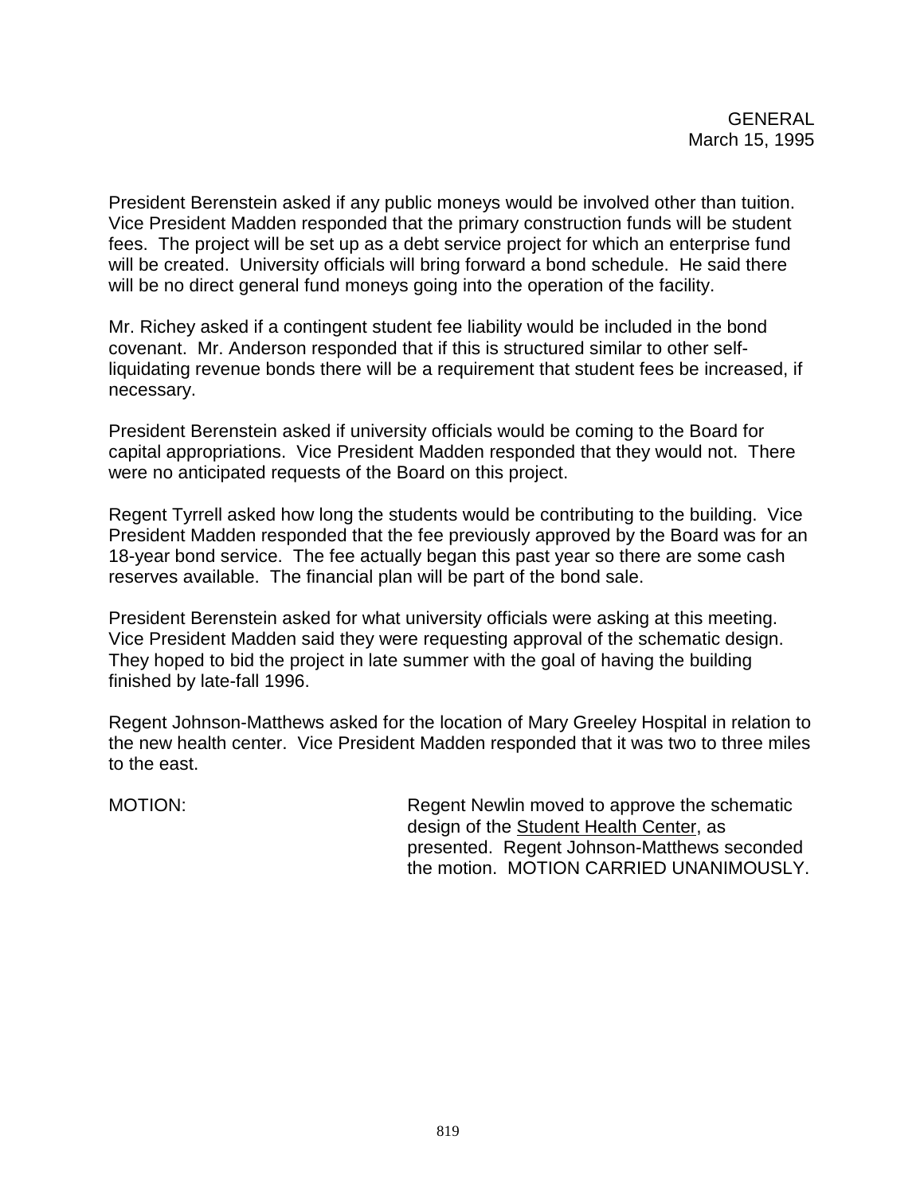President Berenstein asked if any public moneys would be involved other than tuition. Vice President Madden responded that the primary construction funds will be student fees. The project will be set up as a debt service project for which an enterprise fund will be created. University officials will bring forward a bond schedule. He said there will be no direct general fund moneys going into the operation of the facility.

Mr. Richey asked if a contingent student fee liability would be included in the bond covenant. Mr. Anderson responded that if this is structured similar to other self-liquidating revenue bonds there will be a requirement that student fees be increased, if necessary.

President Berenstein asked if university officials would be coming to the Board for capital appropriations. Vice President Madden responded that they would not. There were no anticipated requests of the Board on this project.

Regent Tyrrell asked how long the students would be contributing to the building. Vice President Madden responded that the fee previously approved by the Board was for an 18-year bond service. The fee actually began this past year so there are some cash reserves available. The financial plan will be part of the bond sale.

President Berenstein asked for what university officials were asking at this meeting. Vice President Madden said they were requesting approval of the schematic design. They hoped to bid the project in late summer with the goal of having the building finished by late-fall 1996.

Regent Johnson-Matthews asked for the location of Mary Greeley Hospital in relation to the new health center. Vice President Madden responded that it was two to three miles to the east.

MOTION: Regent Newlin moved to approve the schematic design of the Student Health Center, as presented. Regent Johnson-Matthews seconded the motion. MOTION CARRIED UNANIMOUSLY.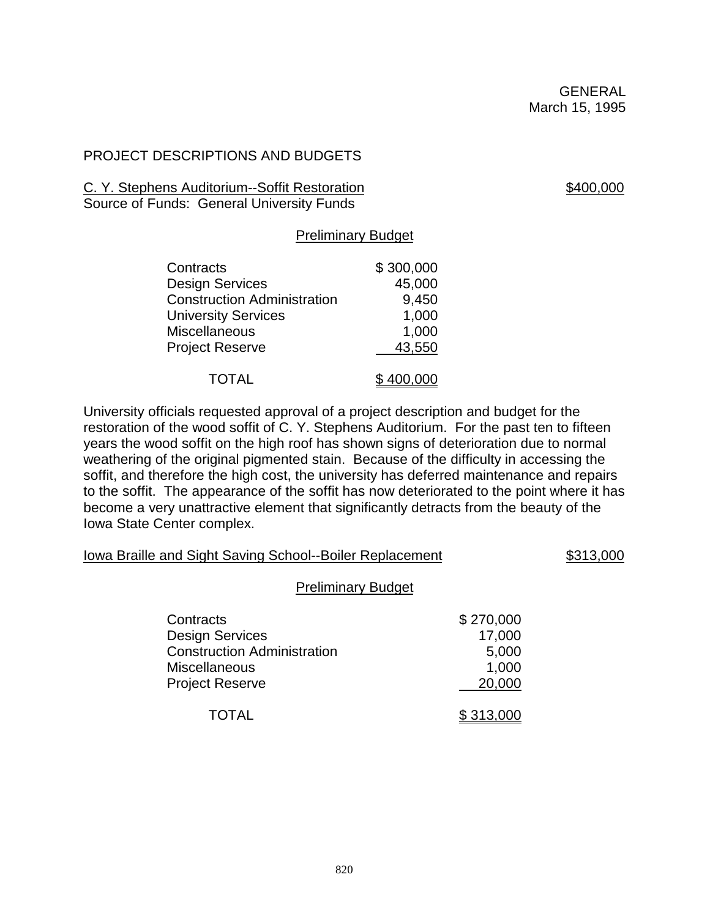GENERAL
March 15, 1995

PROJECT DESCRIPTIONS AND BUDGETS

C. Y. Stephens Auditorium--Soffit Restoration — $400,000
Source of Funds: General University Funds

Preliminary Budget

| | |
|---|---|
| Contracts | $ 300,000 |
| Design Services | 45,000 |
| Construction Administration | 9,450 |
| University Services | 1,000 |
| Miscellaneous | 1,000 |
| Project Reserve | 43,550 |
| TOTAL | $ 400,000 |

University officials requested approval of a project description and budget for the restoration of the wood soffit of C. Y. Stephens Auditorium. For the past ten to fifteen years the wood soffit on the high roof has shown signs of deterioration due to normal weathering of the original pigmented stain. Because of the difficulty in accessing the soffit, and therefore the high cost, the university has deferred maintenance and repairs to the soffit. The appearance of the soffit has now deteriorated to the point where it has become a very unattractive element that significantly detracts from the beauty of the Iowa State Center complex.

Iowa Braille and Sight Saving School--Boiler Replacement — $313,000

Preliminary Budget

| | |
|---|---|
| Contracts | $ 270,000 |
| Design Services | 17,000 |
| Construction Administration | 5,000 |
| Miscellaneous | 1,000 |
| Project Reserve | 20,000 |
| TOTAL | $ 313,000 |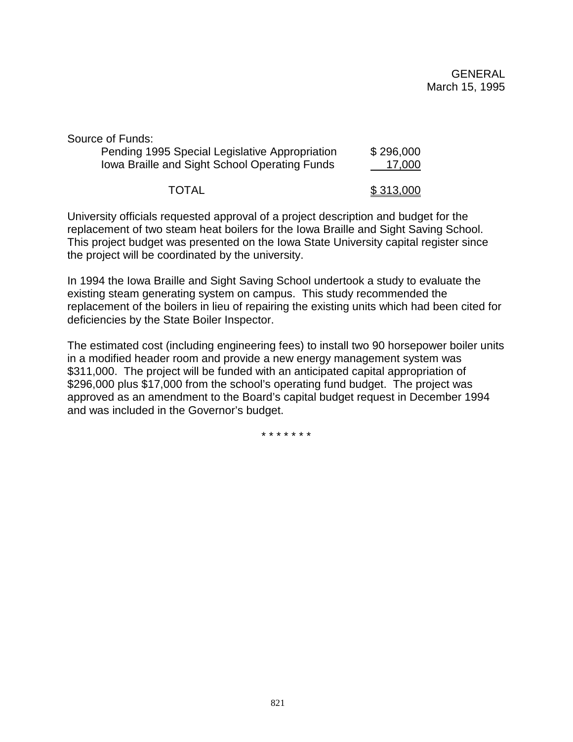Source of Funds:

| | |
|---|---|
| Pending 1995 Special Legislative Appropriation | $ 296,000 |
| Iowa Braille and Sight School Operating Funds | 17,000 |
| TOTAL | $ 313,000 |

University officials requested approval of a project description and budget for the replacement of two steam heat boilers for the Iowa Braille and Sight Saving School. This project budget was presented on the Iowa State University capital register since the project will be coordinated by the university.

In 1994 the Iowa Braille and Sight Saving School undertook a study to evaluate the existing steam generating system on campus. This study recommended the replacement of the boilers in lieu of repairing the existing units which had been cited for deficiencies by the State Boiler Inspector.

The estimated cost (including engineering fees) to install two 90 horsepower boiler units in a modified header room and provide a new energy management system was $311,000. The project will be funded with an anticipated capital appropriation of $296,000 plus $17,000 from the school's operating fund budget. The project was approved as an amendment to the Board's capital budget request in December 1994 and was included in the Governor's budget.

* * * * * * *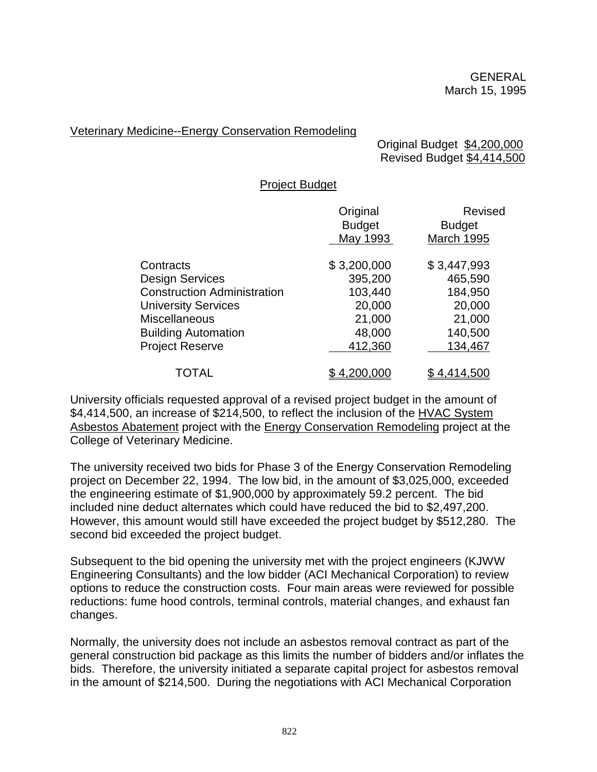GENERAL
March 15, 1995

Veterinary Medicine--Energy Conservation Remodeling

Original Budget $4,200,000
Revised Budget $4,414,500

Project Budget

| | Original Budget May 1993 | Revised Budget March 1995 |
|---|---|---|
| Contracts | $ 3,200,000 | $ 3,447,993 |
| Design Services | 395,200 | 465,590 |
| Construction Administration | 103,440 | 184,950 |
| University Services | 20,000 | 20,000 |
| Miscellaneous | 21,000 | 21,000 |
| Building Automation | 48,000 | 140,500 |
| Project Reserve | 412,360 | 134,467 |
| TOTAL | $ 4,200,000 | $ 4,414,500 |

University officials requested approval of a revised project budget in the amount of $4,414,500, an increase of $214,500, to reflect the inclusion of the HVAC System Asbestos Abatement project with the Energy Conservation Remodeling project at the College of Veterinary Medicine.

The university received two bids for Phase 3 of the Energy Conservation Remodeling project on December 22, 1994. The low bid, in the amount of $3,025,000, exceeded the engineering estimate of $1,900,000 by approximately 59.2 percent. The bid included nine deduct alternates which could have reduced the bid to $2,497,200. However, this amount would still have exceeded the project budget by $512,280. The second bid exceeded the project budget.

Subsequent to the bid opening the university met with the project engineers (KJWW Engineering Consultants) and the low bidder (ACI Mechanical Corporation) to review options to reduce the construction costs. Four main areas were reviewed for possible reductions: fume hood controls, terminal controls, material changes, and exhaust fan changes.

Normally, the university does not include an asbestos removal contract as part of the general construction bid package as this limits the number of bidders and/or inflates the bids. Therefore, the university initiated a separate capital project for asbestos removal in the amount of $214,500. During the negotiations with ACI Mechanical Corporation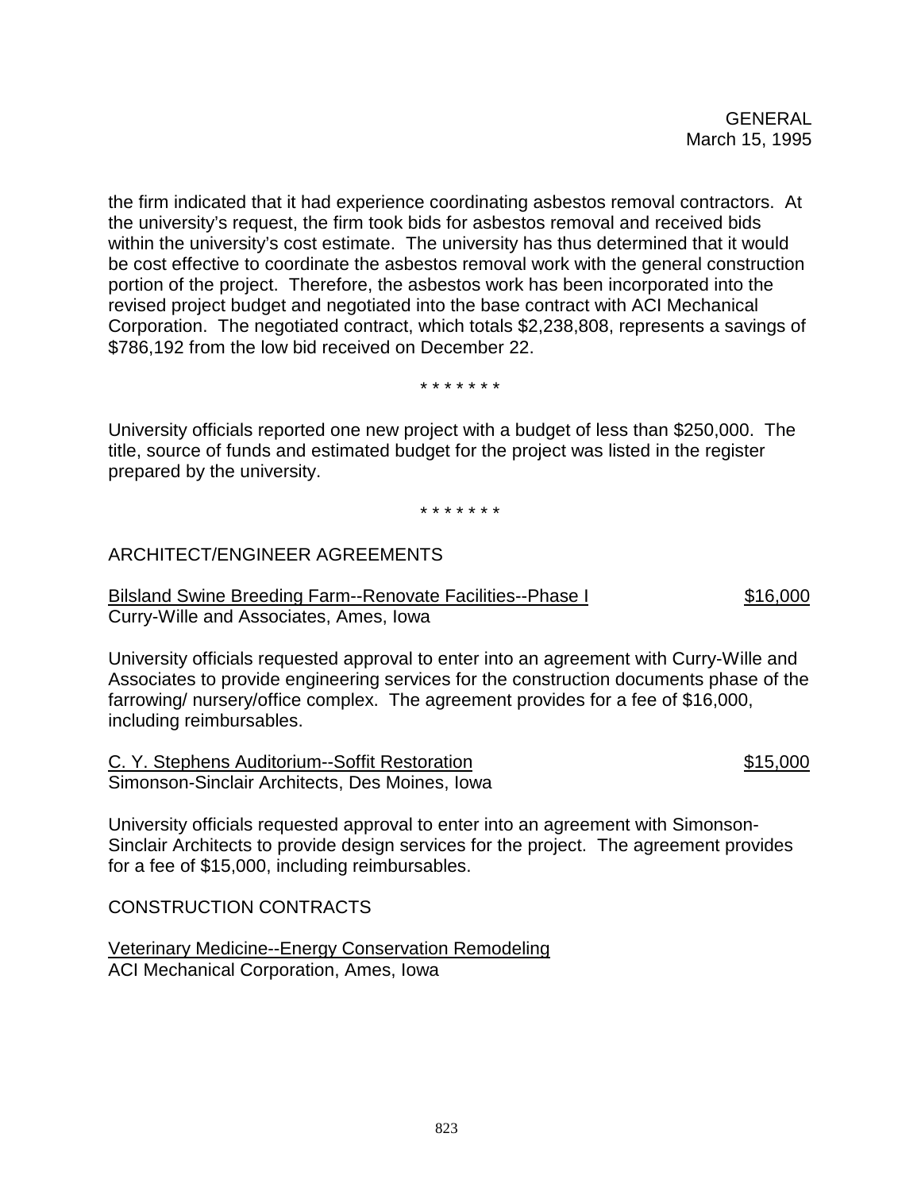the firm indicated that it had experience coordinating asbestos removal contractors. At the university's request, the firm took bids for asbestos removal and received bids within the university's cost estimate. The university has thus determined that it would be cost effective to coordinate the asbestos removal work with the general construction portion of the project. Therefore, the asbestos work has been incorporated into the revised project budget and negotiated into the base contract with ACI Mechanical Corporation. The negotiated contract, which totals $2,238,808, represents a savings of $786,192 from the low bid received on December 22.

\* \* \* \* \* \* \*

University officials reported one new project with a budget of less than $250,000. The title, source of funds and estimated budget for the project was listed in the register prepared by the university.

\* \* \* \* \* \* \*

ARCHITECT/ENGINEER AGREEMENTS

Bilsland Swine Breeding Farm--Renovate Facilities--Phase I — $16,000
Curry-Wille and Associates, Ames, Iowa

University officials requested approval to enter into an agreement with Curry-Wille and Associates to provide engineering services for the construction documents phase of the farrowing/ nursery/office complex. The agreement provides for a fee of $16,000, including reimbursables.

C. Y. Stephens Auditorium--Soffit Restoration — $15,000
Simonson-Sinclair Architects, Des Moines, Iowa

University officials requested approval to enter into an agreement with Simonson-Sinclair Architects to provide design services for the project. The agreement provides for a fee of $15,000, including reimbursables.

CONSTRUCTION CONTRACTS

Veterinary Medicine--Energy Conservation Remodeling
ACI Mechanical Corporation, Ames, Iowa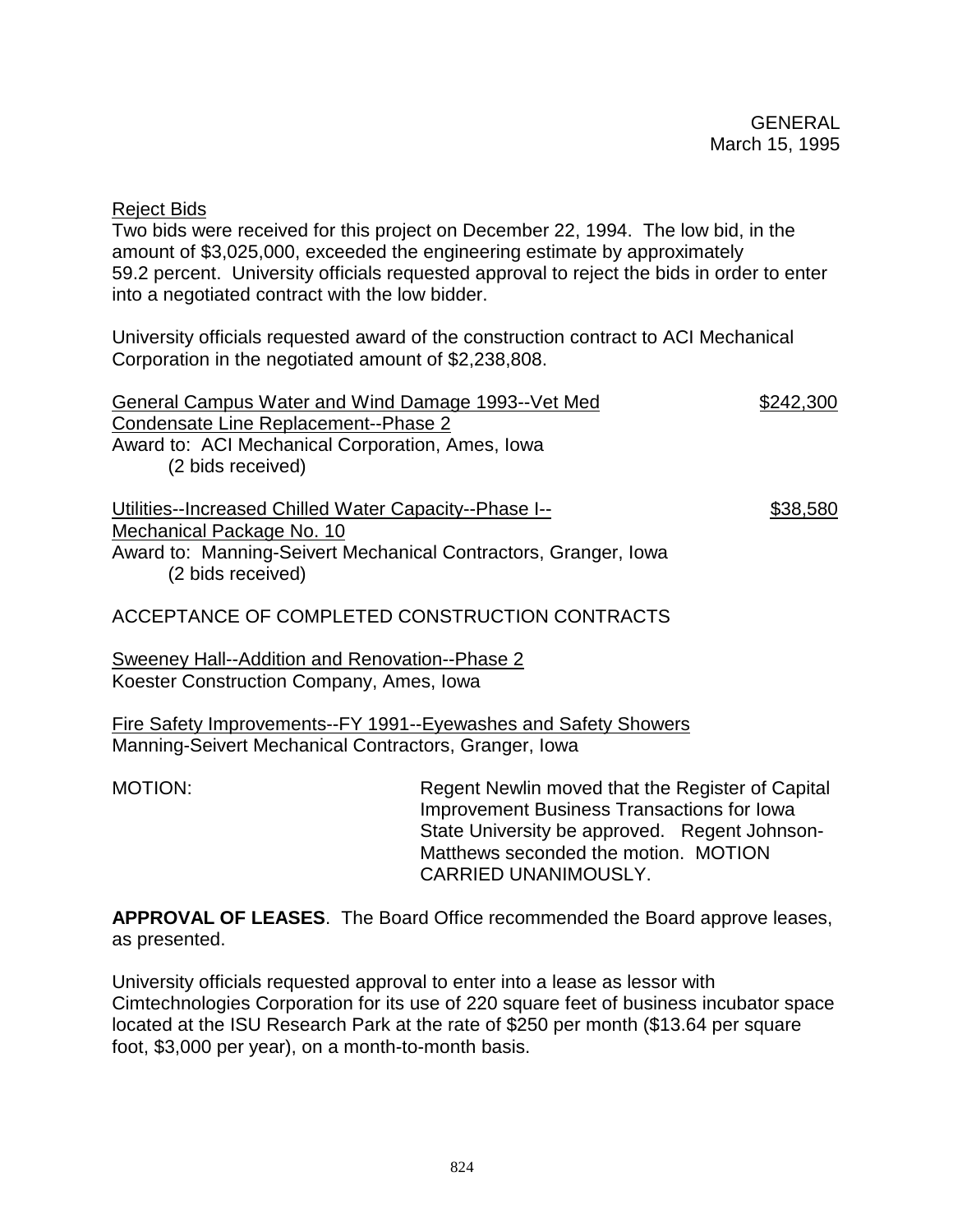Reject Bids
Two bids were received for this project on December 22, 1994. The low bid, in the amount of $3,025,000, exceeded the engineering estimate by approximately 59.2 percent. University officials requested approval to reject the bids in order to enter into a negotiated contract with the low bidder.

University officials requested award of the construction contract to ACI Mechanical Corporation in the negotiated amount of $2,238,808.

General Campus Water and Wind Damage 1993--Vet Med Condensate Line Replacement--Phase 2 — $242,300
Award to: ACI Mechanical Corporation, Ames, Iowa
(2 bids received)

Utilities--Increased Chilled Water Capacity--Phase I-- Mechanical Package No. 10 — $38,580
Award to: Manning-Seivert Mechanical Contractors, Granger, Iowa
(2 bids received)

ACCEPTANCE OF COMPLETED CONSTRUCTION CONTRACTS

Sweeney Hall--Addition and Renovation--Phase 2
Koester Construction Company, Ames, Iowa

Fire Safety Improvements--FY 1991--Eyewashes and Safety Showers
Manning-Seivert Mechanical Contractors, Granger, Iowa

MOTION: Regent Newlin moved that the Register of Capital Improvement Business Transactions for Iowa State University be approved. Regent Johnson-Matthews seconded the motion. MOTION CARRIED UNANIMOUSLY.

**APPROVAL OF LEASES**. The Board Office recommended the Board approve leases, as presented.

University officials requested approval to enter into a lease as lessor with Cimtechnologies Corporation for its use of 220 square feet of business incubator space located at the ISU Research Park at the rate of $250 per month ($13.64 per square foot, $3,000 per year), on a month-to-month basis.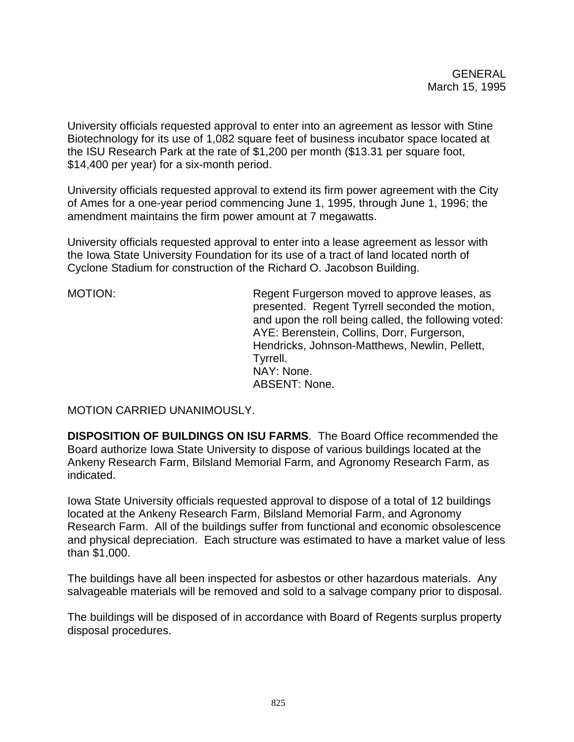University officials requested approval to enter into an agreement as lessor with Stine Biotechnology for its use of 1,082 square feet of business incubator space located at the ISU Research Park at the rate of $1,200 per month ($13.31 per square foot, $14,400 per year) for a six-month period.

University officials requested approval to extend its firm power agreement with the City of Ames for a one-year period commencing June 1, 1995, through June 1, 1996; the amendment maintains the firm power amount at 7 megawatts.

University officials requested approval to enter into a lease agreement as lessor with the Iowa State University Foundation for its use of a tract of land located north of Cyclone Stadium for construction of the Richard O. Jacobson Building.

MOTION: Regent Furgerson moved to approve leases, as presented. Regent Tyrrell seconded the motion, and upon the roll being called, the following voted:
AYE: Berenstein, Collins, Dorr, Furgerson, Hendricks, Johnson-Matthews, Newlin, Pellett, Tyrrell.
NAY: None.
ABSENT: None.

MOTION CARRIED UNANIMOUSLY.

**DISPOSITION OF BUILDINGS ON ISU FARMS**. The Board Office recommended the Board authorize Iowa State University to dispose of various buildings located at the Ankeny Research Farm, Bilsland Memorial Farm, and Agronomy Research Farm, as indicated.

Iowa State University officials requested approval to dispose of a total of 12 buildings located at the Ankeny Research Farm, Bilsland Memorial Farm, and Agronomy Research Farm. All of the buildings suffer from functional and economic obsolescence and physical depreciation. Each structure was estimated to have a market value of less than $1,000.

The buildings have all been inspected for asbestos or other hazardous materials. Any salvageable materials will be removed and sold to a salvage company prior to disposal.

The buildings will be disposed of in accordance with Board of Regents surplus property disposal procedures.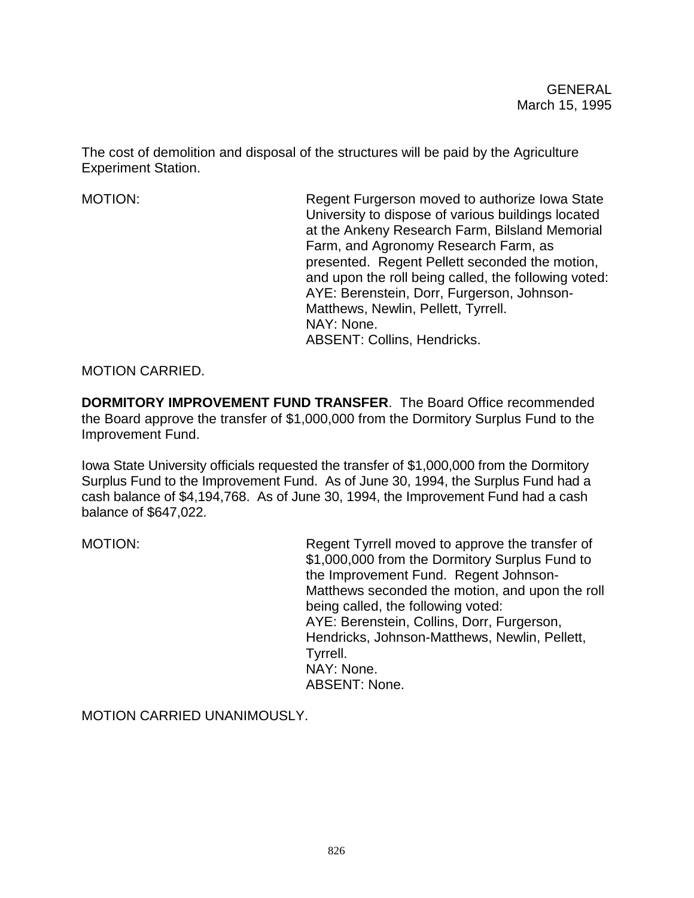The cost of demolition and disposal of the structures will be paid by the Agriculture Experiment Station.

MOTION: Regent Furgerson moved to authorize Iowa State University to dispose of various buildings located at the Ankeny Research Farm, Bilsland Memorial Farm, and Agronomy Research Farm, as presented. Regent Pellett seconded the motion, and upon the roll being called, the following voted:
AYE: Berenstein, Dorr, Furgerson, Johnson-Matthews, Newlin, Pellett, Tyrrell.
NAY: None.
ABSENT: Collins, Hendricks.

MOTION CARRIED.

**DORMITORY IMPROVEMENT FUND TRANSFER**. The Board Office recommended the Board approve the transfer of $1,000,000 from the Dormitory Surplus Fund to the Improvement Fund.

Iowa State University officials requested the transfer of $1,000,000 from the Dormitory Surplus Fund to the Improvement Fund. As of June 30, 1994, the Surplus Fund had a cash balance of $4,194,768. As of June 30, 1994, the Improvement Fund had a cash balance of $647,022.

MOTION: Regent Tyrrell moved to approve the transfer of $1,000,000 from the Dormitory Surplus Fund to the Improvement Fund. Regent Johnson-Matthews seconded the motion, and upon the roll being called, the following voted:
AYE: Berenstein, Collins, Dorr, Furgerson, Hendricks, Johnson-Matthews, Newlin, Pellett, Tyrrell.
NAY: None.
ABSENT: None.

MOTION CARRIED UNANIMOUSLY.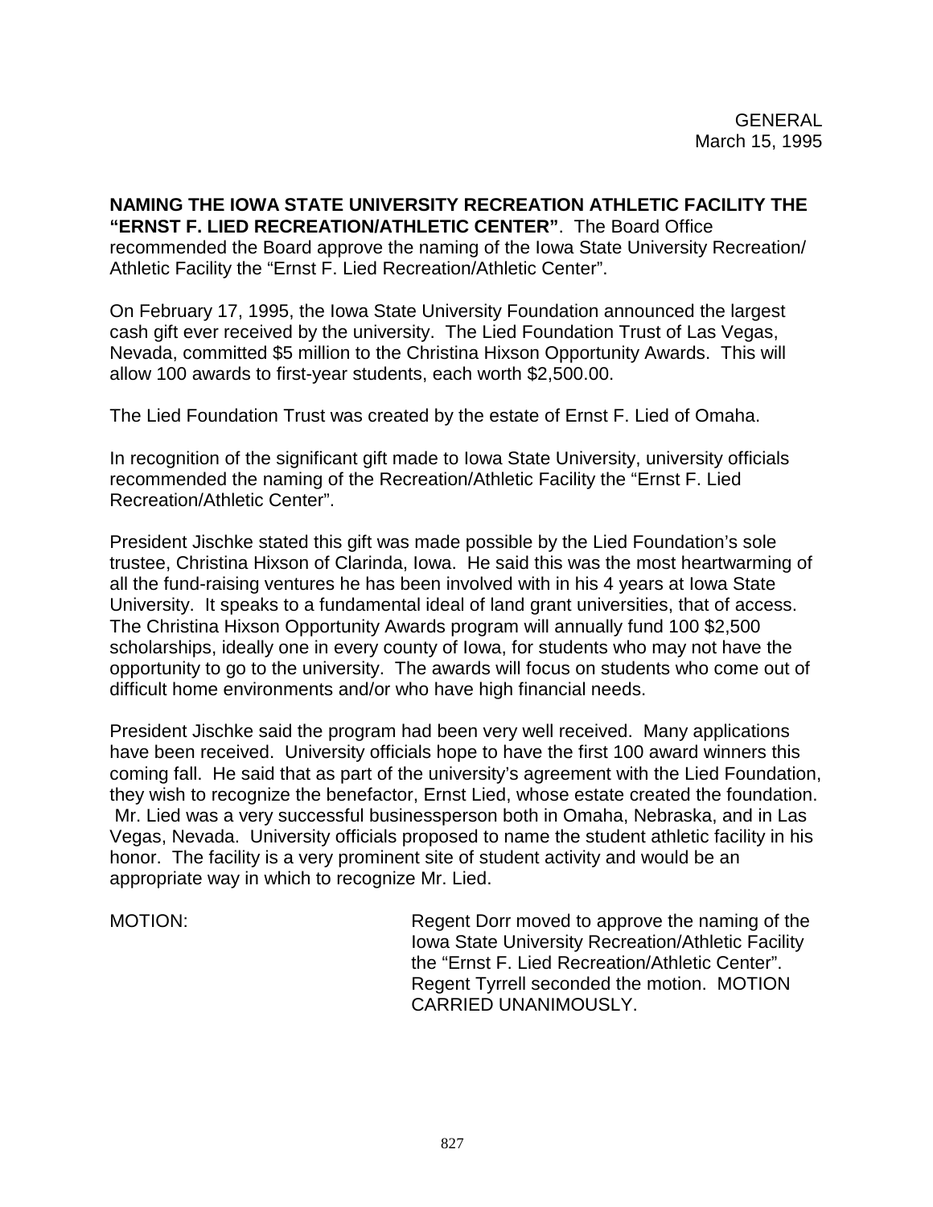GENERAL
March 15, 1995

**NAMING THE IOWA STATE UNIVERSITY RECREATION ATHLETIC FACILITY THE "ERNST F. LIED RECREATION/ATHLETIC CENTER"**. The Board Office recommended the Board approve the naming of the Iowa State University Recreation/ Athletic Facility the "Ernst F. Lied Recreation/Athletic Center".

On February 17, 1995, the Iowa State University Foundation announced the largest cash gift ever received by the university. The Lied Foundation Trust of Las Vegas, Nevada, committed $5 million to the Christina Hixson Opportunity Awards. This will allow 100 awards to first-year students, each worth $2,500.00.

The Lied Foundation Trust was created by the estate of Ernst F. Lied of Omaha.

In recognition of the significant gift made to Iowa State University, university officials recommended the naming of the Recreation/Athletic Facility the "Ernst F. Lied Recreation/Athletic Center".

President Jischke stated this gift was made possible by the Lied Foundation's sole trustee, Christina Hixson of Clarinda, Iowa. He said this was the most heartwarming of all the fund-raising ventures he has been involved with in his 4 years at Iowa State University. It speaks to a fundamental ideal of land grant universities, that of access. The Christina Hixson Opportunity Awards program will annually fund 100 $2,500 scholarships, ideally one in every county of Iowa, for students who may not have the opportunity to go to the university. The awards will focus on students who come out of difficult home environments and/or who have high financial needs.

President Jischke said the program had been very well received. Many applications have been received. University officials hope to have the first 100 award winners this coming fall. He said that as part of the university's agreement with the Lied Foundation, they wish to recognize the benefactor, Ernst Lied, whose estate created the foundation. Mr. Lied was a very successful businessperson both in Omaha, Nebraska, and in Las Vegas, Nevada. University officials proposed to name the student athletic facility in his honor. The facility is a very prominent site of student activity and would be an appropriate way in which to recognize Mr. Lied.

MOTION: Regent Dorr moved to approve the naming of the Iowa State University Recreation/Athletic Facility the "Ernst F. Lied Recreation/Athletic Center". Regent Tyrrell seconded the motion. MOTION CARRIED UNANIMOUSLY.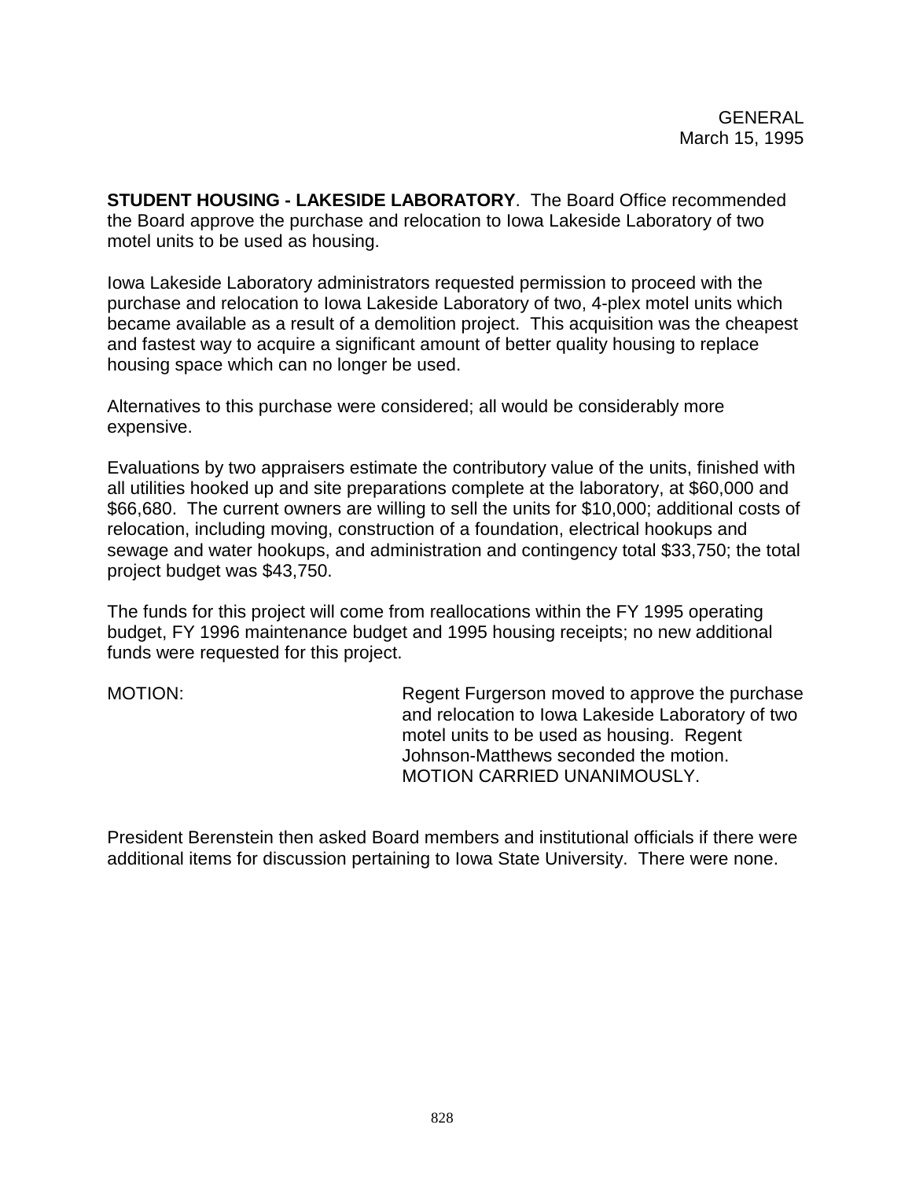GENERAL
March 15, 1995

**STUDENT HOUSING - LAKESIDE LABORATORY**. The Board Office recommended the Board approve the purchase and relocation to Iowa Lakeside Laboratory of two motel units to be used as housing.

Iowa Lakeside Laboratory administrators requested permission to proceed with the purchase and relocation to Iowa Lakeside Laboratory of two, 4-plex motel units which became available as a result of a demolition project. This acquisition was the cheapest and fastest way to acquire a significant amount of better quality housing to replace housing space which can no longer be used.

Alternatives to this purchase were considered; all would be considerably more expensive.

Evaluations by two appraisers estimate the contributory value of the units, finished with all utilities hooked up and site preparations complete at the laboratory, at $60,000 and $66,680. The current owners are willing to sell the units for $10,000; additional costs of relocation, including moving, construction of a foundation, electrical hookups and sewage and water hookups, and administration and contingency total $33,750; the total project budget was $43,750.

The funds for this project will come from reallocations within the FY 1995 operating budget, FY 1996 maintenance budget and 1995 housing receipts; no new additional funds were requested for this project.

MOTION: Regent Furgerson moved to approve the purchase and relocation to Iowa Lakeside Laboratory of two motel units to be used as housing. Regent Johnson-Matthews seconded the motion. MOTION CARRIED UNANIMOUSLY.

President Berenstein then asked Board members and institutional officials if there were additional items for discussion pertaining to Iowa State University. There were none.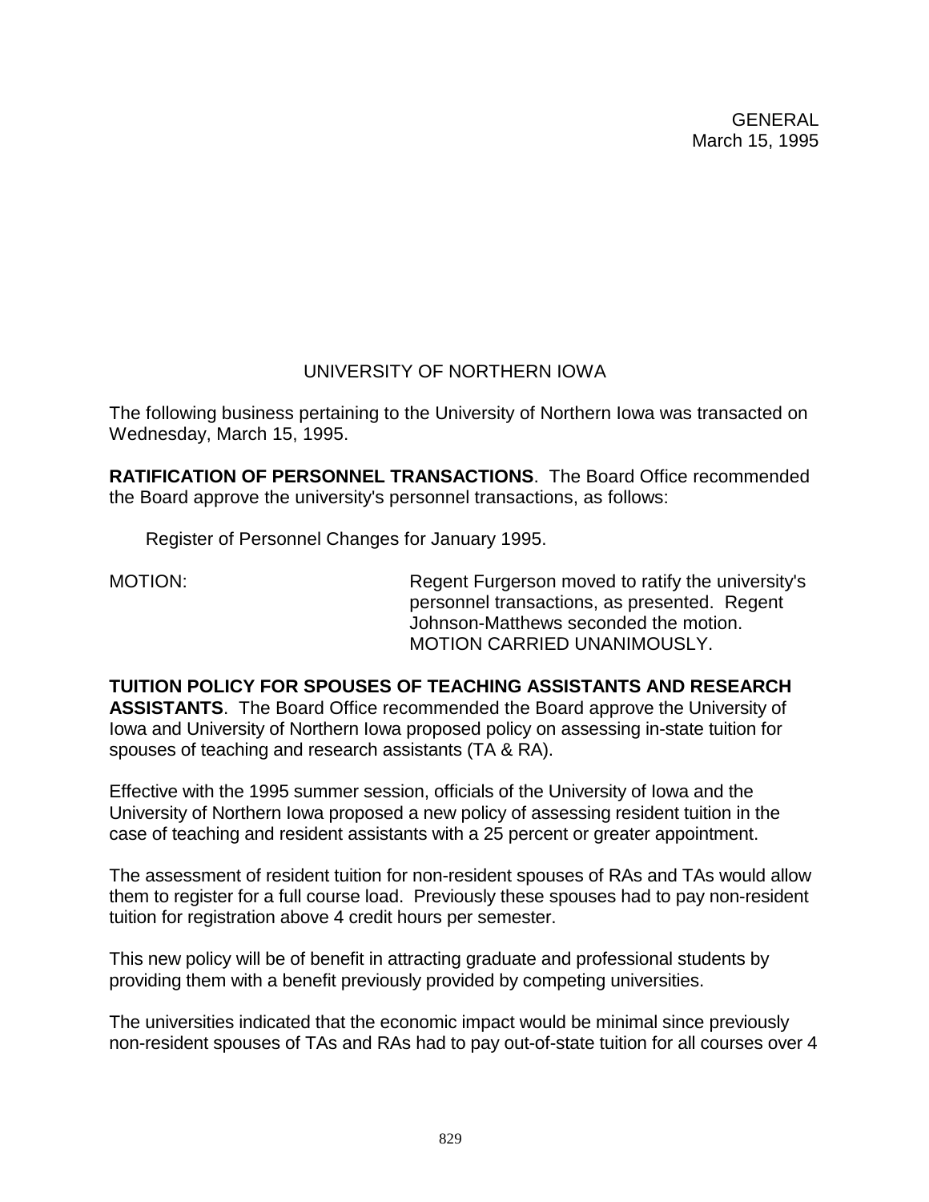GENERAL
March 15, 1995

## UNIVERSITY OF NORTHERN IOWA

The following business pertaining to the University of Northern Iowa was transacted on Wednesday, March 15, 1995.

**RATIFICATION OF PERSONNEL TRANSACTIONS**. The Board Office recommended the Board approve the university's personnel transactions, as follows:

Register of Personnel Changes for January 1995.

MOTION: Regent Furgerson moved to ratify the university's personnel transactions, as presented. Regent Johnson-Matthews seconded the motion. MOTION CARRIED UNANIMOUSLY.

**TUITION POLICY FOR SPOUSES OF TEACHING ASSISTANTS AND RESEARCH ASSISTANTS**. The Board Office recommended the Board approve the University of Iowa and University of Northern Iowa proposed policy on assessing in-state tuition for spouses of teaching and research assistants (TA & RA).

Effective with the 1995 summer session, officials of the University of Iowa and the University of Northern Iowa proposed a new policy of assessing resident tuition in the case of teaching and resident assistants with a 25 percent or greater appointment.

The assessment of resident tuition for non-resident spouses of RAs and TAs would allow them to register for a full course load. Previously these spouses had to pay non-resident tuition for registration above 4 credit hours per semester.

This new policy will be of benefit in attracting graduate and professional students by providing them with a benefit previously provided by competing universities.

The universities indicated that the economic impact would be minimal since previously non-resident spouses of TAs and RAs had to pay out-of-state tuition for all courses over 4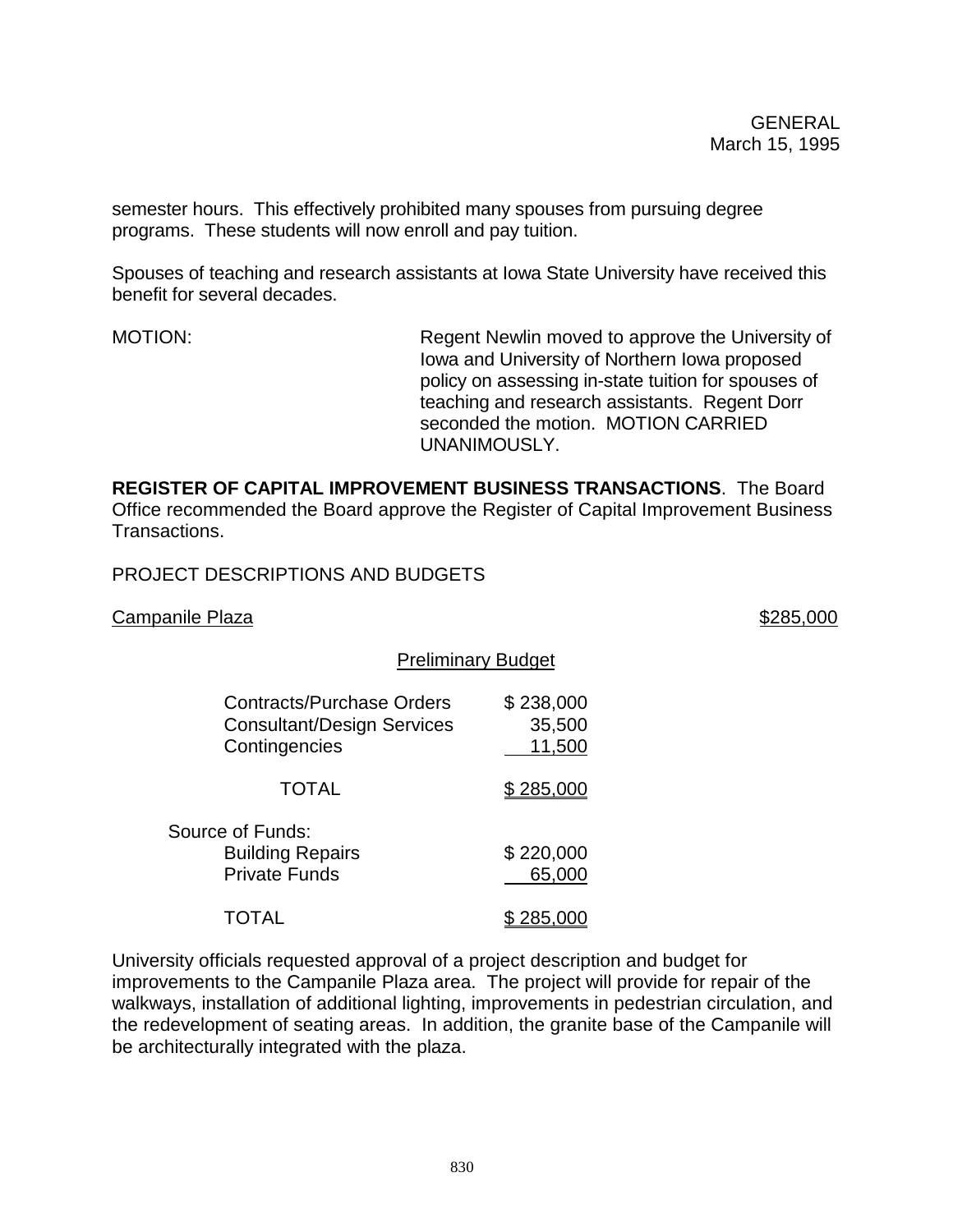semester hours. This effectively prohibited many spouses from pursuing degree programs. These students will now enroll and pay tuition.

Spouses of teaching and research assistants at Iowa State University have received this benefit for several decades.

MOTION: Regent Newlin moved to approve the University of Iowa and University of Northern Iowa proposed policy on assessing in-state tuition for spouses of teaching and research assistants. Regent Dorr seconded the motion. MOTION CARRIED UNANIMOUSLY.

**REGISTER OF CAPITAL IMPROVEMENT BUSINESS TRANSACTIONS**. The Board Office recommended the Board approve the Register of Capital Improvement Business Transactions.

PROJECT DESCRIPTIONS AND BUDGETS

Campanile Plaza $285,000

Preliminary Budget

| | |
|---|---|
| Contracts/Purchase Orders | $ 238,000 |
| Consultant/Design Services | 35,500 |
| Contingencies | 11,500 |
| TOTAL | $ 285,000 |
| Source of Funds: | |
| Building Repairs | $ 220,000 |
| Private Funds | 65,000 |
| TOTAL | $ 285,000 |

University officials requested approval of a project description and budget for improvements to the Campanile Plaza area. The project will provide for repair of the walkways, installation of additional lighting, improvements in pedestrian circulation, and the redevelopment of seating areas. In addition, the granite base of the Campanile will be architecturally integrated with the plaza.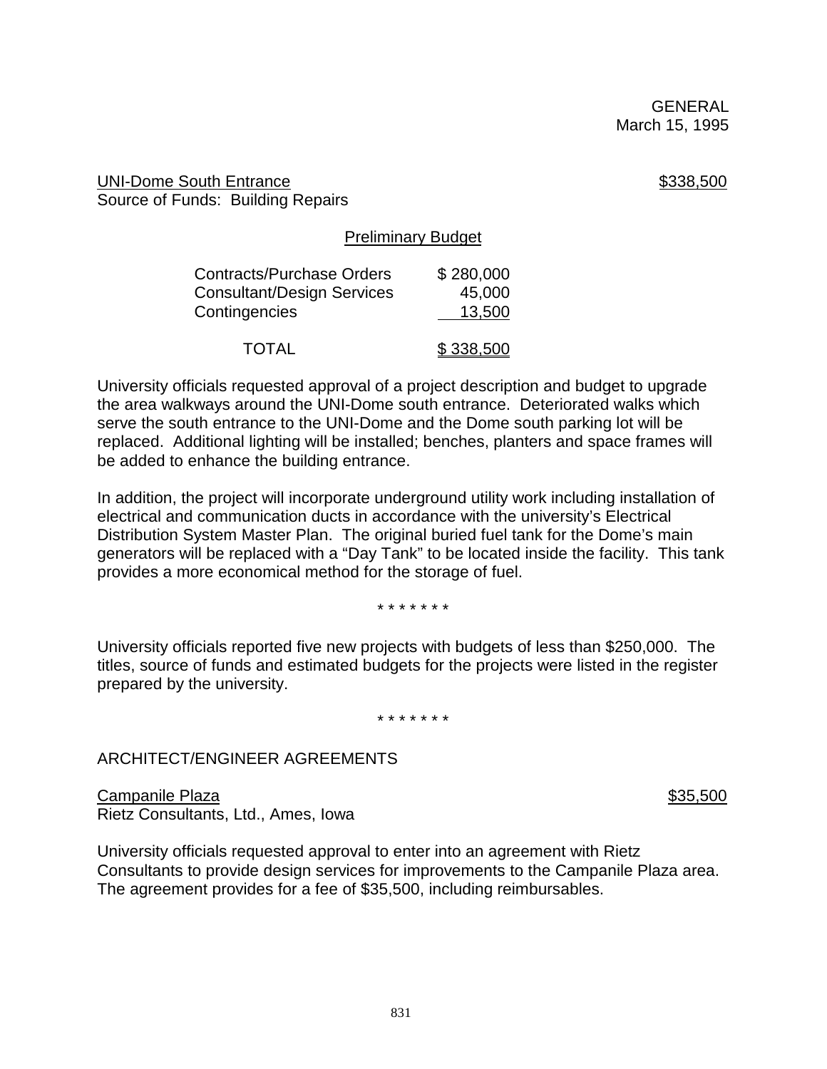UNI-Dome South Entrance $338,500
Source of Funds: Building Repairs

Preliminary Budget

| | |
|---|---|
| Contracts/Purchase Orders | $ 280,000 |
| Consultant/Design Services | 45,000 |
| Contingencies | 13,500 |
| TOTAL | $ 338,500 |

University officials requested approval of a project description and budget to upgrade the area walkways around the UNI-Dome south entrance. Deteriorated walks which serve the south entrance to the UNI-Dome and the Dome south parking lot will be replaced. Additional lighting will be installed; benches, planters and space frames will be added to enhance the building entrance.

In addition, the project will incorporate underground utility work including installation of electrical and communication ducts in accordance with the university's Electrical Distribution System Master Plan. The original buried fuel tank for the Dome's main generators will be replaced with a "Day Tank" to be located inside the facility. This tank provides a more economical method for the storage of fuel.

\* \* \* \* \* \* \*

University officials reported five new projects with budgets of less than $250,000. The titles, source of funds and estimated budgets for the projects were listed in the register prepared by the university.

\* \* \* \* \* \* \*

ARCHITECT/ENGINEER AGREEMENTS

Campanile Plaza $35,500
Rietz Consultants, Ltd., Ames, Iowa

University officials requested approval to enter into an agreement with Rietz Consultants to provide design services for improvements to the Campanile Plaza area. The agreement provides for a fee of $35,500, including reimbursables.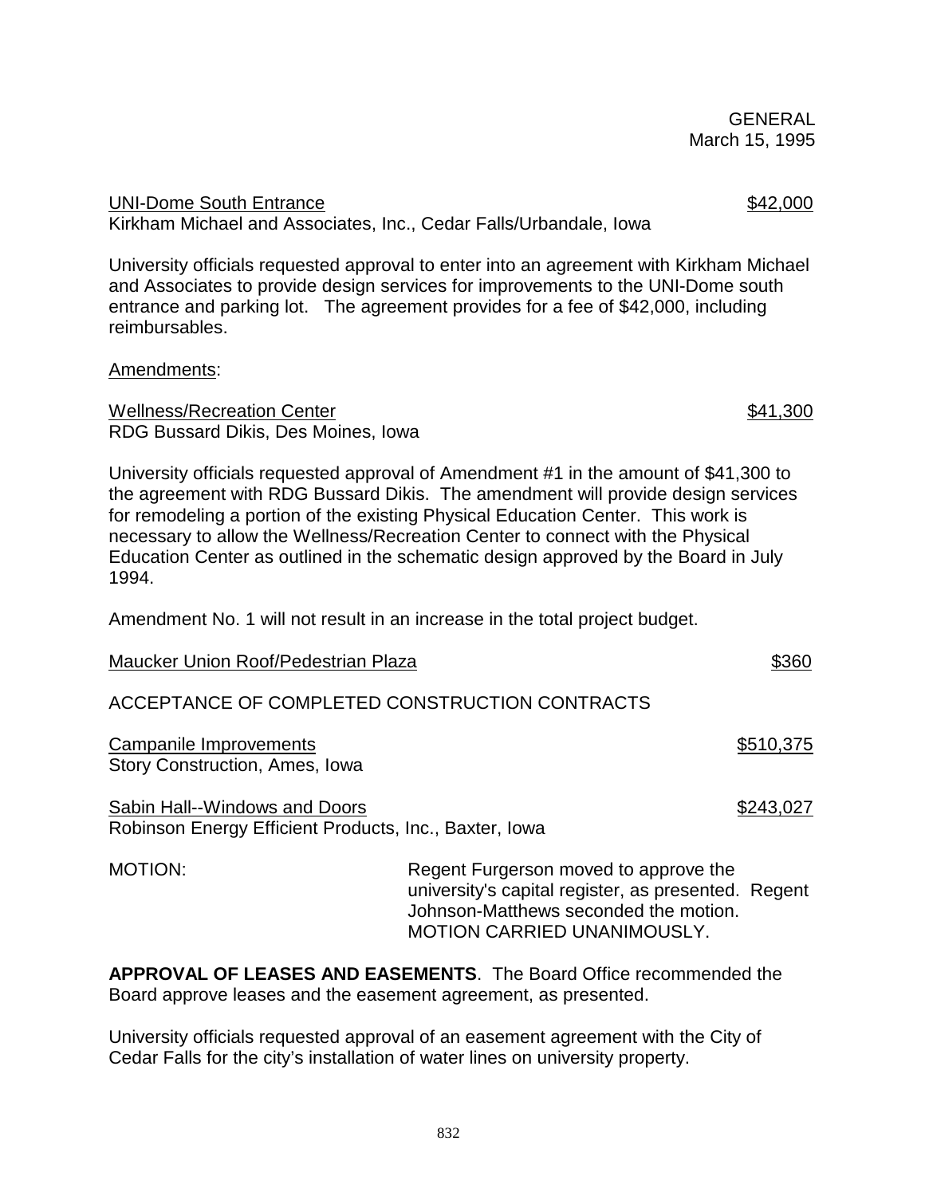GENERAL
March 15, 1995

UNI-Dome South Entrance $42,000
Kirkham Michael and Associates, Inc., Cedar Falls/Urbandale, Iowa

University officials requested approval to enter into an agreement with Kirkham Michael and Associates to provide design services for improvements to the UNI-Dome south entrance and parking lot. The agreement provides for a fee of $42,000, including reimbursables.

Amendments:

Wellness/Recreation Center $41,300
RDG Bussard Dikis, Des Moines, Iowa

University officials requested approval of Amendment #1 in the amount of $41,300 to the agreement with RDG Bussard Dikis. The amendment will provide design services for remodeling a portion of the existing Physical Education Center. This work is necessary to allow the Wellness/Recreation Center to connect with the Physical Education Center as outlined in the schematic design approved by the Board in July 1994.

Amendment No. 1 will not result in an increase in the total project budget.

Maucker Union Roof/Pedestrian Plaza $360

ACCEPTANCE OF COMPLETED CONSTRUCTION CONTRACTS

Campanile Improvements $510,375
Story Construction, Ames, Iowa

Sabin Hall--Windows and Doors $243,027
Robinson Energy Efficient Products, Inc., Baxter, Iowa

MOTION: Regent Furgerson moved to approve the university's capital register, as presented. Regent Johnson-Matthews seconded the motion. MOTION CARRIED UNANIMOUSLY.

**APPROVAL OF LEASES AND EASEMENTS**. The Board Office recommended the Board approve leases and the easement agreement, as presented.

University officials requested approval of an easement agreement with the City of Cedar Falls for the city's installation of water lines on university property.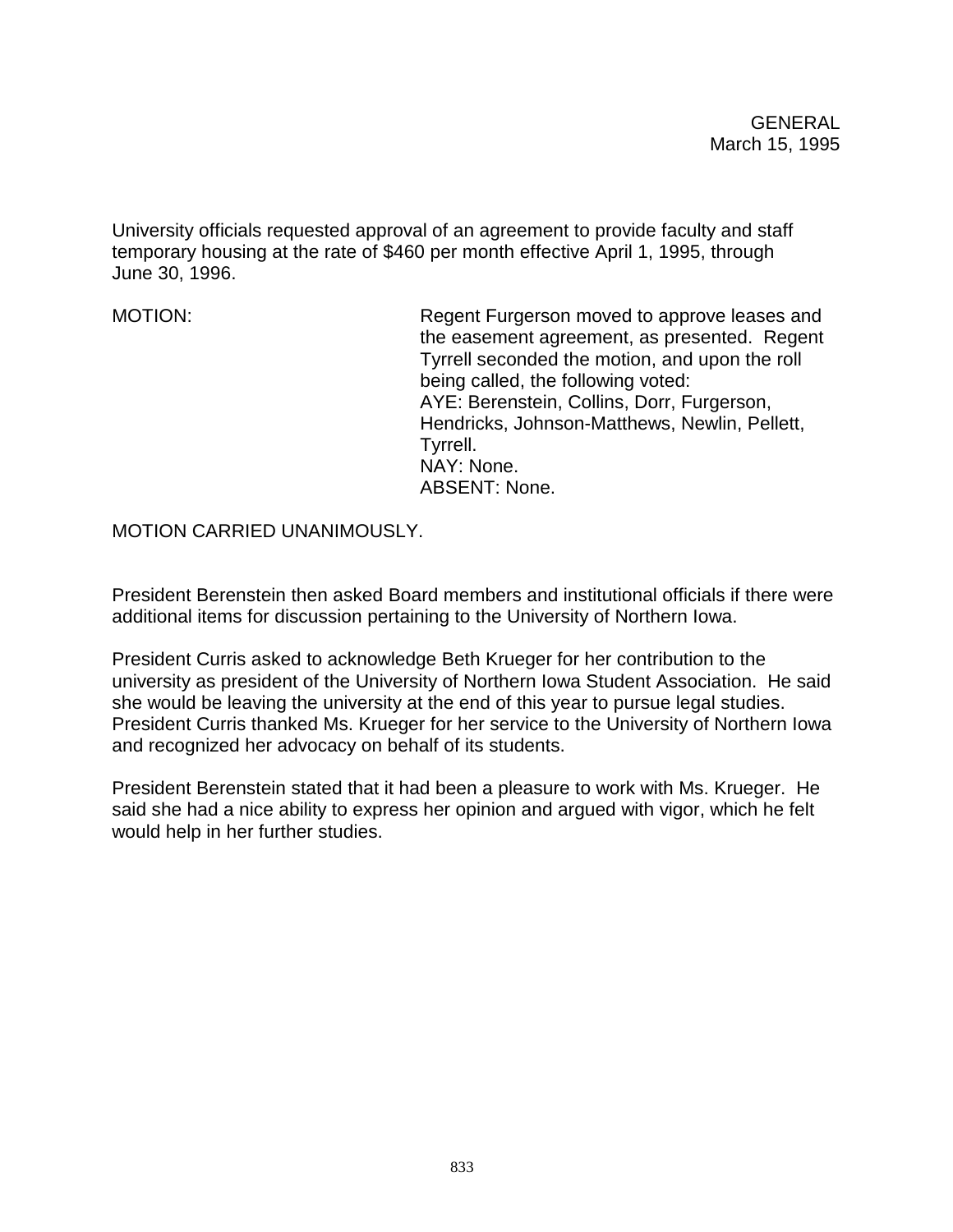University officials requested approval of an agreement to provide faculty and staff temporary housing at the rate of $460 per month effective April 1, 1995, through June 30, 1996.

MOTION: Regent Furgerson moved to approve leases and the easement agreement, as presented. Regent Tyrrell seconded the motion, and upon the roll being called, the following voted:
AYE: Berenstein, Collins, Dorr, Furgerson, Hendricks, Johnson-Matthews, Newlin, Pellett, Tyrrell.
NAY: None.
ABSENT: None.

MOTION CARRIED UNANIMOUSLY.

President Berenstein then asked Board members and institutional officials if there were additional items for discussion pertaining to the University of Northern Iowa.

President Curris asked to acknowledge Beth Krueger for her contribution to the university as president of the University of Northern Iowa Student Association. He said she would be leaving the university at the end of this year to pursue legal studies. President Curris thanked Ms. Krueger for her service to the University of Northern Iowa and recognized her advocacy on behalf of its students.

President Berenstein stated that it had been a pleasure to work with Ms. Krueger. He said she had a nice ability to express her opinion and argued with vigor, which he felt would help in her further studies.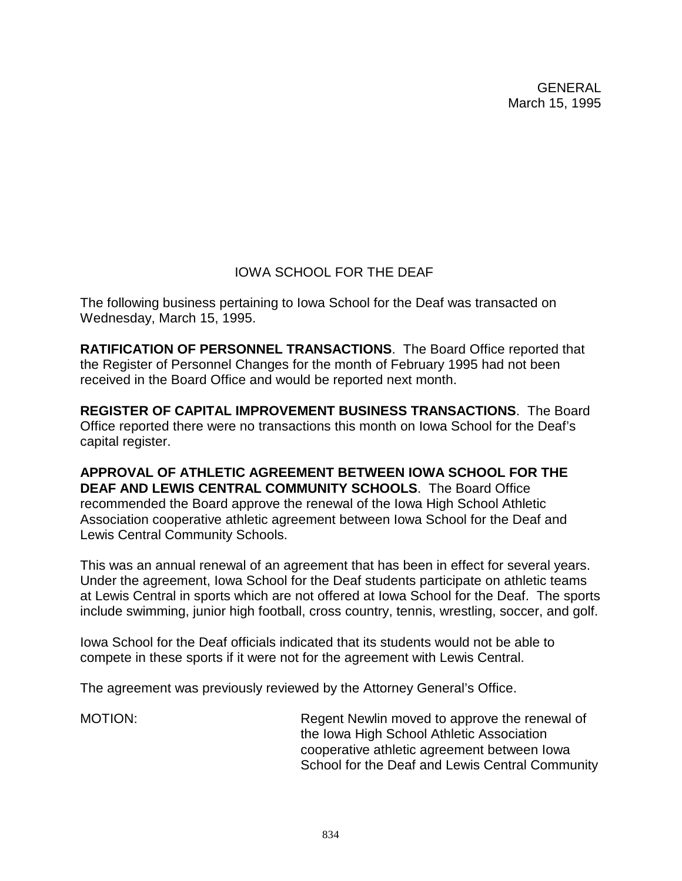GENERAL
March 15, 1995

## IOWA SCHOOL FOR THE DEAF

The following business pertaining to Iowa School for the Deaf was transacted on Wednesday, March 15, 1995.

**RATIFICATION OF PERSONNEL TRANSACTIONS**. The Board Office reported that the Register of Personnel Changes for the month of February 1995 had not been received in the Board Office and would be reported next month.

**REGISTER OF CAPITAL IMPROVEMENT BUSINESS TRANSACTIONS**. The Board Office reported there were no transactions this month on Iowa School for the Deaf's capital register.

**APPROVAL OF ATHLETIC AGREEMENT BETWEEN IOWA SCHOOL FOR THE DEAF AND LEWIS CENTRAL COMMUNITY SCHOOLS**. The Board Office recommended the Board approve the renewal of the Iowa High School Athletic Association cooperative athletic agreement between Iowa School for the Deaf and Lewis Central Community Schools.

This was an annual renewal of an agreement that has been in effect for several years. Under the agreement, Iowa School for the Deaf students participate on athletic teams at Lewis Central in sports which are not offered at Iowa School for the Deaf. The sports include swimming, junior high football, cross country, tennis, wrestling, soccer, and golf.

Iowa School for the Deaf officials indicated that its students would not be able to compete in these sports if it were not for the agreement with Lewis Central.

The agreement was previously reviewed by the Attorney General's Office.

MOTION: Regent Newlin moved to approve the renewal of the Iowa High School Athletic Association cooperative athletic agreement between Iowa School for the Deaf and Lewis Central Community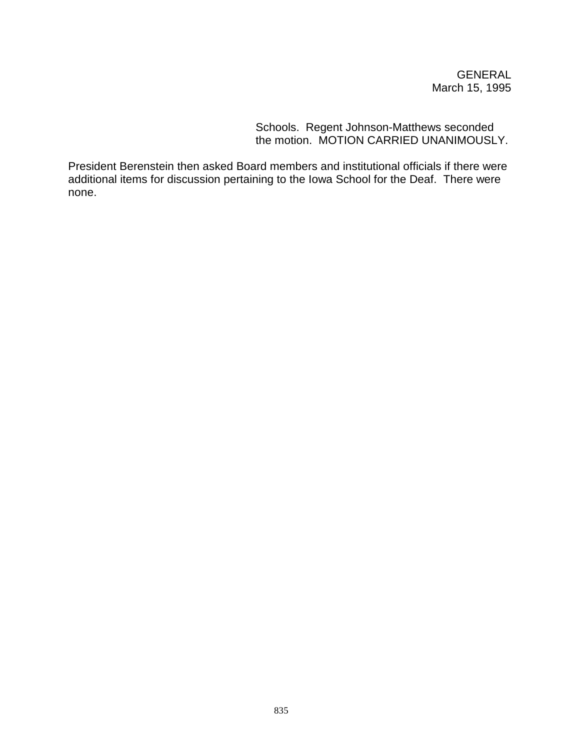Schools. Regent Johnson-Matthews seconded the motion. MOTION CARRIED UNANIMOUSLY.

President Berenstein then asked Board members and institutional officials if there were additional items for discussion pertaining to the Iowa School for the Deaf. There were none.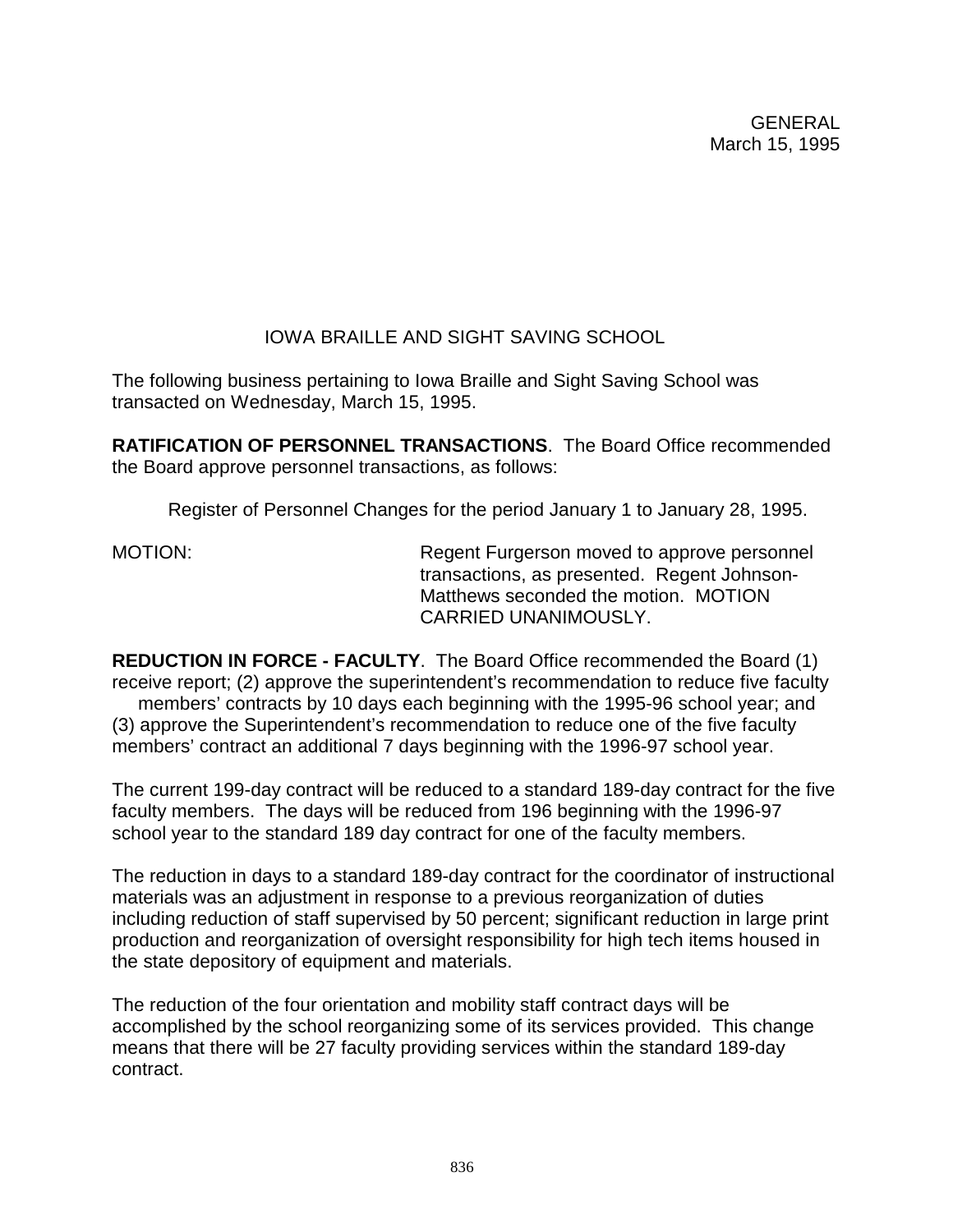GENERAL
March 15, 1995

## IOWA BRAILLE AND SIGHT SAVING SCHOOL

The following business pertaining to Iowa Braille and Sight Saving School was transacted on Wednesday, March 15, 1995.

**RATIFICATION OF PERSONNEL TRANSACTIONS**. The Board Office recommended the Board approve personnel transactions, as follows:

Register of Personnel Changes for the period January 1 to January 28, 1995.

MOTION: Regent Furgerson moved to approve personnel transactions, as presented. Regent Johnson-Matthews seconded the motion. MOTION CARRIED UNANIMOUSLY.

**REDUCTION IN FORCE - FACULTY**. The Board Office recommended the Board (1) receive report; (2) approve the superintendent's recommendation to reduce five faculty members' contracts by 10 days each beginning with the 1995-96 school year; and (3) approve the Superintendent's recommendation to reduce one of the five faculty members' contract an additional 7 days beginning with the 1996-97 school year.

The current 199-day contract will be reduced to a standard 189-day contract for the five faculty members. The days will be reduced from 196 beginning with the 1996-97 school year to the standard 189 day contract for one of the faculty members.

The reduction in days to a standard 189-day contract for the coordinator of instructional materials was an adjustment in response to a previous reorganization of duties including reduction of staff supervised by 50 percent; significant reduction in large print production and reorganization of oversight responsibility for high tech items housed in the state depository of equipment and materials.

The reduction of the four orientation and mobility staff contract days will be accomplished by the school reorganizing some of its services provided. This change means that there will be 27 faculty providing services within the standard 189-day contract.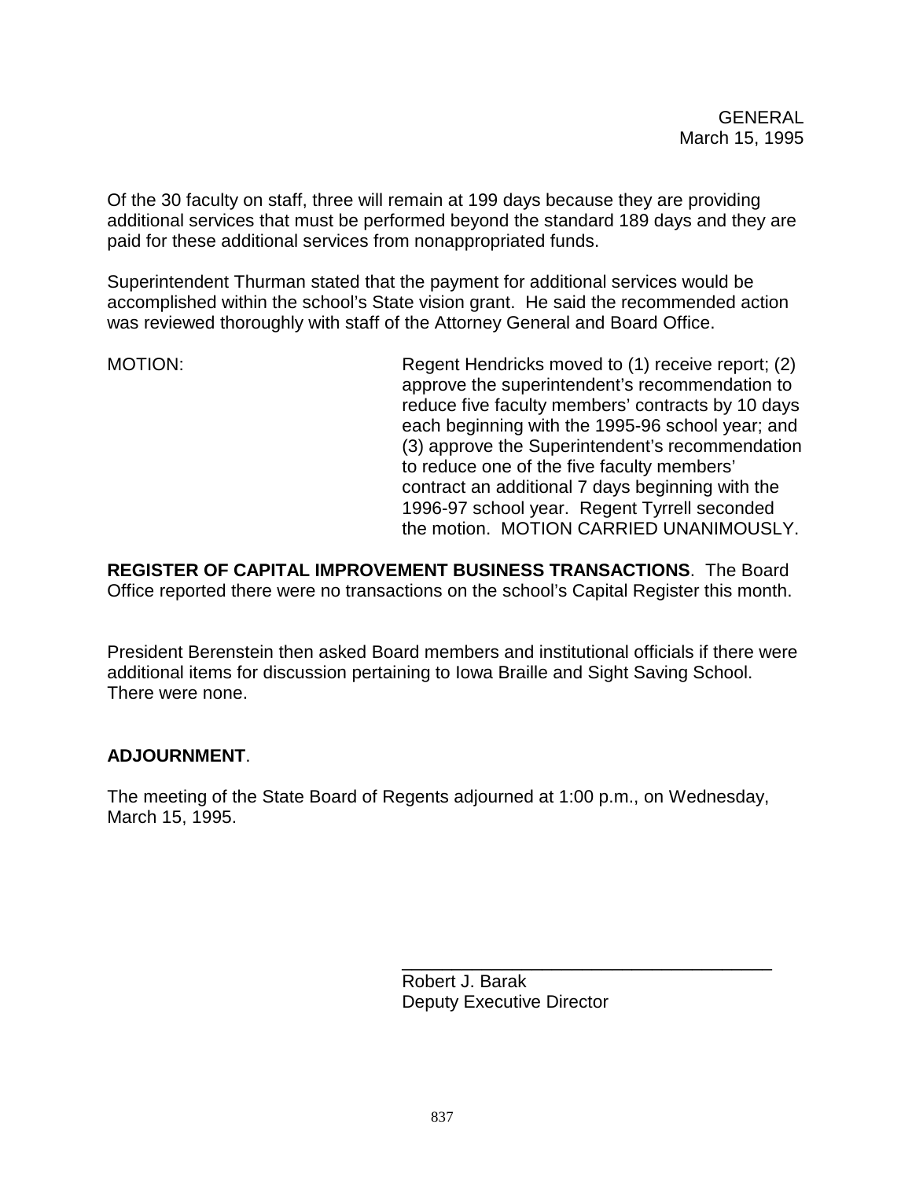Of the 30 faculty on staff, three will remain at 199 days because they are providing additional services that must be performed beyond the standard 189 days and they are paid for these additional services from nonappropriated funds.

Superintendent Thurman stated that the payment for additional services would be accomplished within the school's State vision grant. He said the recommended action was reviewed thoroughly with staff of the Attorney General and Board Office.

MOTION: Regent Hendricks moved to (1) receive report; (2) approve the superintendent's recommendation to reduce five faculty members' contracts by 10 days each beginning with the 1995-96 school year; and (3) approve the Superintendent's recommendation to reduce one of the five faculty members' contract an additional 7 days beginning with the 1996-97 school year. Regent Tyrrell seconded the motion. MOTION CARRIED UNANIMOUSLY.

**REGISTER OF CAPITAL IMPROVEMENT BUSINESS TRANSACTIONS**. The Board Office reported there were no transactions on the school's Capital Register this month.

President Berenstein then asked Board members and institutional officials if there were additional items for discussion pertaining to Iowa Braille and Sight Saving School. There were none.

**ADJOURNMENT**.

The meeting of the State Board of Regents adjourned at 1:00 p.m., on Wednesday, March 15, 1995.

\_\_\_\_\_\_\_\_\_\_\_\_\_\_\_\_\_\_\_\_\_\_\_\_\_\_\_\_\_\_\_\_\_\_\_\_\_\_

Robert J. Barak
Deputy Executive Director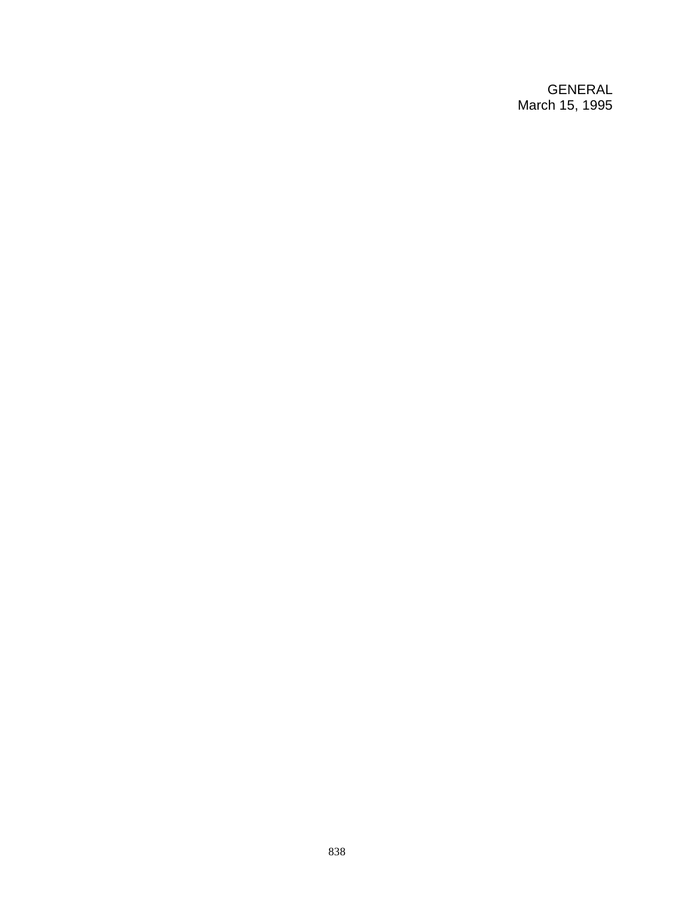GENERAL
March 15, 1995